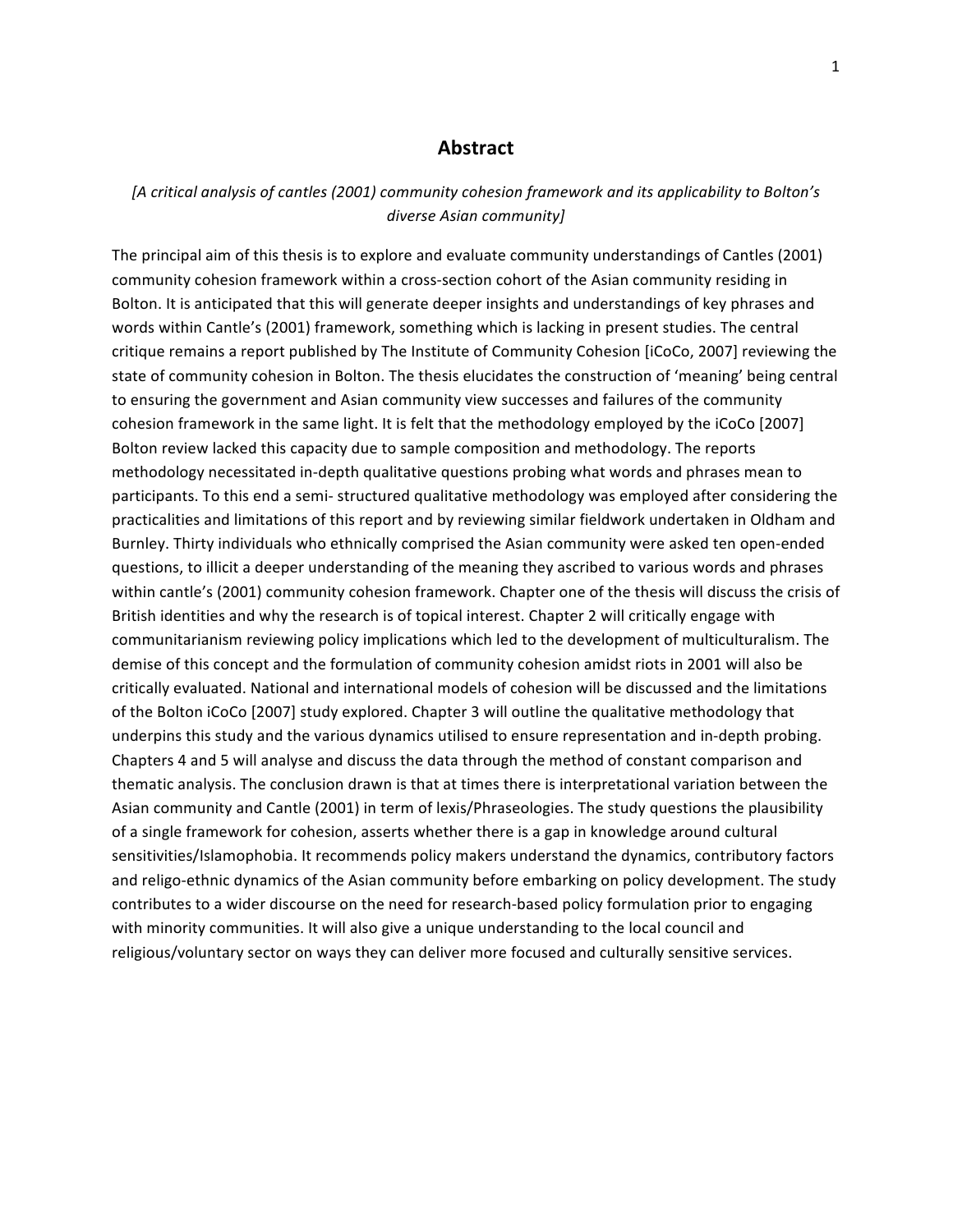# Abstract

*[A critical analysis of cantles (2001) community cohesion framework and its applicability to Bolton's diverse Asian community]*

The principal aim of this thesis is to explore and evaluate community understandings of Cantles (2001) community cohesion framework within a cross-section cohort of the Asian community residing in Bolton. It is anticipated that this will generate deeper insights and understandings of key phrases and words within Cantle's (2001) framework, something which is lacking in present studies. The central critique remains a report published by The Institute of Community Cohesion [iCoCo, 2007] reviewing the state of community cohesion in Bolton. The thesis elucidates the construction of 'meaning' being central to ensuring the government and Asian community view successes and failures of the community cohesion framework in the same light. It is felt that the methodology employed by the iCoCo [2007] Bolton review lacked this capacity due to sample composition and methodology. The reports methodology necessitated in-depth qualitative questions probing what words and phrases mean to participants. To this end a semi- structured qualitative methodology was employed after considering the practicalities and limitations of this report and by reviewing similar fieldwork undertaken in Oldham and Burnley. Thirty individuals who ethnically comprised the Asian community were asked ten open-ended questions, to illicit a deeper understanding of the meaning they ascribed to various words and phrases within cantle's (2001) community cohesion framework. Chapter one of the thesis will discuss the crisis of British identities and why the research is of topical interest. Chapter 2 will critically engage with communitarianism reviewing policy implications which led to the development of multiculturalism. The demise of this concept and the formulation of community cohesion amidst riots in 2001 will also be critically evaluated. National and international models of cohesion will be discussed and the limitations of the Bolton iCoCo [2007] study explored. Chapter 3 will outline the qualitative methodology that underpins this study and the various dynamics utilised to ensure representation and in-depth probing. Chapters 4 and 5 will analyse and discuss the data through the method of constant comparison and thematic analysis. The conclusion drawn is that at times there is interpretational variation between the Asian community and Cantle (2001) in term of lexis/Phraseologies. The study questions the plausibility of a single framework for cohesion, asserts whether there is a gap in knowledge around cultural sensitivities/Islamophobia. It recommends policy makers understand the dynamics, contributory factors and religo-ethnic dynamics of the Asian community before embarking on policy development. The study contributes to a wider discourse on the need for research-based policy formulation prior to engaging with minority communities. It will also give a unique understanding to the local council and religious/voluntary sector on ways they can deliver more focused and culturally sensitive services.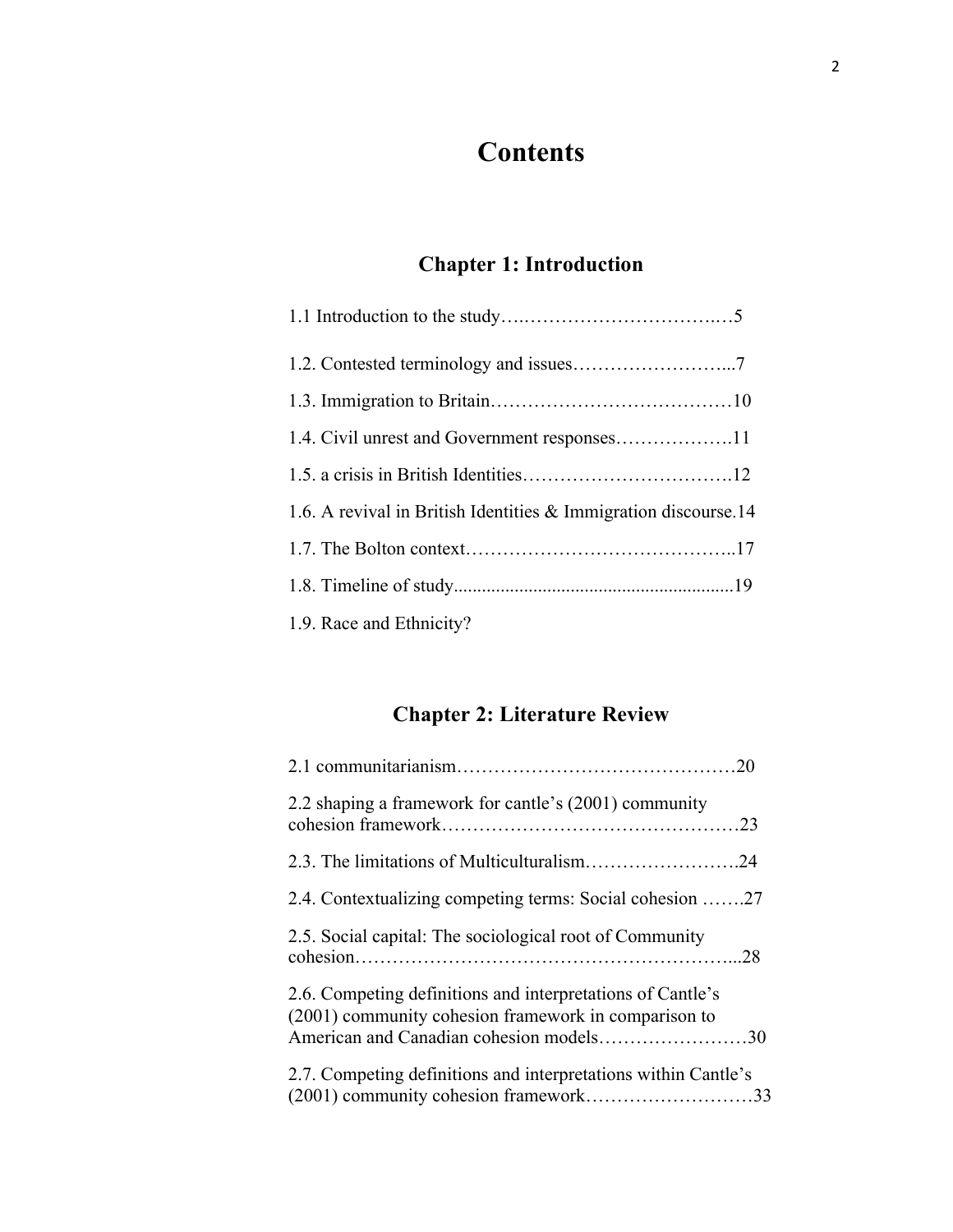# Contents

## Chapter 1: Introduction

1.1 Introduction to the study…..…………………………..…5

1.2. Contested terminology and issues……………………...7

1.3. Immigration to Britain…………………………………10

1.4. Civil unrest and Government responses……………….11

1.5. a crisis in British Identities…………………………….12

1.6. A revival in British Identities & Immigration discourse.14

1.7. The Bolton context……………………………………..17

1.8. Timeline of study............................................................19

1.9. Race and Ethnicity?

## Chapter 2: Literature Review

2.1 communitarianism……………………….……………20

2.2 shaping a framework for cantle's (2001) community cohesion framework…………………………………………23

2.3. The limitations of Multiculturalism…………………….24

2.4. Contextualizing competing terms: Social cohesion …….27

2.5. Social capital: The sociological root of Community cohesion…………………………………………………....28

2.6. Competing definitions and interpretations of Cantle's (2001) community cohesion framework in comparison to American and Canadian cohesion models……………………30

2.7. Competing definitions and interpretations within Cantle's (2001) community cohesion framework………………………33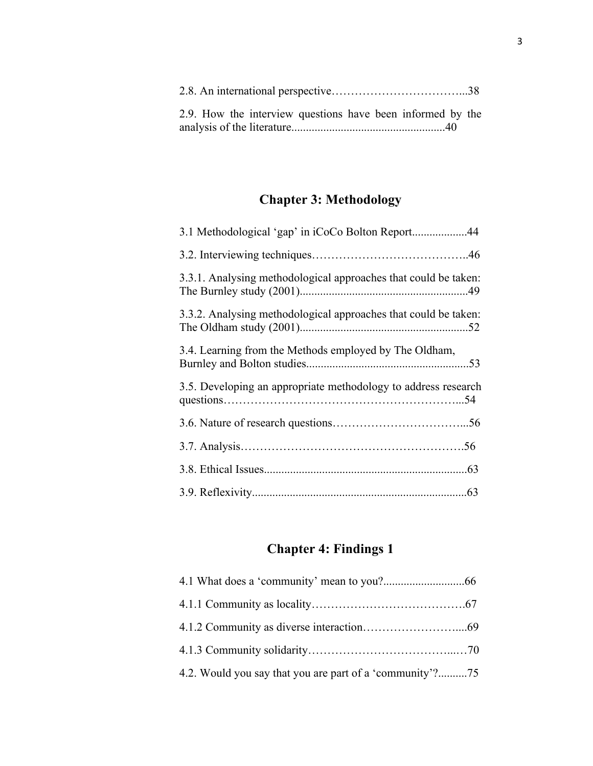2.8. An international perspective…………………………….....38

2.9. How the interview questions have been informed by the analysis of the literature....................................................40

## Chapter 3: Methodology

3.1 Methodological 'gap' in iCoCo Bolton Report..................44

3.2. Interviewing techniques…………………………………..46

3.3.1. Analysing methodological approaches that could be taken: The Burnley study (2001).........................................................49

3.3.2. Analysing methodological approaches that could be taken: The Oldham study (2001)..........................................................52

3.4. Learning from the Methods employed by The Oldham, Burnley and Bolton studies........................................................53

3.5. Developing an appropriate methodology to address research questions…………………………………………………...54

3.6. Nature of research questions……………………………...56

3.7. Analysis……………………………………………….56

3.8. Ethical Issues......................................................................63

3.9. Reflexivity..........................................................................63

## Chapter 4: Findings 1

4.1 What does a 'community' mean to you?............................66

4.1.1 Community as locality………………………………….67

4.1.2 Community as diverse interaction……………………....69

4.1.3 Community solidarity……………………………...…70

4.2. Would you say that you are part of a 'community'?..........75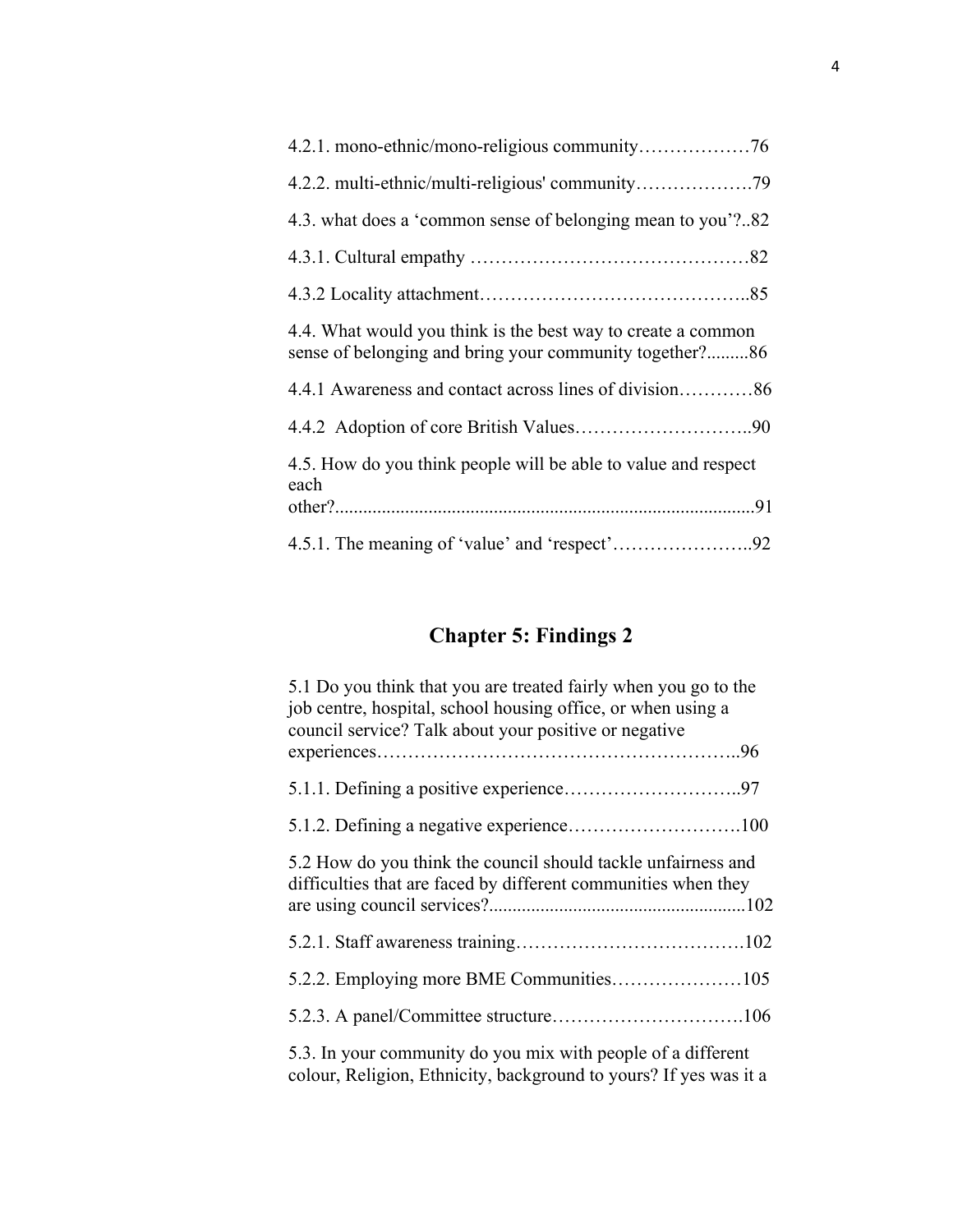4.2.1. mono-ethnic/mono-religious community………………76

4.2.2. multi-ethnic/multi-religious' community……………….79

4.3. what does a 'common sense of belonging mean to you'?..82

4.3.1. Cultural empathy ………………………………………82

4.3.2 Locality attachment……………………………………..85

4.4. What would you think is the best way to create a common sense of belonging and bring your community together?.........86

4.4.1 Awareness and contact across lines of division…………86

4.4.2 Adoption of core British Values………………………..90

4.5. How do you think people will be able to value and respect each other?..........................................................................................91

4.5.1. The meaning of 'value' and 'respect'…………………..92

## Chapter 5: Findings 2

5.1 Do you think that you are treated fairly when you go to the job centre, hospital, school housing office, or when using a council service? Talk about your positive or negative experiences………………………………………………..96

5.1.1. Defining a positive experience………………………..97

5.1.2. Defining a negative experience……………………….100

5.2 How do you think the council should tackle unfairness and difficulties that are faced by different communities when they are using council services?......................................................102

5.2.1. Staff awareness training……………………………….102

5.2.2. Employing more BME Communities…………………105

5.2.3. A panel/Committee structure………………………….106

5.3. In your community do you mix with people of a different colour, Religion, Ethnicity, background to yours? If yes was it a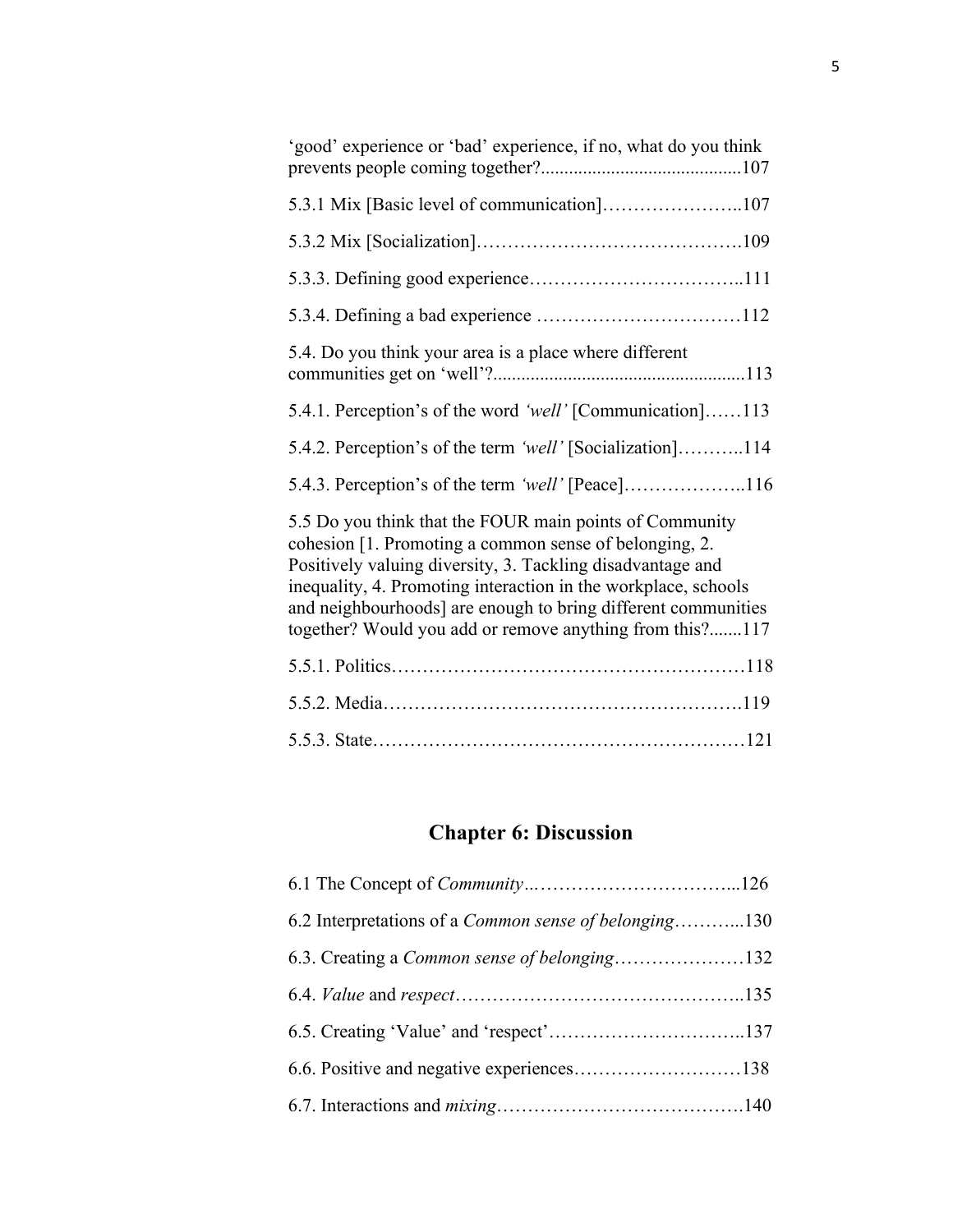'good' experience or 'bad' experience, if no, what do you think prevents people coming together?..........................................107

5.3.1 Mix [Basic level of communication]…………………..107

5.3.2 Mix [Socialization]………………………………….109

5.3.3. Defining good experience……………………………..111

5.3.4. Defining a bad experience ……………………………112

5.4. Do you think your area is a place where different communities get on 'well'?.....................................................113

5.4.1. Perception's of the word *'well'* [Communication]……113

5.4.2. Perception's of the term *'well'* [Socialization]………..114

5.4.3. Perception's of the term *'well'* [Peace]………………..116

5.5 Do you think that the FOUR main points of Community cohesion [1. Promoting a common sense of belonging, 2. Positively valuing diversity, 3. Tackling disadvantage and inequality, 4. Promoting interaction in the workplace, schools and neighbourhoods] are enough to bring different communities together? Would you add or remove anything from this?.......117

5.5.1. Politics…………………………………………………118

5.5.2. Media………………………………………………….119

5.5.3. State……………………………………………………121

## Chapter 6: Discussion

6.1 The Concept of *Community*..…………………………...126

6.2 Interpretations of a *Common sense of belonging*………...130

6.3. Creating a *Common sense of belonging*…………………132

6.4. *Value* and *respect*……………………………………..135

6.5. Creating 'Value' and 'respect'…………………………..137

6.6. Positive and negative experiences………………………138

6.7. Interactions and *mixing*………………………………….140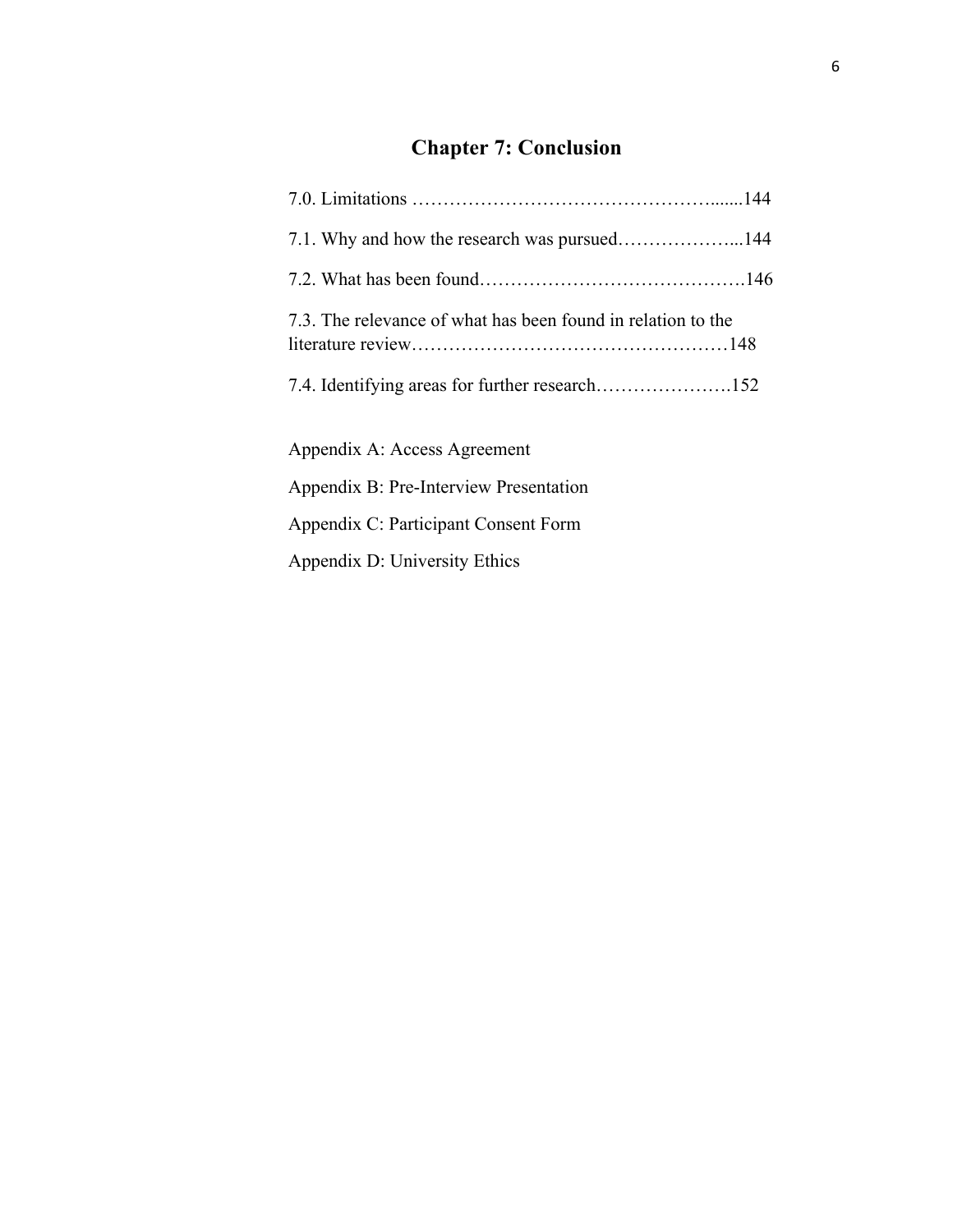## Chapter 7: Conclusion

7.0. Limitations …………………………………………......144

7.1. Why and how the research was pursued………………...144

7.2. What has been found…………………………………….146

7.3. The relevance of what has been found in relation to the literature review……………………………………………148

7.4. Identifying areas for further research………………….152

Appendix A: Access Agreement

Appendix B: Pre-Interview Presentation

Appendix C: Participant Consent Form

Appendix D: University Ethics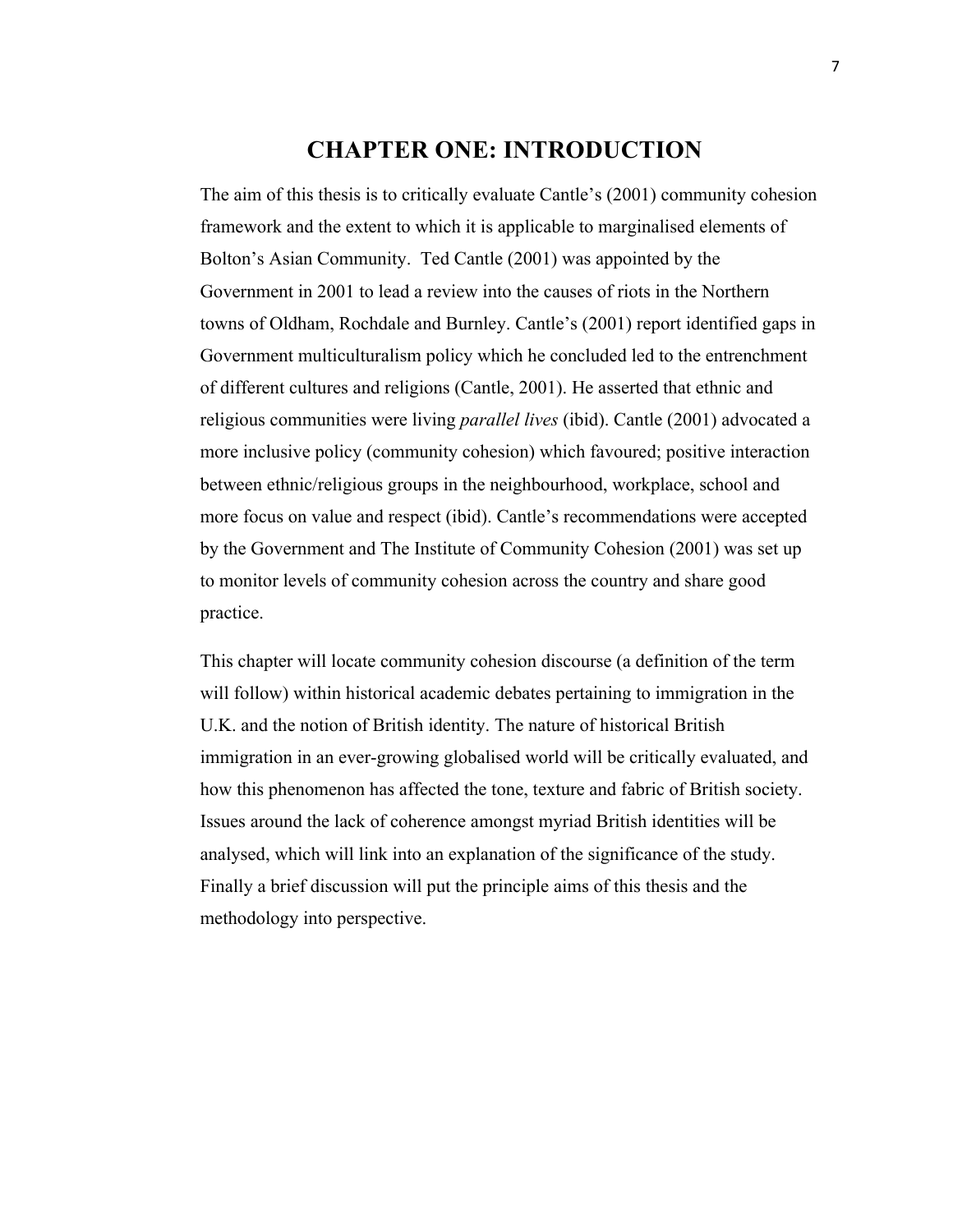# CHAPTER ONE: INTRODUCTION

The aim of this thesis is to critically evaluate Cantle's (2001) community cohesion framework and the extent to which it is applicable to marginalised elements of Bolton's Asian Community. Ted Cantle (2001) was appointed by the Government in 2001 to lead a review into the causes of riots in the Northern towns of Oldham, Rochdale and Burnley. Cantle's (2001) report identified gaps in Government multiculturalism policy which he concluded led to the entrenchment of different cultures and religions (Cantle, 2001). He asserted that ethnic and religious communities were living *parallel lives* (ibid). Cantle (2001) advocated a more inclusive policy (community cohesion) which favoured; positive interaction between ethnic/religious groups in the neighbourhood, workplace, school and more focus on value and respect (ibid). Cantle's recommendations were accepted by the Government and The Institute of Community Cohesion (2001) was set up to monitor levels of community cohesion across the country and share good practice.

This chapter will locate community cohesion discourse (a definition of the term will follow) within historical academic debates pertaining to immigration in the U.K. and the notion of British identity. The nature of historical British immigration in an ever-growing globalised world will be critically evaluated, and how this phenomenon has affected the tone, texture and fabric of British society. Issues around the lack of coherence amongst myriad British identities will be analysed, which will link into an explanation of the significance of the study. Finally a brief discussion will put the principle aims of this thesis and the methodology into perspective.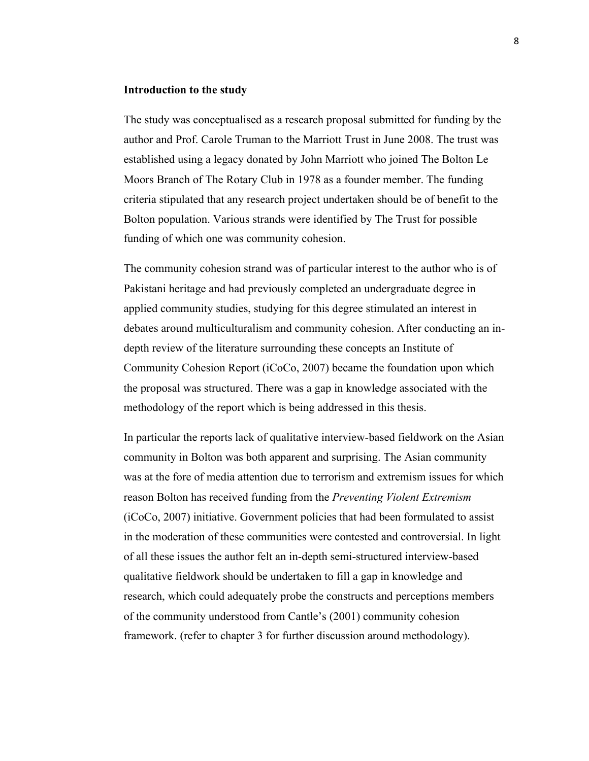**Introduction to the study**

The study was conceptualised as a research proposal submitted for funding by the author and Prof. Carole Truman to the Marriott Trust in June 2008. The trust was established using a legacy donated by John Marriott who joined The Bolton Le Moors Branch of The Rotary Club in 1978 as a founder member. The funding criteria stipulated that any research project undertaken should be of benefit to the Bolton population. Various strands were identified by The Trust for possible funding of which one was community cohesion.

The community cohesion strand was of particular interest to the author who is of Pakistani heritage and had previously completed an undergraduate degree in applied community studies, studying for this degree stimulated an interest in debates around multiculturalism and community cohesion. After conducting an in-depth review of the literature surrounding these concepts an Institute of Community Cohesion Report (iCoCo, 2007) became the foundation upon which the proposal was structured. There was a gap in knowledge associated with the methodology of the report which is being addressed in this thesis.

In particular the reports lack of qualitative interview-based fieldwork on the Asian community in Bolton was both apparent and surprising. The Asian community was at the fore of media attention due to terrorism and extremism issues for which reason Bolton has received funding from the *Preventing Violent Extremism* (iCoCo, 2007) initiative. Government policies that had been formulated to assist in the moderation of these communities were contested and controversial. In light of all these issues the author felt an in-depth semi-structured interview-based qualitative fieldwork should be undertaken to fill a gap in knowledge and research, which could adequately probe the constructs and perceptions members of the community understood from Cantle's (2001) community cohesion framework. (refer to chapter 3 for further discussion around methodology).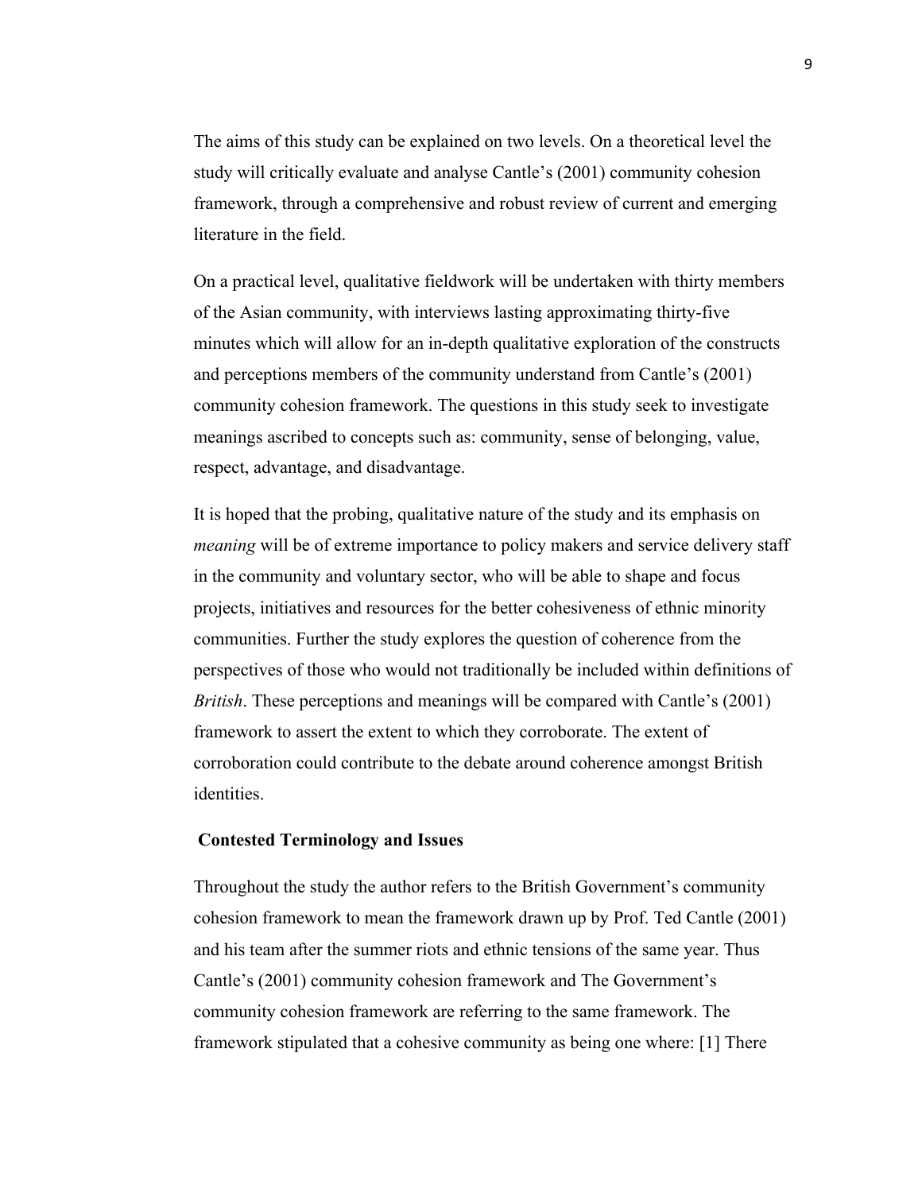The aims of this study can be explained on two levels. On a theoretical level the study will critically evaluate and analyse Cantle's (2001) community cohesion framework, through a comprehensive and robust review of current and emerging literature in the field.

On a practical level, qualitative fieldwork will be undertaken with thirty members of the Asian community, with interviews lasting approximating thirty-five minutes which will allow for an in-depth qualitative exploration of the constructs and perceptions members of the community understand from Cantle's (2001) community cohesion framework. The questions in this study seek to investigate meanings ascribed to concepts such as: community, sense of belonging, value, respect, advantage, and disadvantage.

It is hoped that the probing, qualitative nature of the study and its emphasis on *meaning* will be of extreme importance to policy makers and service delivery staff in the community and voluntary sector, who will be able to shape and focus projects, initiatives and resources for the better cohesiveness of ethnic minority communities. Further the study explores the question of coherence from the perspectives of those who would not traditionally be included within definitions of *British*. These perceptions and meanings will be compared with Cantle's (2001) framework to assert the extent to which they corroborate. The extent of corroboration could contribute to the debate around coherence amongst British identities.

### Contested Terminology and Issues

Throughout the study the author refers to the British Government's community cohesion framework to mean the framework drawn up by Prof. Ted Cantle (2001) and his team after the summer riots and ethnic tensions of the same year. Thus Cantle's (2001) community cohesion framework and The Government's community cohesion framework are referring to the same framework. The framework stipulated that a cohesive community as being one where: [1] There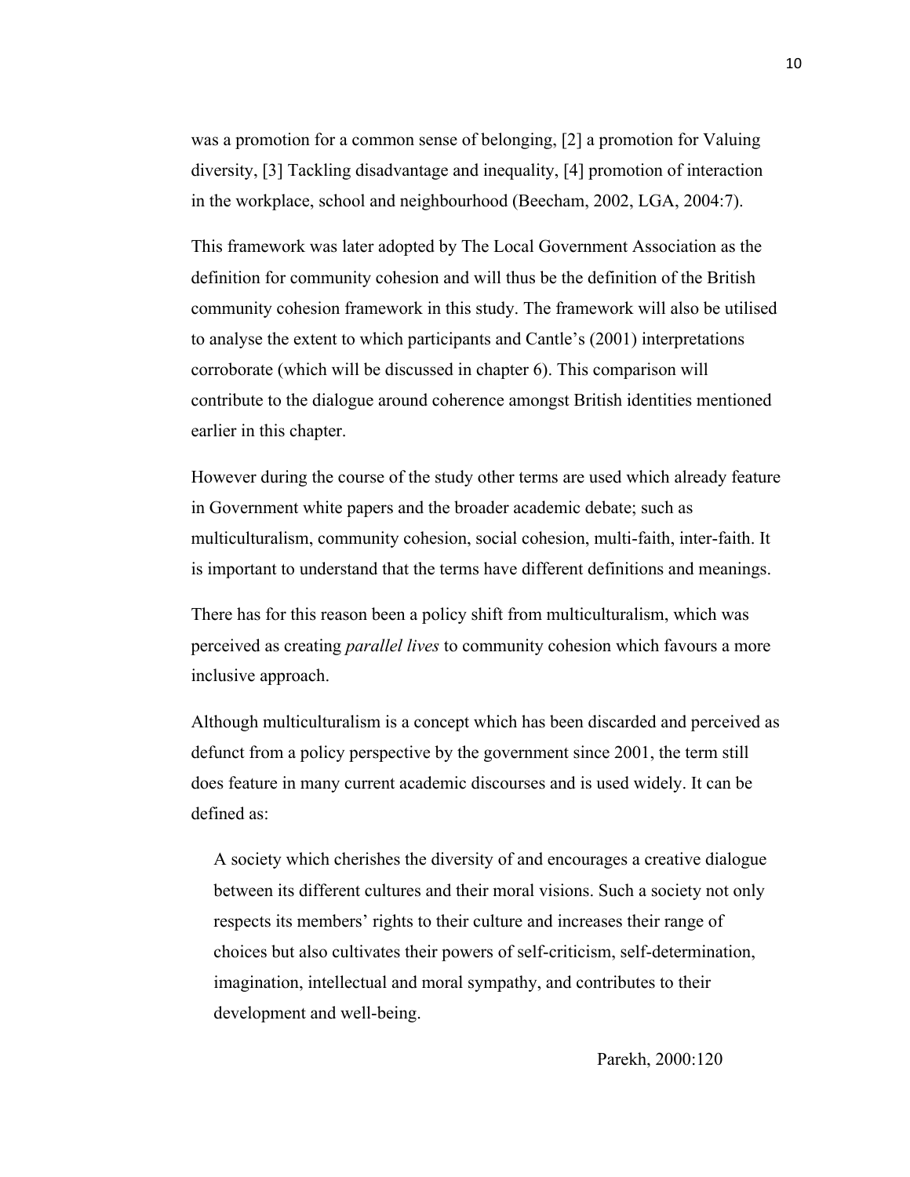was a promotion for a common sense of belonging, [2] a promotion for Valuing diversity, [3] Tackling disadvantage and inequality, [4] promotion of interaction in the workplace, school and neighbourhood (Beecham, 2002, LGA, 2004:7).

This framework was later adopted by The Local Government Association as the definition for community cohesion and will thus be the definition of the British community cohesion framework in this study. The framework will also be utilised to analyse the extent to which participants and Cantle's (2001) interpretations corroborate (which will be discussed in chapter 6). This comparison will contribute to the dialogue around coherence amongst British identities mentioned earlier in this chapter.

However during the course of the study other terms are used which already feature in Government white papers and the broader academic debate; such as multiculturalism, community cohesion, social cohesion, multi-faith, inter-faith. It is important to understand that the terms have different definitions and meanings.

There has for this reason been a policy shift from multiculturalism, which was perceived as creating *parallel lives* to community cohesion which favours a more inclusive approach.

Although multiculturalism is a concept which has been discarded and perceived as defunct from a policy perspective by the government since 2001, the term still does feature in many current academic discourses and is used widely. It can be defined as:

> A society which cherishes the diversity of and encourages a creative dialogue between its different cultures and their moral visions. Such a society not only respects its members' rights to their culture and increases their range of choices but also cultivates their powers of self-criticism, self-determination, imagination, intellectual and moral sympathy, and contributes to their development and well-being.
>
> Parekh, 2000:120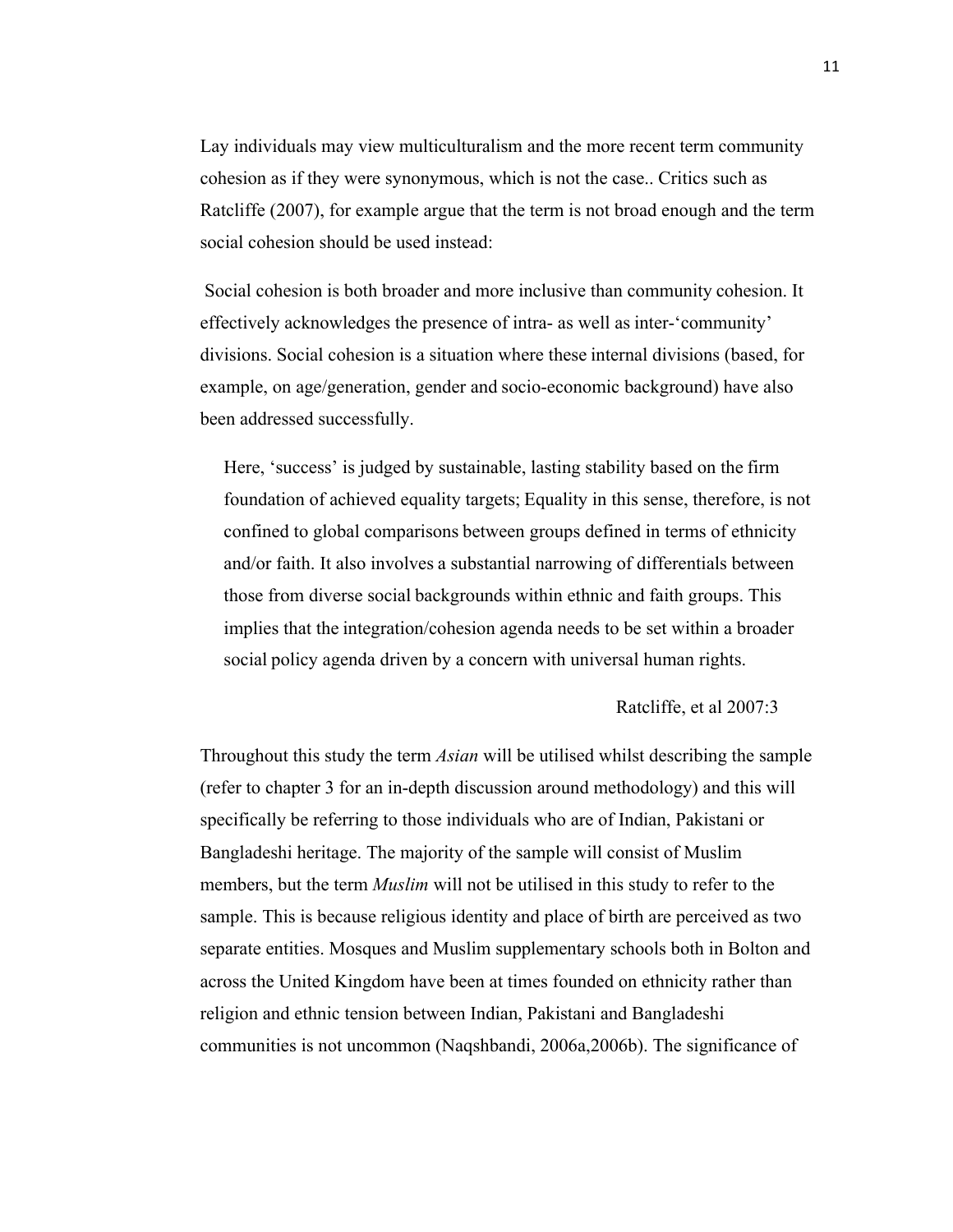Lay individuals may view multiculturalism and the more recent term community cohesion as if they were synonymous, which is not the case.. Critics such as Ratcliffe (2007), for example argue that the term is not broad enough and the term social cohesion should be used instead:

Social cohesion is both broader and more inclusive than community cohesion. It effectively acknowledges the presence of intra- as well as inter-'community' divisions. Social cohesion is a situation where these internal divisions (based, for example, on age/generation, gender and socio-economic background) have also been addressed successfully.

> Here, 'success' is judged by sustainable, lasting stability based on the firm foundation of achieved equality targets; Equality in this sense, therefore, is not confined to global comparisons between groups defined in terms of ethnicity and/or faith. It also involves a substantial narrowing of differentials between those from diverse social backgrounds within ethnic and faith groups. This implies that the integration/cohesion agenda needs to be set within a broader social policy agenda driven by a concern with universal human rights.
>
> Ratcliffe, et al 2007:3

Throughout this study the term *Asian* will be utilised whilst describing the sample (refer to chapter 3 for an in-depth discussion around methodology) and this will specifically be referring to those individuals who are of Indian, Pakistani or Bangladeshi heritage. The majority of the sample will consist of Muslim members, but the term *Muslim* will not be utilised in this study to refer to the sample. This is because religious identity and place of birth are perceived as two separate entities. Mosques and Muslim supplementary schools both in Bolton and across the United Kingdom have been at times founded on ethnicity rather than religion and ethnic tension between Indian, Pakistani and Bangladeshi communities is not uncommon (Naqshbandi, 2006a,2006b). The significance of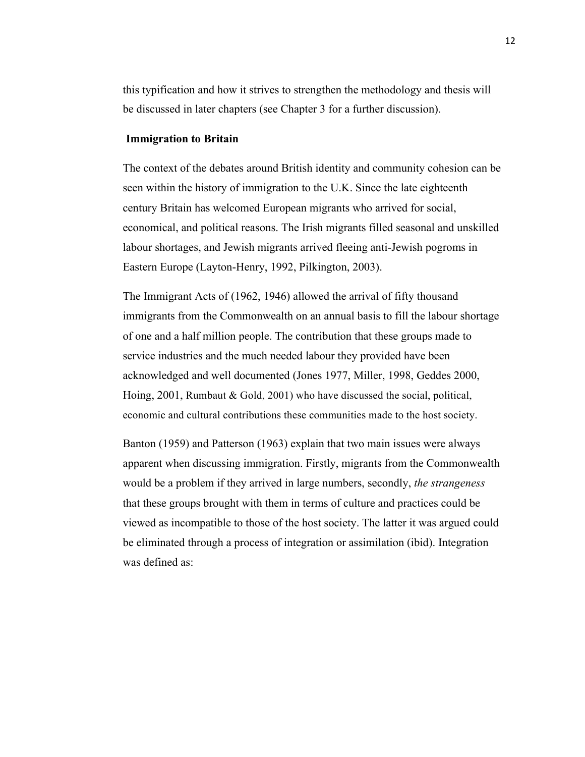this typification and how it strives to strengthen the methodology and thesis will be discussed in later chapters (see Chapter 3 for a further discussion).

## Immigration to Britain

The context of the debates around British identity and community cohesion can be seen within the history of immigration to the U.K. Since the late eighteenth century Britain has welcomed European migrants who arrived for social, economical, and political reasons. The Irish migrants filled seasonal and unskilled labour shortages, and Jewish migrants arrived fleeing anti-Jewish pogroms in Eastern Europe (Layton-Henry, 1992, Pilkington, 2003).

The Immigrant Acts of (1962, 1946) allowed the arrival of fifty thousand immigrants from the Commonwealth on an annual basis to fill the labour shortage of one and a half million people. The contribution that these groups made to service industries and the much needed labour they provided have been acknowledged and well documented (Jones 1977, Miller, 1998, Geddes 2000, Hoing, 2001, Rumbaut & Gold, 2001) who have discussed the social, political, economic and cultural contributions these communities made to the host society.

Banton (1959) and Patterson (1963) explain that two main issues were always apparent when discussing immigration. Firstly, migrants from the Commonwealth would be a problem if they arrived in large numbers, secondly, *the strangeness* that these groups brought with them in terms of culture and practices could be viewed as incompatible to those of the host society. The latter it was argued could be eliminated through a process of integration or assimilation (ibid). Integration was defined as: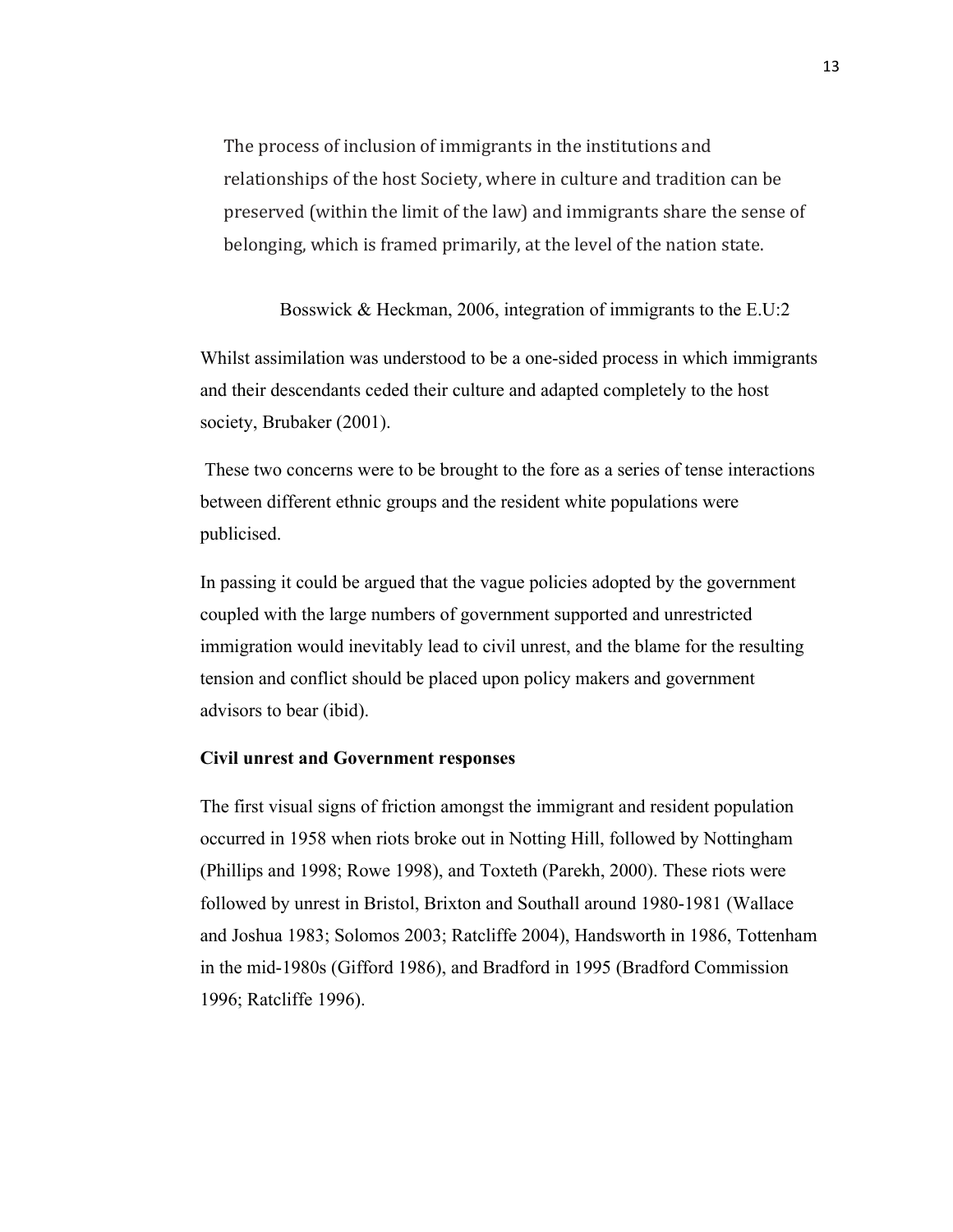> The process of inclusion of immigrants in the institutions and relationships of the host Society, where in culture and tradition can be preserved (within the limit of the law) and immigrants share the sense of belonging, which is framed primarily, at the level of the nation state.
>
> Bosswick & Heckman, 2006, integration of immigrants to the E.U:2

Whilst assimilation was understood to be a one-sided process in which immigrants and their descendants ceded their culture and adapted completely to the host society, Brubaker (2001).

These two concerns were to be brought to the fore as a series of tense interactions between different ethnic groups and the resident white populations were publicised.

In passing it could be argued that the vague policies adopted by the government coupled with the large numbers of government supported and unrestricted immigration would inevitably lead to civil unrest, and the blame for the resulting tension and conflict should be placed upon policy makers and government advisors to bear (ibid).

**Civil unrest and Government responses**

The first visual signs of friction amongst the immigrant and resident population occurred in 1958 when riots broke out in Notting Hill, followed by Nottingham (Phillips and 1998; Rowe 1998), and Toxteth (Parekh, 2000). These riots were followed by unrest in Bristol, Brixton and Southall around 1980-1981 (Wallace and Joshua 1983; Solomos 2003; Ratcliffe 2004), Handsworth in 1986, Tottenham in the mid-1980s (Gifford 1986), and Bradford in 1995 (Bradford Commission 1996; Ratcliffe 1996).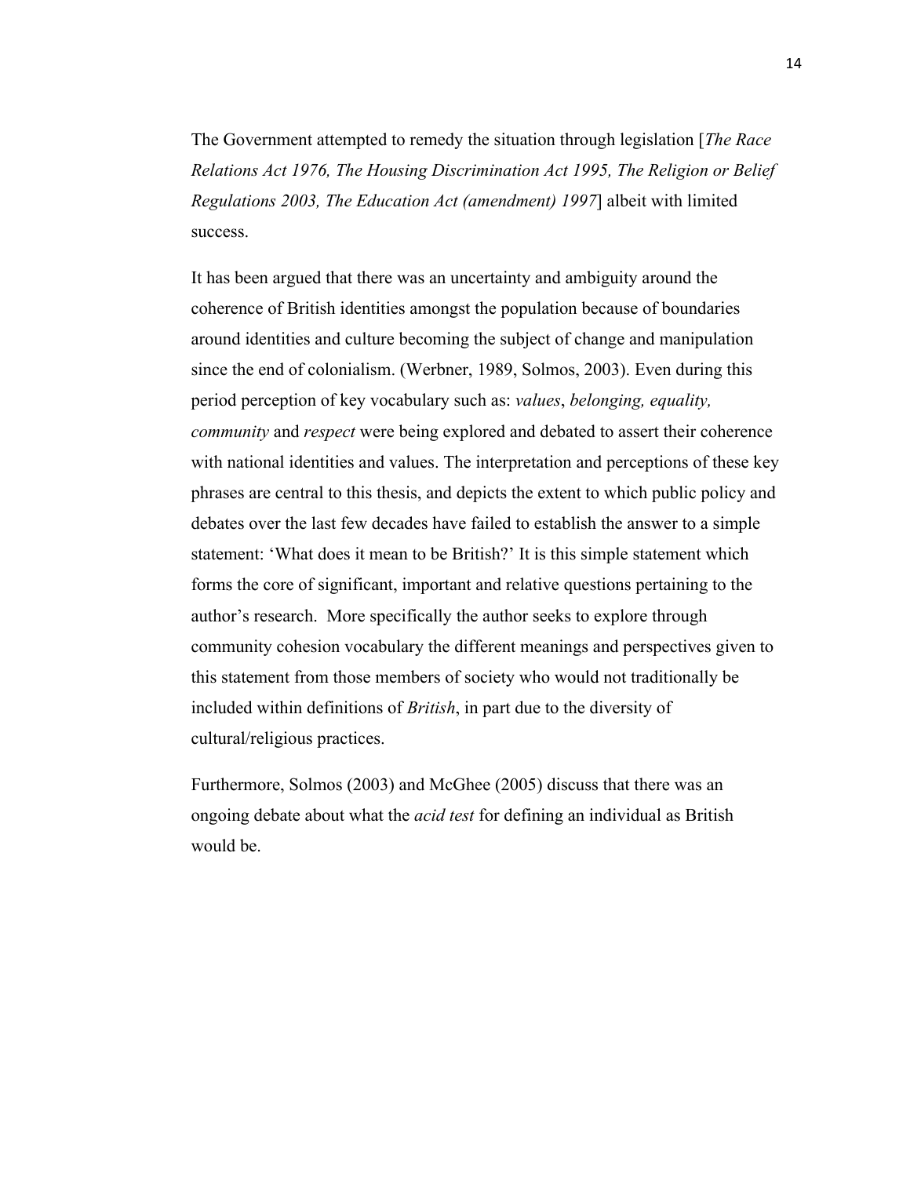The Government attempted to remedy the situation through legislation [*The Race Relations Act 1976, The Housing Discrimination Act 1995, The Religion or Belief Regulations 2003, The Education Act (amendment) 1997*] albeit with limited success.

It has been argued that there was an uncertainty and ambiguity around the coherence of British identities amongst the population because of boundaries around identities and culture becoming the subject of change and manipulation since the end of colonialism. (Werbner, 1989, Solmos, 2003). Even during this period perception of key vocabulary such as: *values*, *belonging, equality, community* and *respect* were being explored and debated to assert their coherence with national identities and values. The interpretation and perceptions of these key phrases are central to this thesis, and depicts the extent to which public policy and debates over the last few decades have failed to establish the answer to a simple statement: 'What does it mean to be British?' It is this simple statement which forms the core of significant, important and relative questions pertaining to the author's research.  More specifically the author seeks to explore through community cohesion vocabulary the different meanings and perspectives given to this statement from those members of society who would not traditionally be included within definitions of *British*, in part due to the diversity of cultural/religious practices.

Furthermore, Solmos (2003) and McGhee (2005) discuss that there was an ongoing debate about what the *acid test* for defining an individual as British would be.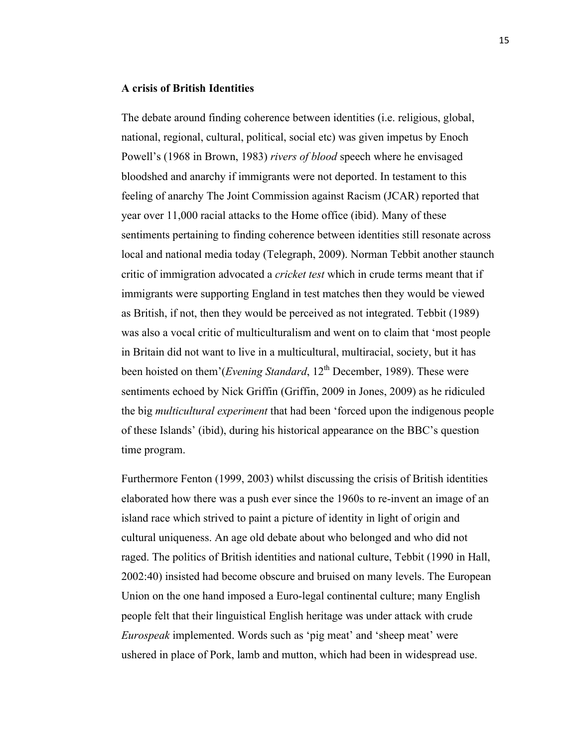**A crisis of British Identities**

The debate around finding coherence between identities (i.e. religious, global, national, regional, cultural, political, social etc) was given impetus by Enoch Powell's (1968 in Brown, 1983) *rivers of blood* speech where he envisaged bloodshed and anarchy if immigrants were not deported. In testament to this feeling of anarchy The Joint Commission against Racism (JCAR) reported that year over 11,000 racial attacks to the Home office (ibid). Many of these sentiments pertaining to finding coherence between identities still resonate across local and national media today (Telegraph, 2009). Norman Tebbit another staunch critic of immigration advocated a *cricket test* which in crude terms meant that if immigrants were supporting England in test matches then they would be viewed as British, if not, then they would be perceived as not integrated. Tebbit (1989) was also a vocal critic of multiculturalism and went on to claim that 'most people in Britain did not want to live in a multicultural, multiracial, society, but it has been hoisted on them'(*Evening Standard*, 12th December, 1989). These were sentiments echoed by Nick Griffin (Griffin, 2009 in Jones, 2009) as he ridiculed the big *multicultural experiment* that had been 'forced upon the indigenous people of these Islands' (ibid), during his historical appearance on the BBC's question time program.

Furthermore Fenton (1999, 2003) whilst discussing the crisis of British identities elaborated how there was a push ever since the 1960s to re-invent an image of an island race which strived to paint a picture of identity in light of origin and cultural uniqueness. An age old debate about who belonged and who did not raged. The politics of British identities and national culture, Tebbit (1990 in Hall, 2002:40) insisted had become obscure and bruised on many levels. The European Union on the one hand imposed a Euro-legal continental culture; many English people felt that their linguistical English heritage was under attack with crude *Eurospeak* implemented. Words such as 'pig meat' and 'sheep meat' were ushered in place of Pork, lamb and mutton, which had been in widespread use.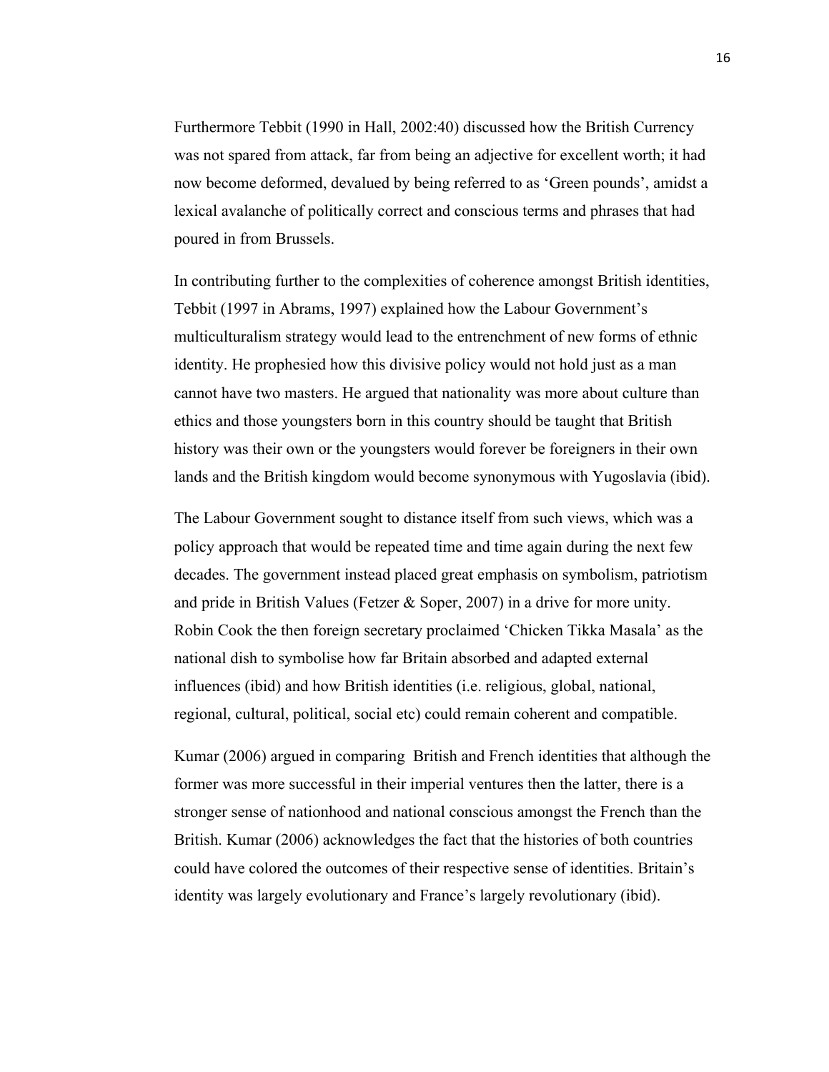Furthermore Tebbit (1990 in Hall, 2002:40) discussed how the British Currency was not spared from attack, far from being an adjective for excellent worth; it had now become deformed, devalued by being referred to as 'Green pounds', amidst a lexical avalanche of politically correct and conscious terms and phrases that had poured in from Brussels.

In contributing further to the complexities of coherence amongst British identities, Tebbit (1997 in Abrams, 1997) explained how the Labour Government's multiculturalism strategy would lead to the entrenchment of new forms of ethnic identity. He prophesied how this divisive policy would not hold just as a man cannot have two masters. He argued that nationality was more about culture than ethics and those youngsters born in this country should be taught that British history was their own or the youngsters would forever be foreigners in their own lands and the British kingdom would become synonymous with Yugoslavia (ibid).

The Labour Government sought to distance itself from such views, which was a policy approach that would be repeated time and time again during the next few decades. The government instead placed great emphasis on symbolism, patriotism and pride in British Values (Fetzer & Soper, 2007) in a drive for more unity. Robin Cook the then foreign secretary proclaimed 'Chicken Tikka Masala' as the national dish to symbolise how far Britain absorbed and adapted external influences (ibid) and how British identities (i.e. religious, global, national, regional, cultural, political, social etc) could remain coherent and compatible.

Kumar (2006) argued in comparing  British and French identities that although the former was more successful in their imperial ventures then the latter, there is a stronger sense of nationhood and national conscious amongst the French than the British. Kumar (2006) acknowledges the fact that the histories of both countries could have colored the outcomes of their respective sense of identities. Britain's identity was largely evolutionary and France's largely revolutionary (ibid).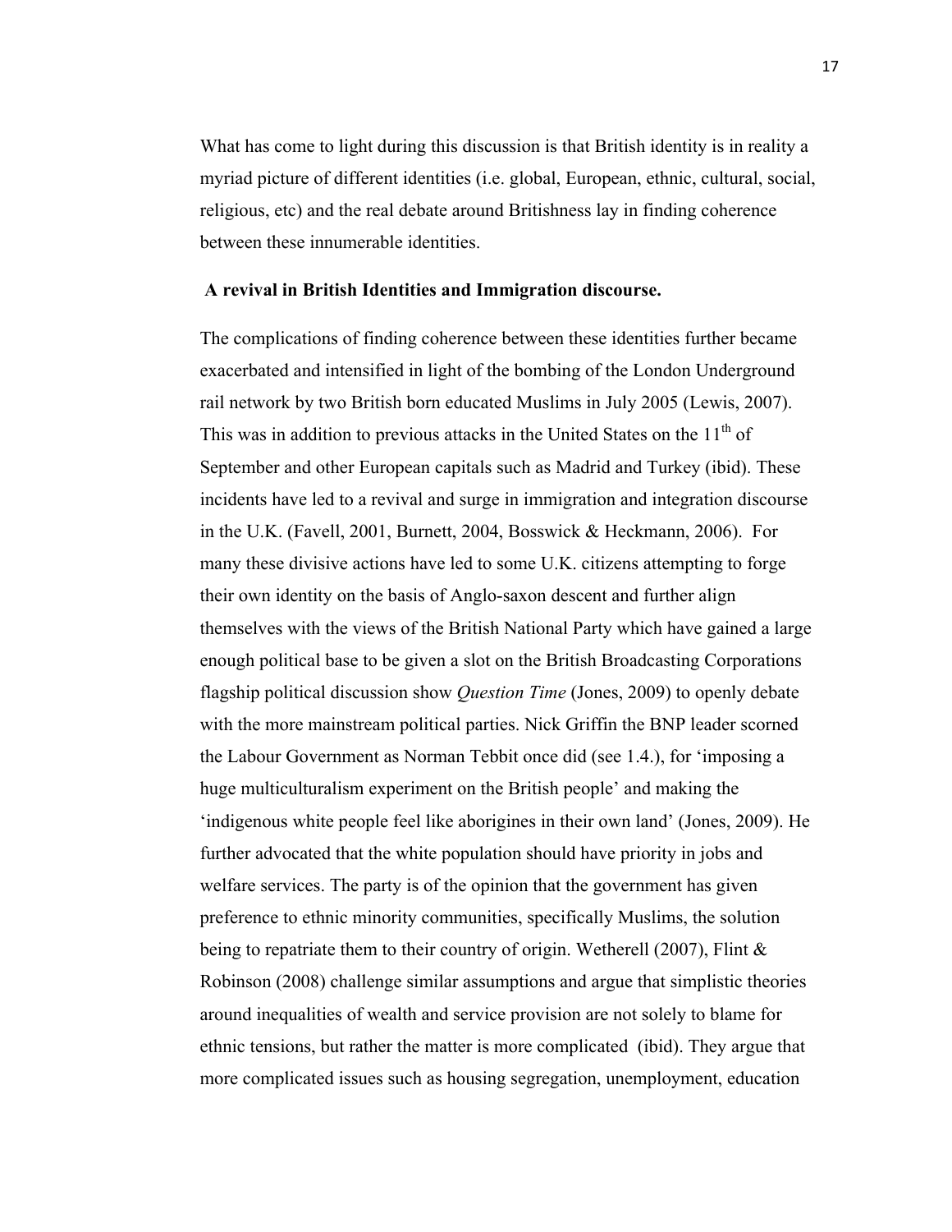What has come to light during this discussion is that British identity is in reality a myriad picture of different identities (i.e. global, European, ethnic, cultural, social, religious, etc) and the real debate around Britishness lay in finding coherence between these innumerable identities.

**A revival in British Identities and Immigration discourse.**

The complications of finding coherence between these identities further became exacerbated and intensified in light of the bombing of the London Underground rail network by two British born educated Muslims in July 2005 (Lewis, 2007). This was in addition to previous attacks in the United States on the 11th of September and other European capitals such as Madrid and Turkey (ibid). These incidents have led to a revival and surge in immigration and integration discourse in the U.K. (Favell, 2001, Burnett, 2004, Bosswick & Heckmann, 2006). For many these divisive actions have led to some U.K. citizens attempting to forge their own identity on the basis of Anglo-saxon descent and further align themselves with the views of the British National Party which have gained a large enough political base to be given a slot on the British Broadcasting Corporations flagship political discussion show *Question Time* (Jones, 2009) to openly debate with the more mainstream political parties. Nick Griffin the BNP leader scorned the Labour Government as Norman Tebbit once did (see 1.4.), for 'imposing a huge multiculturalism experiment on the British people' and making the 'indigenous white people feel like aborigines in their own land' (Jones, 2009). He further advocated that the white population should have priority in jobs and welfare services. The party is of the opinion that the government has given preference to ethnic minority communities, specifically Muslims, the solution being to repatriate them to their country of origin. Wetherell (2007), Flint & Robinson (2008) challenge similar assumptions and argue that simplistic theories around inequalities of wealth and service provision are not solely to blame for ethnic tensions, but rather the matter is more complicated (ibid). They argue that more complicated issues such as housing segregation, unemployment, education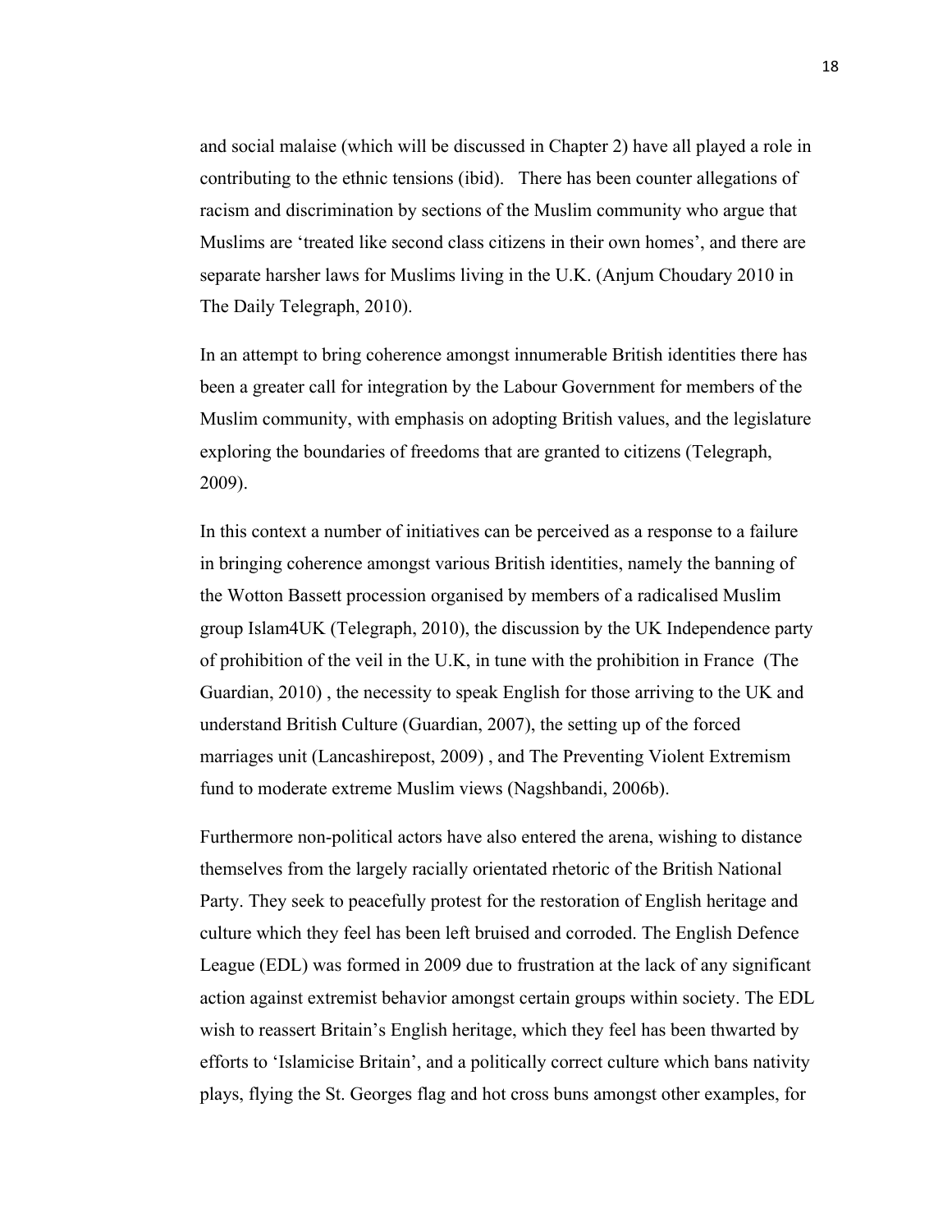and social malaise (which will be discussed in Chapter 2) have all played a role in contributing to the ethnic tensions (ibid). There has been counter allegations of racism and discrimination by sections of the Muslim community who argue that Muslims are 'treated like second class citizens in their own homes', and there are separate harsher laws for Muslims living in the U.K. (Anjum Choudary 2010 in The Daily Telegraph, 2010).

In an attempt to bring coherence amongst innumerable British identities there has been a greater call for integration by the Labour Government for members of the Muslim community, with emphasis on adopting British values, and the legislature exploring the boundaries of freedoms that are granted to citizens (Telegraph, 2009).

In this context a number of initiatives can be perceived as a response to a failure in bringing coherence amongst various British identities, namely the banning of the Wotton Bassett procession organised by members of a radicalised Muslim group Islam4UK (Telegraph, 2010), the discussion by the UK Independence party of prohibition of the veil in the U.K, in tune with the prohibition in France (The Guardian, 2010) , the necessity to speak English for those arriving to the UK and understand British Culture (Guardian, 2007), the setting up of the forced marriages unit (Lancashirepost, 2009) , and The Preventing Violent Extremism fund to moderate extreme Muslim views (Nagshbandi, 2006b).

Furthermore non-political actors have also entered the arena, wishing to distance themselves from the largely racially orientated rhetoric of the British National Party. They seek to peacefully protest for the restoration of English heritage and culture which they feel has been left bruised and corroded. The English Defence League (EDL) was formed in 2009 due to frustration at the lack of any significant action against extremist behavior amongst certain groups within society. The EDL wish to reassert Britain's English heritage, which they feel has been thwarted by efforts to 'Islamicise Britain', and a politically correct culture which bans nativity plays, flying the St. Georges flag and hot cross buns amongst other examples, for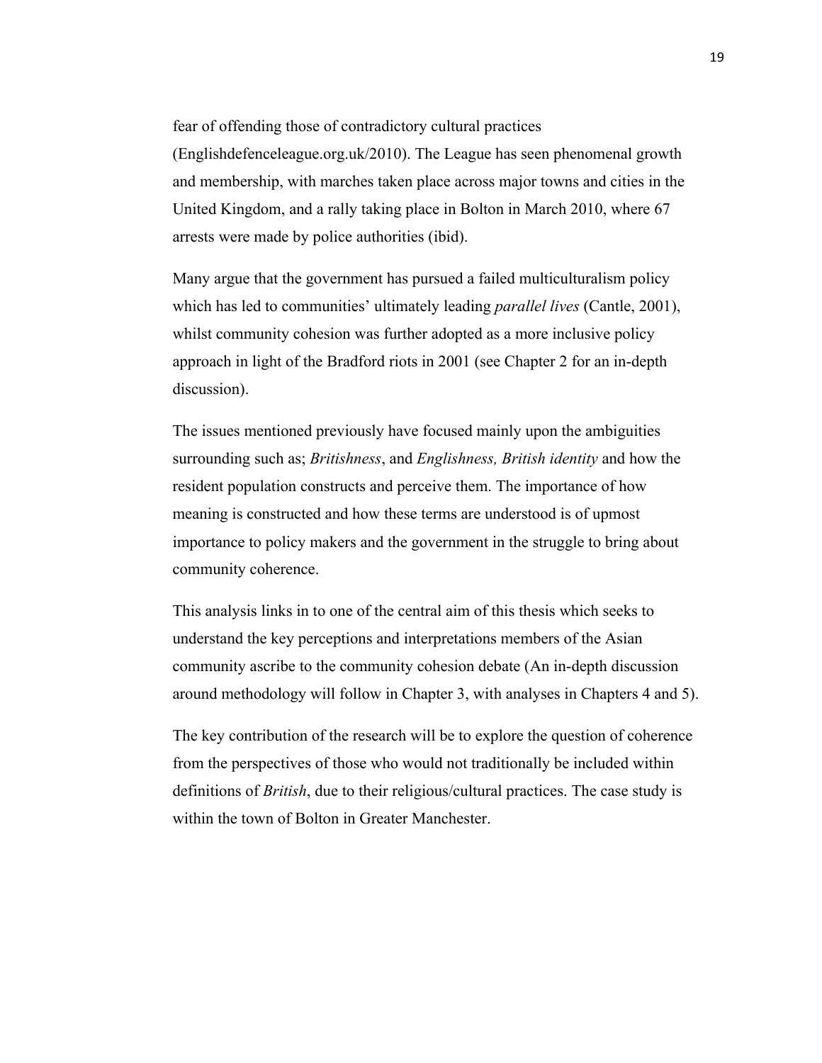fear of offending those of contradictory cultural practices (Englishdefenceleague.org.uk/2010). The League has seen phenomenal growth and membership, with marches taken place across major towns and cities in the United Kingdom, and a rally taking place in Bolton in March 2010, where 67 arrests were made by police authorities (ibid).

Many argue that the government has pursued a failed multiculturalism policy which has led to communities' ultimately leading *parallel lives* (Cantle, 2001), whilst community cohesion was further adopted as a more inclusive policy approach in light of the Bradford riots in 2001 (see Chapter 2 for an in-depth discussion).

The issues mentioned previously have focused mainly upon the ambiguities surrounding such as; *Britishness*, and *Englishness, British identity* and how the resident population constructs and perceive them. The importance of how meaning is constructed and how these terms are understood is of upmost importance to policy makers and the government in the struggle to bring about community coherence.

This analysis links in to one of the central aim of this thesis which seeks to understand the key perceptions and interpretations members of the Asian community ascribe to the community cohesion debate (An in-depth discussion around methodology will follow in Chapter 3, with analyses in Chapters 4 and 5).

The key contribution of the research will be to explore the question of coherence from the perspectives of those who would not traditionally be included within definitions of *British*, due to their religious/cultural practices. The case study is within the town of Bolton in Greater Manchester.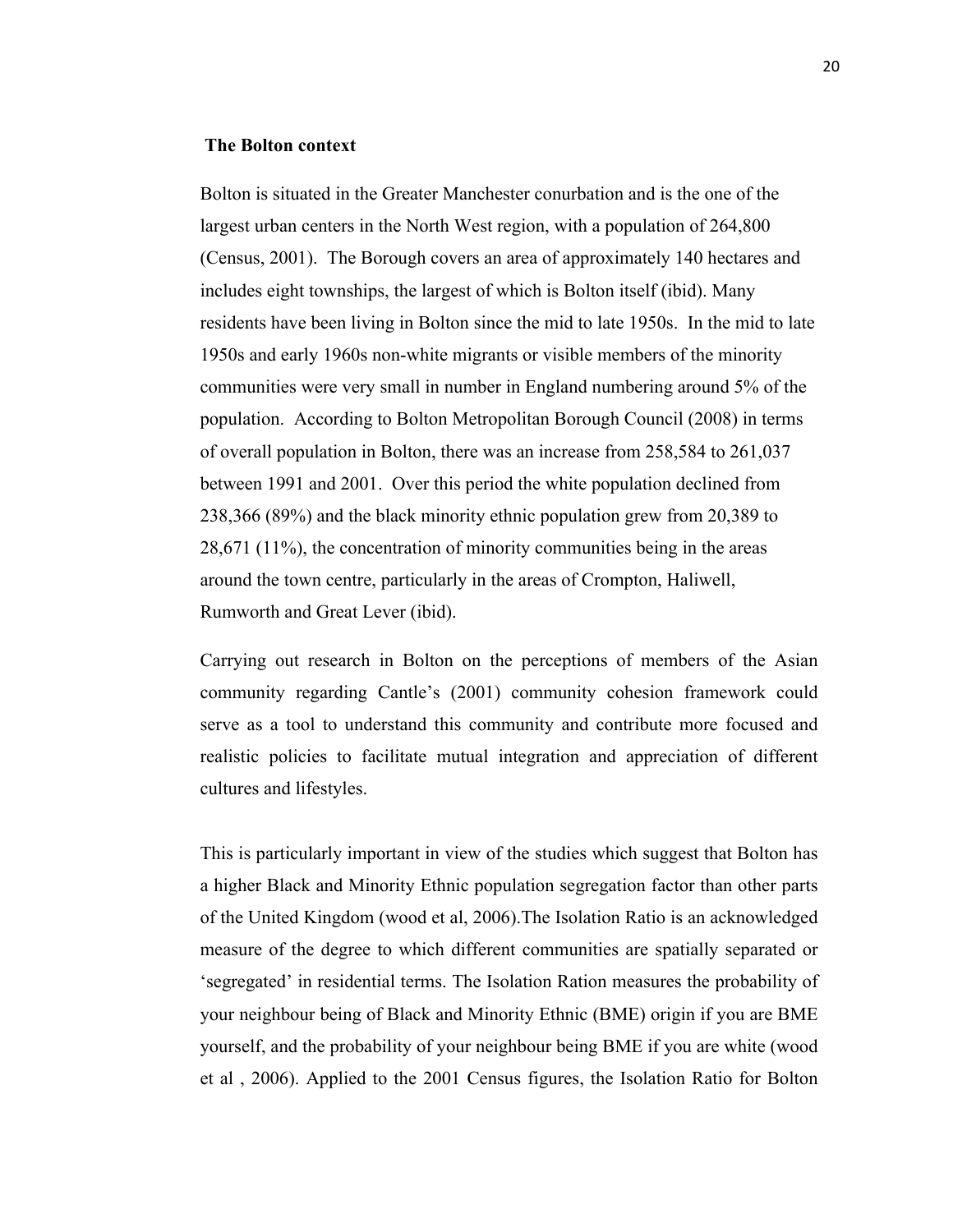**The Bolton context**

Bolton is situated in the Greater Manchester conurbation and is the one of the largest urban centers in the North West region, with a population of 264,800 (Census, 2001). The Borough covers an area of approximately 140 hectares and includes eight townships, the largest of which is Bolton itself (ibid). Many residents have been living in Bolton since the mid to late 1950s. In the mid to late 1950s and early 1960s non-white migrants or visible members of the minority communities were very small in number in England numbering around 5% of the population. According to Bolton Metropolitan Borough Council (2008) in terms of overall population in Bolton, there was an increase from 258,584 to 261,037 between 1991 and 2001. Over this period the white population declined from 238,366 (89%) and the black minority ethnic population grew from 20,389 to 28,671 (11%), the concentration of minority communities being in the areas around the town centre, particularly in the areas of Crompton, Haliwell, Rumworth and Great Lever (ibid).

Carrying out research in Bolton on the perceptions of members of the Asian community regarding Cantle's (2001) community cohesion framework could serve as a tool to understand this community and contribute more focused and realistic policies to facilitate mutual integration and appreciation of different cultures and lifestyles.

This is particularly important in view of the studies which suggest that Bolton has a higher Black and Minority Ethnic population segregation factor than other parts of the United Kingdom (wood et al, 2006).The Isolation Ratio is an acknowledged measure of the degree to which different communities are spatially separated or 'segregated' in residential terms. The Isolation Ration measures the probability of your neighbour being of Black and Minority Ethnic (BME) origin if you are BME yourself, and the probability of your neighbour being BME if you are white (wood et al , 2006). Applied to the 2001 Census figures, the Isolation Ratio for Bolton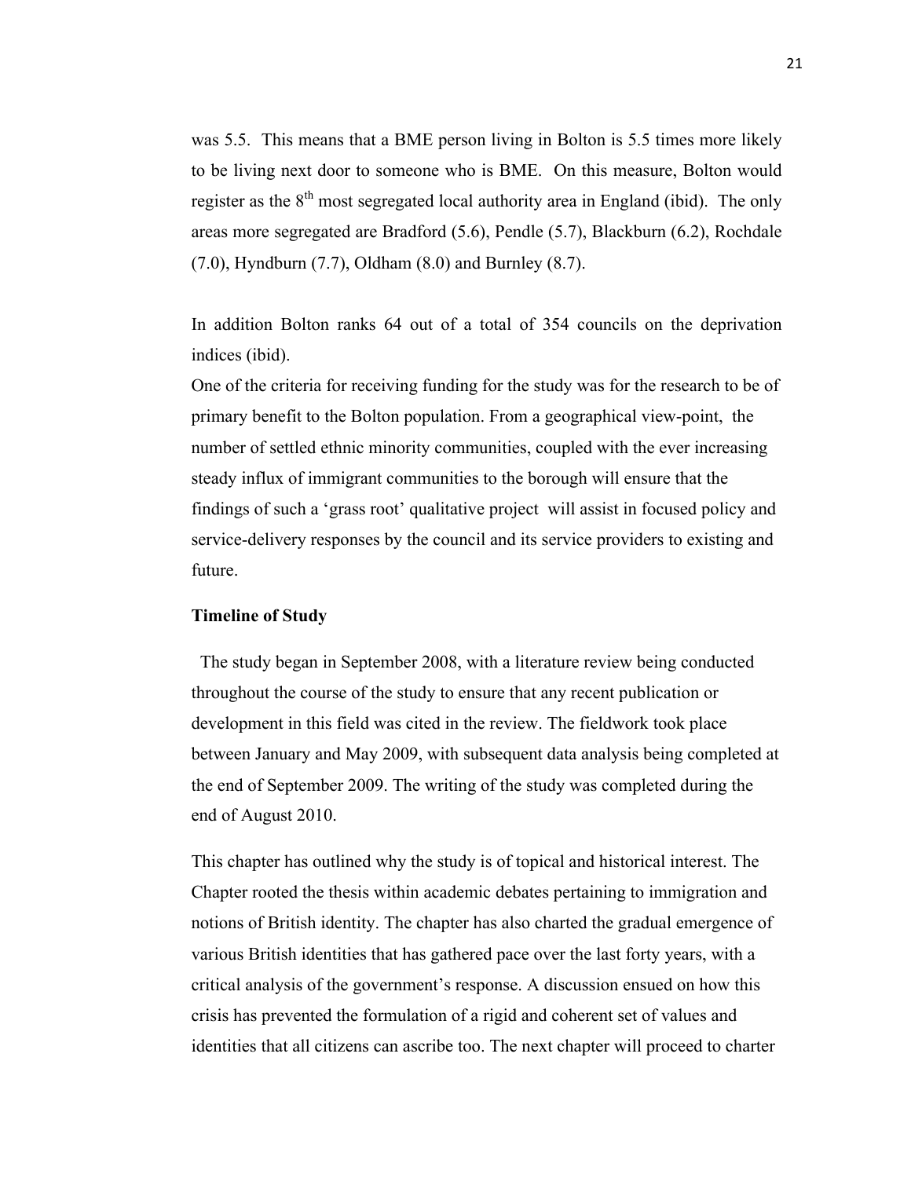was 5.5. This means that a BME person living in Bolton is 5.5 times more likely to be living next door to someone who is BME. On this measure, Bolton would register as the 8th most segregated local authority area in England (ibid). The only areas more segregated are Bradford (5.6), Pendle (5.7), Blackburn (6.2), Rochdale (7.0), Hyndburn (7.7), Oldham (8.0) and Burnley (8.7).

In addition Bolton ranks 64 out of a total of 354 councils on the deprivation indices (ibid).

One of the criteria for receiving funding for the study was for the research to be of primary benefit to the Bolton population. From a geographical view-point, the number of settled ethnic minority communities, coupled with the ever increasing steady influx of immigrant communities to the borough will ensure that the findings of such a 'grass root' qualitative project will assist in focused policy and service-delivery responses by the council and its service providers to existing and future.

**Timeline of Study**

The study began in September 2008, with a literature review being conducted throughout the course of the study to ensure that any recent publication or development in this field was cited in the review. The fieldwork took place between January and May 2009, with subsequent data analysis being completed at the end of September 2009. The writing of the study was completed during the end of August 2010.

This chapter has outlined why the study is of topical and historical interest. The Chapter rooted the thesis within academic debates pertaining to immigration and notions of British identity. The chapter has also charted the gradual emergence of various British identities that has gathered pace over the last forty years, with a critical analysis of the government's response. A discussion ensued on how this crisis has prevented the formulation of a rigid and coherent set of values and identities that all citizens can ascribe too. The next chapter will proceed to charter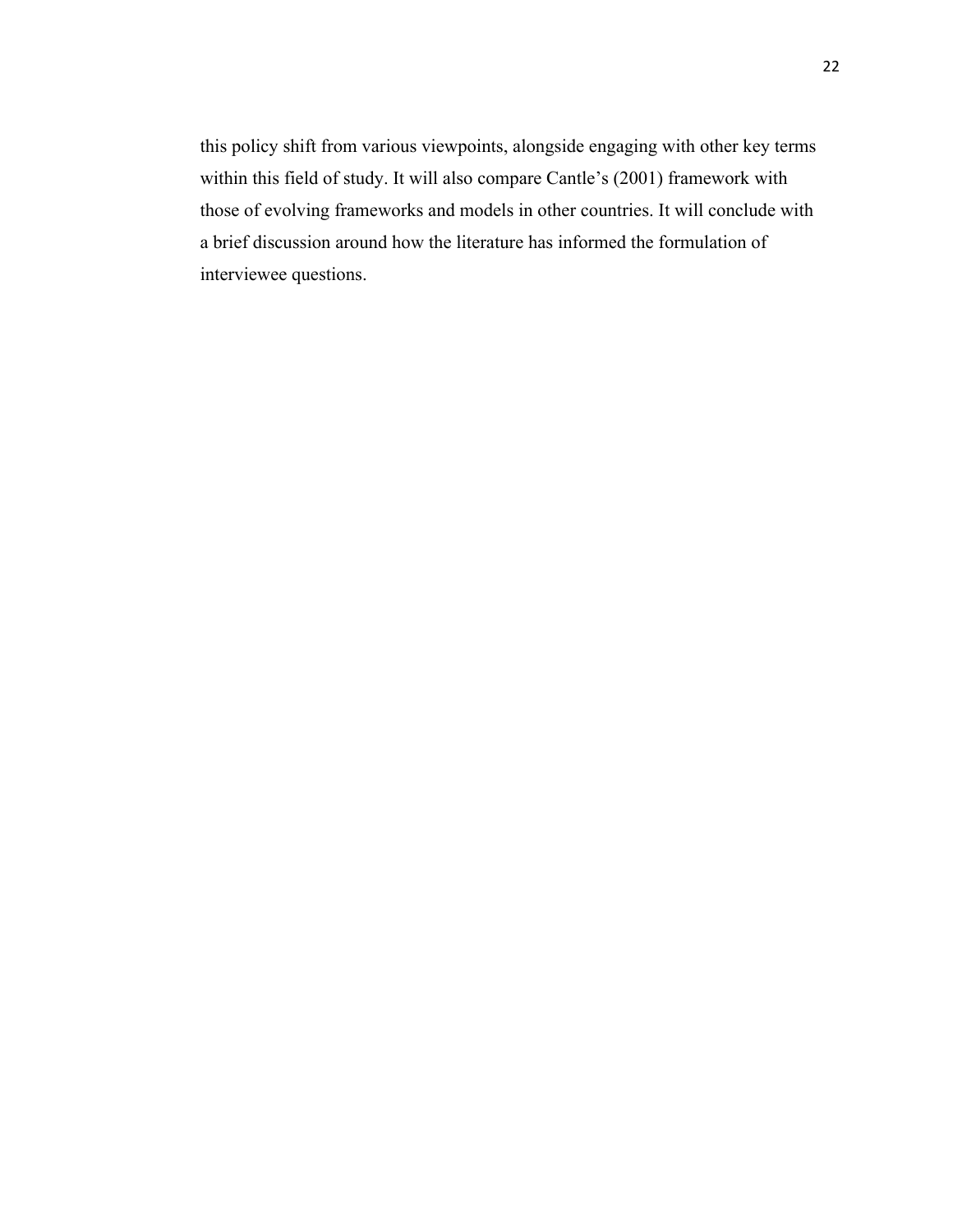this policy shift from various viewpoints, alongside engaging with other key terms within this field of study. It will also compare Cantle's (2001) framework with those of evolving frameworks and models in other countries. It will conclude with a brief discussion around how the literature has informed the formulation of interviewee questions.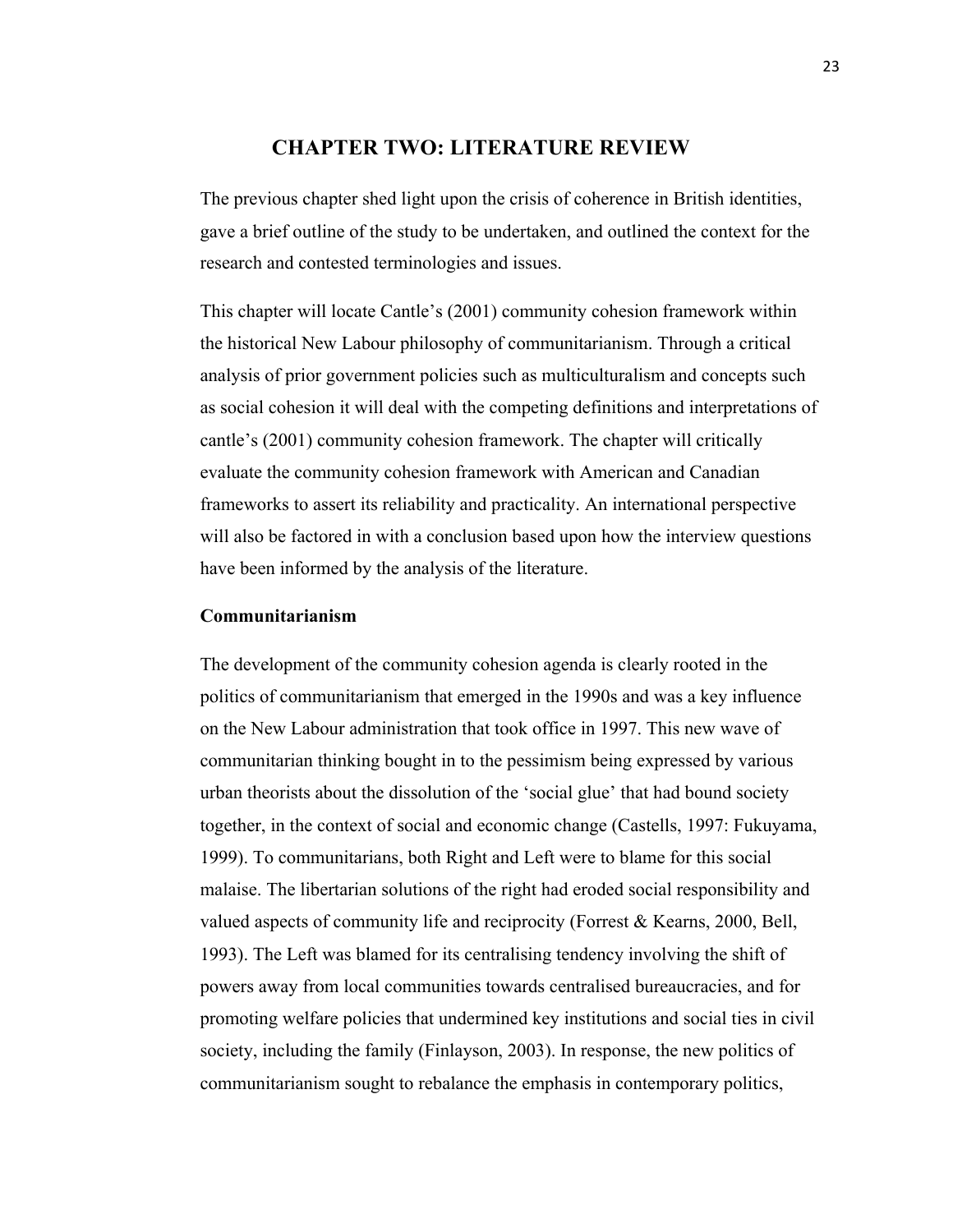# CHAPTER TWO: LITERATURE REVIEW

The previous chapter shed light upon the crisis of coherence in British identities, gave a brief outline of the study to be undertaken, and outlined the context for the research and contested terminologies and issues.

This chapter will locate Cantle's (2001) community cohesion framework within the historical New Labour philosophy of communitarianism. Through a critical analysis of prior government policies such as multiculturalism and concepts such as social cohesion it will deal with the competing definitions and interpretations of cantle's (2001) community cohesion framework. The chapter will critically evaluate the community cohesion framework with American and Canadian frameworks to assert its reliability and practicality. An international perspective will also be factored in with a conclusion based upon how the interview questions have been informed by the analysis of the literature.

**Communitarianism**

The development of the community cohesion agenda is clearly rooted in the politics of communitarianism that emerged in the 1990s and was a key influence on the New Labour administration that took office in 1997. This new wave of communitarian thinking bought in to the pessimism being expressed by various urban theorists about the dissolution of the 'social glue' that had bound society together, in the context of social and economic change (Castells, 1997: Fukuyama, 1999). To communitarians, both Right and Left were to blame for this social malaise. The libertarian solutions of the right had eroded social responsibility and valued aspects of community life and reciprocity (Forrest & Kearns, 2000, Bell, 1993). The Left was blamed for its centralising tendency involving the shift of powers away from local communities towards centralised bureaucracies, and for promoting welfare policies that undermined key institutions and social ties in civil society, including the family (Finlayson, 2003). In response, the new politics of communitarianism sought to rebalance the emphasis in contemporary politics,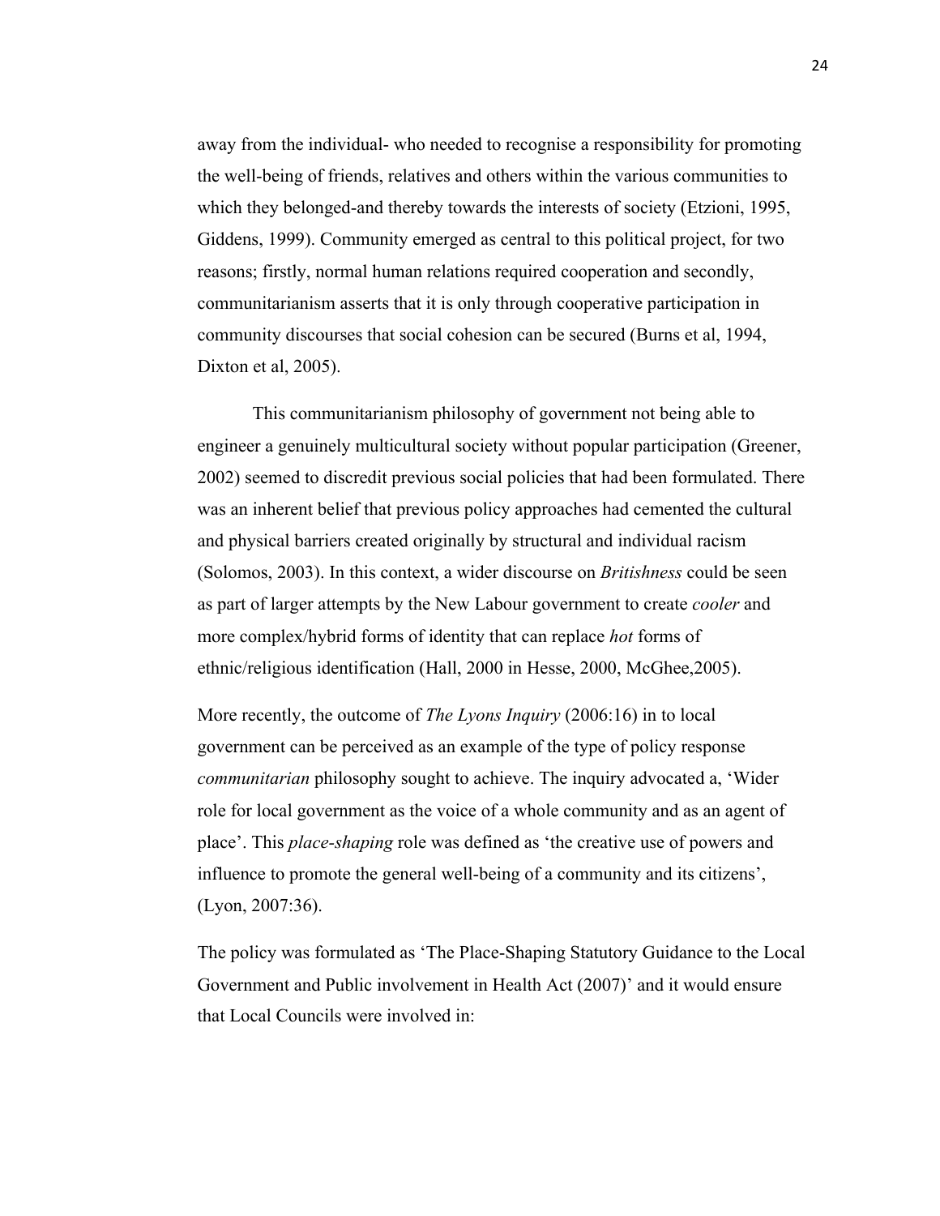away from the individual- who needed to recognise a responsibility for promoting the well-being of friends, relatives and others within the various communities to which they belonged-and thereby towards the interests of society (Etzioni, 1995, Giddens, 1999). Community emerged as central to this political project, for two reasons; firstly, normal human relations required cooperation and secondly, communitarianism asserts that it is only through cooperative participation in community discourses that social cohesion can be secured (Burns et al, 1994, Dixton et al, 2005).

This communitarianism philosophy of government not being able to engineer a genuinely multicultural society without popular participation (Greener, 2002) seemed to discredit previous social policies that had been formulated. There was an inherent belief that previous policy approaches had cemented the cultural and physical barriers created originally by structural and individual racism (Solomos, 2003). In this context, a wider discourse on *Britishness* could be seen as part of larger attempts by the New Labour government to create *cooler* and more complex/hybrid forms of identity that can replace *hot* forms of ethnic/religious identification (Hall, 2000 in Hesse, 2000, McGhee,2005).

More recently, the outcome of *The Lyons Inquiry* (2006:16) in to local government can be perceived as an example of the type of policy response *communitarian* philosophy sought to achieve. The inquiry advocated a, 'Wider role for local government as the voice of a whole community and as an agent of place'. This *place-shaping* role was defined as 'the creative use of powers and influence to promote the general well-being of a community and its citizens', (Lyon, 2007:36).

The policy was formulated as 'The Place-Shaping Statutory Guidance to the Local Government and Public involvement in Health Act (2007)' and it would ensure that Local Councils were involved in: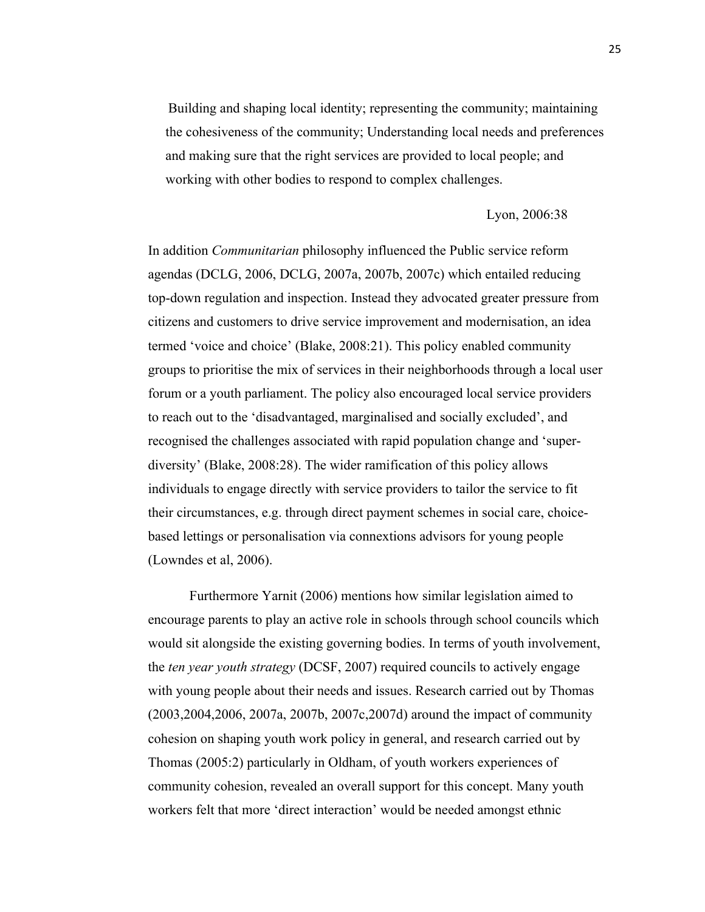> Building and shaping local identity; representing the community; maintaining the cohesiveness of the community; Understanding local needs and preferences and making sure that the right services are provided to local people; and working with other bodies to respond to complex challenges.
>
> Lyon, 2006:38

In addition *Communitarian* philosophy influenced the Public service reform agendas (DCLG, 2006, DCLG, 2007a, 2007b, 2007c) which entailed reducing top-down regulation and inspection. Instead they advocated greater pressure from citizens and customers to drive service improvement and modernisation, an idea termed 'voice and choice' (Blake, 2008:21). This policy enabled community groups to prioritise the mix of services in their neighborhoods through a local user forum or a youth parliament. The policy also encouraged local service providers to reach out to the 'disadvantaged, marginalised and socially excluded', and recognised the challenges associated with rapid population change and 'super-diversity' (Blake, 2008:28). The wider ramification of this policy allows individuals to engage directly with service providers to tailor the service to fit their circumstances, e.g. through direct payment schemes in social care, choice-based lettings or personalisation via connexions advisors for young people (Lowndes et al, 2006).

Furthermore Yarnit (2006) mentions how similar legislation aimed to encourage parents to play an active role in schools through school councils which would sit alongside the existing governing bodies. In terms of youth involvement, the *ten year youth strategy* (DCSF, 2007) required councils to actively engage with young people about their needs and issues. Research carried out by Thomas (2003,2004,2006, 2007a, 2007b, 2007c,2007d) around the impact of community cohesion on shaping youth work policy in general, and research carried out by Thomas (2005:2) particularly in Oldham, of youth workers experiences of community cohesion, revealed an overall support for this concept. Many youth workers felt that more 'direct interaction' would be needed amongst ethnic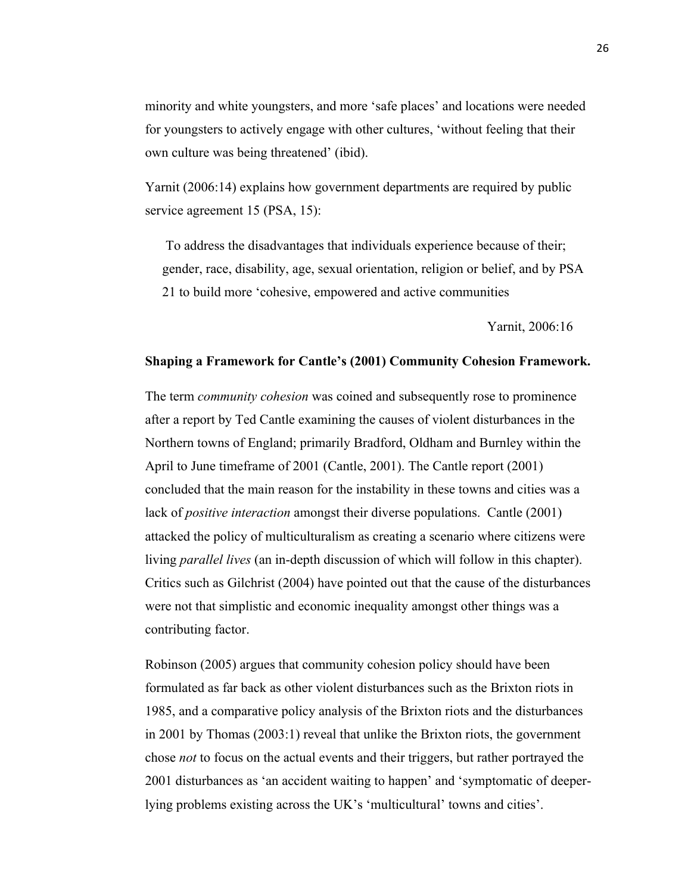minority and white youngsters, and more 'safe places' and locations were needed for youngsters to actively engage with other cultures, 'without feeling that their own culture was being threatened' (ibid).

Yarnit (2006:14) explains how government departments are required by public service agreement 15 (PSA, 15):

> To address the disadvantages that individuals experience because of their; gender, race, disability, age, sexual orientation, religion or belief, and by PSA 21 to build more 'cohesive, empowered and active communities
>
> Yarnit, 2006:16

**Shaping a Framework for Cantle's (2001) Community Cohesion Framework.**

The term *community cohesion* was coined and subsequently rose to prominence after a report by Ted Cantle examining the causes of violent disturbances in the Northern towns of England; primarily Bradford, Oldham and Burnley within the April to June timeframe of 2001 (Cantle, 2001). The Cantle report (2001) concluded that the main reason for the instability in these towns and cities was a lack of *positive interaction* amongst their diverse populations. Cantle (2001) attacked the policy of multiculturalism as creating a scenario where citizens were living *parallel lives* (an in-depth discussion of which will follow in this chapter). Critics such as Gilchrist (2004) have pointed out that the cause of the disturbances were not that simplistic and economic inequality amongst other things was a contributing factor.

Robinson (2005) argues that community cohesion policy should have been formulated as far back as other violent disturbances such as the Brixton riots in 1985, and a comparative policy analysis of the Brixton riots and the disturbances in 2001 by Thomas (2003:1) reveal that unlike the Brixton riots, the government chose *not* to focus on the actual events and their triggers, but rather portrayed the 2001 disturbances as 'an accident waiting to happen' and 'symptomatic of deeper-lying problems existing across the UK's 'multicultural' towns and cities'.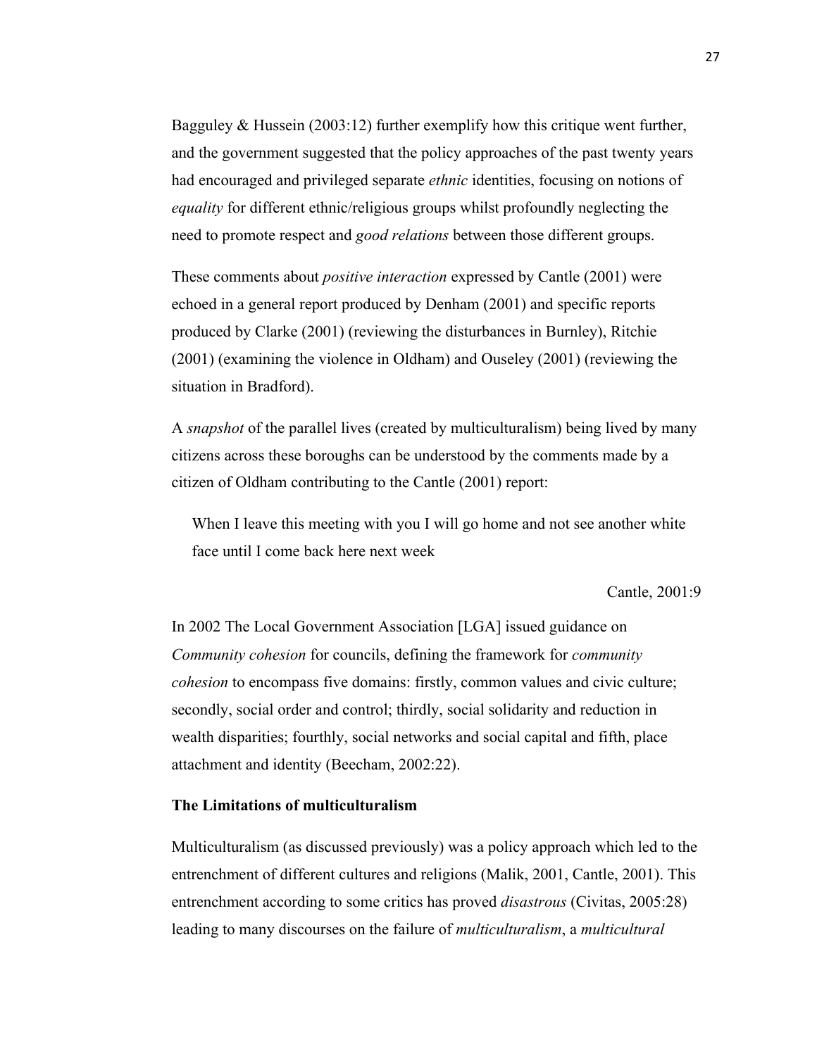Bagguley & Hussein (2003:12) further exemplify how this critique went further, and the government suggested that the policy approaches of the past twenty years had encouraged and privileged separate *ethnic* identities, focusing on notions of *equality* for different ethnic/religious groups whilst profoundly neglecting the need to promote respect and *good relations* between those different groups.

These comments about *positive interaction* expressed by Cantle (2001) were echoed in a general report produced by Denham (2001) and specific reports produced by Clarke (2001) (reviewing the disturbances in Burnley), Ritchie (2001) (examining the violence in Oldham) and Ouseley (2001) (reviewing the situation in Bradford).

A *snapshot* of the parallel lives (created by multiculturalism) being lived by many citizens across these boroughs can be understood by the comments made by a citizen of Oldham contributing to the Cantle (2001) report:

> When I leave this meeting with you I will go home and not see another white face until I come back here next week
>
> Cantle, 2001:9

In 2002 The Local Government Association [LGA] issued guidance on *Community cohesion* for councils, defining the framework for *community cohesion* to encompass five domains: firstly, common values and civic culture; secondly, social order and control; thirdly, social solidarity and reduction in wealth disparities; fourthly, social networks and social capital and fifth, place attachment and identity (Beecham, 2002:22).

**The Limitations of multiculturalism**

Multiculturalism (as discussed previously) was a policy approach which led to the entrenchment of different cultures and religions (Malik, 2001, Cantle, 2001). This entrenchment according to some critics has proved *disastrous* (Civitas, 2005:28) leading to many discourses on the failure of *multiculturalism*, a *multicultural*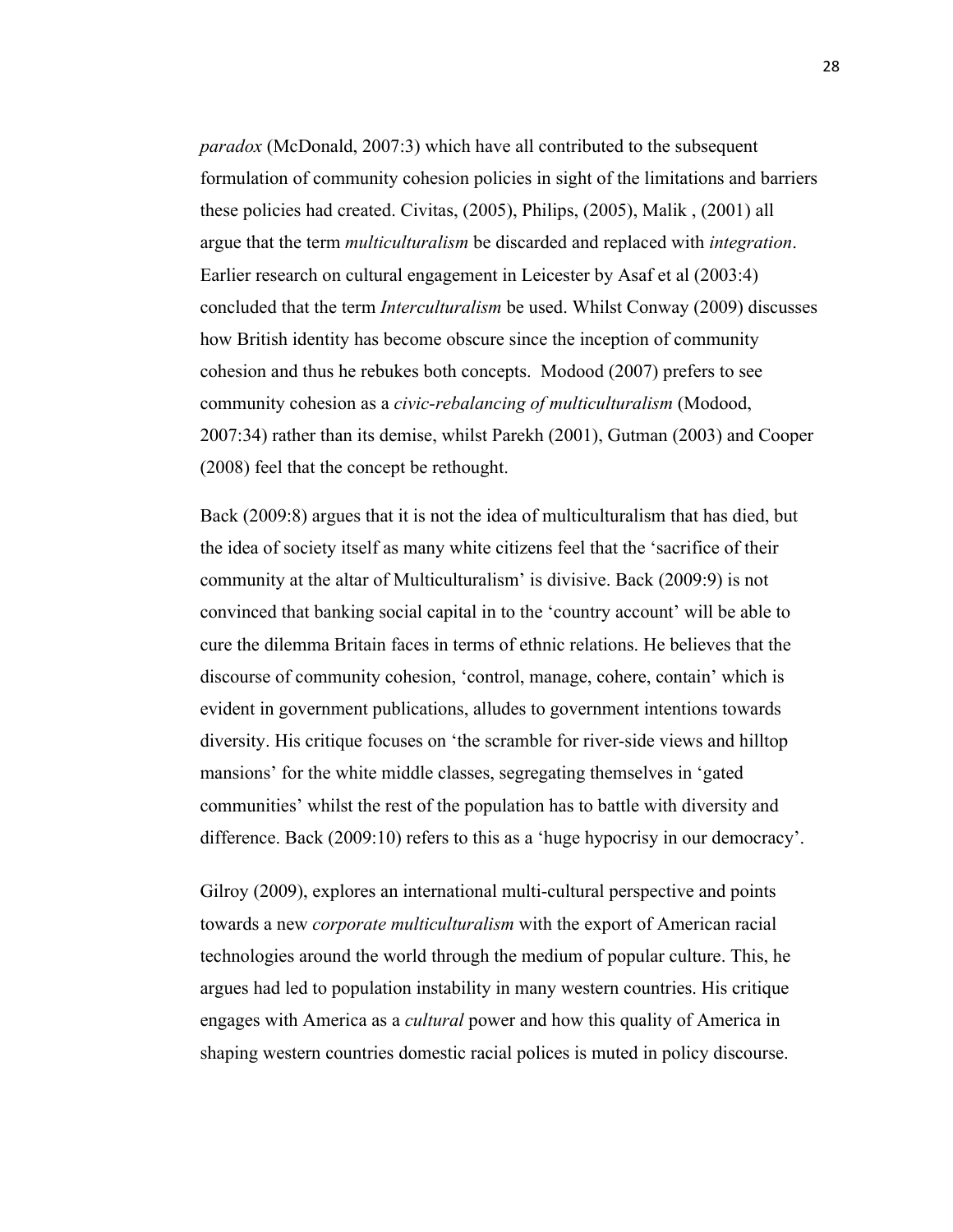*paradox* (McDonald, 2007:3) which have all contributed to the subsequent formulation of community cohesion policies in sight of the limitations and barriers these policies had created. Civitas, (2005), Philips, (2005), Malik , (2001) all argue that the term *multiculturalism* be discarded and replaced with *integration*. Earlier research on cultural engagement in Leicester by Asaf et al (2003:4) concluded that the term *Interculturalism* be used. Whilst Conway (2009) discusses how British identity has become obscure since the inception of community cohesion and thus he rebukes both concepts. Modood (2007) prefers to see community cohesion as a *civic-rebalancing of multiculturalism* (Modood, 2007:34) rather than its demise, whilst Parekh (2001), Gutman (2003) and Cooper (2008) feel that the concept be rethought.

Back (2009:8) argues that it is not the idea of multiculturalism that has died, but the idea of society itself as many white citizens feel that the 'sacrifice of their community at the altar of Multiculturalism' is divisive. Back (2009:9) is not convinced that banking social capital in to the 'country account' will be able to cure the dilemma Britain faces in terms of ethnic relations. He believes that the discourse of community cohesion, 'control, manage, cohere, contain' which is evident in government publications, alludes to government intentions towards diversity. His critique focuses on 'the scramble for river-side views and hilltop mansions' for the white middle classes, segregating themselves in 'gated communities' whilst the rest of the population has to battle with diversity and difference. Back (2009:10) refers to this as a 'huge hypocrisy in our democracy'.

Gilroy (2009), explores an international multi-cultural perspective and points towards a new *corporate multiculturalism* with the export of American racial technologies around the world through the medium of popular culture. This, he argues had led to population instability in many western countries. His critique engages with America as a *cultural* power and how this quality of America in shaping western countries domestic racial polices is muted in policy discourse.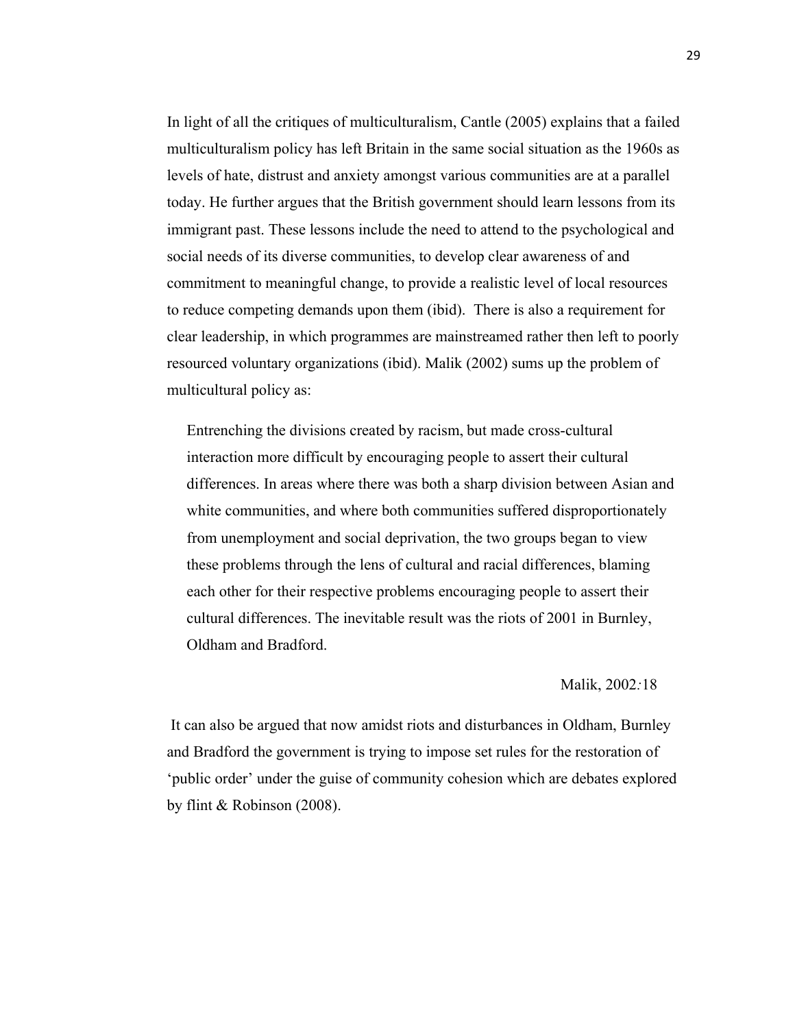In light of all the critiques of multiculturalism, Cantle (2005) explains that a failed multiculturalism policy has left Britain in the same social situation as the 1960s as levels of hate, distrust and anxiety amongst various communities are at a parallel today. He further argues that the British government should learn lessons from its immigrant past. These lessons include the need to attend to the psychological and social needs of its diverse communities, to develop clear awareness of and commitment to meaningful change, to provide a realistic level of local resources to reduce competing demands upon them (ibid). There is also a requirement for clear leadership, in which programmes are mainstreamed rather then left to poorly resourced voluntary organizations (ibid). Malik (2002) sums up the problem of multicultural policy as:

> Entrenching the divisions created by racism, but made cross-cultural interaction more difficult by encouraging people to assert their cultural differences. In areas where there was both a sharp division between Asian and white communities, and where both communities suffered disproportionately from unemployment and social deprivation, the two groups began to view these problems through the lens of cultural and racial differences, blaming each other for their respective problems encouraging people to assert their cultural differences. The inevitable result was the riots of 2001 in Burnley, Oldham and Bradford.
>
> Malik, 2002*:*18

It can also be argued that now amidst riots and disturbances in Oldham, Burnley and Bradford the government is trying to impose set rules for the restoration of 'public order' under the guise of community cohesion which are debates explored by flint & Robinson (2008).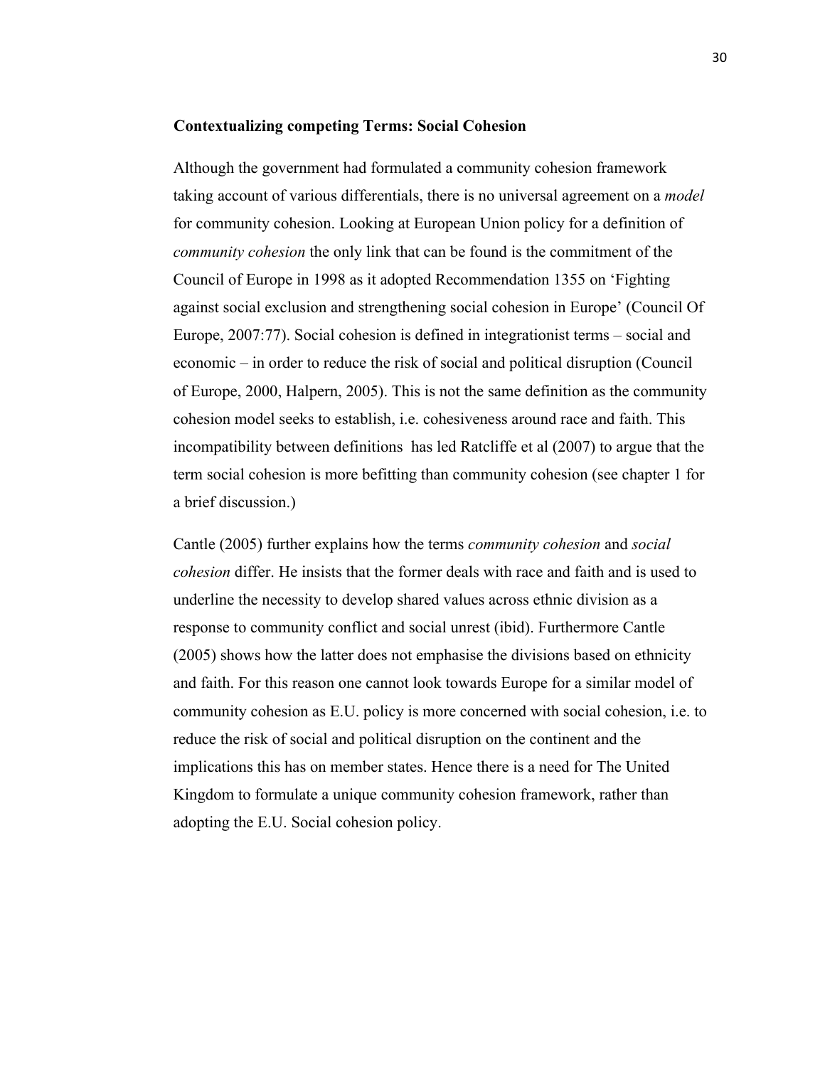**Contextualizing competing Terms: Social Cohesion**

Although the government had formulated a community cohesion framework taking account of various differentials, there is no universal agreement on a *model* for community cohesion. Looking at European Union policy for a definition of *community cohesion* the only link that can be found is the commitment of the Council of Europe in 1998 as it adopted Recommendation 1355 on 'Fighting against social exclusion and strengthening social cohesion in Europe' (Council Of Europe, 2007:77). Social cohesion is defined in integrationist terms – social and economic – in order to reduce the risk of social and political disruption (Council of Europe, 2000, Halpern, 2005). This is not the same definition as the community cohesion model seeks to establish, i.e. cohesiveness around race and faith. This incompatibility between definitions has led Ratcliffe et al (2007) to argue that the term social cohesion is more befitting than community cohesion (see chapter 1 for a brief discussion.)

Cantle (2005) further explains how the terms *community cohesion* and *social cohesion* differ. He insists that the former deals with race and faith and is used to underline the necessity to develop shared values across ethnic division as a response to community conflict and social unrest (ibid). Furthermore Cantle (2005) shows how the latter does not emphasise the divisions based on ethnicity and faith. For this reason one cannot look towards Europe for a similar model of community cohesion as E.U. policy is more concerned with social cohesion, i.e. to reduce the risk of social and political disruption on the continent and the implications this has on member states. Hence there is a need for The United Kingdom to formulate a unique community cohesion framework, rather than adopting the E.U. Social cohesion policy.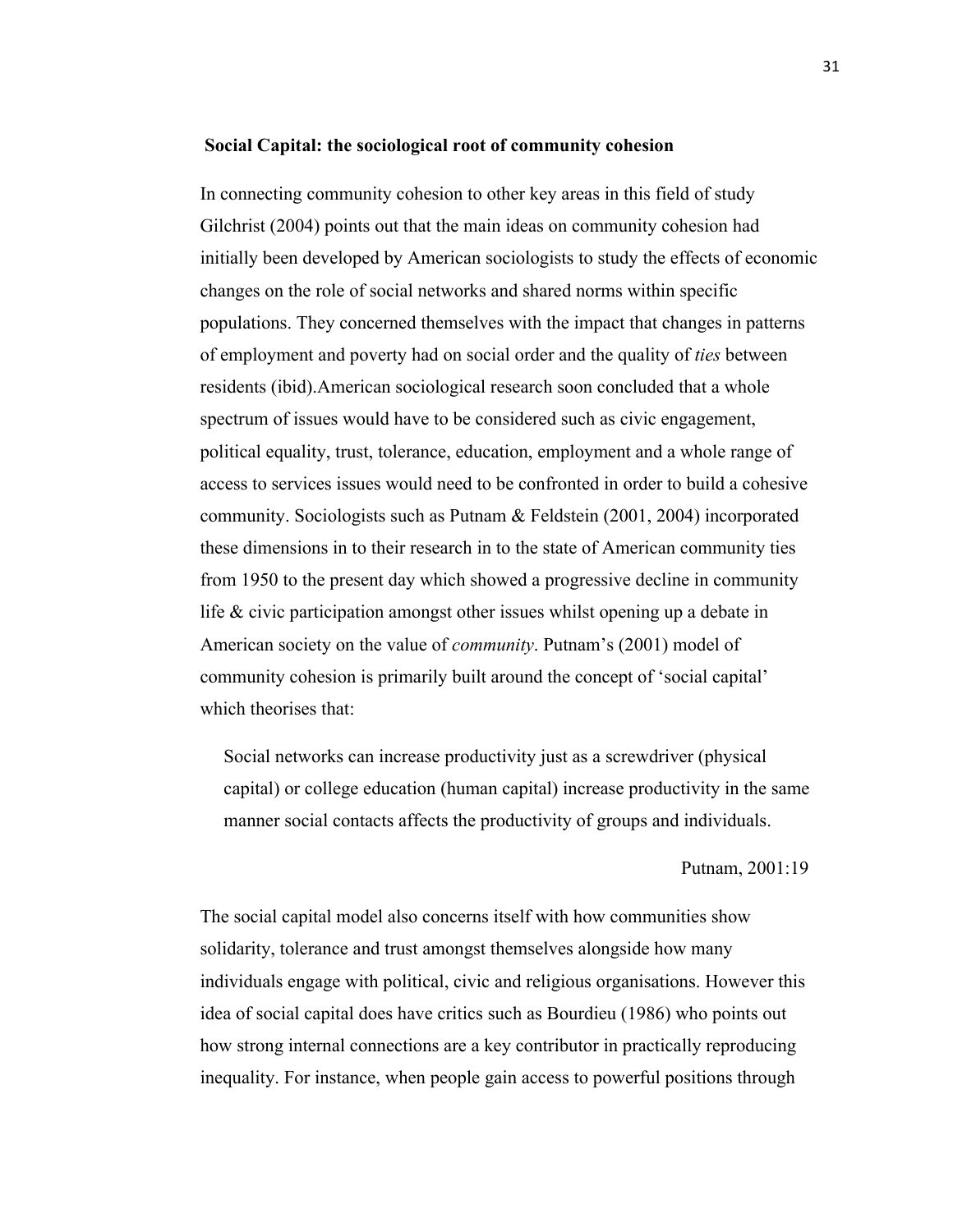**Social Capital: the sociological root of community cohesion**

In connecting community cohesion to other key areas in this field of study Gilchrist (2004) points out that the main ideas on community cohesion had initially been developed by American sociologists to study the effects of economic changes on the role of social networks and shared norms within specific populations. They concerned themselves with the impact that changes in patterns of employment and poverty had on social order and the quality of *ties* between residents (ibid).American sociological research soon concluded that a whole spectrum of issues would have to be considered such as civic engagement, political equality, trust, tolerance, education, employment and a whole range of access to services issues would need to be confronted in order to build a cohesive community. Sociologists such as Putnam & Feldstein (2001, 2004) incorporated these dimensions in to their research in to the state of American community ties from 1950 to the present day which showed a progressive decline in community life & civic participation amongst other issues whilst opening up a debate in American society on the value of *community*. Putnam's (2001) model of community cohesion is primarily built around the concept of 'social capital' which theorises that:

> Social networks can increase productivity just as a screwdriver (physical capital) or college education (human capital) increase productivity in the same manner social contacts affects the productivity of groups and individuals.
>
> Putnam, 2001:19

The social capital model also concerns itself with how communities show solidarity, tolerance and trust amongst themselves alongside how many individuals engage with political, civic and religious organisations. However this idea of social capital does have critics such as Bourdieu (1986) who points out how strong internal connections are a key contributor in practically reproducing inequality. For instance, when people gain access to powerful positions through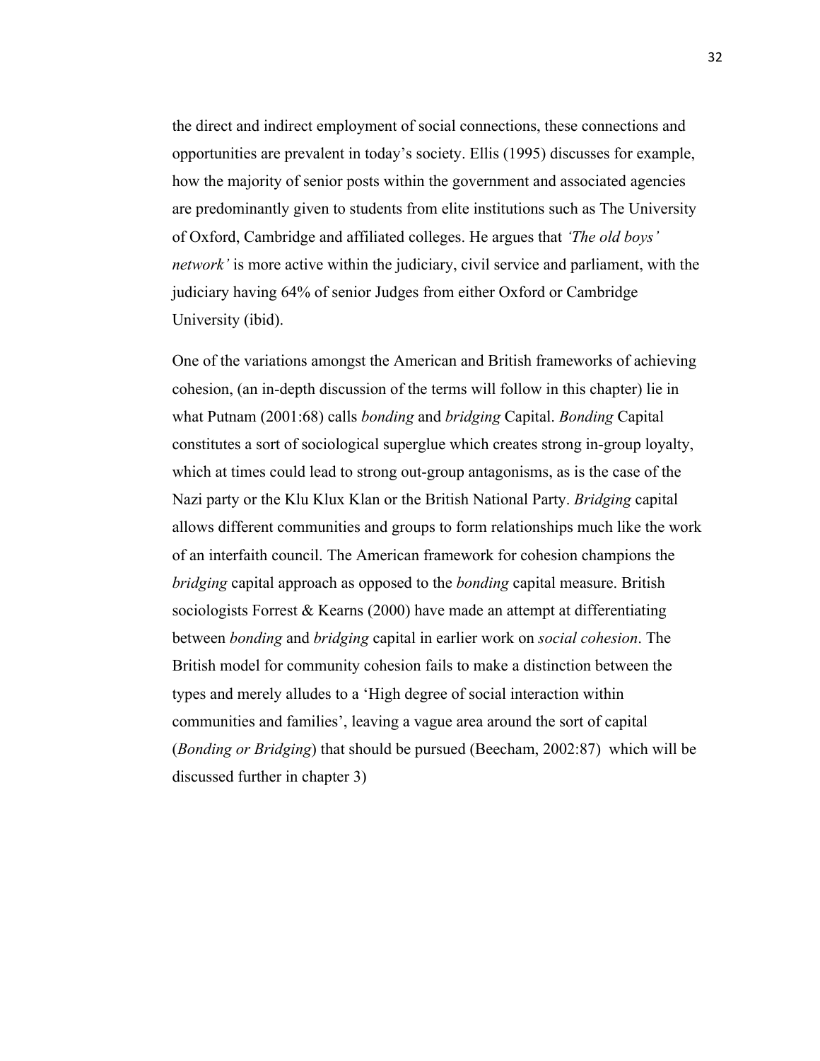the direct and indirect employment of social connections, these connections and opportunities are prevalent in today's society. Ellis (1995) discusses for example, how the majority of senior posts within the government and associated agencies are predominantly given to students from elite institutions such as The University of Oxford, Cambridge and affiliated colleges. He argues that *'The old boys' network'* is more active within the judiciary, civil service and parliament, with the judiciary having 64% of senior Judges from either Oxford or Cambridge University (ibid).

One of the variations amongst the American and British frameworks of achieving cohesion, (an in-depth discussion of the terms will follow in this chapter) lie in what Putnam (2001:68) calls *bonding* and *bridging* Capital. *Bonding* Capital constitutes a sort of sociological superglue which creates strong in-group loyalty, which at times could lead to strong out-group antagonisms, as is the case of the Nazi party or the Klu Klux Klan or the British National Party. *Bridging* capital allows different communities and groups to form relationships much like the work of an interfaith council. The American framework for cohesion champions the *bridging* capital approach as opposed to the *bonding* capital measure. British sociologists Forrest & Kearns (2000) have made an attempt at differentiating between *bonding* and *bridging* capital in earlier work on *social cohesion*. The British model for community cohesion fails to make a distinction between the types and merely alludes to a 'High degree of social interaction within communities and families', leaving a vague area around the sort of capital (*Bonding or Bridging*) that should be pursued (Beecham, 2002:87) which will be discussed further in chapter 3)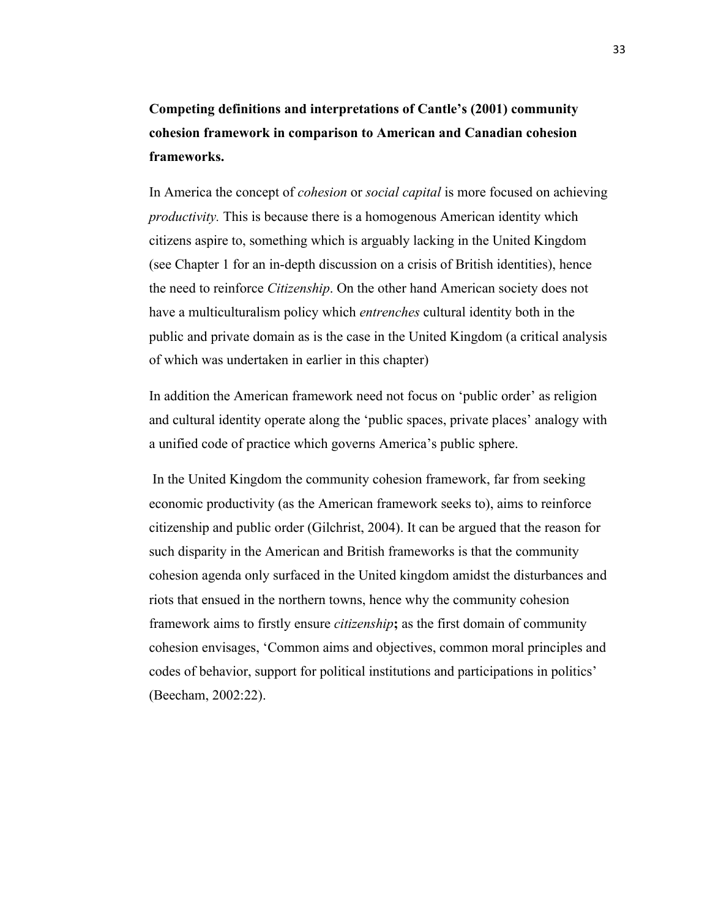**Competing definitions and interpretations of Cantle's (2001) community cohesion framework in comparison to American and Canadian cohesion frameworks.**

In America the concept of *cohesion* or *social capital* is more focused on achieving *productivity.* This is because there is a homogenous American identity which citizens aspire to, something which is arguably lacking in the United Kingdom (see Chapter 1 for an in-depth discussion on a crisis of British identities), hence the need to reinforce *Citizenship*. On the other hand American society does not have a multiculturalism policy which *entrenches* cultural identity both in the public and private domain as is the case in the United Kingdom (a critical analysis of which was undertaken in earlier in this chapter)

In addition the American framework need not focus on 'public order' as religion and cultural identity operate along the 'public spaces, private places' analogy with a unified code of practice which governs America's public sphere.

In the United Kingdom the community cohesion framework, far from seeking economic productivity (as the American framework seeks to), aims to reinforce citizenship and public order (Gilchrist, 2004). It can be argued that the reason for such disparity in the American and British frameworks is that the community cohesion agenda only surfaced in the United kingdom amidst the disturbances and riots that ensued in the northern towns, hence why the community cohesion framework aims to firstly ensure *citizenship***;** as the first domain of community cohesion envisages, 'Common aims and objectives, common moral principles and codes of behavior, support for political institutions and participations in politics' (Beecham, 2002:22).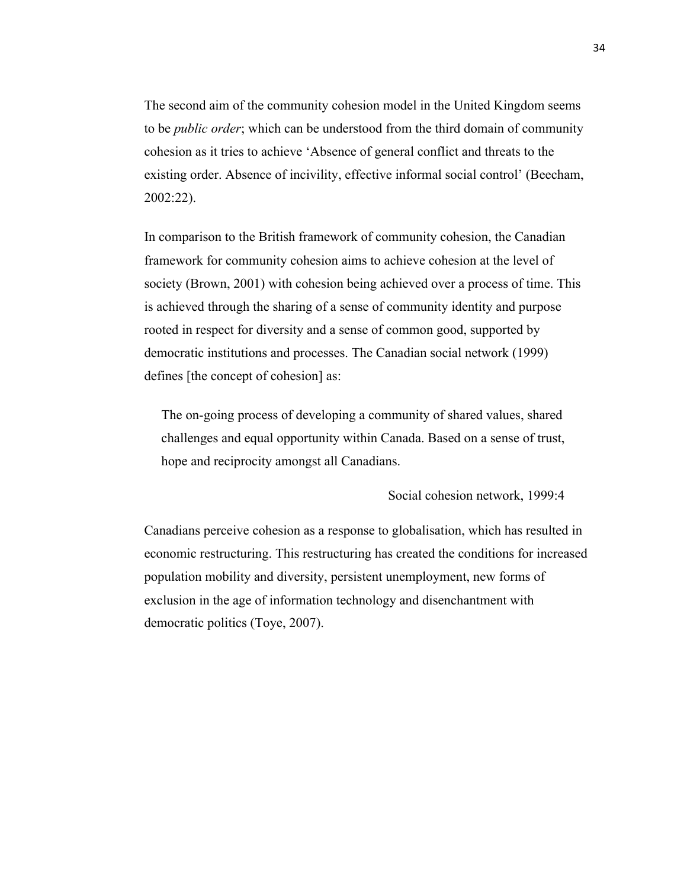The second aim of the community cohesion model in the United Kingdom seems to be *public order*; which can be understood from the third domain of community cohesion as it tries to achieve 'Absence of general conflict and threats to the existing order. Absence of incivility, effective informal social control' (Beecham, 2002:22).

In comparison to the British framework of community cohesion, the Canadian framework for community cohesion aims to achieve cohesion at the level of society (Brown, 2001) with cohesion being achieved over a process of time. This is achieved through the sharing of a sense of community identity and purpose rooted in respect for diversity and a sense of common good, supported by democratic institutions and processes. The Canadian social network (1999) defines [the concept of cohesion] as:

> The on-going process of developing a community of shared values, shared challenges and equal opportunity within Canada. Based on a sense of trust, hope and reciprocity amongst all Canadians.
>
> Social cohesion network, 1999:4

Canadians perceive cohesion as a response to globalisation, which has resulted in economic restructuring. This restructuring has created the conditions for increased population mobility and diversity, persistent unemployment, new forms of exclusion in the age of information technology and disenchantment with democratic politics (Toye, 2007).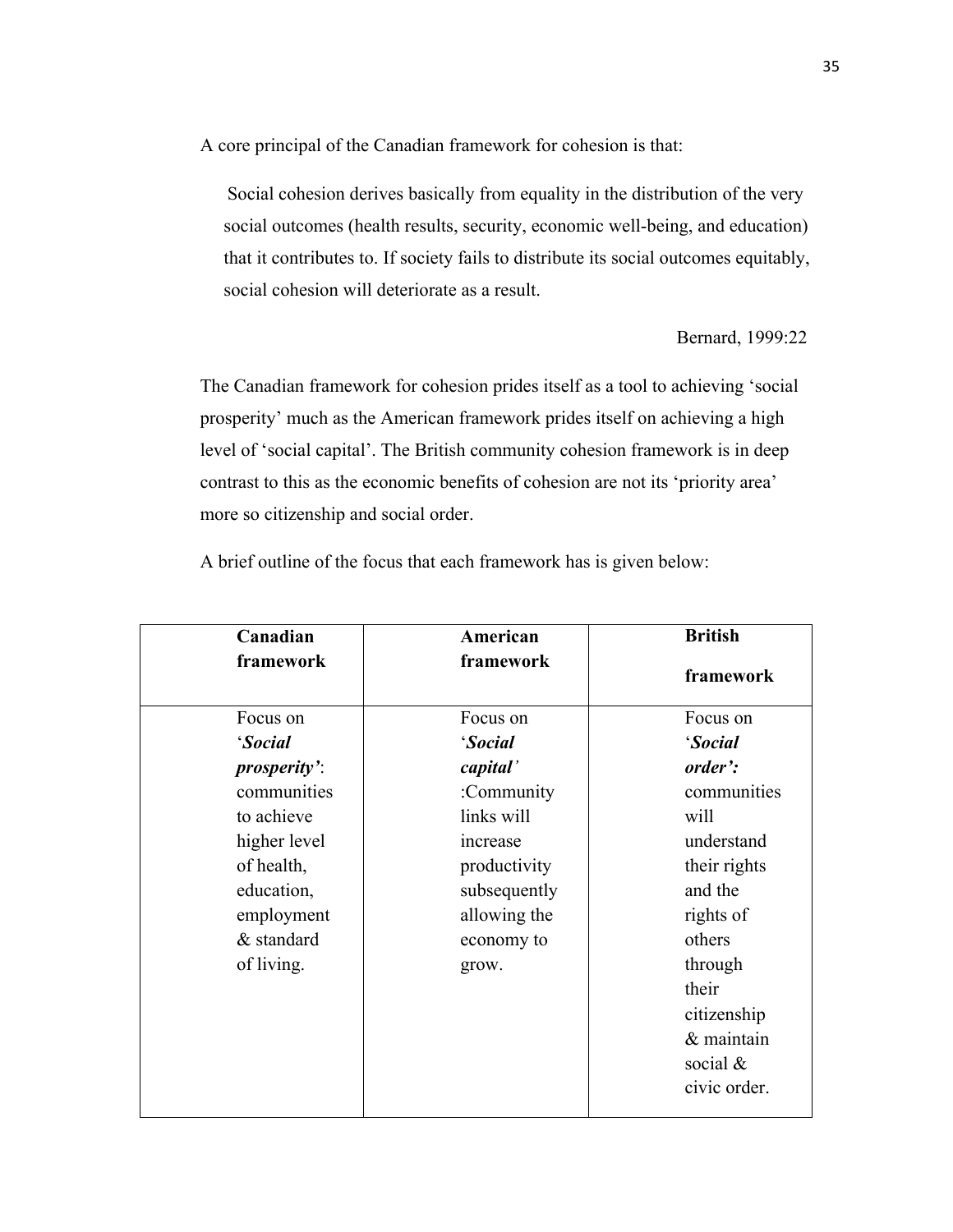A core principal of the Canadian framework for cohesion is that:

> Social cohesion derives basically from equality in the distribution of the very social outcomes (health results, security, economic well-being, and education) that it contributes to. If society fails to distribute its social outcomes equitably, social cohesion will deteriorate as a result.
>
> Bernard, 1999:22

The Canadian framework for cohesion prides itself as a tool to achieving 'social prosperity' much as the American framework prides itself on achieving a high level of 'social capital'. The British community cohesion framework is in deep contrast to this as the economic benefits of cohesion are not its 'priority area' more so citizenship and social order.

A brief outline of the focus that each framework has is given below:

| **Canadian framework** | **American framework** | **British framework** |
|---|---|---|
| Focus on '***Social prosperity'***: communities to achieve higher level of health, education, employment & standard of living. | Focus on '***Social capital'*** :Community links will increase productivity subsequently allowing the economy to grow. | Focus on '***Social order':*** communities will understand their rights and the rights of others through their citizenship & maintain social & civic order. |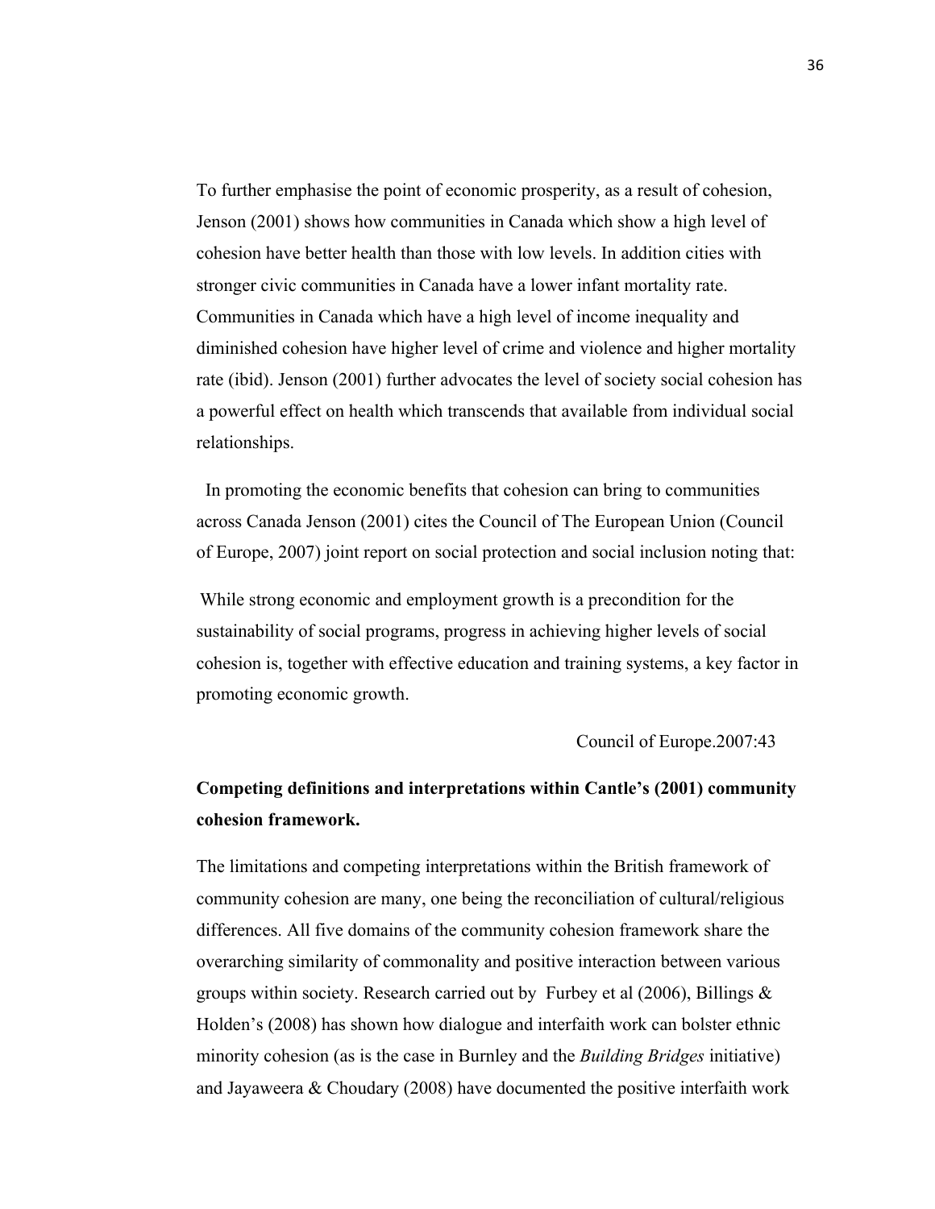To further emphasise the point of economic prosperity, as a result of cohesion, Jenson (2001) shows how communities in Canada which show a high level of cohesion have better health than those with low levels. In addition cities with stronger civic communities in Canada have a lower infant mortality rate. Communities in Canada which have a high level of income inequality and diminished cohesion have higher level of crime and violence and higher mortality rate (ibid). Jenson (2001) further advocates the level of society social cohesion has a powerful effect on health which transcends that available from individual social relationships.

In promoting the economic benefits that cohesion can bring to communities across Canada Jenson (2001) cites the Council of The European Union (Council of Europe, 2007) joint report on social protection and social inclusion noting that:

> While strong economic and employment growth is a precondition for the sustainability of social programs, progress in achieving higher levels of social cohesion is, together with effective education and training systems, a key factor in promoting economic growth.
>
> Council of Europe.2007:43

**Competing definitions and interpretations within Cantle's (2001) community cohesion framework.**

The limitations and competing interpretations within the British framework of community cohesion are many, one being the reconciliation of cultural/religious differences. All five domains of the community cohesion framework share the overarching similarity of commonality and positive interaction between various groups within society. Research carried out by Furbey et al (2006), Billings & Holden's (2008) has shown how dialogue and interfaith work can bolster ethnic minority cohesion (as is the case in Burnley and the *Building Bridges* initiative) and Jayaweera & Choudary (2008) have documented the positive interfaith work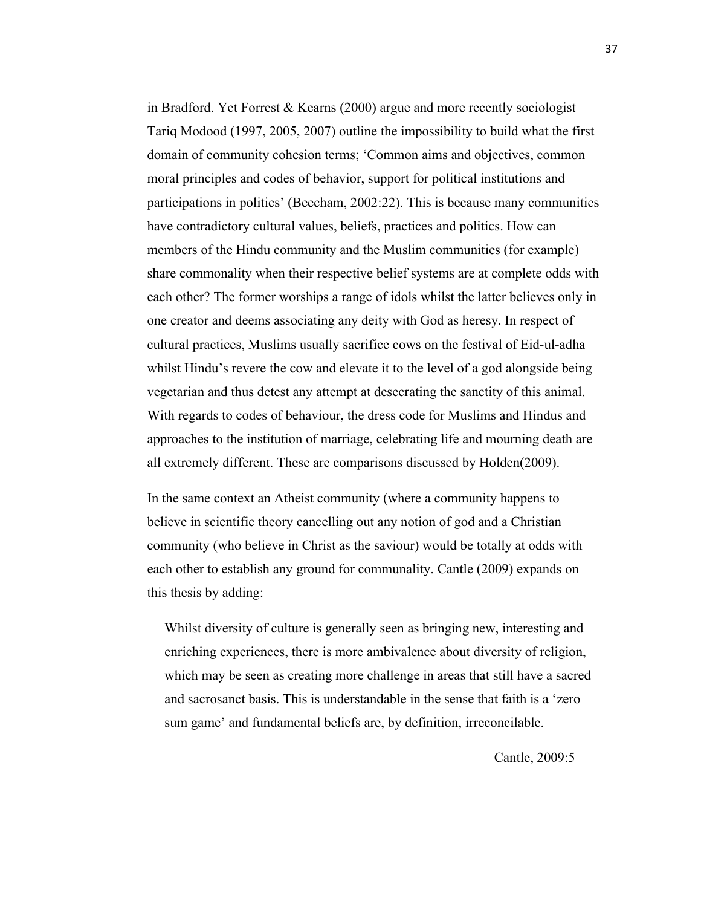in Bradford. Yet Forrest & Kearns (2000) argue and more recently sociologist Tariq Modood (1997, 2005, 2007) outline the impossibility to build what the first domain of community cohesion terms; 'Common aims and objectives, common moral principles and codes of behavior, support for political institutions and participations in politics' (Beecham, 2002:22). This is because many communities have contradictory cultural values, beliefs, practices and politics. How can members of the Hindu community and the Muslim communities (for example) share commonality when their respective belief systems are at complete odds with each other? The former worships a range of idols whilst the latter believes only in one creator and deems associating any deity with God as heresy. In respect of cultural practices, Muslims usually sacrifice cows on the festival of Eid-ul-adha whilst Hindu's revere the cow and elevate it to the level of a god alongside being vegetarian and thus detest any attempt at desecrating the sanctity of this animal. With regards to codes of behaviour, the dress code for Muslims and Hindus and approaches to the institution of marriage, celebrating life and mourning death are all extremely different. These are comparisons discussed by Holden(2009).

In the same context an Atheist community (where a community happens to believe in scientific theory cancelling out any notion of god and a Christian community (who believe in Christ as the saviour) would be totally at odds with each other to establish any ground for communality. Cantle (2009) expands on this thesis by adding:

> Whilst diversity of culture is generally seen as bringing new, interesting and enriching experiences, there is more ambivalence about diversity of religion, which may be seen as creating more challenge in areas that still have a sacred and sacrosanct basis. This is understandable in the sense that faith is a 'zero sum game' and fundamental beliefs are, by definition, irreconcilable.
>
> Cantle, 2009:5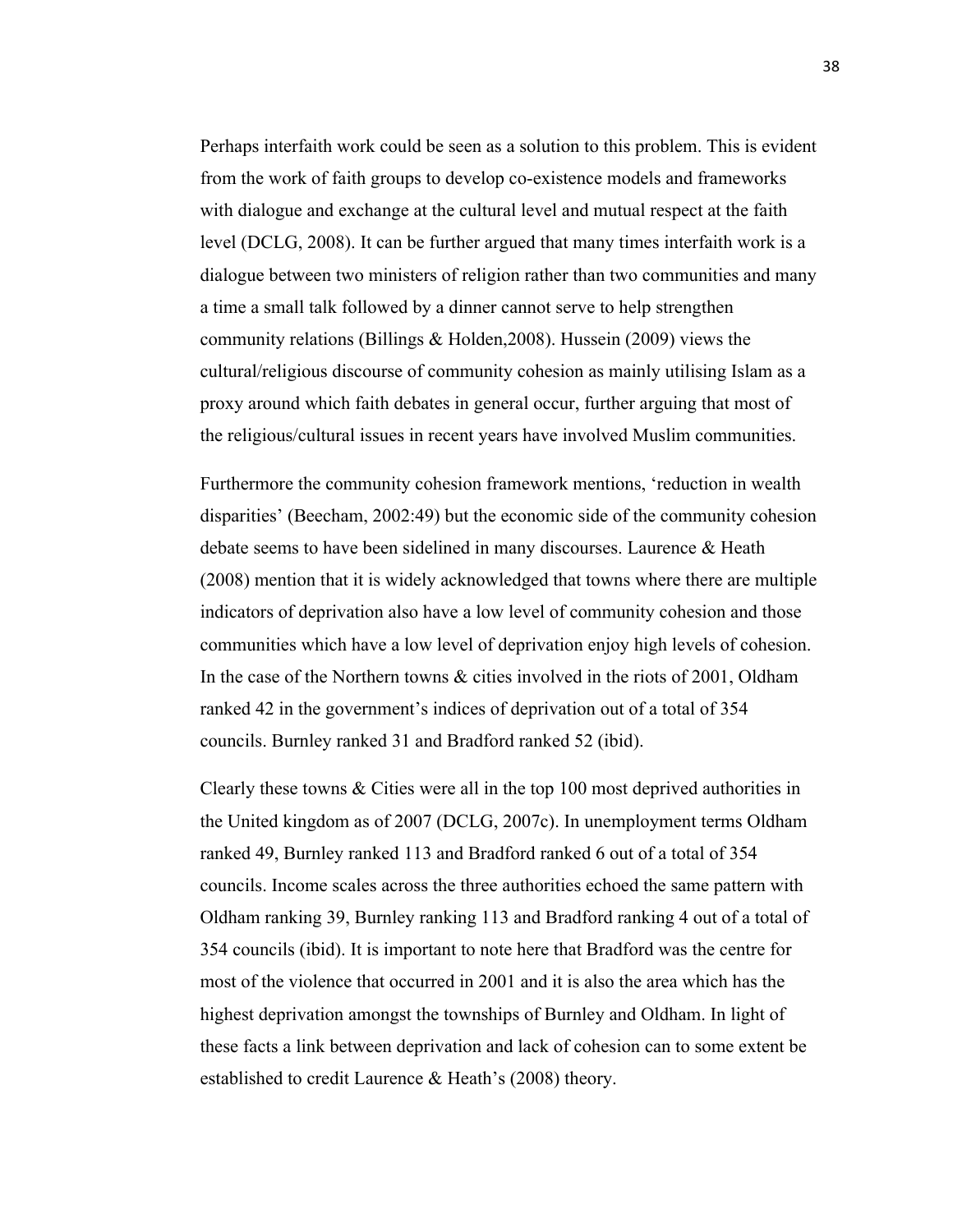Perhaps interfaith work could be seen as a solution to this problem. This is evident from the work of faith groups to develop co-existence models and frameworks with dialogue and exchange at the cultural level and mutual respect at the faith level (DCLG, 2008). It can be further argued that many times interfaith work is a dialogue between two ministers of religion rather than two communities and many a time a small talk followed by a dinner cannot serve to help strengthen community relations (Billings & Holden,2008). Hussein (2009) views the cultural/religious discourse of community cohesion as mainly utilising Islam as a proxy around which faith debates in general occur, further arguing that most of the religious/cultural issues in recent years have involved Muslim communities.

Furthermore the community cohesion framework mentions, 'reduction in wealth disparities' (Beecham, 2002:49) but the economic side of the community cohesion debate seems to have been sidelined in many discourses. Laurence & Heath (2008) mention that it is widely acknowledged that towns where there are multiple indicators of deprivation also have a low level of community cohesion and those communities which have a low level of deprivation enjoy high levels of cohesion. In the case of the Northern towns & cities involved in the riots of 2001, Oldham ranked 42 in the government's indices of deprivation out of a total of 354 councils. Burnley ranked 31 and Bradford ranked 52 (ibid).

Clearly these towns & Cities were all in the top 100 most deprived authorities in the United kingdom as of 2007 (DCLG, 2007c). In unemployment terms Oldham ranked 49, Burnley ranked 113 and Bradford ranked 6 out of a total of 354 councils. Income scales across the three authorities echoed the same pattern with Oldham ranking 39, Burnley ranking 113 and Bradford ranking 4 out of a total of 354 councils (ibid). It is important to note here that Bradford was the centre for most of the violence that occurred in 2001 and it is also the area which has the highest deprivation amongst the townships of Burnley and Oldham. In light of these facts a link between deprivation and lack of cohesion can to some extent be established to credit Laurence & Heath's (2008) theory.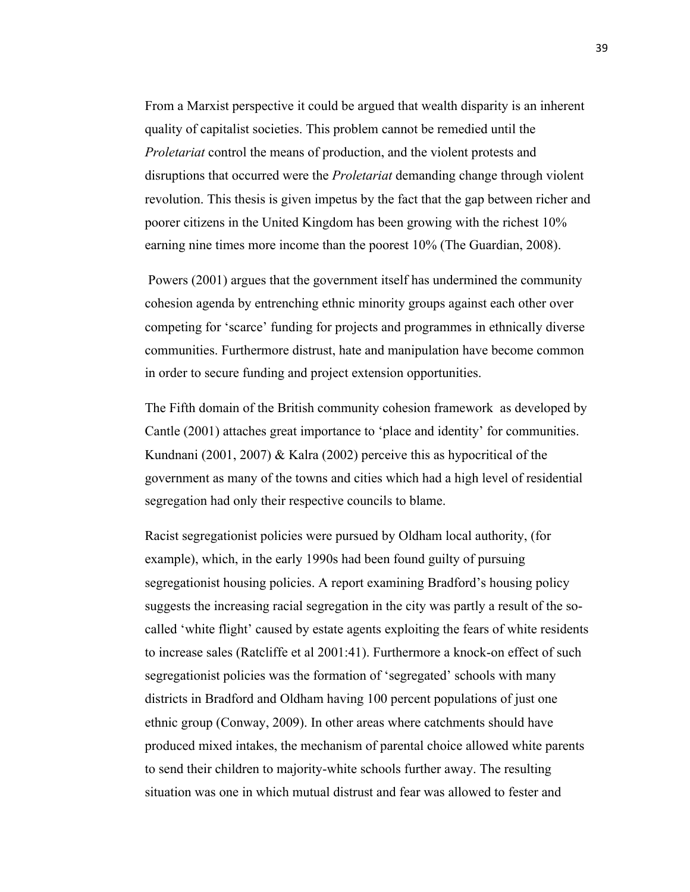From a Marxist perspective it could be argued that wealth disparity is an inherent quality of capitalist societies. This problem cannot be remedied until the *Proletariat* control the means of production, and the violent protests and disruptions that occurred were the *Proletariat* demanding change through violent revolution. This thesis is given impetus by the fact that the gap between richer and poorer citizens in the United Kingdom has been growing with the richest 10% earning nine times more income than the poorest 10% (The Guardian, 2008).

Powers (2001) argues that the government itself has undermined the community cohesion agenda by entrenching ethnic minority groups against each other over competing for 'scarce' funding for projects and programmes in ethnically diverse communities. Furthermore distrust, hate and manipulation have become common in order to secure funding and project extension opportunities.

The Fifth domain of the British community cohesion framework as developed by Cantle (2001) attaches great importance to 'place and identity' for communities. Kundnani (2001, 2007) & Kalra (2002) perceive this as hypocritical of the government as many of the towns and cities which had a high level of residential segregation had only their respective councils to blame.

Racist segregationist policies were pursued by Oldham local authority, (for example), which, in the early 1990s had been found guilty of pursuing segregationist housing policies. A report examining Bradford's housing policy suggests the increasing racial segregation in the city was partly a result of the so-called 'white flight' caused by estate agents exploiting the fears of white residents to increase sales (Ratcliffe et al 2001:41). Furthermore a knock-on effect of such segregationist policies was the formation of 'segregated' schools with many districts in Bradford and Oldham having 100 percent populations of just one ethnic group (Conway, 2009). In other areas where catchments should have produced mixed intakes, the mechanism of parental choice allowed white parents to send their children to majority-white schools further away. The resulting situation was one in which mutual distrust and fear was allowed to fester and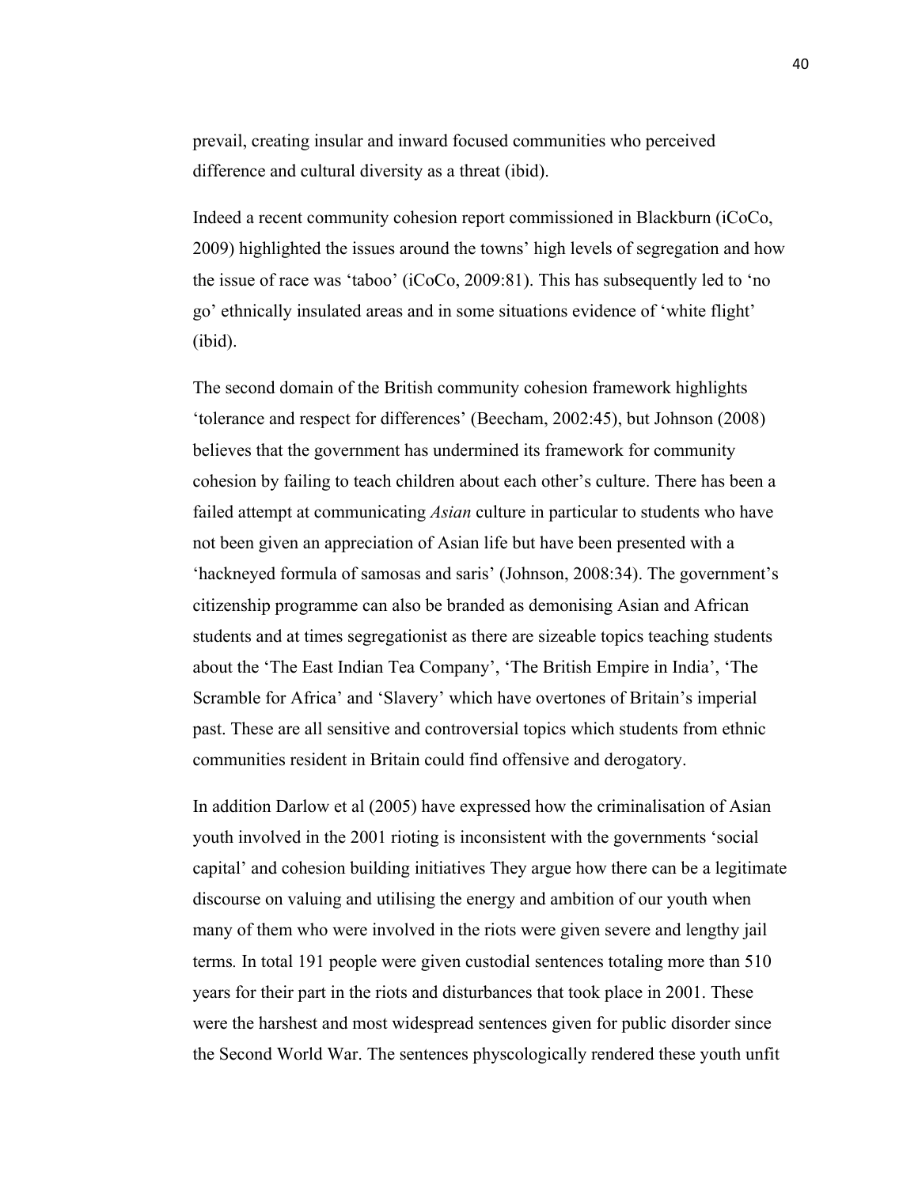prevail, creating insular and inward focused communities who perceived difference and cultural diversity as a threat (ibid).

Indeed a recent community cohesion report commissioned in Blackburn (iCoCo, 2009) highlighted the issues around the towns' high levels of segregation and how the issue of race was 'taboo' (iCoCo, 2009:81). This has subsequently led to 'no go' ethnically insulated areas and in some situations evidence of 'white flight' (ibid).

The second domain of the British community cohesion framework highlights 'tolerance and respect for differences' (Beecham, 2002:45), but Johnson (2008) believes that the government has undermined its framework for community cohesion by failing to teach children about each other's culture. There has been a failed attempt at communicating *Asian* culture in particular to students who have not been given an appreciation of Asian life but have been presented with a 'hackneyed formula of samosas and saris' (Johnson, 2008:34). The government's citizenship programme can also be branded as demonising Asian and African students and at times segregationist as there are sizeable topics teaching students about the 'The East Indian Tea Company', 'The British Empire in India', 'The Scramble for Africa' and 'Slavery' which have overtones of Britain's imperial past. These are all sensitive and controversial topics which students from ethnic communities resident in Britain could find offensive and derogatory.

In addition Darlow et al (2005) have expressed how the criminalisation of Asian youth involved in the 2001 rioting is inconsistent with the governments 'social capital' and cohesion building initiatives They argue how there can be a legitimate discourse on valuing and utilising the energy and ambition of our youth when many of them who were involved in the riots were given severe and lengthy jail terms. In total 191 people were given custodial sentences totaling more than 510 years for their part in the riots and disturbances that took place in 2001. These were the harshest and most widespread sentences given for public disorder since the Second World War. The sentences physcologically rendered these youth unfit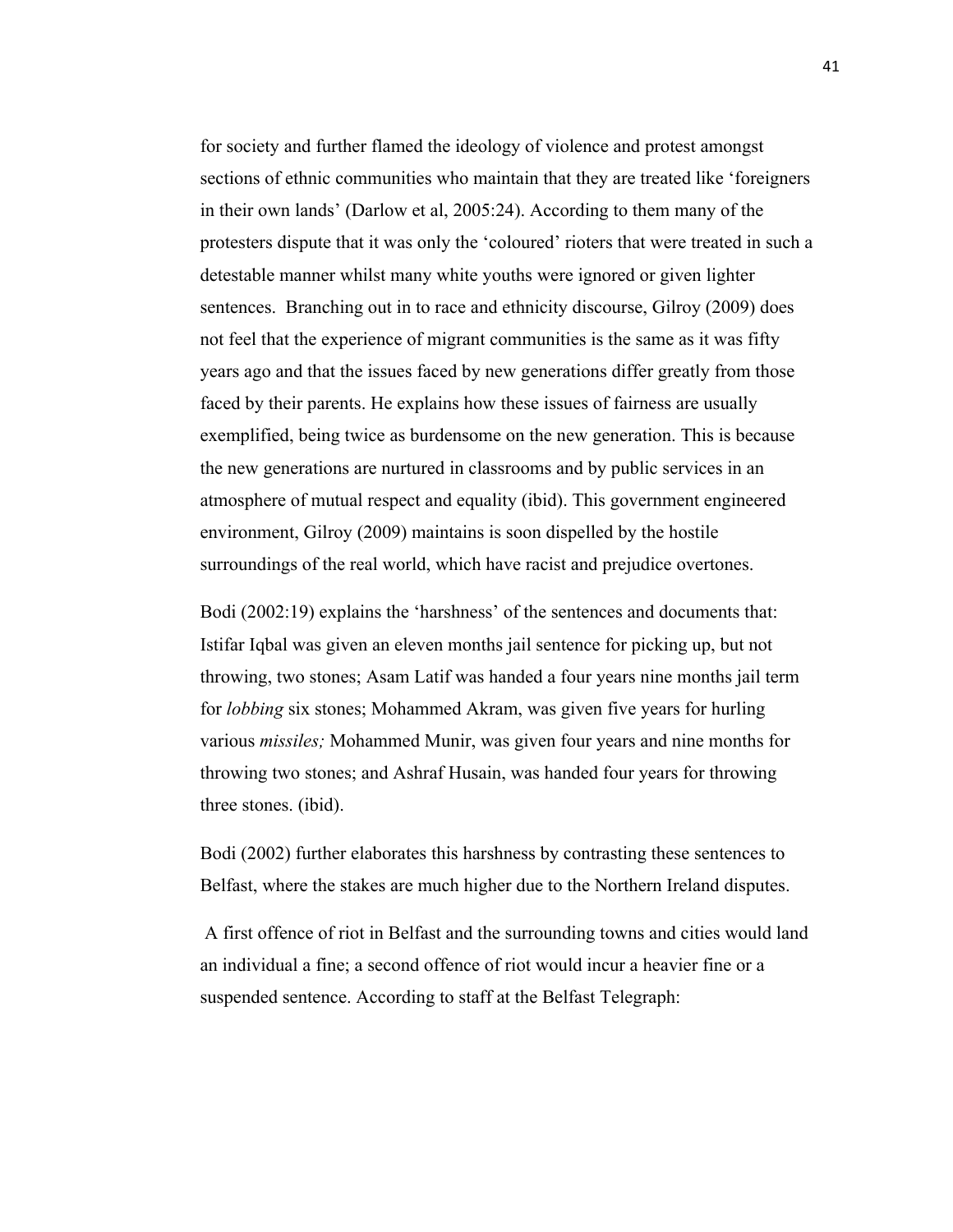for society and further flamed the ideology of violence and protest amongst sections of ethnic communities who maintain that they are treated like 'foreigners in their own lands' (Darlow et al, 2005:24). According to them many of the protesters dispute that it was only the 'coloured' rioters that were treated in such a detestable manner whilst many white youths were ignored or given lighter sentences. Branching out in to race and ethnicity discourse, Gilroy (2009) does not feel that the experience of migrant communities is the same as it was fifty years ago and that the issues faced by new generations differ greatly from those faced by their parents. He explains how these issues of fairness are usually exemplified, being twice as burdensome on the new generation. This is because the new generations are nurtured in classrooms and by public services in an atmosphere of mutual respect and equality (ibid). This government engineered environment, Gilroy (2009) maintains is soon dispelled by the hostile surroundings of the real world, which have racist and prejudice overtones.

Bodi (2002:19) explains the 'harshness' of the sentences and documents that: Istifar Iqbal was given an eleven months jail sentence for picking up, but not throwing, two stones; Asam Latif was handed a four years nine months jail term for *lobbing* six stones; Mohammed Akram, was given five years for hurling various *missiles;* Mohammed Munir, was given four years and nine months for throwing two stones; and Ashraf Husain, was handed four years for throwing three stones. (ibid).

Bodi (2002) further elaborates this harshness by contrasting these sentences to Belfast, where the stakes are much higher due to the Northern Ireland disputes.

A first offence of riot in Belfast and the surrounding towns and cities would land an individual a fine; a second offence of riot would incur a heavier fine or a suspended sentence. According to staff at the Belfast Telegraph: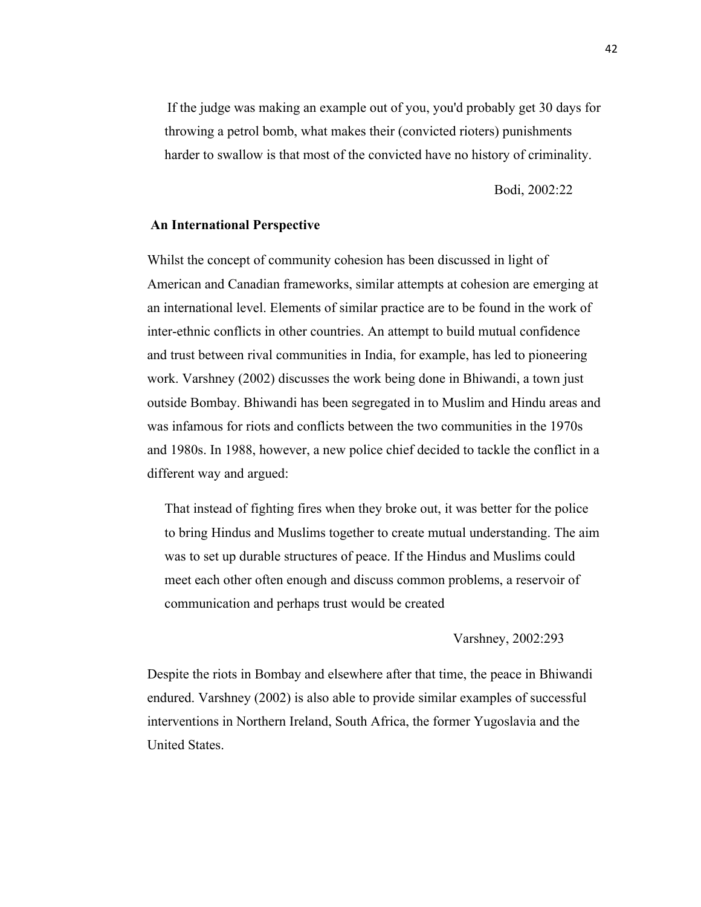> If the judge was making an example out of you, you'd probably get 30 days for throwing a petrol bomb, what makes their (convicted rioters) punishments harder to swallow is that most of the convicted have no history of criminality.
>
> Bodi, 2002:22

### An International Perspective

Whilst the concept of community cohesion has been discussed in light of American and Canadian frameworks, similar attempts at cohesion are emerging at an international level. Elements of similar practice are to be found in the work of inter-ethnic conflicts in other countries. An attempt to build mutual confidence and trust between rival communities in India, for example, has led to pioneering work. Varshney (2002) discusses the work being done in Bhiwandi, a town just outside Bombay. Bhiwandi has been segregated in to Muslim and Hindu areas and was infamous for riots and conflicts between the two communities in the 1970s and 1980s. In 1988, however, a new police chief decided to tackle the conflict in a different way and argued:

> That instead of fighting fires when they broke out, it was better for the police to bring Hindus and Muslims together to create mutual understanding. The aim was to set up durable structures of peace. If the Hindus and Muslims could meet each other often enough and discuss common problems, a reservoir of communication and perhaps trust would be created
>
> Varshney, 2002:293

Despite the riots in Bombay and elsewhere after that time, the peace in Bhiwandi endured. Varshney (2002) is also able to provide similar examples of successful interventions in Northern Ireland, South Africa, the former Yugoslavia and the United States.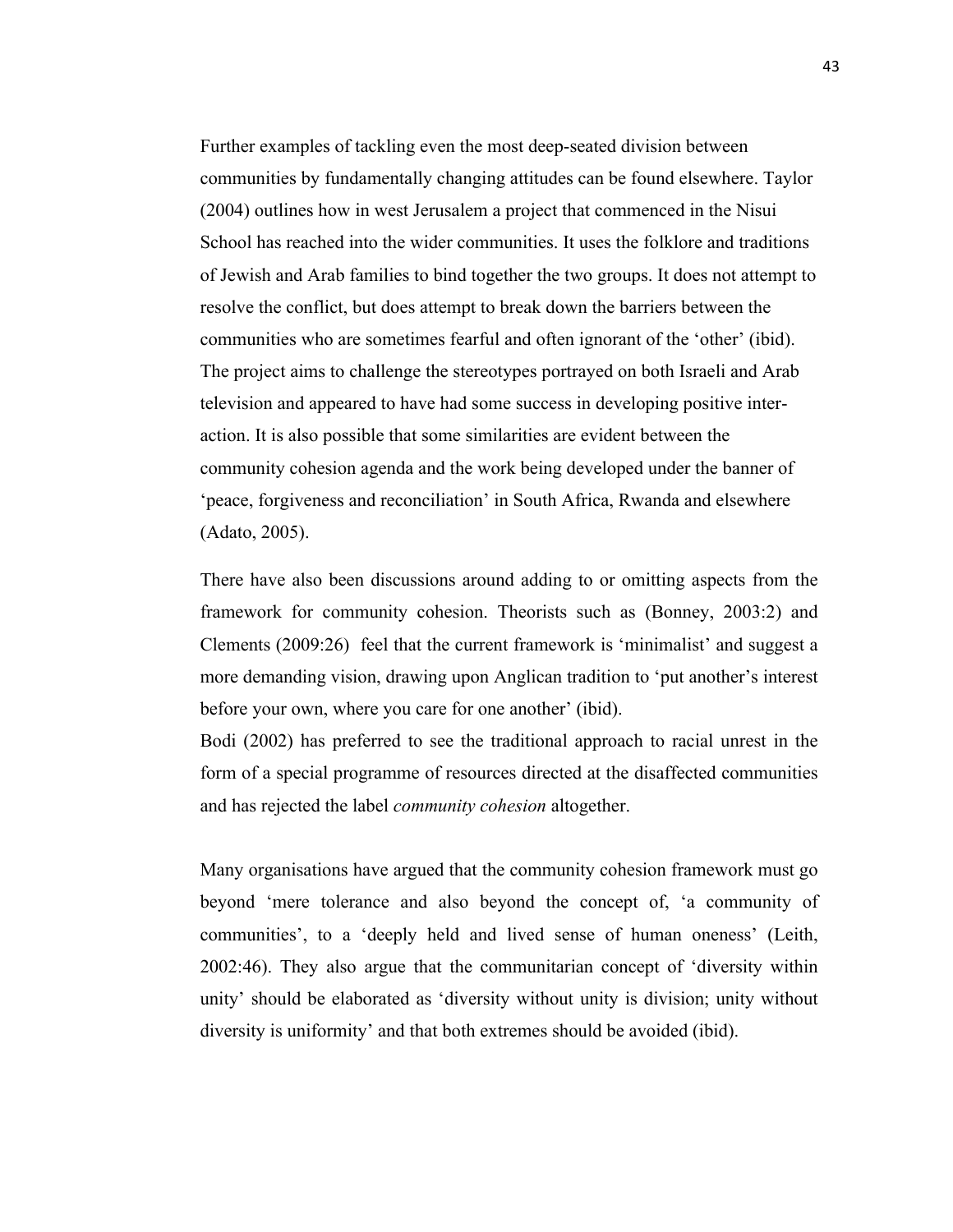Further examples of tackling even the most deep-seated division between communities by fundamentally changing attitudes can be found elsewhere. Taylor (2004) outlines how in west Jerusalem a project that commenced in the Nisui School has reached into the wider communities. It uses the folklore and traditions of Jewish and Arab families to bind together the two groups. It does not attempt to resolve the conflict, but does attempt to break down the barriers between the communities who are sometimes fearful and often ignorant of the 'other' (ibid). The project aims to challenge the stereotypes portrayed on both Israeli and Arab television and appeared to have had some success in developing positive inter-action. It is also possible that some similarities are evident between the community cohesion agenda and the work being developed under the banner of 'peace, forgiveness and reconciliation' in South Africa, Rwanda and elsewhere (Adato, 2005).

There have also been discussions around adding to or omitting aspects from the framework for community cohesion. Theorists such as (Bonney, 2003:2) and Clements (2009:26) feel that the current framework is 'minimalist' and suggest a more demanding vision, drawing upon Anglican tradition to 'put another's interest before your own, where you care for one another' (ibid).
Bodi (2002) has preferred to see the traditional approach to racial unrest in the form of a special programme of resources directed at the disaffected communities and has rejected the label *community cohesion* altogether.

Many organisations have argued that the community cohesion framework must go beyond 'mere tolerance and also beyond the concept of, 'a community of communities', to a 'deeply held and lived sense of human oneness' (Leith, 2002:46). They also argue that the communitarian concept of 'diversity within unity' should be elaborated as 'diversity without unity is division; unity without diversity is uniformity' and that both extremes should be avoided (ibid).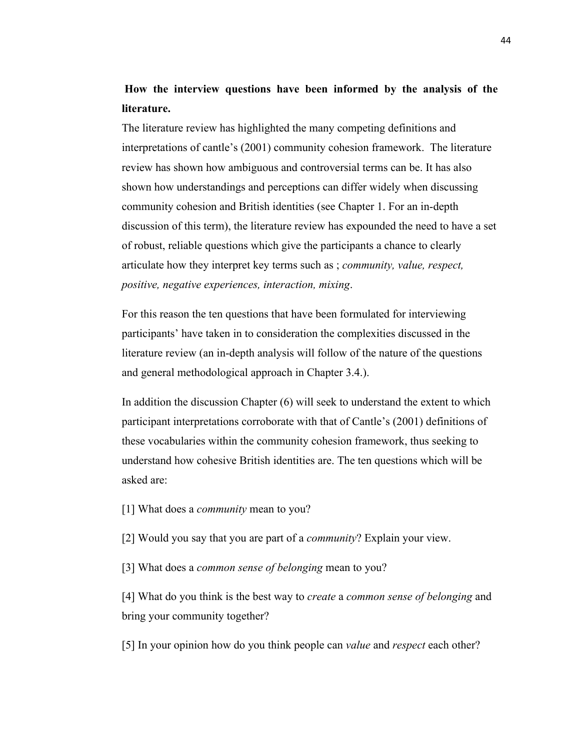**How the interview questions have been informed by the analysis of the literature.**

The literature review has highlighted the many competing definitions and interpretations of cantle's (2001) community cohesion framework. The literature review has shown how ambiguous and controversial terms can be. It has also shown how understandings and perceptions can differ widely when discussing community cohesion and British identities (see Chapter 1. For an in-depth discussion of this term), the literature review has expounded the need to have a set of robust, reliable questions which give the participants a chance to clearly articulate how they interpret key terms such as ; *community, value, respect, positive, negative experiences, interaction, mixing*.

For this reason the ten questions that have been formulated for interviewing participants' have taken in to consideration the complexities discussed in the literature review (an in-depth analysis will follow of the nature of the questions and general methodological approach in Chapter 3.4.).

In addition the discussion Chapter (6) will seek to understand the extent to which participant interpretations corroborate with that of Cantle's (2001) definitions of these vocabularies within the community cohesion framework, thus seeking to understand how cohesive British identities are. The ten questions which will be asked are:

[1] What does a *community* mean to you?

[2] Would you say that you are part of a *community*? Explain your view.

[3] What does a *common sense of belonging* mean to you?

[4] What do you think is the best way to *create* a *common sense of belonging* and bring your community together?

[5] In your opinion how do you think people can *value* and *respect* each other?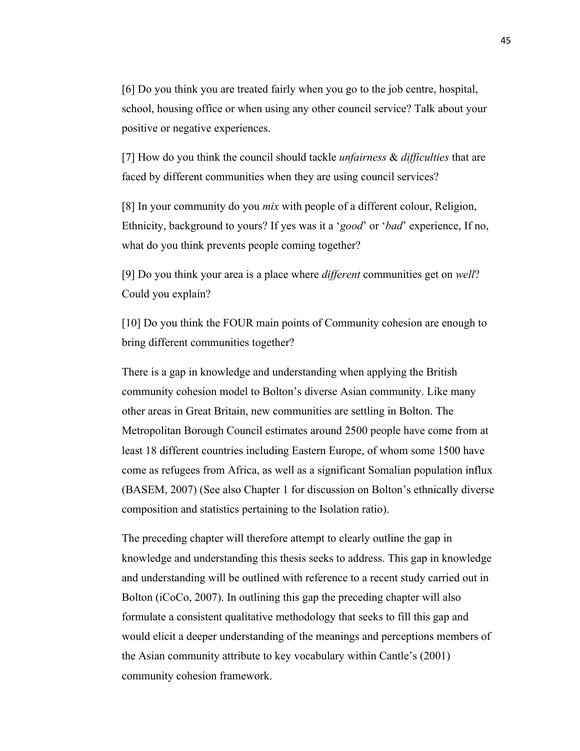[6] Do you think you are treated fairly when you go to the job centre, hospital, school, housing office or when using any other council service? Talk about your positive or negative experiences.

[7] How do you think the council should tackle *unfairness* & *difficulties* that are faced by different communities when they are using council services?

[8] In your community do you *mix* with people of a different colour, Religion, Ethnicity, background to yours? If yes was it a '*good*' or '*bad*' experience, If no, what do you think prevents people coming together?

[9] Do you think your area is a place where *different* communities get on *well*? Could you explain?

[10] Do you think the FOUR main points of Community cohesion are enough to bring different communities together?

There is a gap in knowledge and understanding when applying the British community cohesion model to Bolton's diverse Asian community. Like many other areas in Great Britain, new communities are settling in Bolton. The Metropolitan Borough Council estimates around 2500 people have come from at least 18 different countries including Eastern Europe, of whom some 1500 have come as refugees from Africa, as well as a significant Somalian population influx (BASEM, 2007) (See also Chapter 1 for discussion on Bolton's ethnically diverse composition and statistics pertaining to the Isolation ratio).

The preceding chapter will therefore attempt to clearly outline the gap in knowledge and understanding this thesis seeks to address. This gap in knowledge and understanding will be outlined with reference to a recent study carried out in Bolton (iCoCo, 2007). In outlining this gap the preceding chapter will also formulate a consistent qualitative methodology that seeks to fill this gap and would elicit a deeper understanding of the meanings and perceptions members of the Asian community attribute to key vocabulary within Cantle's (2001) community cohesion framework.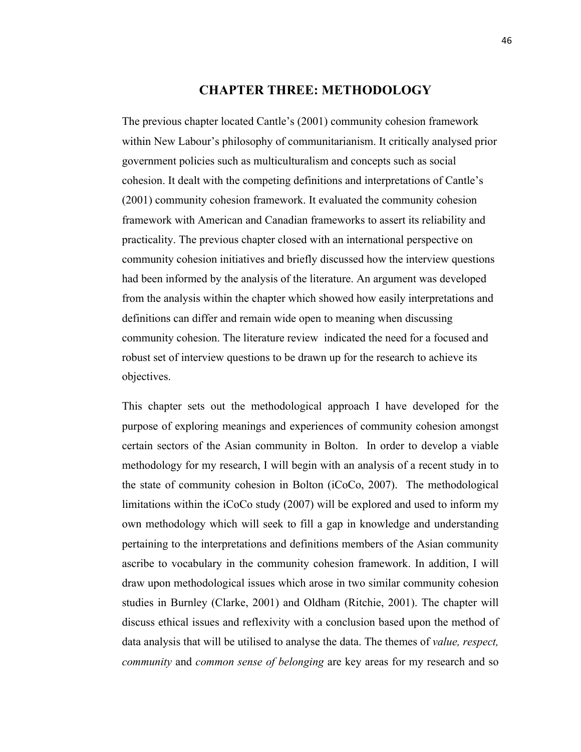# CHAPTER THREE: METHODOLOGY

The previous chapter located Cantle's (2001) community cohesion framework within New Labour's philosophy of communitarianism. It critically analysed prior government policies such as multiculturalism and concepts such as social cohesion. It dealt with the competing definitions and interpretations of Cantle's (2001) community cohesion framework. It evaluated the community cohesion framework with American and Canadian frameworks to assert its reliability and practicality. The previous chapter closed with an international perspective on community cohesion initiatives and briefly discussed how the interview questions had been informed by the analysis of the literature. An argument was developed from the analysis within the chapter which showed how easily interpretations and definitions can differ and remain wide open to meaning when discussing community cohesion. The literature review indicated the need for a focused and robust set of interview questions to be drawn up for the research to achieve its objectives.

This chapter sets out the methodological approach I have developed for the purpose of exploring meanings and experiences of community cohesion amongst certain sectors of the Asian community in Bolton. In order to develop a viable methodology for my research, I will begin with an analysis of a recent study in to the state of community cohesion in Bolton (iCoCo, 2007). The methodological limitations within the iCoCo study (2007) will be explored and used to inform my own methodology which will seek to fill a gap in knowledge and understanding pertaining to the interpretations and definitions members of the Asian community ascribe to vocabulary in the community cohesion framework. In addition, I will draw upon methodological issues which arose in two similar community cohesion studies in Burnley (Clarke, 2001) and Oldham (Ritchie, 2001). The chapter will discuss ethical issues and reflexivity with a conclusion based upon the method of data analysis that will be utilised to analyse the data. The themes of *value, respect, community* and *common sense of belonging* are key areas for my research and so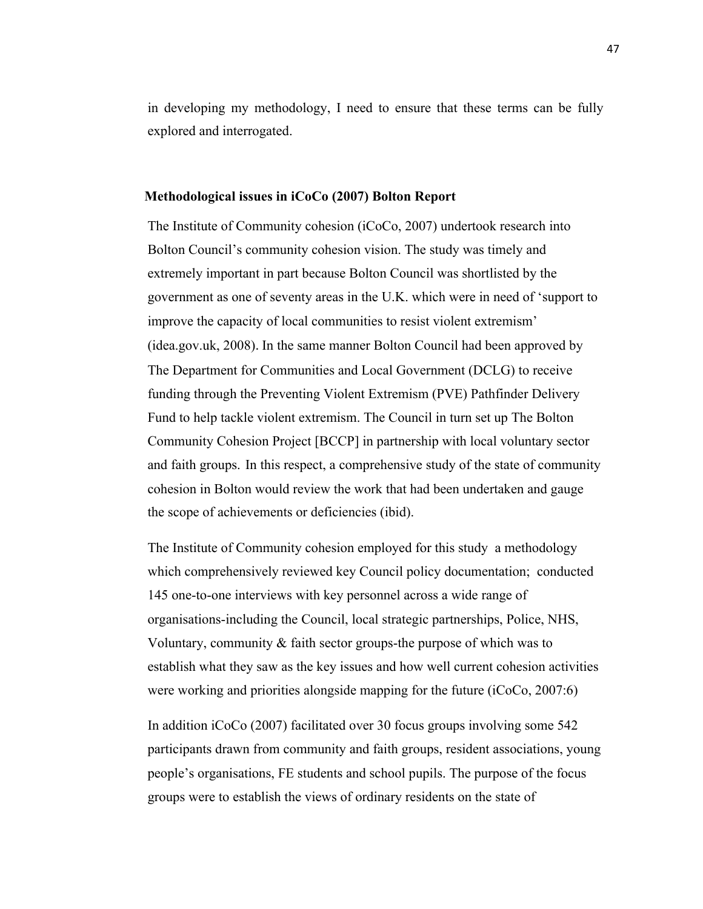in developing my methodology, I need to ensure that these terms can be fully explored and interrogated.

**Methodological issues in iCoCo (2007) Bolton Report**

The Institute of Community cohesion (iCoCo, 2007) undertook research into Bolton Council's community cohesion vision. The study was timely and extremely important in part because Bolton Council was shortlisted by the government as one of seventy areas in the U.K. which were in need of 'support to improve the capacity of local communities to resist violent extremism' (idea.gov.uk, 2008). In the same manner Bolton Council had been approved by The Department for Communities and Local Government (DCLG) to receive funding through the Preventing Violent Extremism (PVE) Pathfinder Delivery Fund to help tackle violent extremism. The Council in turn set up The Bolton Community Cohesion Project [BCCP] in partnership with local voluntary sector and faith groups. In this respect, a comprehensive study of the state of community cohesion in Bolton would review the work that had been undertaken and gauge the scope of achievements or deficiencies (ibid).

The Institute of Community cohesion employed for this study a methodology which comprehensively reviewed key Council policy documentation; conducted 145 one-to-one interviews with key personnel across a wide range of organisations-including the Council, local strategic partnerships, Police, NHS, Voluntary, community & faith sector groups-the purpose of which was to establish what they saw as the key issues and how well current cohesion activities were working and priorities alongside mapping for the future (iCoCo, 2007:6)

In addition iCoCo (2007) facilitated over 30 focus groups involving some 542 participants drawn from community and faith groups, resident associations, young people's organisations, FE students and school pupils. The purpose of the focus groups were to establish the views of ordinary residents on the state of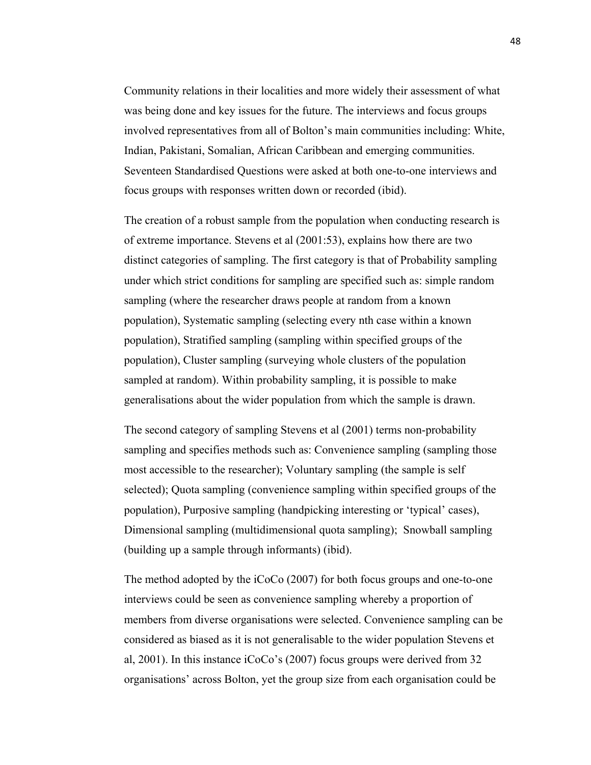Community relations in their localities and more widely their assessment of what was being done and key issues for the future. The interviews and focus groups involved representatives from all of Bolton's main communities including: White, Indian, Pakistani, Somalian, African Caribbean and emerging communities. Seventeen Standardised Questions were asked at both one-to-one interviews and focus groups with responses written down or recorded (ibid).

The creation of a robust sample from the population when conducting research is of extreme importance. Stevens et al (2001:53), explains how there are two distinct categories of sampling. The first category is that of Probability sampling under which strict conditions for sampling are specified such as: simple random sampling (where the researcher draws people at random from a known population), Systematic sampling (selecting every nth case within a known population), Stratified sampling (sampling within specified groups of the population), Cluster sampling (surveying whole clusters of the population sampled at random). Within probability sampling, it is possible to make generalisations about the wider population from which the sample is drawn.

The second category of sampling Stevens et al (2001) terms non-probability sampling and specifies methods such as: Convenience sampling (sampling those most accessible to the researcher); Voluntary sampling (the sample is self selected); Quota sampling (convenience sampling within specified groups of the population), Purposive sampling (handpicking interesting or 'typical' cases), Dimensional sampling (multidimensional quota sampling); Snowball sampling (building up a sample through informants) (ibid).

The method adopted by the iCoCo (2007) for both focus groups and one-to-one interviews could be seen as convenience sampling whereby a proportion of members from diverse organisations were selected. Convenience sampling can be considered as biased as it is not generalisable to the wider population Stevens et al, 2001). In this instance iCoCo's (2007) focus groups were derived from 32 organisations' across Bolton, yet the group size from each organisation could be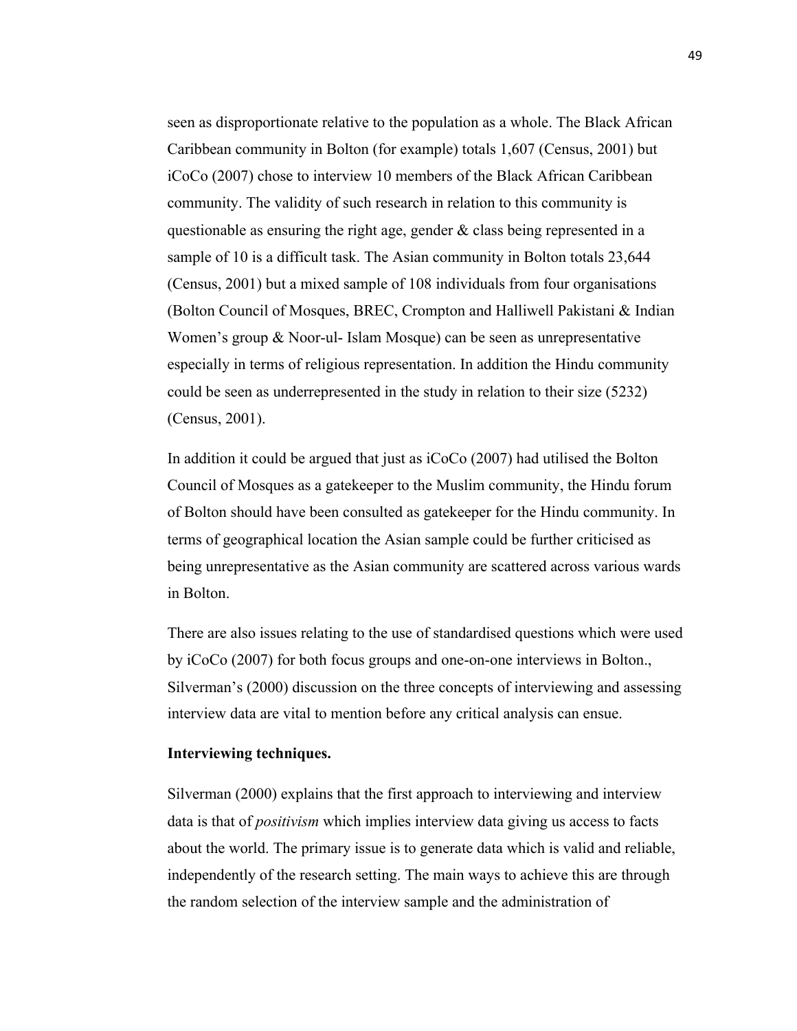seen as disproportionate relative to the population as a whole. The Black African Caribbean community in Bolton (for example) totals 1,607 (Census, 2001) but iCoCo (2007) chose to interview 10 members of the Black African Caribbean community. The validity of such research in relation to this community is questionable as ensuring the right age, gender & class being represented in a sample of 10 is a difficult task. The Asian community in Bolton totals 23,644 (Census, 2001) but a mixed sample of 108 individuals from four organisations (Bolton Council of Mosques, BREC, Crompton and Halliwell Pakistani & Indian Women's group & Noor-ul- Islam Mosque) can be seen as unrepresentative especially in terms of religious representation. In addition the Hindu community could be seen as underrepresented in the study in relation to their size (5232) (Census, 2001).

In addition it could be argued that just as iCoCo (2007) had utilised the Bolton Council of Mosques as a gatekeeper to the Muslim community, the Hindu forum of Bolton should have been consulted as gatekeeper for the Hindu community. In terms of geographical location the Asian sample could be further criticised as being unrepresentative as the Asian community are scattered across various wards in Bolton.

There are also issues relating to the use of standardised questions which were used by iCoCo (2007) for both focus groups and one-on-one interviews in Bolton., Silverman's (2000) discussion on the three concepts of interviewing and assessing interview data are vital to mention before any critical analysis can ensue.

**Interviewing techniques.**

Silverman (2000) explains that the first approach to interviewing and interview data is that of *positivism* which implies interview data giving us access to facts about the world. The primary issue is to generate data which is valid and reliable, independently of the research setting. The main ways to achieve this are through the random selection of the interview sample and the administration of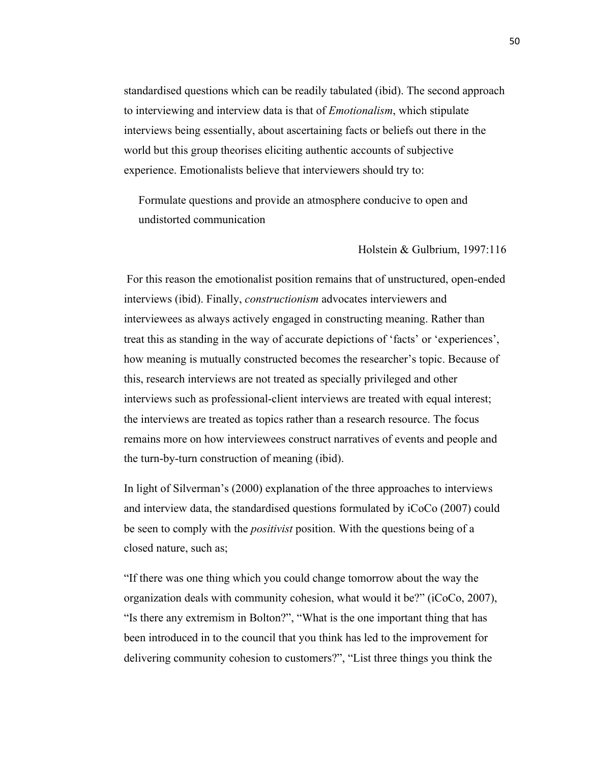standardised questions which can be readily tabulated (ibid). The second approach to interviewing and interview data is that of *Emotionalism*, which stipulate interviews being essentially, about ascertaining facts or beliefs out there in the world but this group theorises eliciting authentic accounts of subjective experience. Emotionalists believe that interviewers should try to:

> Formulate questions and provide an atmosphere conducive to open and undistorted communication
>
> Holstein & Gulbrium, 1997:116

For this reason the emotionalist position remains that of unstructured, open-ended interviews (ibid). Finally, *constructionism* advocates interviewers and interviewees as always actively engaged in constructing meaning. Rather than treat this as standing in the way of accurate depictions of 'facts' or 'experiences', how meaning is mutually constructed becomes the researcher's topic. Because of this, research interviews are not treated as specially privileged and other interviews such as professional-client interviews are treated with equal interest; the interviews are treated as topics rather than a research resource. The focus remains more on how interviewees construct narratives of events and people and the turn-by-turn construction of meaning (ibid).

In light of Silverman's (2000) explanation of the three approaches to interviews and interview data, the standardised questions formulated by iCoCo (2007) could be seen to comply with the *positivist* position. With the questions being of a closed nature, such as;

"If there was one thing which you could change tomorrow about the way the organization deals with community cohesion, what would it be?" (iCoCo, 2007), "Is there any extremism in Bolton?", "What is the one important thing that has been introduced in to the council that you think has led to the improvement for delivering community cohesion to customers?", "List three things you think the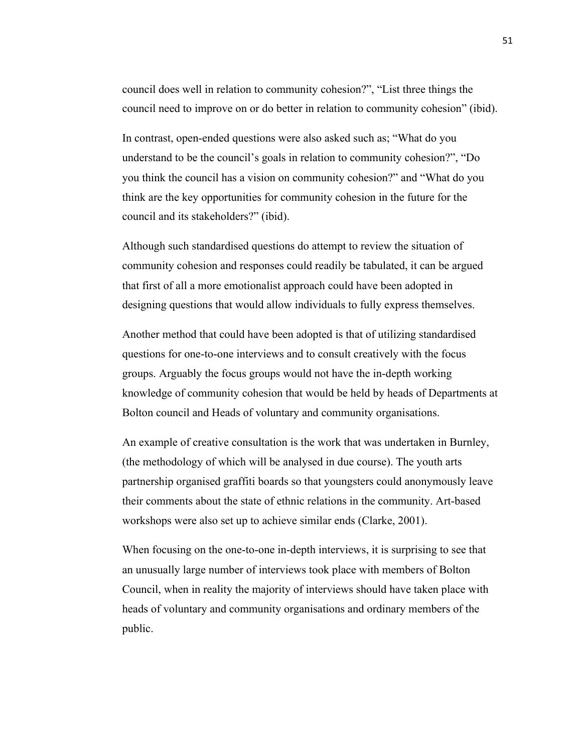council does well in relation to community cohesion?", "List three things the council need to improve on or do better in relation to community cohesion" (ibid).

In contrast, open-ended questions were also asked such as; "What do you understand to be the council's goals in relation to community cohesion?", "Do you think the council has a vision on community cohesion?" and "What do you think are the key opportunities for community cohesion in the future for the council and its stakeholders?" (ibid).

Although such standardised questions do attempt to review the situation of community cohesion and responses could readily be tabulated, it can be argued that first of all a more emotionalist approach could have been adopted in designing questions that would allow individuals to fully express themselves.

Another method that could have been adopted is that of utilizing standardised questions for one-to-one interviews and to consult creatively with the focus groups. Arguably the focus groups would not have the in-depth working knowledge of community cohesion that would be held by heads of Departments at Bolton council and Heads of voluntary and community organisations.

An example of creative consultation is the work that was undertaken in Burnley, (the methodology of which will be analysed in due course). The youth arts partnership organised graffiti boards so that youngsters could anonymously leave their comments about the state of ethnic relations in the community. Art-based workshops were also set up to achieve similar ends (Clarke, 2001).

When focusing on the one-to-one in-depth interviews, it is surprising to see that an unusually large number of interviews took place with members of Bolton Council, when in reality the majority of interviews should have taken place with heads of voluntary and community organisations and ordinary members of the public.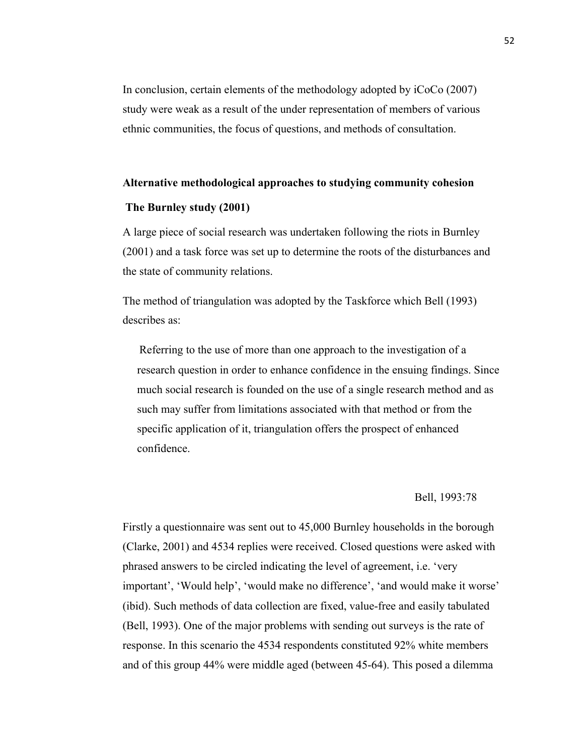In conclusion, certain elements of the methodology adopted by iCoCo (2007) study were weak as a result of the under representation of members of various ethnic communities, the focus of questions, and methods of consultation.

## Alternative methodological approaches to studying community cohesion

### The Burnley study (2001)

A large piece of social research was undertaken following the riots in Burnley (2001) and a task force was set up to determine the roots of the disturbances and the state of community relations.

The method of triangulation was adopted by the Taskforce which Bell (1993) describes as:

> Referring to the use of more than one approach to the investigation of a research question in order to enhance confidence in the ensuing findings. Since much social research is founded on the use of a single research method and as such may suffer from limitations associated with that method or from the specific application of it, triangulation offers the prospect of enhanced confidence.
>
> Bell, 1993:78

Firstly a questionnaire was sent out to 45,000 Burnley households in the borough (Clarke, 2001) and 4534 replies were received. Closed questions were asked with phrased answers to be circled indicating the level of agreement, i.e. 'very important', 'Would help', 'would make no difference', 'and would make it worse' (ibid). Such methods of data collection are fixed, value-free and easily tabulated (Bell, 1993). One of the major problems with sending out surveys is the rate of response. In this scenario the 4534 respondents constituted 92% white members and of this group 44% were middle aged (between 45-64). This posed a dilemma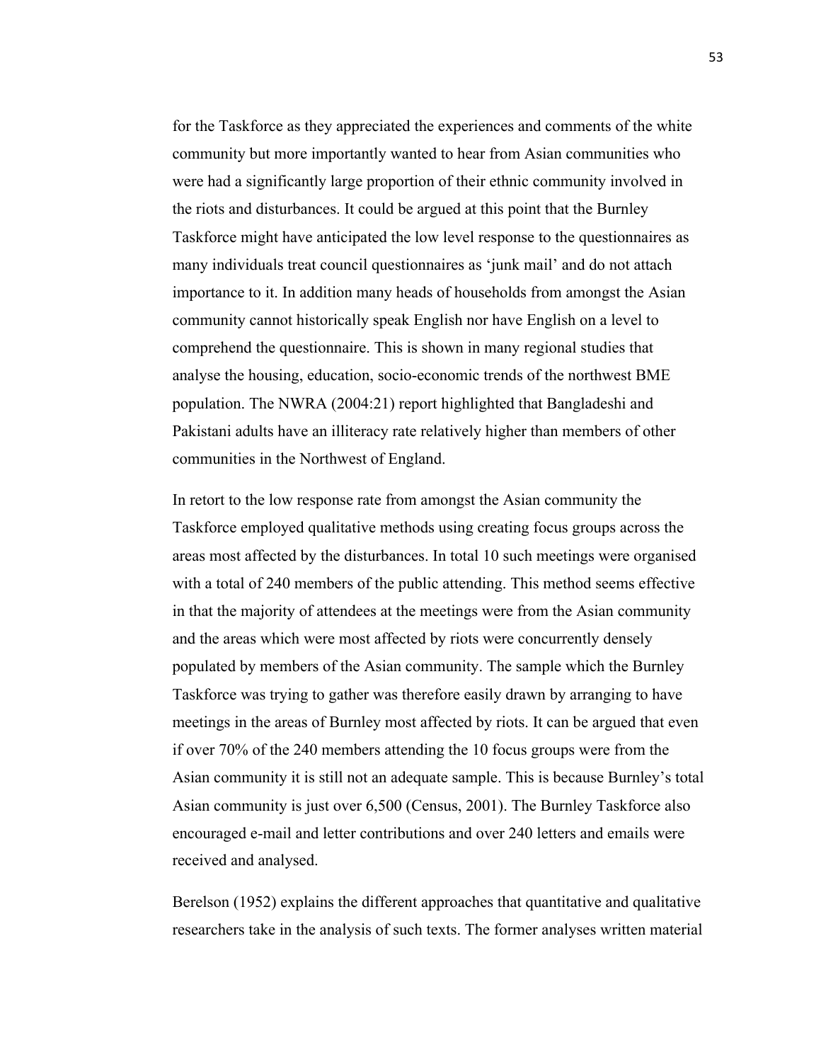for the Taskforce as they appreciated the experiences and comments of the white community but more importantly wanted to hear from Asian communities who were had a significantly large proportion of their ethnic community involved in the riots and disturbances. It could be argued at this point that the Burnley Taskforce might have anticipated the low level response to the questionnaires as many individuals treat council questionnaires as 'junk mail' and do not attach importance to it. In addition many heads of households from amongst the Asian community cannot historically speak English nor have English on a level to comprehend the questionnaire. This is shown in many regional studies that analyse the housing, education, socio-economic trends of the northwest BME population. The NWRA (2004:21) report highlighted that Bangladeshi and Pakistani adults have an illiteracy rate relatively higher than members of other communities in the Northwest of England.

In retort to the low response rate from amongst the Asian community the Taskforce employed qualitative methods using creating focus groups across the areas most affected by the disturbances. In total 10 such meetings were organised with a total of 240 members of the public attending. This method seems effective in that the majority of attendees at the meetings were from the Asian community and the areas which were most affected by riots were concurrently densely populated by members of the Asian community. The sample which the Burnley Taskforce was trying to gather was therefore easily drawn by arranging to have meetings in the areas of Burnley most affected by riots. It can be argued that even if over 70% of the 240 members attending the 10 focus groups were from the Asian community it is still not an adequate sample. This is because Burnley's total Asian community is just over 6,500 (Census, 2001). The Burnley Taskforce also encouraged e-mail and letter contributions and over 240 letters and emails were received and analysed.

Berelson (1952) explains the different approaches that quantitative and qualitative researchers take in the analysis of such texts. The former analyses written material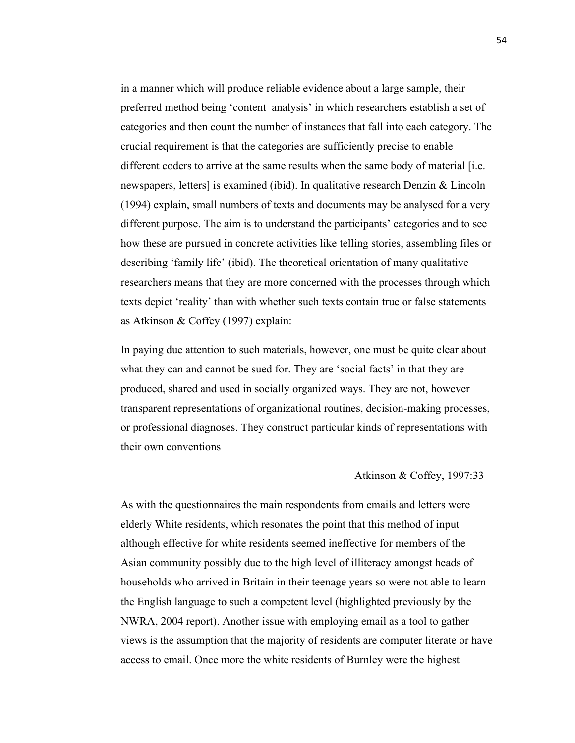in a manner which will produce reliable evidence about a large sample, their preferred method being 'content analysis' in which researchers establish a set of categories and then count the number of instances that fall into each category. The crucial requirement is that the categories are sufficiently precise to enable different coders to arrive at the same results when the same body of material [i.e. newspapers, letters] is examined (ibid). In qualitative research Denzin & Lincoln (1994) explain, small numbers of texts and documents may be analysed for a very different purpose. The aim is to understand the participants' categories and to see how these are pursued in concrete activities like telling stories, assembling files or describing 'family life' (ibid). The theoretical orientation of many qualitative researchers means that they are more concerned with the processes through which texts depict 'reality' than with whether such texts contain true or false statements as Atkinson & Coffey (1997) explain:

> In paying due attention to such materials, however, one must be quite clear about what they can and cannot be sued for. They are 'social facts' in that they are produced, shared and used in socially organized ways. They are not, however transparent representations of organizational routines, decision-making processes, or professional diagnoses. They construct particular kinds of representations with their own conventions
>
> Atkinson & Coffey, 1997:33

As with the questionnaires the main respondents from emails and letters were elderly White residents, which resonates the point that this method of input although effective for white residents seemed ineffective for members of the Asian community possibly due to the high level of illiteracy amongst heads of households who arrived in Britain in their teenage years so were not able to learn the English language to such a competent level (highlighted previously by the NWRA, 2004 report). Another issue with employing email as a tool to gather views is the assumption that the majority of residents are computer literate or have access to email. Once more the white residents of Burnley were the highest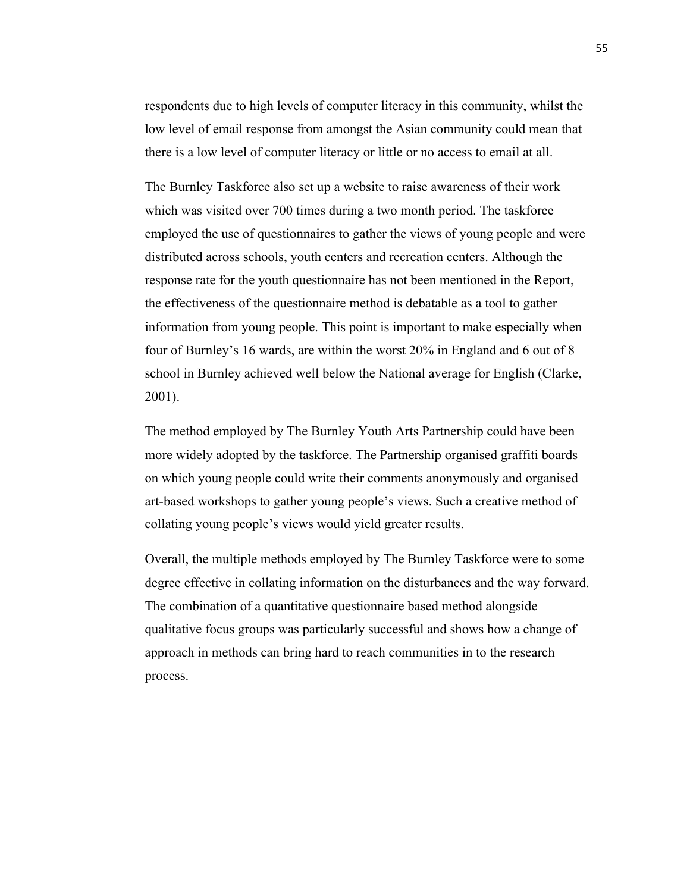respondents due to high levels of computer literacy in this community, whilst the low level of email response from amongst the Asian community could mean that there is a low level of computer literacy or little or no access to email at all.

The Burnley Taskforce also set up a website to raise awareness of their work which was visited over 700 times during a two month period. The taskforce employed the use of questionnaires to gather the views of young people and were distributed across schools, youth centers and recreation centers. Although the response rate for the youth questionnaire has not been mentioned in the Report, the effectiveness of the questionnaire method is debatable as a tool to gather information from young people. This point is important to make especially when four of Burnley's 16 wards, are within the worst 20% in England and 6 out of 8 school in Burnley achieved well below the National average for English (Clarke, 2001).

The method employed by The Burnley Youth Arts Partnership could have been more widely adopted by the taskforce. The Partnership organised graffiti boards on which young people could write their comments anonymously and organised art-based workshops to gather young people's views. Such a creative method of collating young people's views would yield greater results.

Overall, the multiple methods employed by The Burnley Taskforce were to some degree effective in collating information on the disturbances and the way forward. The combination of a quantitative questionnaire based method alongside qualitative focus groups was particularly successful and shows how a change of approach in methods can bring hard to reach communities in to the research process.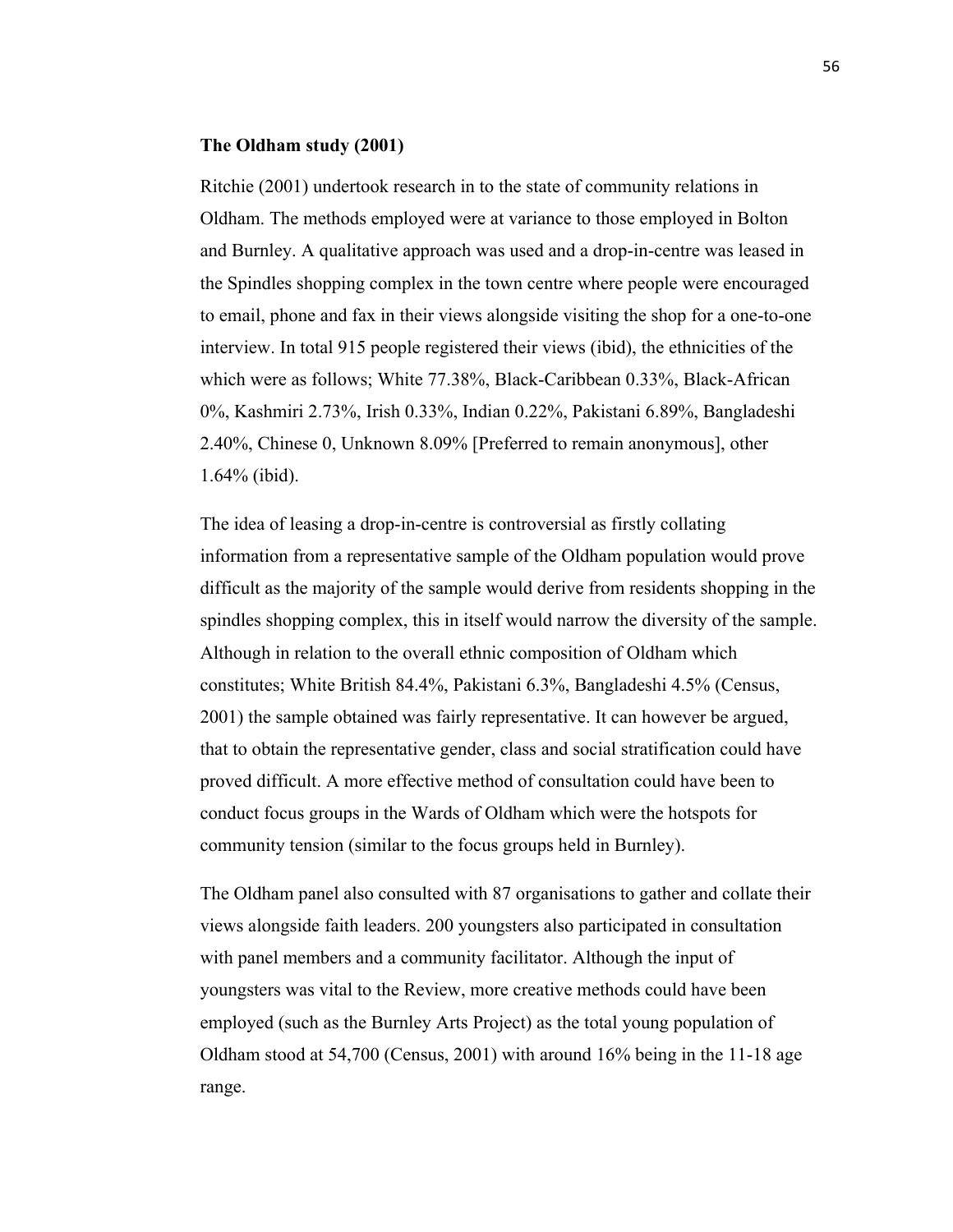**The Oldham study (2001)**

Ritchie (2001) undertook research in to the state of community relations in Oldham. The methods employed were at variance to those employed in Bolton and Burnley. A qualitative approach was used and a drop-in-centre was leased in the Spindles shopping complex in the town centre where people were encouraged to email, phone and fax in their views alongside visiting the shop for a one-to-one interview. In total 915 people registered their views (ibid), the ethnicities of the which were as follows; White 77.38%, Black-Caribbean 0.33%, Black-African 0%, Kashmiri 2.73%, Irish 0.33%, Indian 0.22%, Pakistani 6.89%, Bangladeshi 2.40%, Chinese 0, Unknown 8.09% [Preferred to remain anonymous], other 1.64% (ibid).

The idea of leasing a drop-in-centre is controversial as firstly collating information from a representative sample of the Oldham population would prove difficult as the majority of the sample would derive from residents shopping in the spindles shopping complex, this in itself would narrow the diversity of the sample. Although in relation to the overall ethnic composition of Oldham which constitutes; White British 84.4%, Pakistani 6.3%, Bangladeshi 4.5% (Census, 2001) the sample obtained was fairly representative. It can however be argued, that to obtain the representative gender, class and social stratification could have proved difficult. A more effective method of consultation could have been to conduct focus groups in the Wards of Oldham which were the hotspots for community tension (similar to the focus groups held in Burnley).

The Oldham panel also consulted with 87 organisations to gather and collate their views alongside faith leaders. 200 youngsters also participated in consultation with panel members and a community facilitator. Although the input of youngsters was vital to the Review, more creative methods could have been employed (such as the Burnley Arts Project) as the total young population of Oldham stood at 54,700 (Census, 2001) with around 16% being in the 11-18 age range.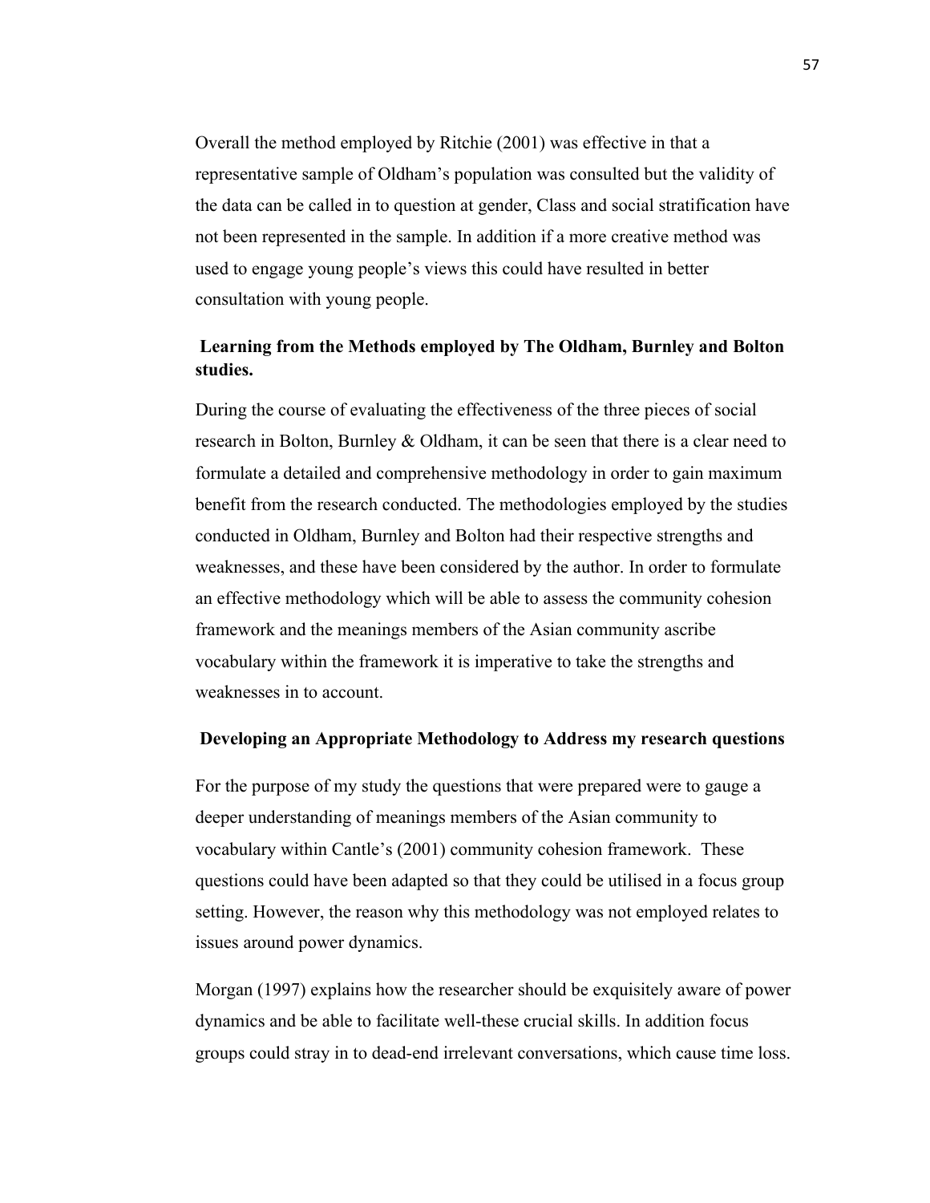Overall the method employed by Ritchie (2001) was effective in that a representative sample of Oldham's population was consulted but the validity of the data can be called in to question at gender, Class and social stratification have not been represented in the sample. In addition if a more creative method was used to engage young people's views this could have resulted in better consultation with young people.

### Learning from the Methods employed by The Oldham, Burnley and Bolton studies.

During the course of evaluating the effectiveness of the three pieces of social research in Bolton, Burnley & Oldham, it can be seen that there is a clear need to formulate a detailed and comprehensive methodology in order to gain maximum benefit from the research conducted. The methodologies employed by the studies conducted in Oldham, Burnley and Bolton had their respective strengths and weaknesses, and these have been considered by the author. In order to formulate an effective methodology which will be able to assess the community cohesion framework and the meanings members of the Asian community ascribe vocabulary within the framework it is imperative to take the strengths and weaknesses in to account.

### Developing an Appropriate Methodology to Address my research questions

For the purpose of my study the questions that were prepared were to gauge a deeper understanding of meanings members of the Asian community to vocabulary within Cantle's (2001) community cohesion framework. These questions could have been adapted so that they could be utilised in a focus group setting. However, the reason why this methodology was not employed relates to issues around power dynamics.

Morgan (1997) explains how the researcher should be exquisitely aware of power dynamics and be able to facilitate well-these crucial skills. In addition focus groups could stray in to dead-end irrelevant conversations, which cause time loss.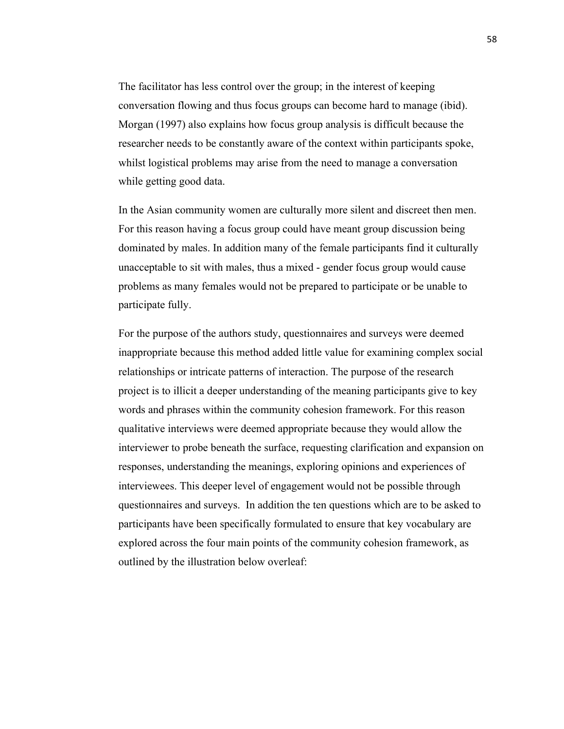The facilitator has less control over the group; in the interest of keeping conversation flowing and thus focus groups can become hard to manage (ibid). Morgan (1997) also explains how focus group analysis is difficult because the researcher needs to be constantly aware of the context within participants spoke, whilst logistical problems may arise from the need to manage a conversation while getting good data.

In the Asian community women are culturally more silent and discreet then men. For this reason having a focus group could have meant group discussion being dominated by males. In addition many of the female participants find it culturally unacceptable to sit with males, thus a mixed - gender focus group would cause problems as many females would not be prepared to participate or be unable to participate fully.

For the purpose of the authors study, questionnaires and surveys were deemed inappropriate because this method added little value for examining complex social relationships or intricate patterns of interaction. The purpose of the research project is to illicit a deeper understanding of the meaning participants give to key words and phrases within the community cohesion framework. For this reason qualitative interviews were deemed appropriate because they would allow the interviewer to probe beneath the surface, requesting clarification and expansion on responses, understanding the meanings, exploring opinions and experiences of interviewees. This deeper level of engagement would not be possible through questionnaires and surveys. In addition the ten questions which are to be asked to participants have been specifically formulated to ensure that key vocabulary are explored across the four main points of the community cohesion framework, as outlined by the illustration below overleaf: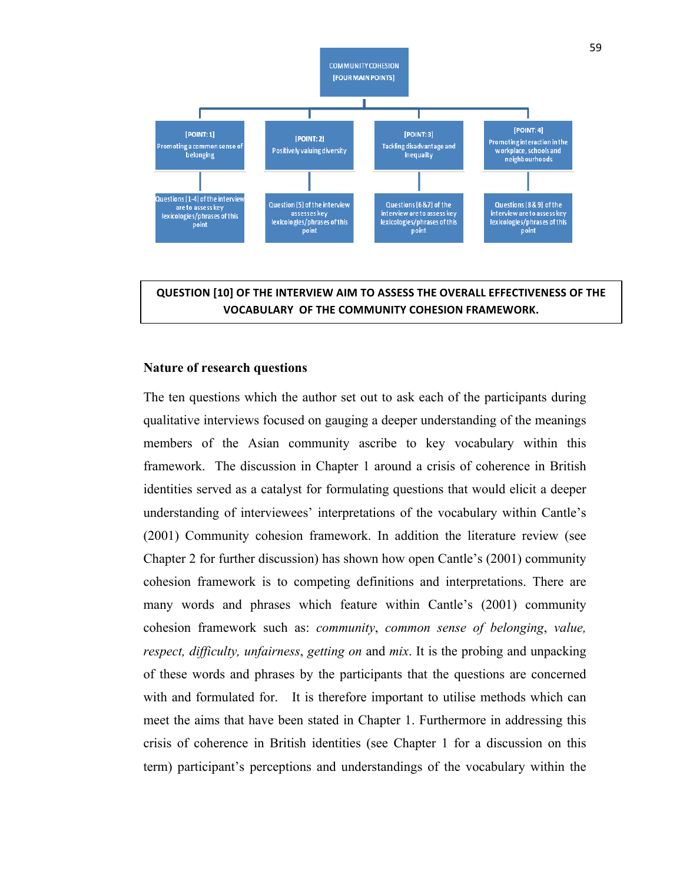COMMUNITY COHESION [FOUR MAIN POINTS]

| [POINT: 1] Promoting a common sense of belonging | [POINT: 2] Positively valuing diversity | [POINT: 3] Tackling disadvantage and inequality | [POINT: 4] Promoting interaction in the workplace, schools and neighbourhoods |
|---|---|---|---|
| Questions [1-4] of the interview are to assess key lexicologies/phrases of this point | Question [5] of the interview assesses key lexicologies/phrases of this point | Questions [6 &7] of the interview are to assess key lexicologies/phrases of this point | Questions [8 & 9] of the interview are to assess key lexicologies/phrases of this point |

**QUESTION [10] OF THE INTERVIEW AIM TO ASSESS THE OVERALL EFFECTIVENESS OF THE VOCABULARY OF THE COMMUNITY COHESION FRAMEWORK.**

## Nature of research questions

The ten questions which the author set out to ask each of the participants during qualitative interviews focused on gauging a deeper understanding of the meanings members of the Asian community ascribe to key vocabulary within this framework. The discussion in Chapter 1 around a crisis of coherence in British identities served as a catalyst for formulating questions that would elicit a deeper understanding of interviewees' interpretations of the vocabulary within Cantle's (2001) Community cohesion framework. In addition the literature review (see Chapter 2 for further discussion) has shown how open Cantle's (2001) community cohesion framework is to competing definitions and interpretations. There are many words and phrases which feature within Cantle's (2001) community cohesion framework such as: *community*, *common sense of belonging*, *value, respect, difficulty, unfairness*, *getting on* and *mix*. It is the probing and unpacking of these words and phrases by the participants that the questions are concerned with and formulated for. It is therefore important to utilise methods which can meet the aims that have been stated in Chapter 1. Furthermore in addressing this crisis of coherence in British identities (see Chapter 1 for a discussion on this term) participant's perceptions and understandings of the vocabulary within the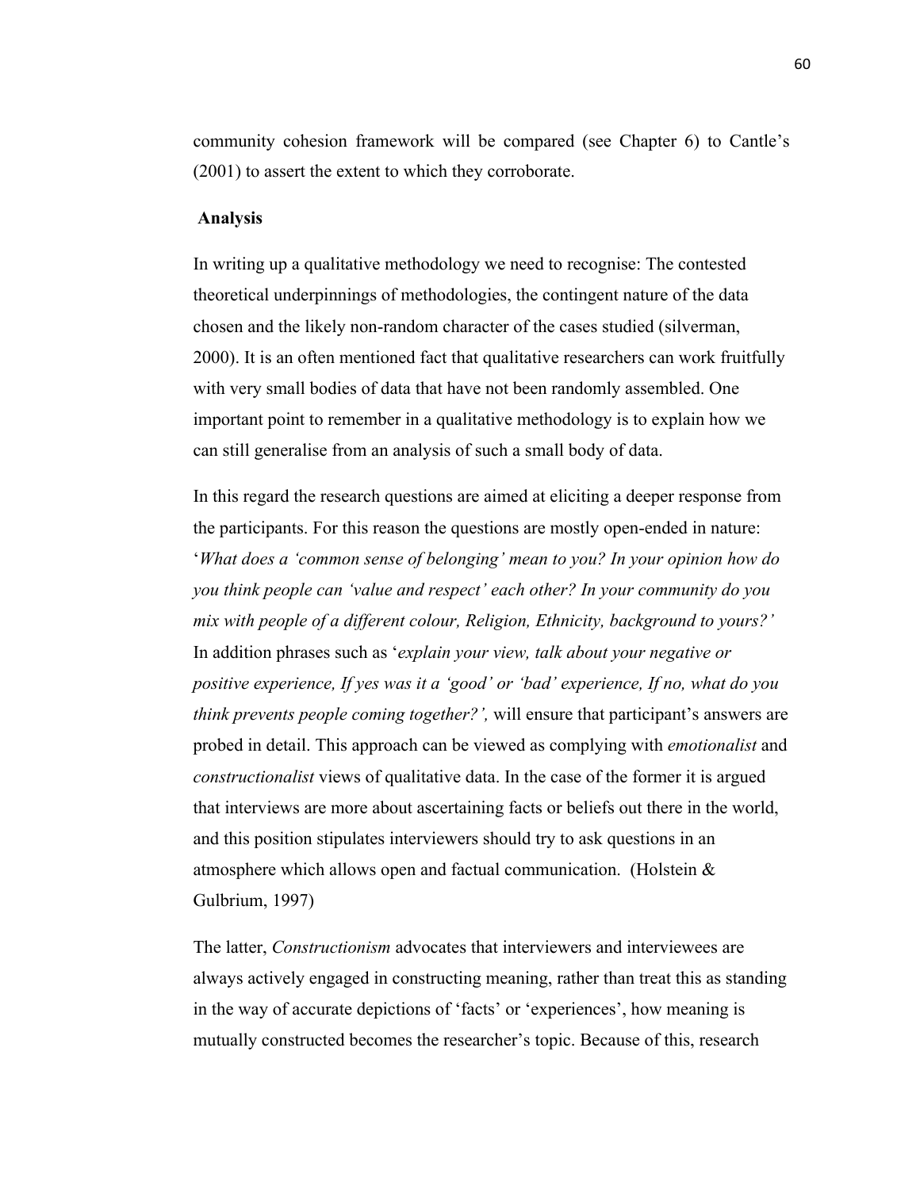community cohesion framework will be compared (see Chapter 6) to Cantle's (2001) to assert the extent to which they corroborate.

**Analysis**

In writing up a qualitative methodology we need to recognise: The contested theoretical underpinnings of methodologies, the contingent nature of the data chosen and the likely non-random character of the cases studied (silverman, 2000). It is an often mentioned fact that qualitative researchers can work fruitfully with very small bodies of data that have not been randomly assembled. One important point to remember in a qualitative methodology is to explain how we can still generalise from an analysis of such a small body of data.

In this regard the research questions are aimed at eliciting a deeper response from the participants. For this reason the questions are mostly open-ended in nature: '*What does a 'common sense of belonging' mean to you? In your opinion how do you think people can 'value and respect' each other? In your community do you mix with people of a different colour, Religion, Ethnicity, background to yours?'* In addition phrases such as '*explain your view, talk about your negative or positive experience, If yes was it a 'good' or 'bad' experience, If no, what do you think prevents people coming together?',* will ensure that participant's answers are probed in detail. This approach can be viewed as complying with *emotionalist* and *constructionalist* views of qualitative data. In the case of the former it is argued that interviews are more about ascertaining facts or beliefs out there in the world, and this position stipulates interviewers should try to ask questions in an atmosphere which allows open and factual communication. (Holstein & Gulbrium, 1997)

The latter, *Constructionism* advocates that interviewers and interviewees are always actively engaged in constructing meaning, rather than treat this as standing in the way of accurate depictions of 'facts' or 'experiences', how meaning is mutually constructed becomes the researcher's topic. Because of this, research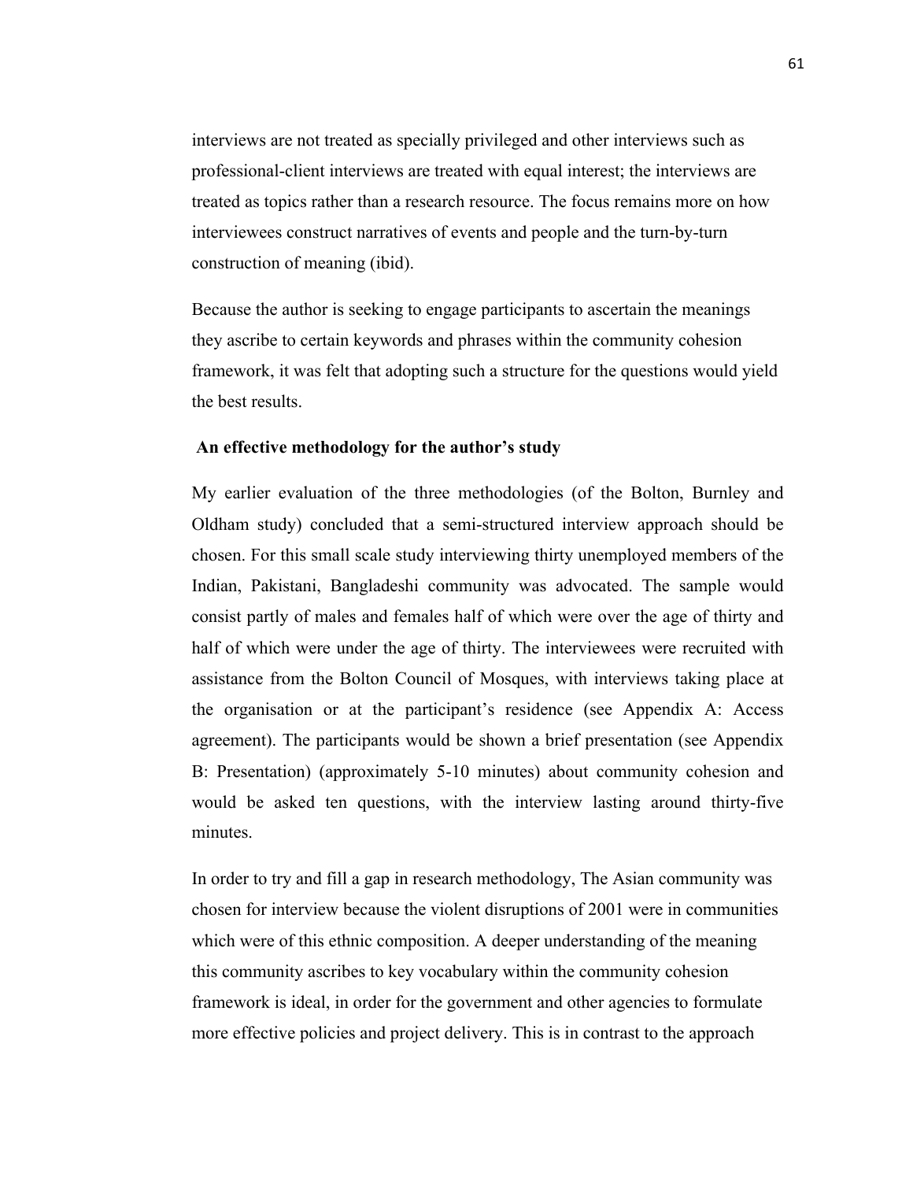interviews are not treated as specially privileged and other interviews such as professional-client interviews are treated with equal interest; the interviews are treated as topics rather than a research resource. The focus remains more on how interviewees construct narratives of events and people and the turn-by-turn construction of meaning (ibid).

Because the author is seeking to engage participants to ascertain the meanings they ascribe to certain keywords and phrases within the community cohesion framework, it was felt that adopting such a structure for the questions would yield the best results.

**An effective methodology for the author's study**

My earlier evaluation of the three methodologies (of the Bolton, Burnley and Oldham study) concluded that a semi-structured interview approach should be chosen. For this small scale study interviewing thirty unemployed members of the Indian, Pakistani, Bangladeshi community was advocated. The sample would consist partly of males and females half of which were over the age of thirty and half of which were under the age of thirty. The interviewees were recruited with assistance from the Bolton Council of Mosques, with interviews taking place at the organisation or at the participant's residence (see Appendix A: Access agreement). The participants would be shown a brief presentation (see Appendix B: Presentation) (approximately 5-10 minutes) about community cohesion and would be asked ten questions, with the interview lasting around thirty-five minutes.

In order to try and fill a gap in research methodology, The Asian community was chosen for interview because the violent disruptions of 2001 were in communities which were of this ethnic composition. A deeper understanding of the meaning this community ascribes to key vocabulary within the community cohesion framework is ideal, in order for the government and other agencies to formulate more effective policies and project delivery. This is in contrast to the approach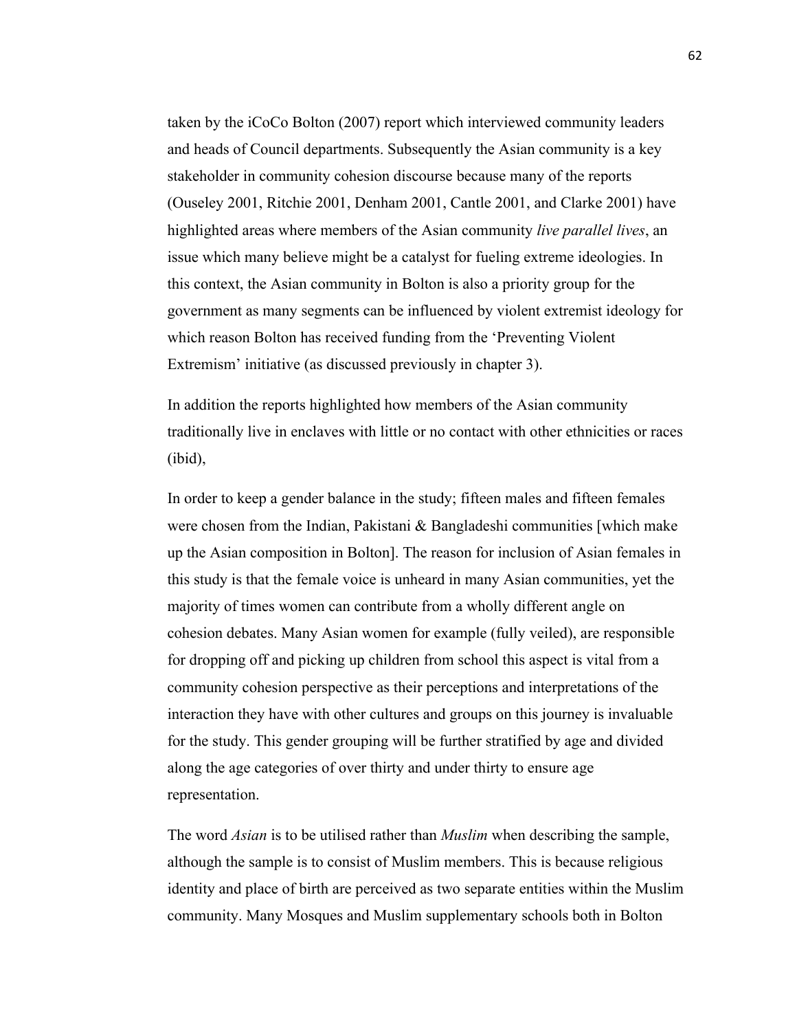taken by the iCoCo Bolton (2007) report which interviewed community leaders and heads of Council departments. Subsequently the Asian community is a key stakeholder in community cohesion discourse because many of the reports (Ouseley 2001, Ritchie 2001, Denham 2001, Cantle 2001, and Clarke 2001) have highlighted areas where members of the Asian community *live parallel lives*, an issue which many believe might be a catalyst for fueling extreme ideologies. In this context, the Asian community in Bolton is also a priority group for the government as many segments can be influenced by violent extremist ideology for which reason Bolton has received funding from the 'Preventing Violent Extremism' initiative (as discussed previously in chapter 3).

In addition the reports highlighted how members of the Asian community traditionally live in enclaves with little or no contact with other ethnicities or races (ibid),

In order to keep a gender balance in the study; fifteen males and fifteen females were chosen from the Indian, Pakistani & Bangladeshi communities [which make up the Asian composition in Bolton]. The reason for inclusion of Asian females in this study is that the female voice is unheard in many Asian communities, yet the majority of times women can contribute from a wholly different angle on cohesion debates. Many Asian women for example (fully veiled), are responsible for dropping off and picking up children from school this aspect is vital from a community cohesion perspective as their perceptions and interpretations of the interaction they have with other cultures and groups on this journey is invaluable for the study. This gender grouping will be further stratified by age and divided along the age categories of over thirty and under thirty to ensure age representation.

The word *Asian* is to be utilised rather than *Muslim* when describing the sample, although the sample is to consist of Muslim members. This is because religious identity and place of birth are perceived as two separate entities within the Muslim community. Many Mosques and Muslim supplementary schools both in Bolton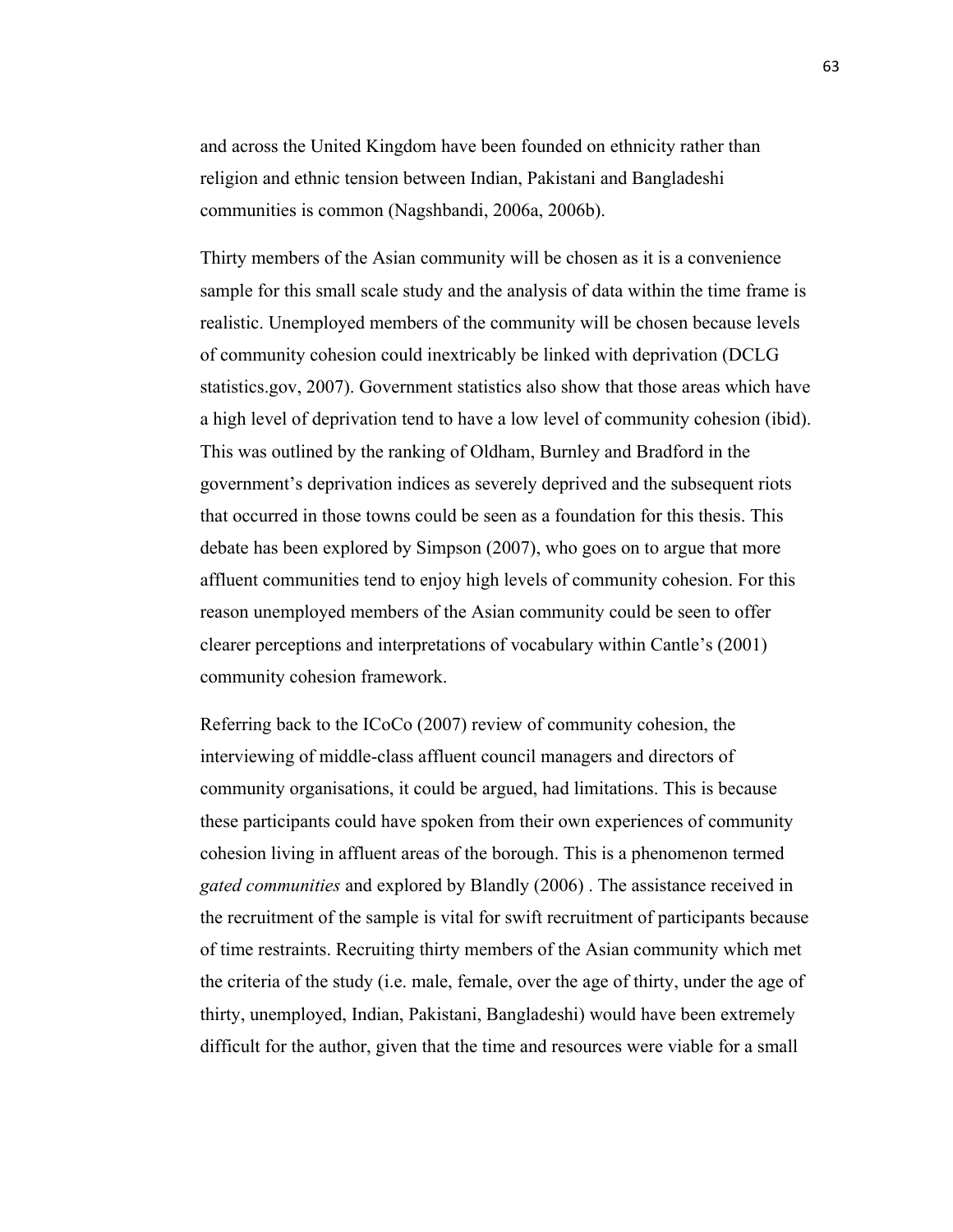and across the United Kingdom have been founded on ethnicity rather than religion and ethnic tension between Indian, Pakistani and Bangladeshi communities is common (Nagshbandi, 2006a, 2006b).

Thirty members of the Asian community will be chosen as it is a convenience sample for this small scale study and the analysis of data within the time frame is realistic. Unemployed members of the community will be chosen because levels of community cohesion could inextricably be linked with deprivation (DCLG statistics.gov, 2007). Government statistics also show that those areas which have a high level of deprivation tend to have a low level of community cohesion (ibid). This was outlined by the ranking of Oldham, Burnley and Bradford in the government's deprivation indices as severely deprived and the subsequent riots that occurred in those towns could be seen as a foundation for this thesis. This debate has been explored by Simpson (2007), who goes on to argue that more affluent communities tend to enjoy high levels of community cohesion. For this reason unemployed members of the Asian community could be seen to offer clearer perceptions and interpretations of vocabulary within Cantle's (2001) community cohesion framework.

Referring back to the ICoCo (2007) review of community cohesion, the interviewing of middle-class affluent council managers and directors of community organisations, it could be argued, had limitations. This is because these participants could have spoken from their own experiences of community cohesion living in affluent areas of the borough. This is a phenomenon termed *gated communities* and explored by Blandly (2006) . The assistance received in the recruitment of the sample is vital for swift recruitment of participants because of time restraints. Recruiting thirty members of the Asian community which met the criteria of the study (i.e. male, female, over the age of thirty, under the age of thirty, unemployed, Indian, Pakistani, Bangladeshi) would have been extremely difficult for the author, given that the time and resources were viable for a small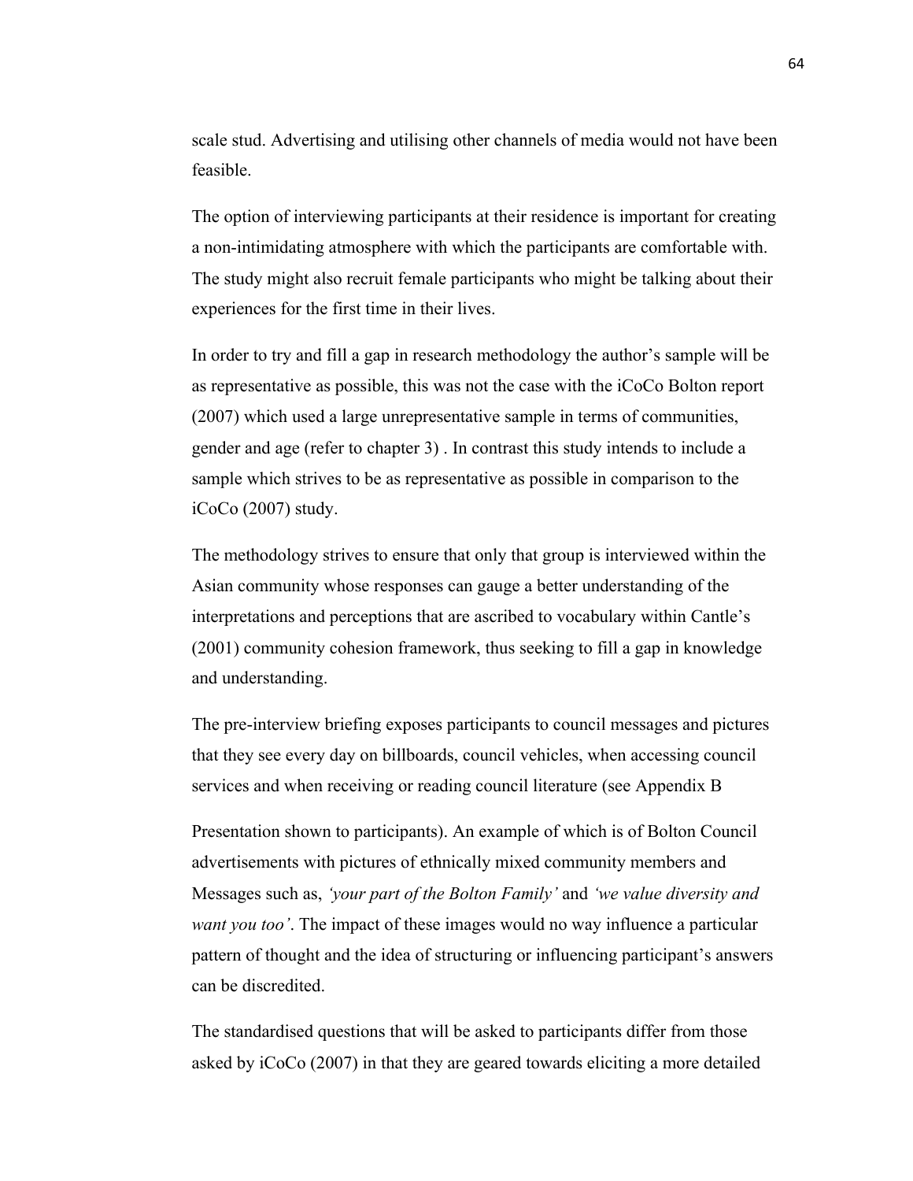scale stud. Advertising and utilising other channels of media would not have been feasible.

The option of interviewing participants at their residence is important for creating a non-intimidating atmosphere with which the participants are comfortable with. The study might also recruit female participants who might be talking about their experiences for the first time in their lives.

In order to try and fill a gap in research methodology the author's sample will be as representative as possible, this was not the case with the iCoCo Bolton report (2007) which used a large unrepresentative sample in terms of communities, gender and age (refer to chapter 3) . In contrast this study intends to include a sample which strives to be as representative as possible in comparison to the iCoCo (2007) study.

The methodology strives to ensure that only that group is interviewed within the Asian community whose responses can gauge a better understanding of the interpretations and perceptions that are ascribed to vocabulary within Cantle's (2001) community cohesion framework, thus seeking to fill a gap in knowledge and understanding.

The pre-interview briefing exposes participants to council messages and pictures that they see every day on billboards, council vehicles, when accessing council services and when receiving or reading council literature (see Appendix B

Presentation shown to participants). An example of which is of Bolton Council advertisements with pictures of ethnically mixed community members and Messages such as, *'your part of the Bolton Family'* and *'we value diversity and want you too'*. The impact of these images would no way influence a particular pattern of thought and the idea of structuring or influencing participant's answers can be discredited.

The standardised questions that will be asked to participants differ from those asked by iCoCo (2007) in that they are geared towards eliciting a more detailed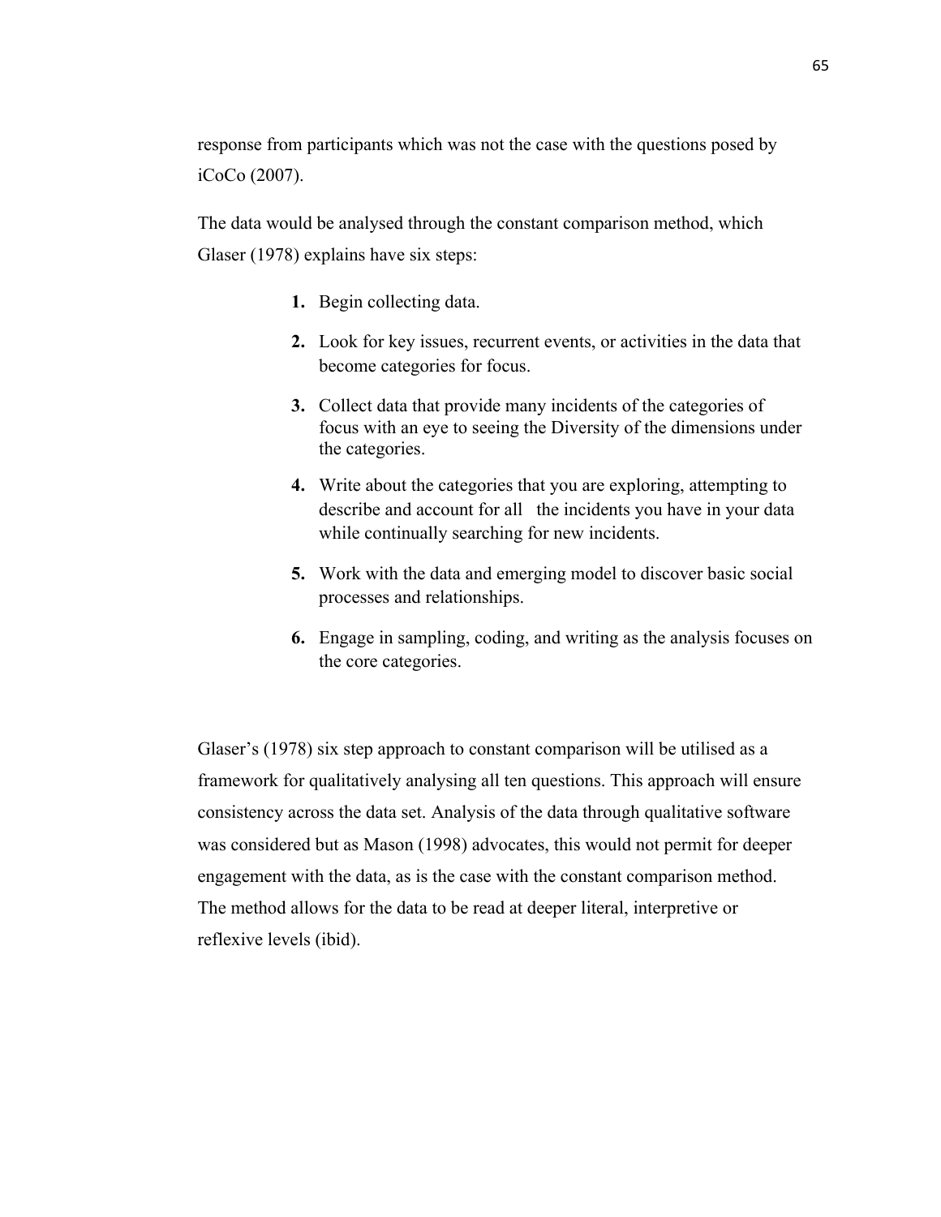response from participants which was not the case with the questions posed by iCoCo (2007).

The data would be analysed through the constant comparison method, which Glaser (1978) explains have six steps:

1. Begin collecting data.
2. Look for key issues, recurrent events, or activities in the data that become categories for focus.
3. Collect data that provide many incidents of the categories of focus with an eye to seeing the Diversity of the dimensions under the categories.
4. Write about the categories that you are exploring, attempting to describe and account for all the incidents you have in your data while continually searching for new incidents.
5. Work with the data and emerging model to discover basic social processes and relationships.
6. Engage in sampling, coding, and writing as the analysis focuses on the core categories.

Glaser's (1978) six step approach to constant comparison will be utilised as a framework for qualitatively analysing all ten questions. This approach will ensure consistency across the data set. Analysis of the data through qualitative software was considered but as Mason (1998) advocates, this would not permit for deeper engagement with the data, as is the case with the constant comparison method. The method allows for the data to be read at deeper literal, interpretive or reflexive levels (ibid).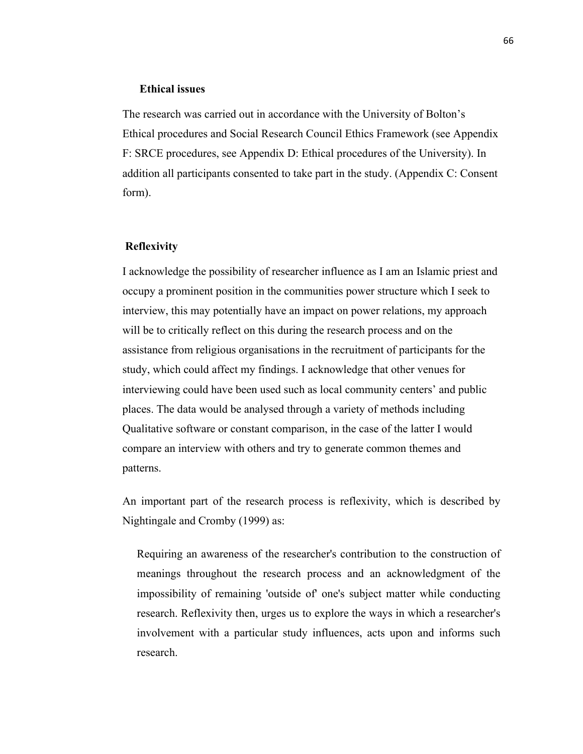### Ethical issues

The research was carried out in accordance with the University of Bolton's Ethical procedures and Social Research Council Ethics Framework (see Appendix F: SRCE procedures, see Appendix D: Ethical procedures of the University). In addition all participants consented to take part in the study. (Appendix C: Consent form).

### Reflexivity

I acknowledge the possibility of researcher influence as I am an Islamic priest and occupy a prominent position in the communities power structure which I seek to interview, this may potentially have an impact on power relations, my approach will be to critically reflect on this during the research process and on the assistance from religious organisations in the recruitment of participants for the study, which could affect my findings. I acknowledge that other venues for interviewing could have been used such as local community centers' and public places. The data would be analysed through a variety of methods including Qualitative software or constant comparison, in the case of the latter I would compare an interview with others and try to generate common themes and patterns.

An important part of the research process is reflexivity, which is described by Nightingale and Cromby (1999) as:

> Requiring an awareness of the researcher's contribution to the construction of meanings throughout the research process and an acknowledgment of the impossibility of remaining 'outside of' one's subject matter while conducting research. Reflexivity then, urges us to explore the ways in which a researcher's involvement with a particular study influences, acts upon and informs such research.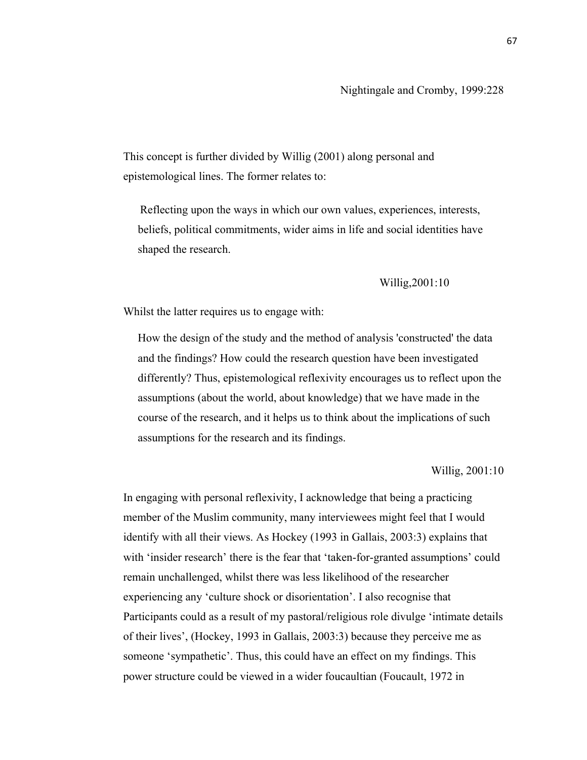Nightingale and Cromby, 1999:228

This concept is further divided by Willig (2001) along personal and epistemological lines. The former relates to:

> Reflecting upon the ways in which our own values, experiences, interests, beliefs, political commitments, wider aims in life and social identities have shaped the research.
>
> Willig,2001:10

Whilst the latter requires us to engage with:

> How the design of the study and the method of analysis 'constructed' the data and the findings? How could the research question have been investigated differently? Thus, epistemological reflexivity encourages us to reflect upon the assumptions (about the world, about knowledge) that we have made in the course of the research, and it helps us to think about the implications of such assumptions for the research and its findings.
>
> Willig, 2001:10

In engaging with personal reflexivity, I acknowledge that being a practicing member of the Muslim community, many interviewees might feel that I would identify with all their views. As Hockey (1993 in Gallais, 2003:3) explains that with 'insider research' there is the fear that 'taken-for-granted assumptions' could remain unchallenged, whilst there was less likelihood of the researcher experiencing any 'culture shock or disorientation'. I also recognise that Participants could as a result of my pastoral/religious role divulge 'intimate details of their lives', (Hockey, 1993 in Gallais, 2003:3) because they perceive me as someone 'sympathetic'. Thus, this could have an effect on my findings. This power structure could be viewed in a wider foucaultian (Foucault, 1972 in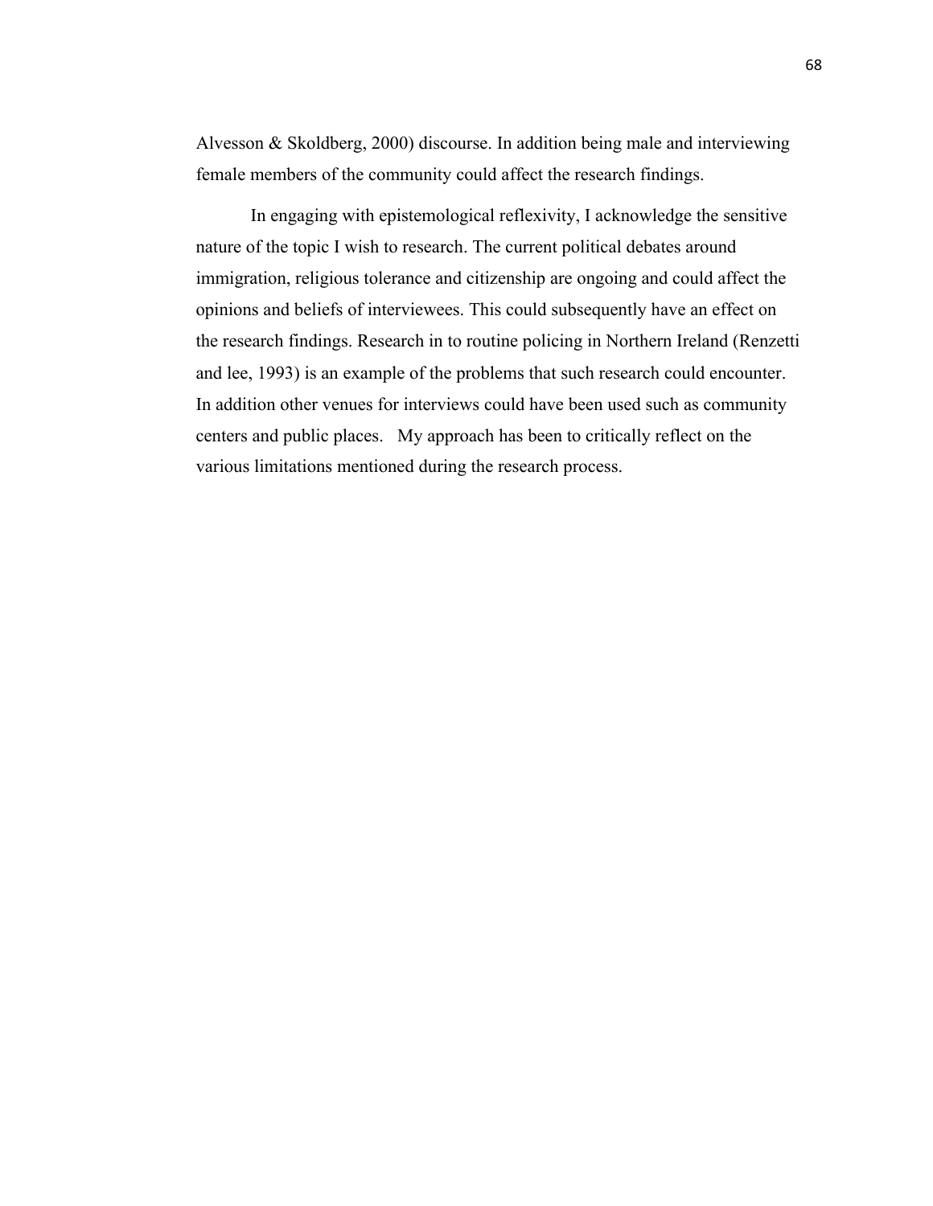Alvesson & Skoldberg, 2000) discourse. In addition being male and interviewing female members of the community could affect the research findings.

In engaging with epistemological reflexivity, I acknowledge the sensitive nature of the topic I wish to research. The current political debates around immigration, religious tolerance and citizenship are ongoing and could affect the opinions and beliefs of interviewees. This could subsequently have an effect on the research findings. Research in to routine policing in Northern Ireland (Renzetti and lee, 1993) is an example of the problems that such research could encounter. In addition other venues for interviews could have been used such as community centers and public places. My approach has been to critically reflect on the various limitations mentioned during the research process.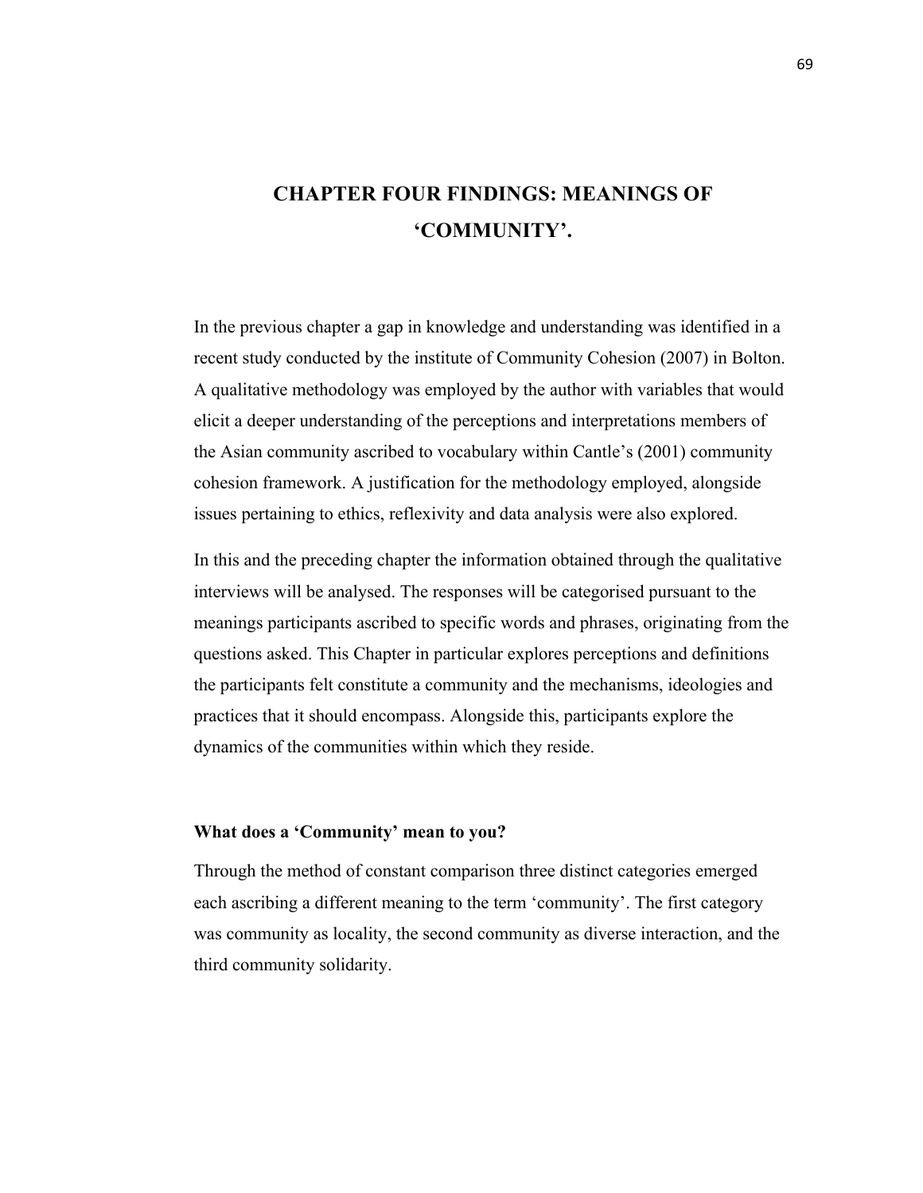# CHAPTER FOUR FINDINGS: MEANINGS OF 'COMMUNITY'.

In the previous chapter a gap in knowledge and understanding was identified in a recent study conducted by the institute of Community Cohesion (2007) in Bolton. A qualitative methodology was employed by the author with variables that would elicit a deeper understanding of the perceptions and interpretations members of the Asian community ascribed to vocabulary within Cantle's (2001) community cohesion framework. A justification for the methodology employed, alongside issues pertaining to ethics, reflexivity and data analysis were also explored.

In this and the preceding chapter the information obtained through the qualitative interviews will be analysed. The responses will be categorised pursuant to the meanings participants ascribed to specific words and phrases, originating from the questions asked. This Chapter in particular explores perceptions and definitions the participants felt constitute a community and the mechanisms, ideologies and practices that it should encompass. Alongside this, participants explore the dynamics of the communities within which they reside.

**What does a 'Community' mean to you?**

Through the method of constant comparison three distinct categories emerged each ascribing a different meaning to the term 'community'. The first category was community as locality, the second community as diverse interaction, and the third community solidarity.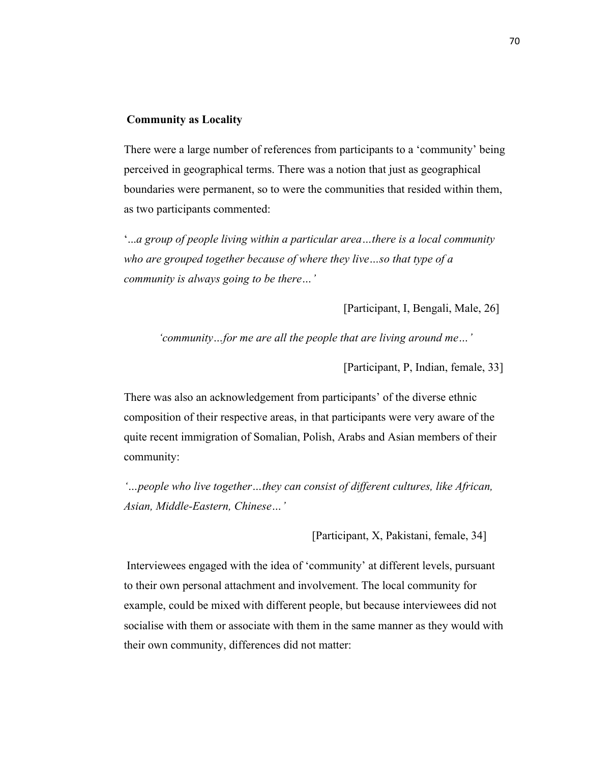**Community as Locality**

There were a large number of references from participants to a 'community' being perceived in geographical terms. There was a notion that just as geographical boundaries were permanent, so to were the communities that resided within them, as two participants commented:

'*...a group of people living within a particular area…there is a local community who are grouped together because of where they live…so that type of a community is always going to be there…'*

[Participant, I, Bengali, Male, 26]

*'community…for me are all the people that are living around me…'*

[Participant, P, Indian, female, 33]

There was also an acknowledgement from participants' of the diverse ethnic composition of their respective areas, in that participants were very aware of the quite recent immigration of Somalian, Polish, Arabs and Asian members of their community:

*'…people who live together…they can consist of different cultures, like African, Asian, Middle-Eastern, Chinese…'*

[Participant, X, Pakistani, female, 34]

Interviewees engaged with the idea of 'community' at different levels, pursuant to their own personal attachment and involvement. The local community for example, could be mixed with different people, but because interviewees did not socialise with them or associate with them in the same manner as they would with their own community, differences did not matter: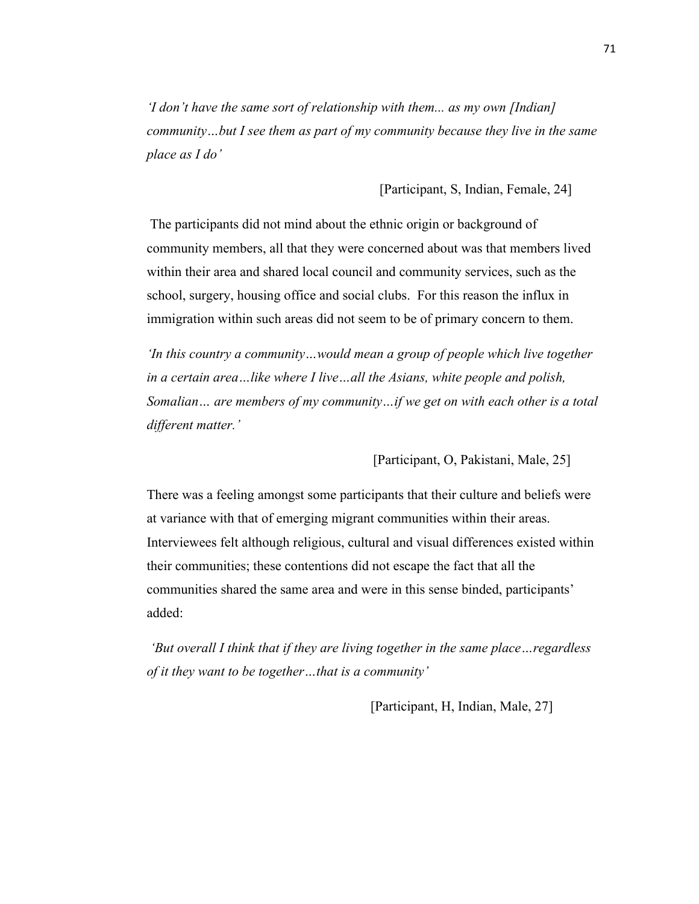*'I don't have the same sort of relationship with them... as my own [Indian] community…but I see them as part of my community because they live in the same place as I do'*

[Participant, S, Indian, Female, 24]

The participants did not mind about the ethnic origin or background of community members, all that they were concerned about was that members lived within their area and shared local council and community services, such as the school, surgery, housing office and social clubs. For this reason the influx in immigration within such areas did not seem to be of primary concern to them.

*'In this country a community…would mean a group of people which live together in a certain area…like where I live…all the Asians, white people and polish, Somalian… are members of my community…if we get on with each other is a total different matter.'*

[Participant, O, Pakistani, Male, 25]

There was a feeling amongst some participants that their culture and beliefs were at variance with that of emerging migrant communities within their areas. Interviewees felt although religious, cultural and visual differences existed within their communities; these contentions did not escape the fact that all the communities shared the same area and were in this sense binded, participants' added:

*'But overall I think that if they are living together in the same place…regardless of it they want to be together…that is a community'*

[Participant, H, Indian, Male, 27]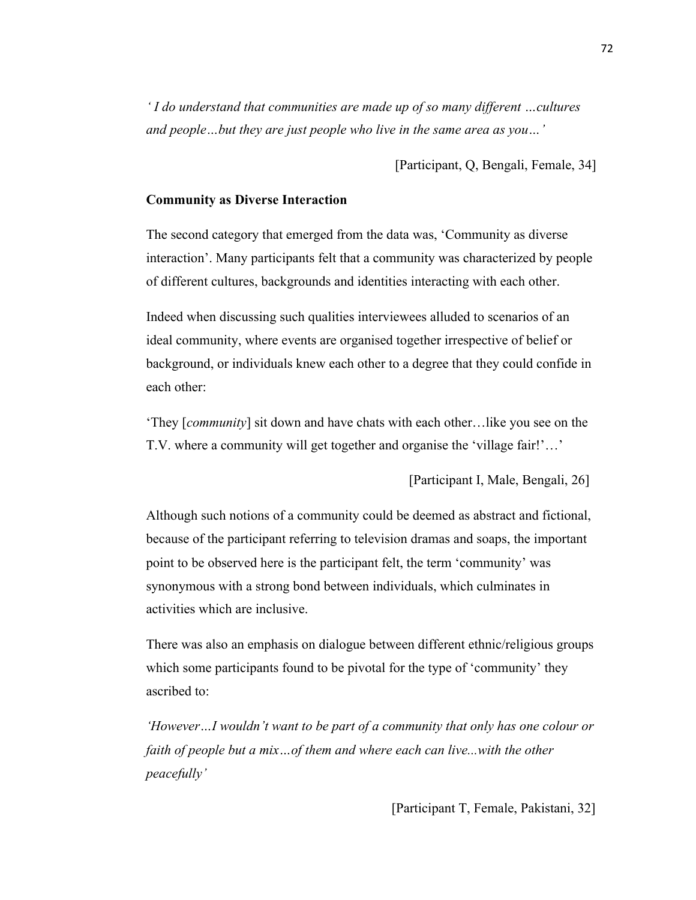*' I do understand that communities are made up of so many different …cultures and people…but they are just people who live in the same area as you…'*

[Participant, Q, Bengali, Female, 34]

**Community as Diverse Interaction**

The second category that emerged from the data was, 'Community as diverse interaction'. Many participants felt that a community was characterized by people of different cultures, backgrounds and identities interacting with each other.

Indeed when discussing such qualities interviewees alluded to scenarios of an ideal community, where events are organised together irrespective of belief or background, or individuals knew each other to a degree that they could confide in each other:

'They [*community*] sit down and have chats with each other…like you see on the T.V. where a community will get together and organise the 'village fair!'…'

[Participant I, Male, Bengali, 26]

Although such notions of a community could be deemed as abstract and fictional, because of the participant referring to television dramas and soaps, the important point to be observed here is the participant felt, the term 'community' was synonymous with a strong bond between individuals, which culminates in activities which are inclusive.

There was also an emphasis on dialogue between different ethnic/religious groups which some participants found to be pivotal for the type of 'community' they ascribed to:

*'However…I wouldn't want to be part of a community that only has one colour or faith of people but a mix…of them and where each can live...with the other peacefully'*

[Participant T, Female, Pakistani, 32]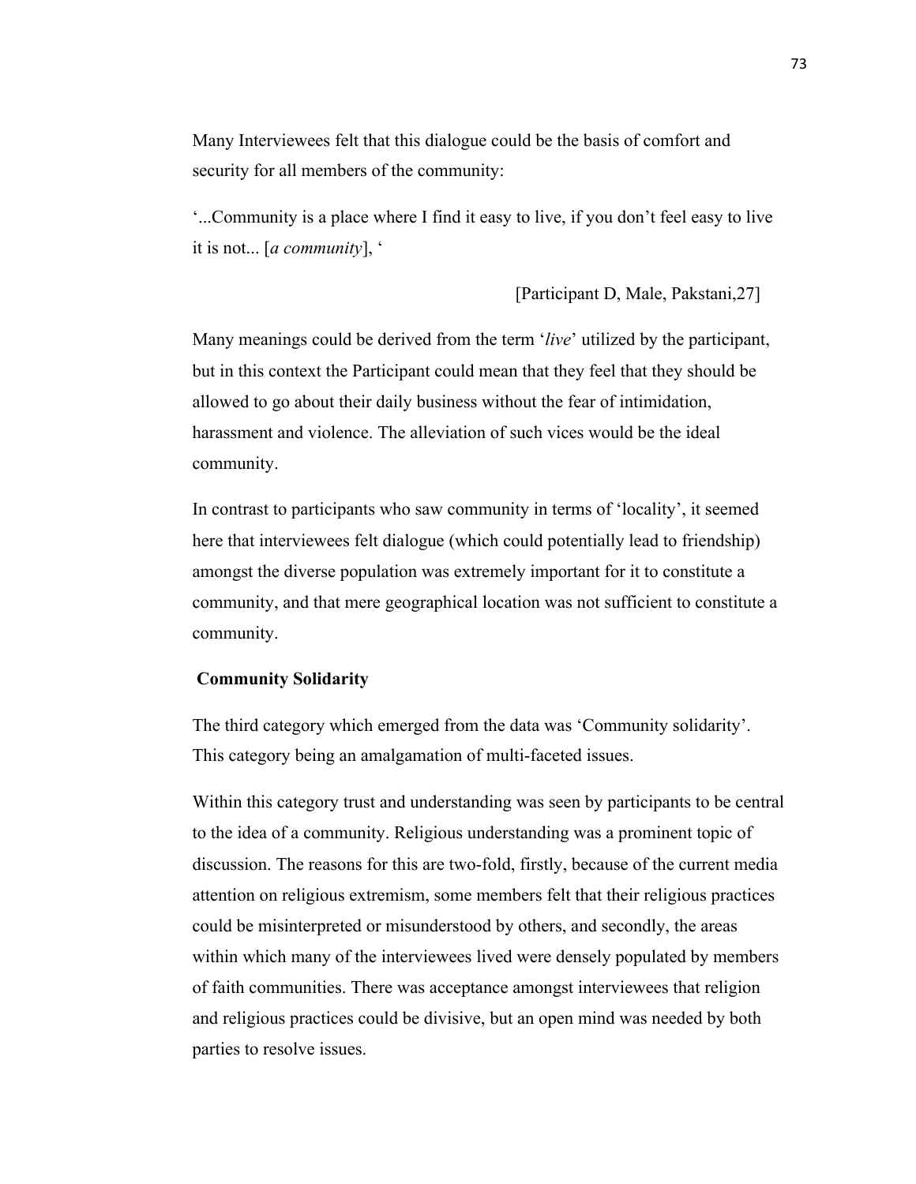Many Interviewees felt that this dialogue could be the basis of comfort and security for all members of the community:

'...Community is a place where I find it easy to live, if you don't feel easy to live it is not... [*a community*], '

[Participant D, Male, Pakstani,27]

Many meanings could be derived from the term '*live*' utilized by the participant, but in this context the Participant could mean that they feel that they should be allowed to go about their daily business without the fear of intimidation, harassment and violence. The alleviation of such vices would be the ideal community.

In contrast to participants who saw community in terms of 'locality', it seemed here that interviewees felt dialogue (which could potentially lead to friendship) amongst the diverse population was extremely important for it to constitute a community, and that mere geographical location was not sufficient to constitute a community.

**Community Solidarity**

The third category which emerged from the data was 'Community solidarity'. This category being an amalgamation of multi-faceted issues.

Within this category trust and understanding was seen by participants to be central to the idea of a community. Religious understanding was a prominent topic of discussion. The reasons for this are two-fold, firstly, because of the current media attention on religious extremism, some members felt that their religious practices could be misinterpreted or misunderstood by others, and secondly, the areas within which many of the interviewees lived were densely populated by members of faith communities. There was acceptance amongst interviewees that religion and religious practices could be divisive, but an open mind was needed by both parties to resolve issues.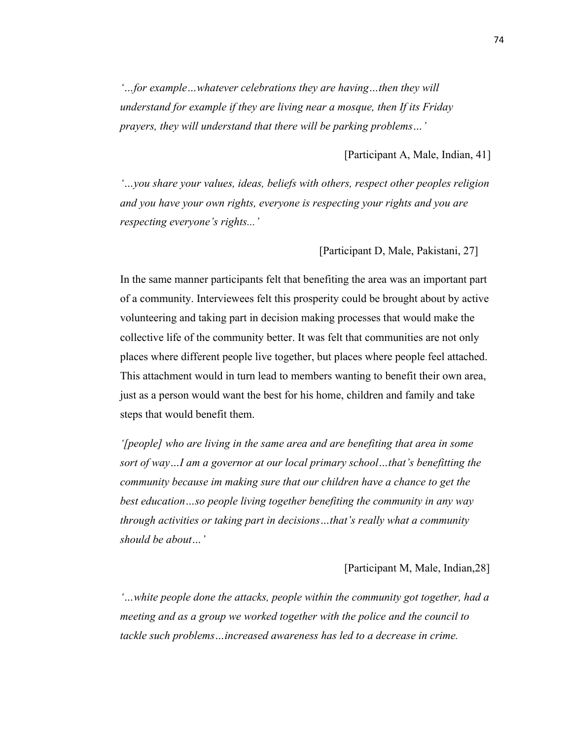*'…for example…whatever celebrations they are having…then they will understand for example if they are living near a mosque, then If its Friday prayers, they will understand that there will be parking problems…'*

[Participant A, Male, Indian, 41]

*'…you share your values, ideas, beliefs with others, respect other peoples religion and you have your own rights, everyone is respecting your rights and you are respecting everyone's rights...'*

[Participant D, Male, Pakistani, 27]

In the same manner participants felt that benefiting the area was an important part of a community. Interviewees felt this prosperity could be brought about by active volunteering and taking part in decision making processes that would make the collective life of the community better. It was felt that communities are not only places where different people live together, but places where people feel attached. This attachment would in turn lead to members wanting to benefit their own area, just as a person would want the best for his home, children and family and take steps that would benefit them.

*'[people] who are living in the same area and are benefiting that area in some sort of way…I am a governor at our local primary school…that's benefitting the community because im making sure that our children have a chance to get the best education…so people living together benefiting the community in any way through activities or taking part in decisions…that's really what a community should be about…'*

[Participant M, Male, Indian,28]

*'…white people done the attacks, people within the community got together, had a meeting and as a group we worked together with the police and the council to tackle such problems…increased awareness has led to a decrease in crime.*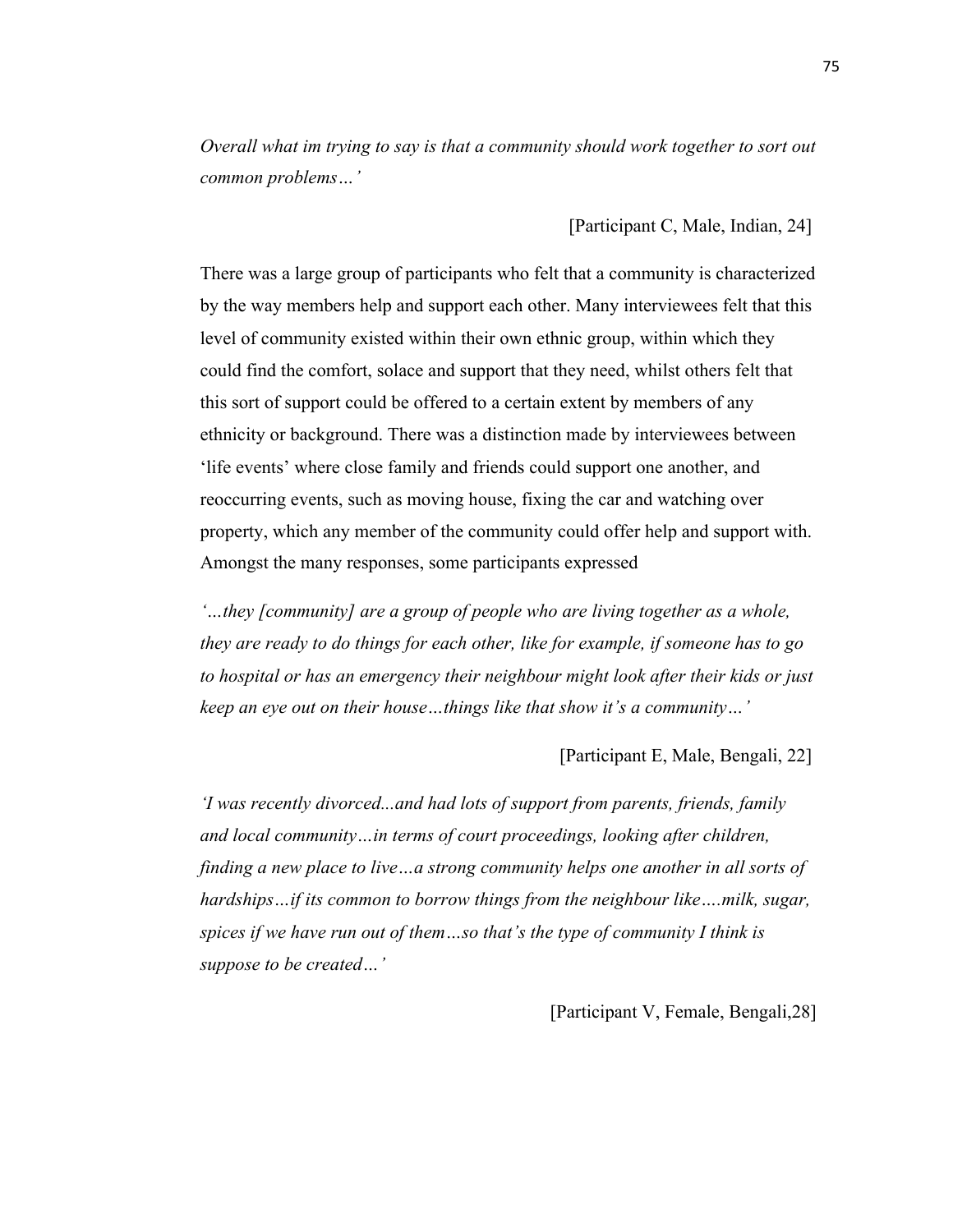*Overall what im trying to say is that a community should work together to sort out common problems…'*

[Participant C, Male, Indian, 24]

There was a large group of participants who felt that a community is characterized by the way members help and support each other. Many interviewees felt that this level of community existed within their own ethnic group, within which they could find the comfort, solace and support that they need, whilst others felt that this sort of support could be offered to a certain extent by members of any ethnicity or background. There was a distinction made by interviewees between 'life events' where close family and friends could support one another, and reoccurring events, such as moving house, fixing the car and watching over property, which any member of the community could offer help and support with. Amongst the many responses, some participants expressed

*'…they [community] are a group of people who are living together as a whole, they are ready to do things for each other, like for example, if someone has to go to hospital or has an emergency their neighbour might look after their kids or just keep an eye out on their house…things like that show it's a community…'*

[Participant E, Male, Bengali, 22]

*'I was recently divorced...and had lots of support from parents, friends, family and local community…in terms of court proceedings, looking after children, finding a new place to live…a strong community helps one another in all sorts of hardships…if its common to borrow things from the neighbour like….milk, sugar, spices if we have run out of them…so that's the type of community I think is suppose to be created…'*

[Participant V, Female, Bengali,28]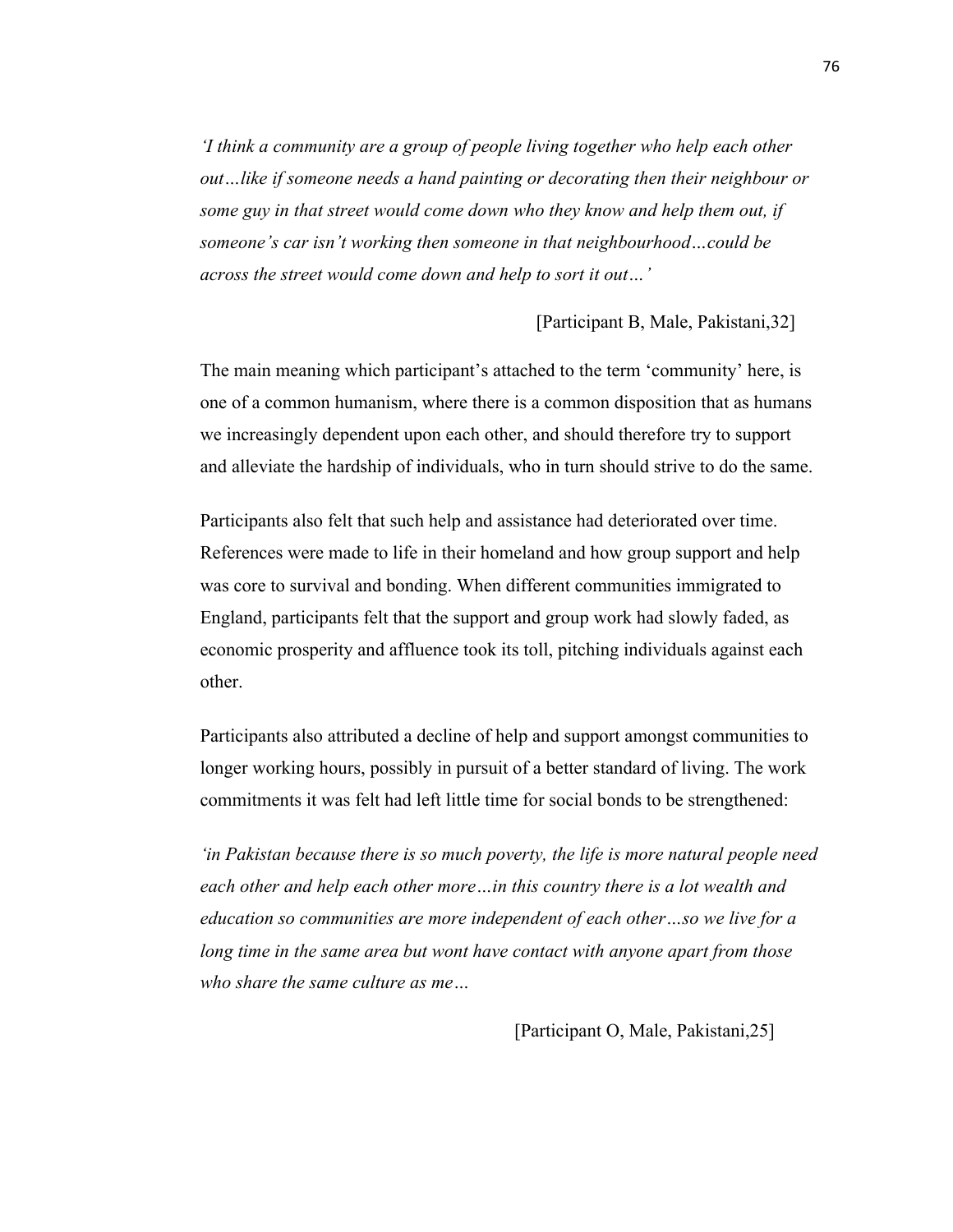*'I think a community are a group of people living together who help each other out…like if someone needs a hand painting or decorating then their neighbour or some guy in that street would come down who they know and help them out, if someone's car isn't working then someone in that neighbourhood…could be across the street would come down and help to sort it out…'*

[Participant B, Male, Pakistani,32]

The main meaning which participant's attached to the term 'community' here, is one of a common humanism, where there is a common disposition that as humans we increasingly dependent upon each other, and should therefore try to support and alleviate the hardship of individuals, who in turn should strive to do the same.

Participants also felt that such help and assistance had deteriorated over time. References were made to life in their homeland and how group support and help was core to survival and bonding. When different communities immigrated to England, participants felt that the support and group work had slowly faded, as economic prosperity and affluence took its toll, pitching individuals against each other.

Participants also attributed a decline of help and support amongst communities to longer working hours, possibly in pursuit of a better standard of living. The work commitments it was felt had left little time for social bonds to be strengthened:

*'in Pakistan because there is so much poverty, the life is more natural people need each other and help each other more…in this country there is a lot wealth and education so communities are more independent of each other…so we live for a long time in the same area but wont have contact with anyone apart from those who share the same culture as me…*

[Participant O, Male, Pakistani,25]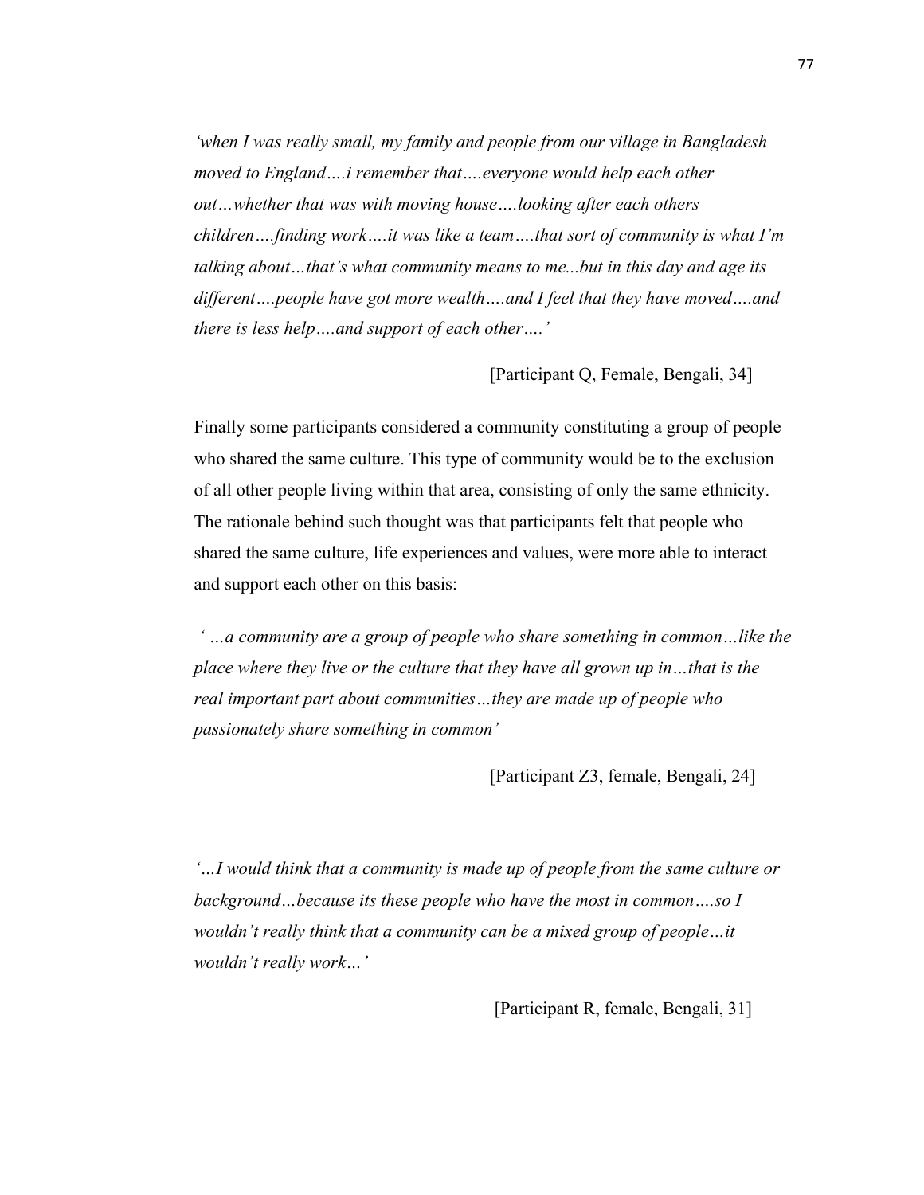*'when I was really small, my family and people from our village in Bangladesh moved to England….i remember that….everyone would help each other out…whether that was with moving house….looking after each others children….finding work….it was like a team….that sort of community is what I'm talking about…that's what community means to me...but in this day and age its different….people have got more wealth….and I feel that they have moved….and there is less help….and support of each other….'*

[Participant Q, Female, Bengali, 34]

Finally some participants considered a community constituting a group of people who shared the same culture. This type of community would be to the exclusion of all other people living within that area, consisting of only the same ethnicity. The rationale behind such thought was that participants felt that people who shared the same culture, life experiences and values, were more able to interact and support each other on this basis:

*' …a community are a group of people who share something in common…like the place where they live or the culture that they have all grown up in…that is the real important part about communities…they are made up of people who passionately share something in common'*

[Participant Z3, female, Bengali, 24]

*'…I would think that a community is made up of people from the same culture or background…because its these people who have the most in common….so I wouldn't really think that a community can be a mixed group of people…it wouldn't really work…'*

[Participant R, female, Bengali, 31]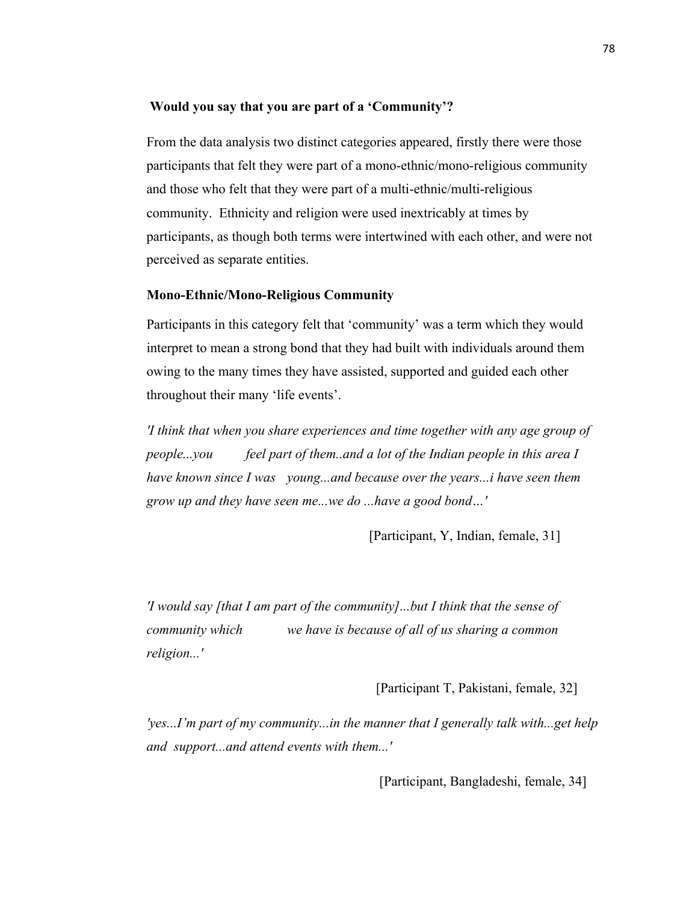**Would you say that you are part of a 'Community'?**

From the data analysis two distinct categories appeared, firstly there were those participants that felt they were part of a mono-ethnic/mono-religious community and those who felt that they were part of a multi-ethnic/multi-religious community. Ethnicity and religion were used inextricably at times by participants, as though both terms were intertwined with each other, and were not perceived as separate entities.

**Mono-Ethnic/Mono-Religious Community**

Participants in this category felt that 'community' was a term which they would interpret to mean a strong bond that they had built with individuals around them owing to the many times they have assisted, supported and guided each other throughout their many 'life events'.

*'I think that when you share experiences and time together with any age group of people...you feel part of them..and a lot of the Indian people in this area I have known since I was young...and because over the years...i have seen them grow up and they have seen me...we do ...have a good bond…'*

[Participant, Y, Indian, female, 31]

*'I would say [that I am part of the community]...but I think that the sense of community which we have is because of all of us sharing a common religion...'*

[Participant T, Pakistani, female, 32]

*'yes...I'm part of my community...in the manner that I generally talk with...get help and support...and attend events with them...'*

[Participant, Bangladeshi, female, 34]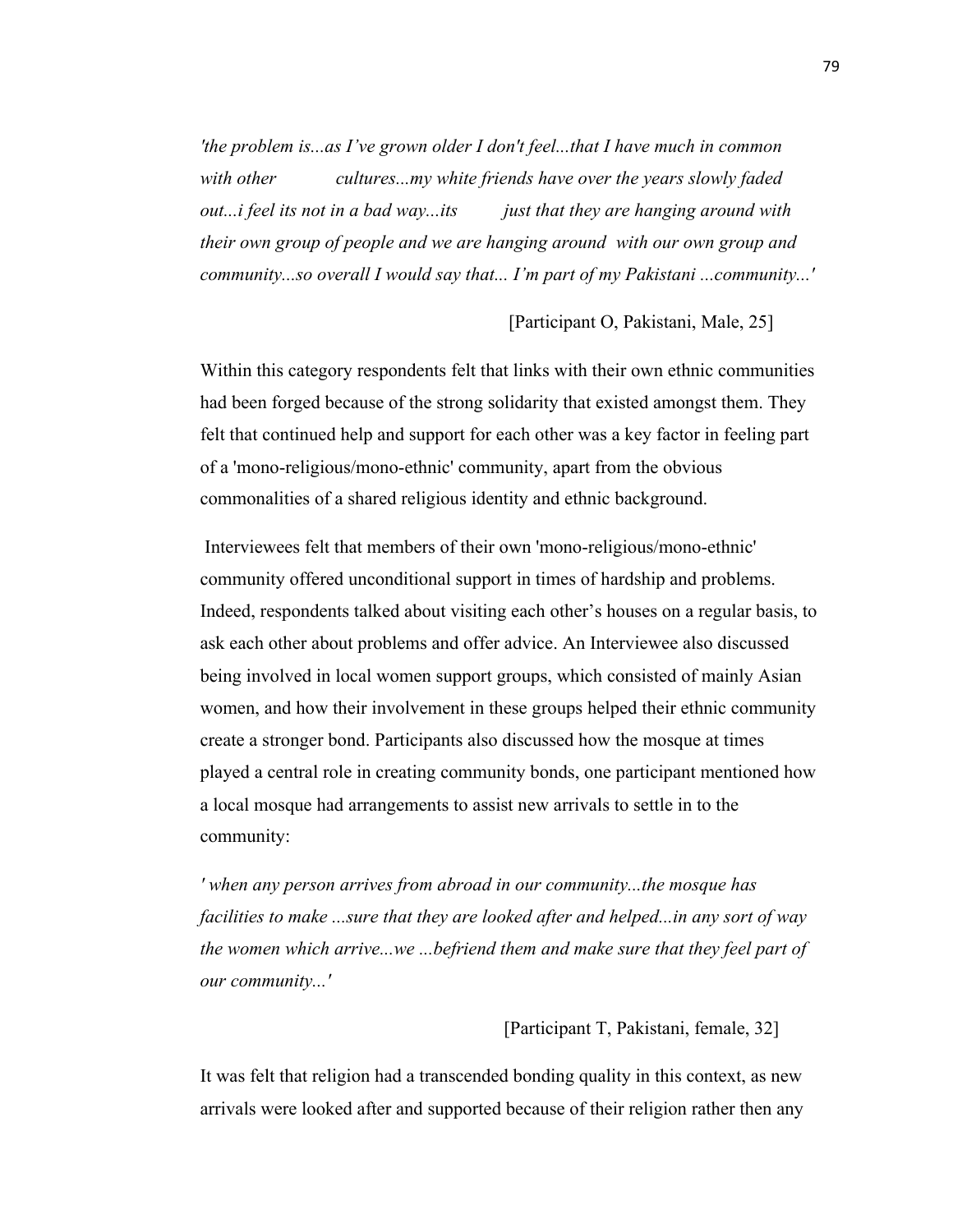*'the problem is...as I've grown older I don't feel...that I have much in common with other cultures...my white friends have over the years slowly faded out...i feel its not in a bad way...its just that they are hanging around with their own group of people and we are hanging around with our own group and community...so overall I would say that... I'm part of my Pakistani ...community...'*

[Participant O, Pakistani, Male, 25]

Within this category respondents felt that links with their own ethnic communities had been forged because of the strong solidarity that existed amongst them. They felt that continued help and support for each other was a key factor in feeling part of a 'mono-religious/mono-ethnic' community, apart from the obvious commonalities of a shared religious identity and ethnic background.

Interviewees felt that members of their own 'mono-religious/mono-ethnic' community offered unconditional support in times of hardship and problems. Indeed, respondents talked about visiting each other's houses on a regular basis, to ask each other about problems and offer advice. An Interviewee also discussed being involved in local women support groups, which consisted of mainly Asian women, and how their involvement in these groups helped their ethnic community create a stronger bond. Participants also discussed how the mosque at times played a central role in creating community bonds, one participant mentioned how a local mosque had arrangements to assist new arrivals to settle in to the community:

*' when any person arrives from abroad in our community...the mosque has facilities to make ...sure that they are looked after and helped...in any sort of way the women which arrive...we ...befriend them and make sure that they feel part of our community...'*

[Participant T, Pakistani, female, 32]

It was felt that religion had a transcended bonding quality in this context, as new arrivals were looked after and supported because of their religion rather then any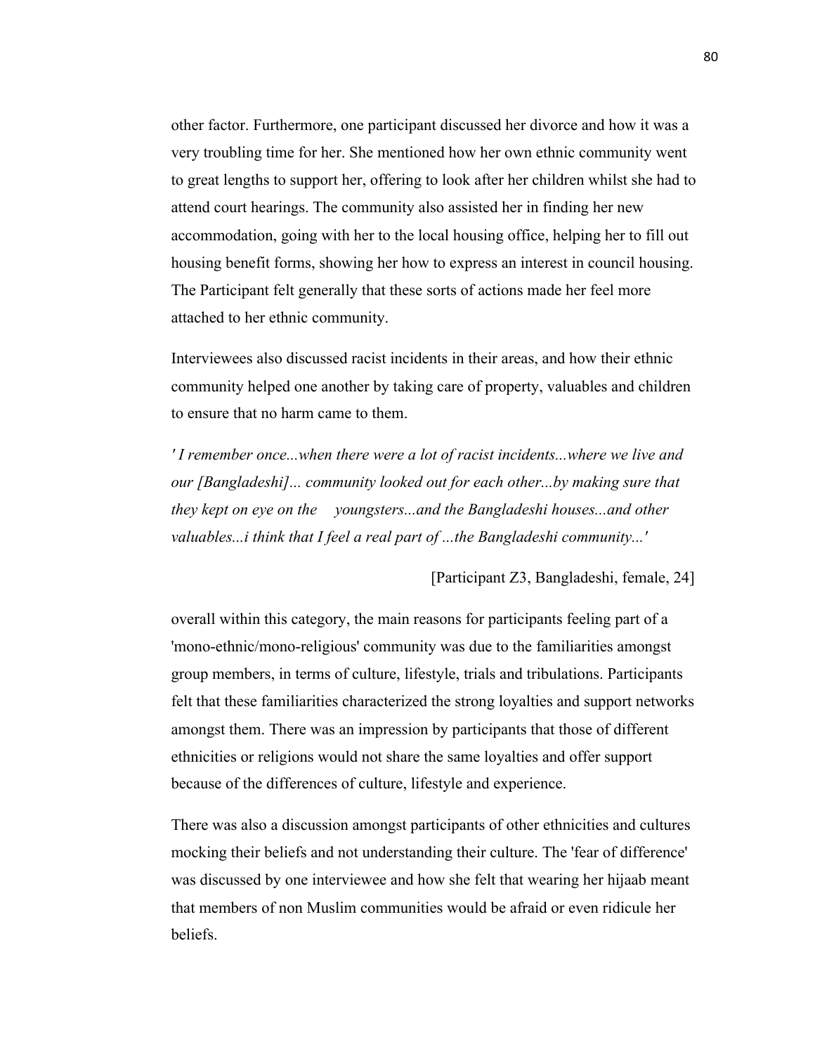other factor. Furthermore, one participant discussed her divorce and how it was a very troubling time for her. She mentioned how her own ethnic community went to great lengths to support her, offering to look after her children whilst she had to attend court hearings. The community also assisted her in finding her new accommodation, going with her to the local housing office, helping her to fill out housing benefit forms, showing her how to express an interest in council housing. The Participant felt generally that these sorts of actions made her feel more attached to her ethnic community.

Interviewees also discussed racist incidents in their areas, and how their ethnic community helped one another by taking care of property, valuables and children to ensure that no harm came to them.

*' I remember once...when there were a lot of racist incidents...where we live and our [Bangladeshi]... community looked out for each other...by making sure that they kept on eye on the youngsters...and the Bangladeshi houses...and other valuables...i think that I feel a real part of ...the Bangladeshi community...'*

[Participant Z3, Bangladeshi, female, 24]

overall within this category, the main reasons for participants feeling part of a 'mono-ethnic/mono-religious' community was due to the familiarities amongst group members, in terms of culture, lifestyle, trials and tribulations. Participants felt that these familiarities characterized the strong loyalties and support networks amongst them. There was an impression by participants that those of different ethnicities or religions would not share the same loyalties and offer support because of the differences of culture, lifestyle and experience.

There was also a discussion amongst participants of other ethnicities and cultures mocking their beliefs and not understanding their culture. The 'fear of difference' was discussed by one interviewee and how she felt that wearing her hijaab meant that members of non Muslim communities would be afraid or even ridicule her beliefs.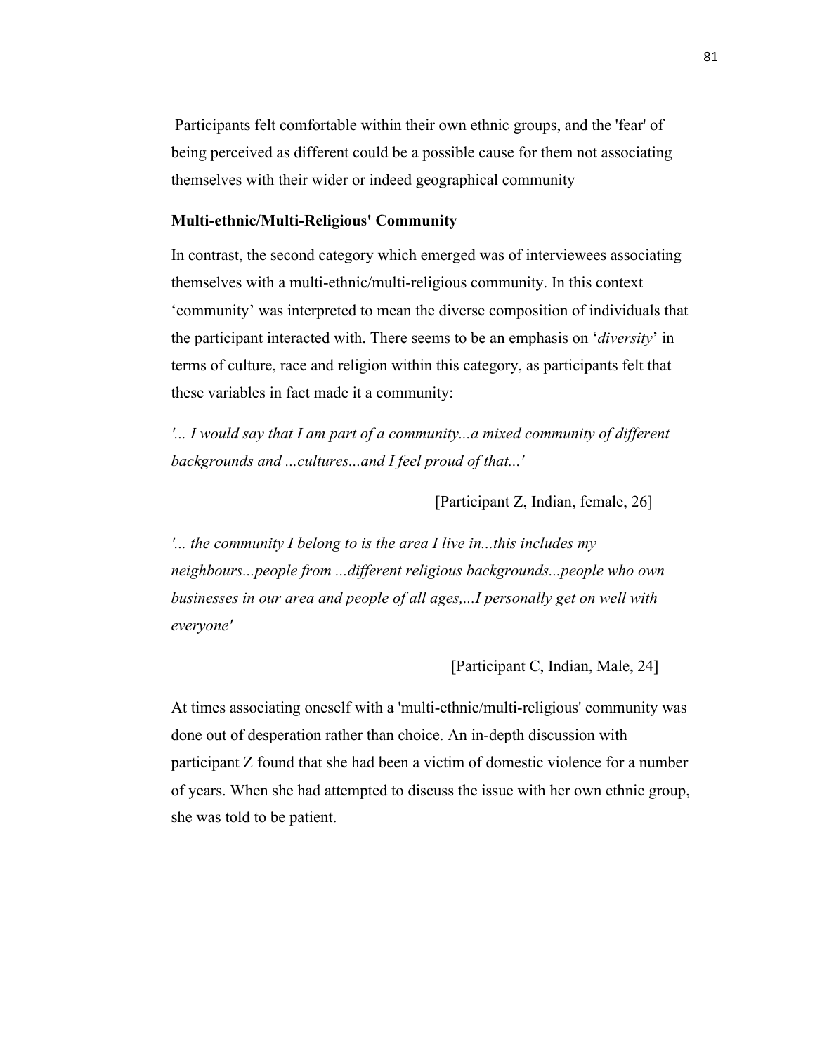Participants felt comfortable within their own ethnic groups, and the 'fear' of being perceived as different could be a possible cause for them not associating themselves with their wider or indeed geographical community

**Multi-ethnic/Multi-Religious' Community**

In contrast, the second category which emerged was of interviewees associating themselves with a multi-ethnic/multi-religious community. In this context ‘community’ was interpreted to mean the diverse composition of individuals that the participant interacted with. There seems to be an emphasis on ‘*diversity*’ in terms of culture, race and religion within this category, as participants felt that these variables in fact made it a community:

*'... I would say that I am part of a community...a mixed community of different backgrounds and ...cultures...and I feel proud of that...'*

[Participant Z, Indian, female, 26]

*'... the community I belong to is the area I live in...this includes my neighbours...people from ...different religious backgrounds...people who own businesses in our area and people of all ages,...I personally get on well with everyone'*

[Participant C, Indian, Male, 24]

At times associating oneself with a 'multi-ethnic/multi-religious' community was done out of desperation rather than choice. An in-depth discussion with participant Z found that she had been a victim of domestic violence for a number of years. When she had attempted to discuss the issue with her own ethnic group, she was told to be patient.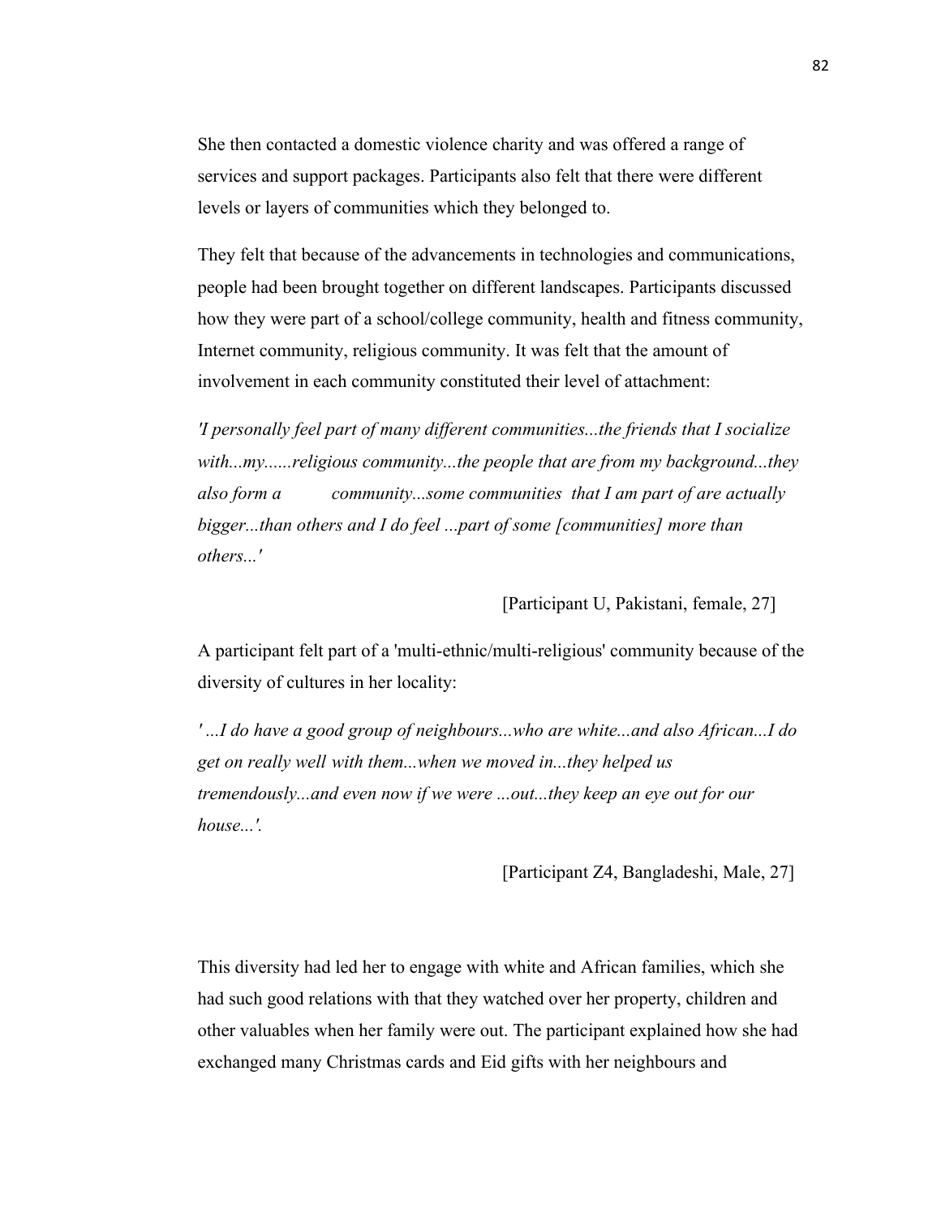She then contacted a domestic violence charity and was offered a range of services and support packages. Participants also felt that there were different levels or layers of communities which they belonged to.

They felt that because of the advancements in technologies and communications, people had been brought together on different landscapes. Participants discussed how they were part of a school/college community, health and fitness community, Internet community, religious community. It was felt that the amount of involvement in each community constituted their level of attachment:

*'I personally feel part of many different communities...the friends that I socialize with...my......religious community...the people that are from my background...they also form a community...some communities that I am part of are actually bigger...than others and I do feel ...part of some [communities] more than others...'*

[Participant U, Pakistani, female, 27]

A participant felt part of a 'multi-ethnic/multi-religious' community because of the diversity of cultures in her locality:

*' ...I do have a good group of neighbours...who are white...and also African...I do get on really well with them...when we moved in...they helped us tremendously...and even now if we were ...out...they keep an eye out for our house...'.*

[Participant Z4, Bangladeshi, Male, 27]

This diversity had led her to engage with white and African families, which she had such good relations with that they watched over her property, children and other valuables when her family were out. The participant explained how she had exchanged many Christmas cards and Eid gifts with her neighbours and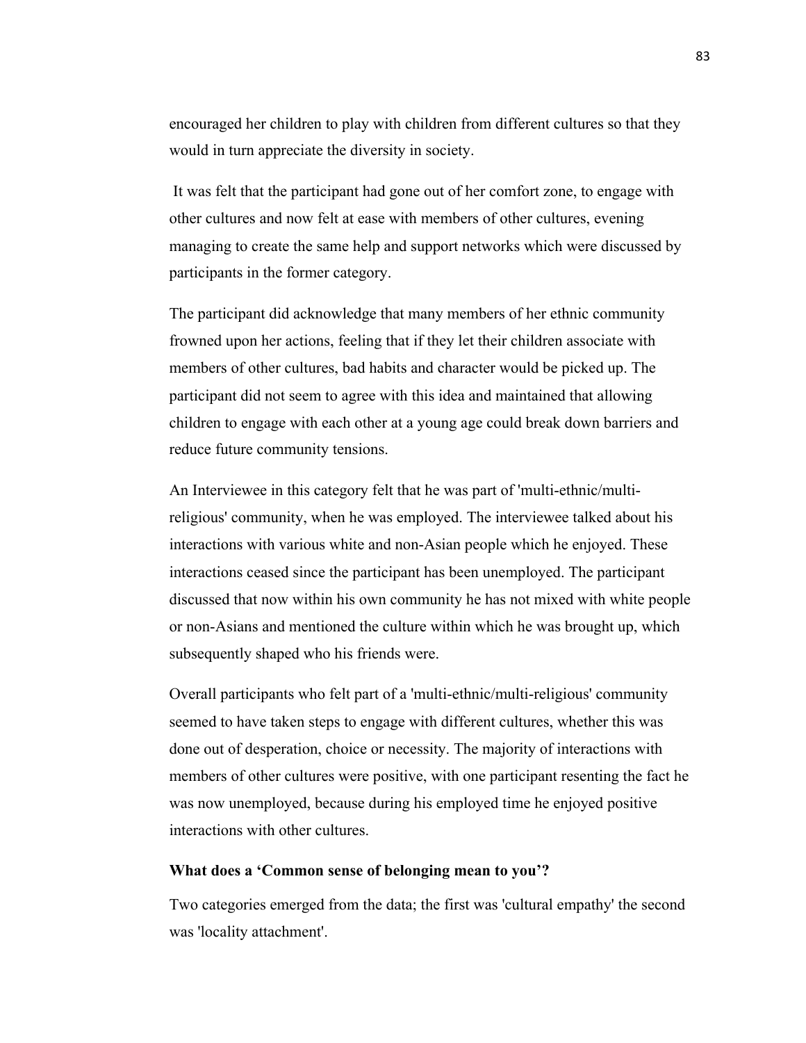encouraged her children to play with children from different cultures so that they would in turn appreciate the diversity in society.

It was felt that the participant had gone out of her comfort zone, to engage with other cultures and now felt at ease with members of other cultures, evening managing to create the same help and support networks which were discussed by participants in the former category.

The participant did acknowledge that many members of her ethnic community frowned upon her actions, feeling that if they let their children associate with members of other cultures, bad habits and character would be picked up. The participant did not seem to agree with this idea and maintained that allowing children to engage with each other at a young age could break down barriers and reduce future community tensions.

An Interviewee in this category felt that he was part of 'multi-ethnic/multi-religious' community, when he was employed. The interviewee talked about his interactions with various white and non-Asian people which he enjoyed. These interactions ceased since the participant has been unemployed. The participant discussed that now within his own community he has not mixed with white people or non-Asians and mentioned the culture within which he was brought up, which subsequently shaped who his friends were.

Overall participants who felt part of a 'multi-ethnic/multi-religious' community seemed to have taken steps to engage with different cultures, whether this was done out of desperation, choice or necessity. The majority of interactions with members of other cultures were positive, with one participant resenting the fact he was now unemployed, because during his employed time he enjoyed positive interactions with other cultures.

**What does a 'Common sense of belonging mean to you'?**

Two categories emerged from the data; the first was 'cultural empathy' the second was 'locality attachment'.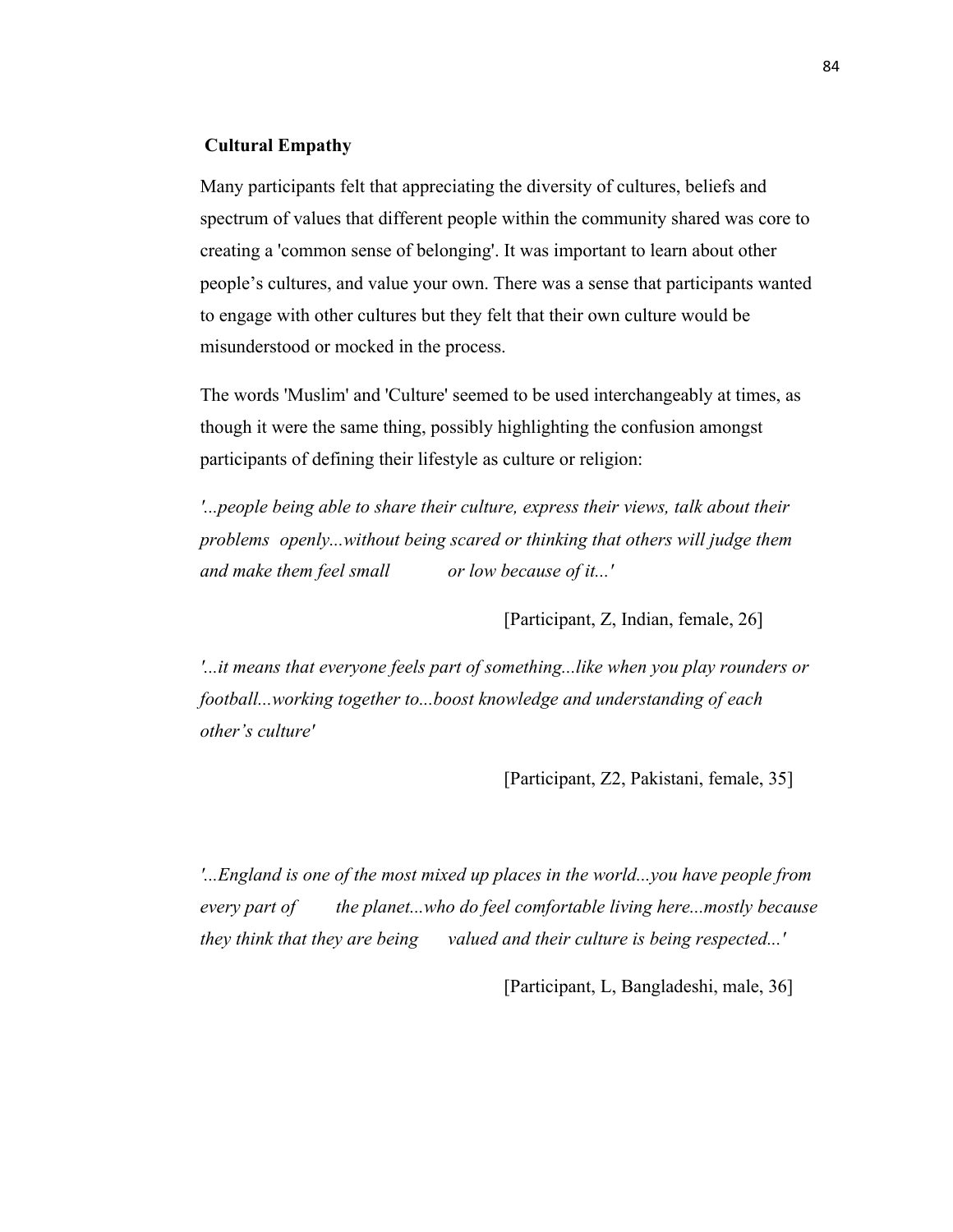**Cultural Empathy**

Many participants felt that appreciating the diversity of cultures, beliefs and spectrum of values that different people within the community shared was core to creating a 'common sense of belonging'. It was important to learn about other people's cultures, and value your own. There was a sense that participants wanted to engage with other cultures but they felt that their own culture would be misunderstood or mocked in the process.

The words 'Muslim' and 'Culture' seemed to be used interchangeably at times, as though it were the same thing, possibly highlighting the confusion amongst participants of defining their lifestyle as culture or religion:

*'...people being able to share their culture, express their views, talk about their problems openly...without being scared or thinking that others will judge them and make them feel small or low because of it...'*

[Participant, Z, Indian, female, 26]

*'...it means that everyone feels part of something...like when you play rounders or football...working together to...boost knowledge and understanding of each other's culture'*

[Participant, Z2, Pakistani, female, 35]

*'...England is one of the most mixed up places in the world...you have people from every part of the planet...who do feel comfortable living here...mostly because they think that they are being valued and their culture is being respected...'*

[Participant, L, Bangladeshi, male, 36]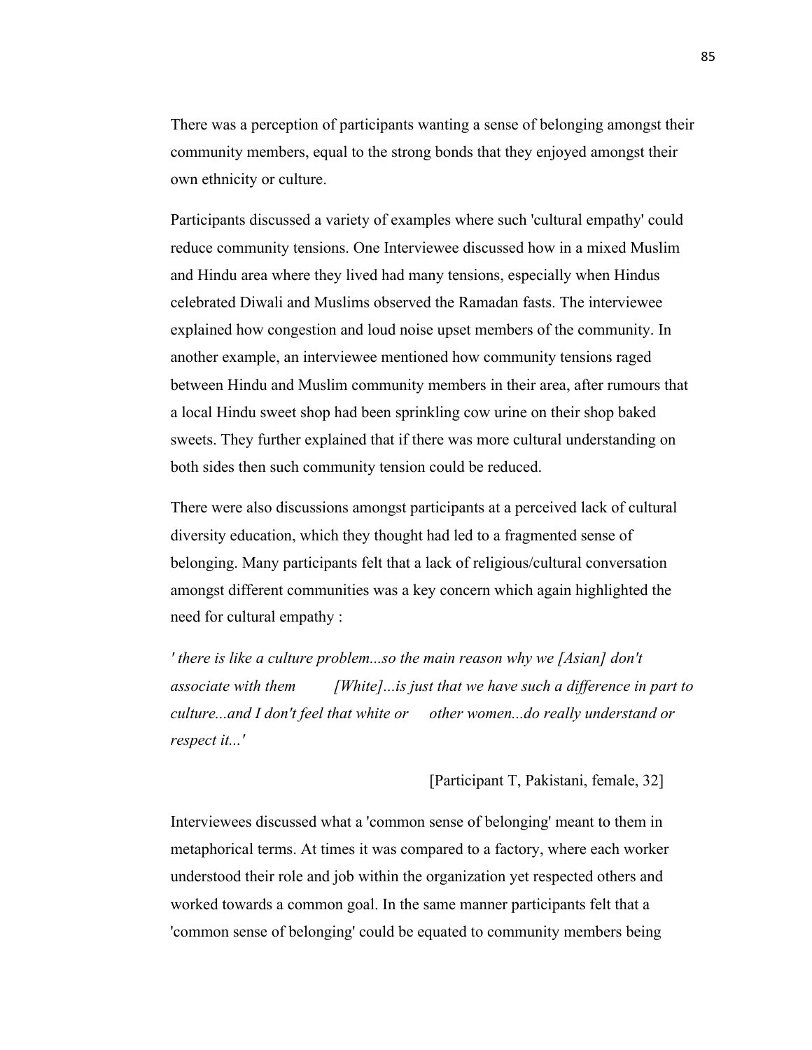There was a perception of participants wanting a sense of belonging amongst their community members, equal to the strong bonds that they enjoyed amongst their own ethnicity or culture.

Participants discussed a variety of examples where such 'cultural empathy' could reduce community tensions. One Interviewee discussed how in a mixed Muslim and Hindu area where they lived had many tensions, especially when Hindus celebrated Diwali and Muslims observed the Ramadan fasts. The interviewee explained how congestion and loud noise upset members of the community. In another example, an interviewee mentioned how community tensions raged between Hindu and Muslim community members in their area, after rumours that a local Hindu sweet shop had been sprinkling cow urine on their shop baked sweets. They further explained that if there was more cultural understanding on both sides then such community tension could be reduced.

There were also discussions amongst participants at a perceived lack of cultural diversity education, which they thought had led to a fragmented sense of belonging. Many participants felt that a lack of religious/cultural conversation amongst different communities was a key concern which again highlighted the need for cultural empathy :

*' there is like a culture problem...so the main reason why we [Asian] don't associate with them [White]...is just that we have such a difference in part to culture...and I don't feel that white or other women...do really understand or respect it...'*

[Participant T, Pakistani, female, 32]

Interviewees discussed what a 'common sense of belonging' meant to them in metaphorical terms. At times it was compared to a factory, where each worker understood their role and job within the organization yet respected others and worked towards a common goal. In the same manner participants felt that a 'common sense of belonging' could be equated to community members being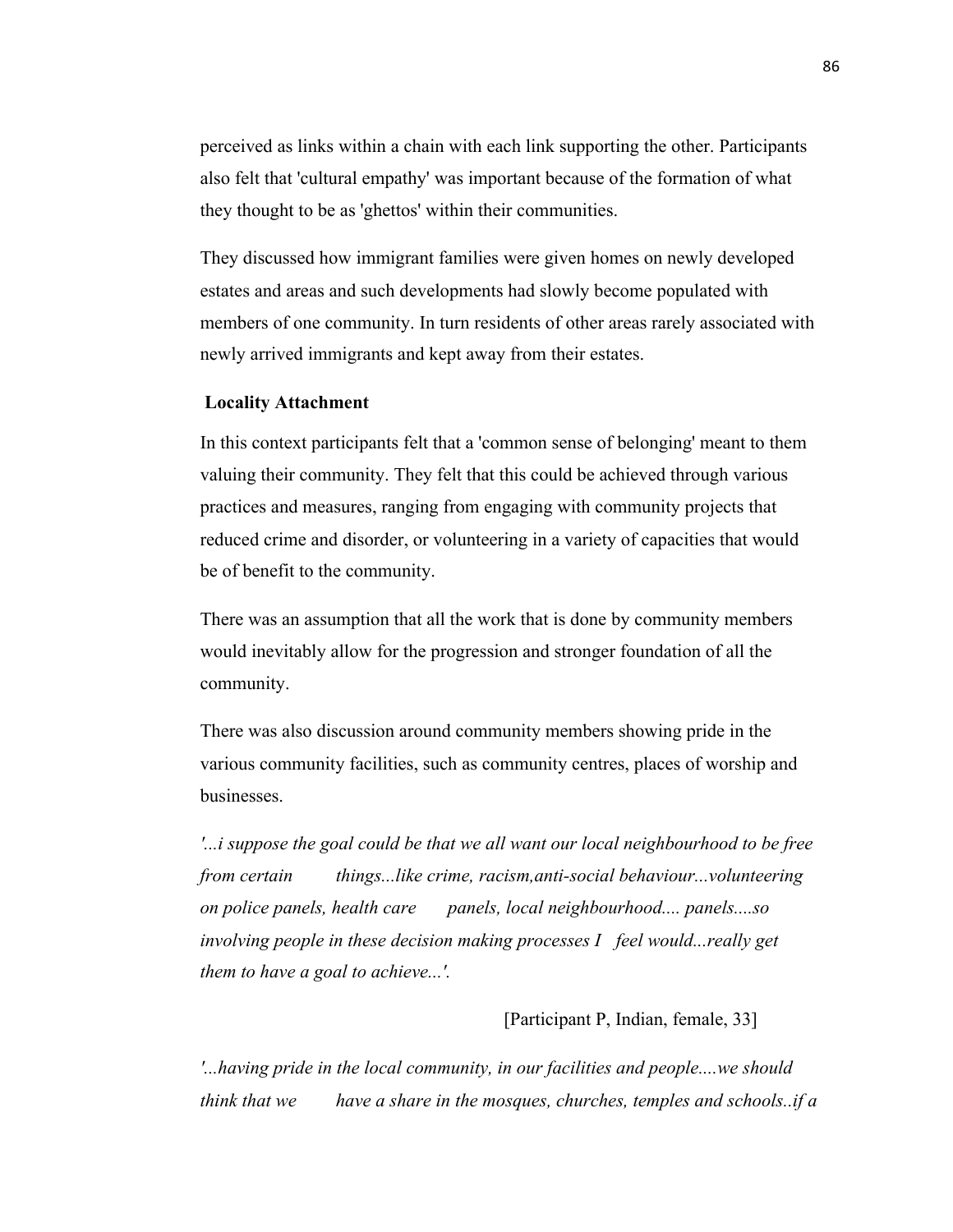perceived as links within a chain with each link supporting the other. Participants also felt that 'cultural empathy' was important because of the formation of what they thought to be as 'ghettos' within their communities.

They discussed how immigrant families were given homes on newly developed estates and areas and such developments had slowly become populated with members of one community. In turn residents of other areas rarely associated with newly arrived immigrants and kept away from their estates.

**Locality Attachment**

In this context participants felt that a 'common sense of belonging' meant to them valuing their community. They felt that this could be achieved through various practices and measures, ranging from engaging with community projects that reduced crime and disorder, or volunteering in a variety of capacities that would be of benefit to the community.

There was an assumption that all the work that is done by community members would inevitably allow for the progression and stronger foundation of all the community.

There was also discussion around community members showing pride in the various community facilities, such as community centres, places of worship and businesses.

*'...i suppose the goal could be that we all want our local neighbourhood to be free from certain things...like crime, racism,anti-social behaviour...volunteering on police panels, health care panels, local neighbourhood.... panels....so involving people in these decision making processes I feel would...really get them to have a goal to achieve...'.*

[Participant P, Indian, female, 33]

*'...having pride in the local community, in our facilities and people....we should think that we have a share in the mosques, churches, temples and schools..if a*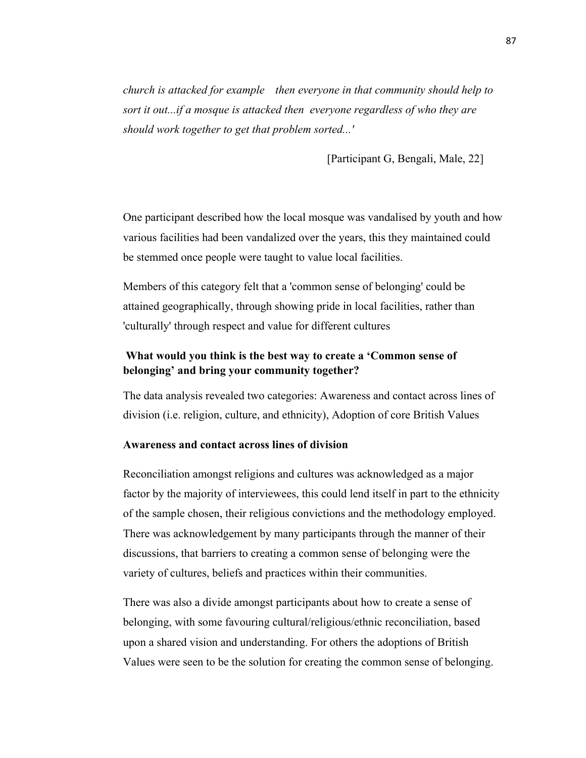*church is attacked for example then everyone in that community should help to sort it out...if a mosque is attacked then everyone regardless of who they are should work together to get that problem sorted...'*

[Participant G, Bengali, Male, 22]

One participant described how the local mosque was vandalised by youth and how various facilities had been vandalized over the years, this they maintained could be stemmed once people were taught to value local facilities.

Members of this category felt that a 'common sense of belonging' could be attained geographically, through showing pride in local facilities, rather than 'culturally' through respect and value for different cultures

**What would you think is the best way to create a 'Common sense of belonging' and bring your community together?**

The data analysis revealed two categories: Awareness and contact across lines of division (i.e. religion, culture, and ethnicity), Adoption of core British Values

**Awareness and contact across lines of division**

Reconciliation amongst religions and cultures was acknowledged as a major factor by the majority of interviewees, this could lend itself in part to the ethnicity of the sample chosen, their religious convictions and the methodology employed. There was acknowledgement by many participants through the manner of their discussions, that barriers to creating a common sense of belonging were the variety of cultures, beliefs and practices within their communities.

There was also a divide amongst participants about how to create a sense of belonging, with some favouring cultural/religious/ethnic reconciliation, based upon a shared vision and understanding. For others the adoptions of British Values were seen to be the solution for creating the common sense of belonging.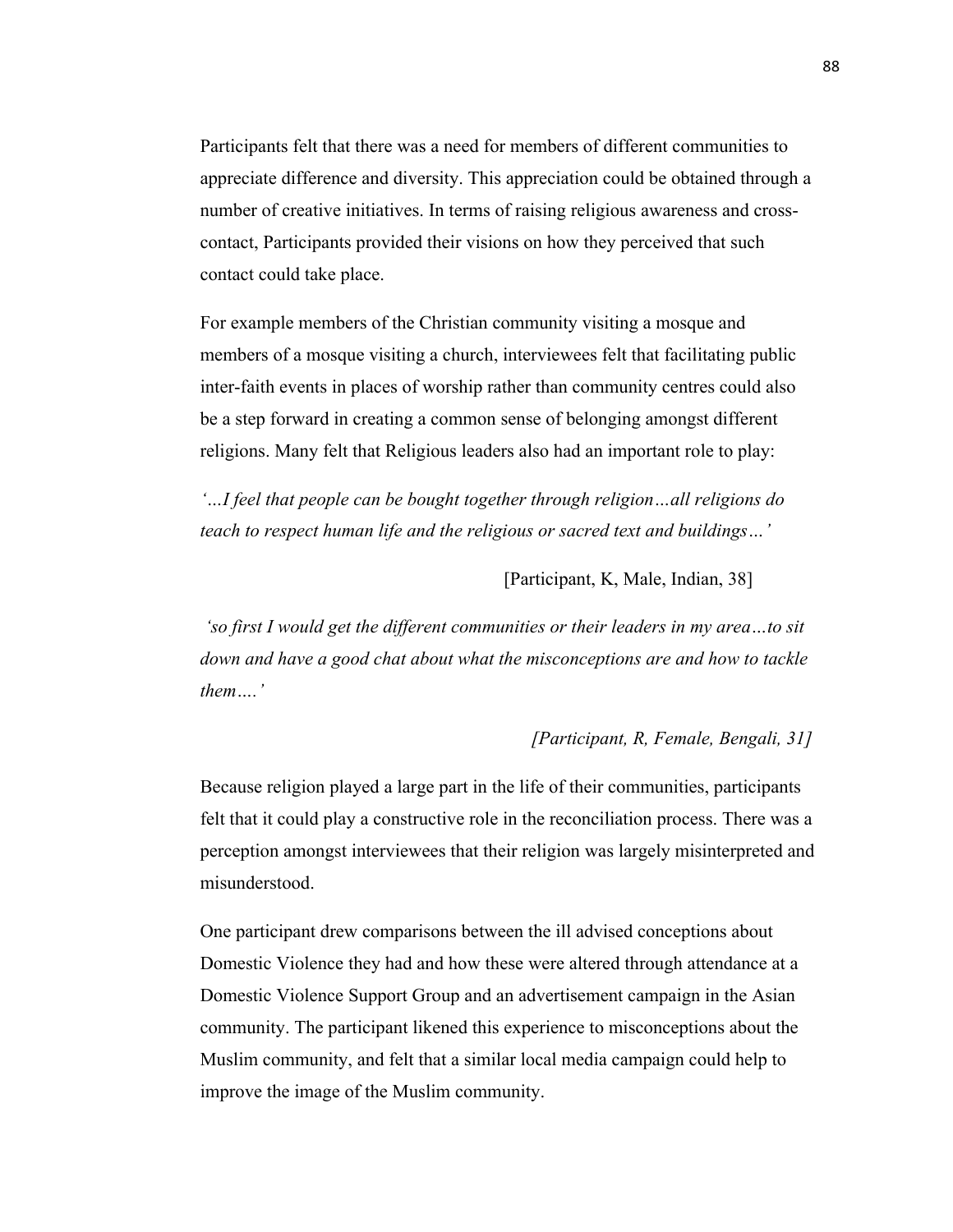Participants felt that there was a need for members of different communities to appreciate difference and diversity. This appreciation could be obtained through a number of creative initiatives. In terms of raising religious awareness and cross-contact, Participants provided their visions on how they perceived that such contact could take place.

For example members of the Christian community visiting a mosque and members of a mosque visiting a church, interviewees felt that facilitating public inter-faith events in places of worship rather than community centres could also be a step forward in creating a common sense of belonging amongst different religions. Many felt that Religious leaders also had an important role to play:

*'…I feel that people can be bought together through religion…all religions do teach to respect human life and the religious or sacred text and buildings…'*

[Participant, K, Male, Indian, 38]

*'so first I would get the different communities or their leaders in my area…to sit down and have a good chat about what the misconceptions are and how to tackle them….'*

*[Participant, R, Female, Bengali, 31]*

Because religion played a large part in the life of their communities, participants felt that it could play a constructive role in the reconciliation process. There was a perception amongst interviewees that their religion was largely misinterpreted and misunderstood.

One participant drew comparisons between the ill advised conceptions about Domestic Violence they had and how these were altered through attendance at a Domestic Violence Support Group and an advertisement campaign in the Asian community. The participant likened this experience to misconceptions about the Muslim community, and felt that a similar local media campaign could help to improve the image of the Muslim community.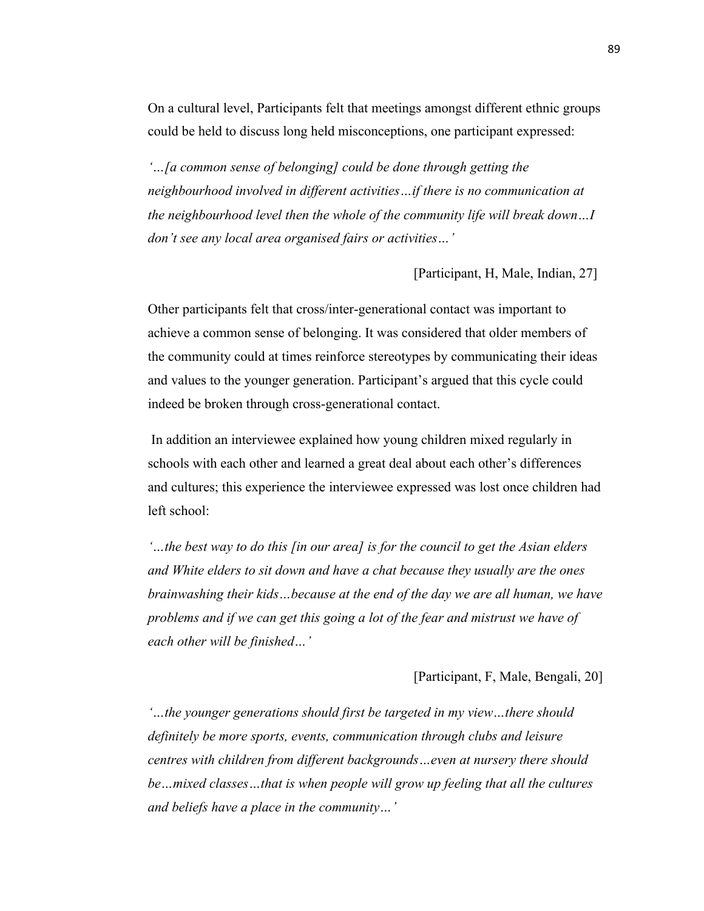On a cultural level, Participants felt that meetings amongst different ethnic groups could be held to discuss long held misconceptions, one participant expressed:

*'…[a common sense of belonging] could be done through getting the neighbourhood involved in different activities…if there is no communication at the neighbourhood level then the whole of the community life will break down…I don't see any local area organised fairs or activities…'*

[Participant, H, Male, Indian, 27]

Other participants felt that cross/inter-generational contact was important to achieve a common sense of belonging. It was considered that older members of the community could at times reinforce stereotypes by communicating their ideas and values to the younger generation. Participant's argued that this cycle could indeed be broken through cross-generational contact.

In addition an interviewee explained how young children mixed regularly in schools with each other and learned a great deal about each other's differences and cultures; this experience the interviewee expressed was lost once children had left school:

*'…the best way to do this [in our area] is for the council to get the Asian elders and White elders to sit down and have a chat because they usually are the ones brainwashing their kids…because at the end of the day we are all human, we have problems and if we can get this going a lot of the fear and mistrust we have of each other will be finished…'*

[Participant, F, Male, Bengali, 20]

*'…the younger generations should first be targeted in my view…there should definitely be more sports, events, communication through clubs and leisure centres with children from different backgrounds…even at nursery there should be…mixed classes…that is when people will grow up feeling that all the cultures and beliefs have a place in the community…'*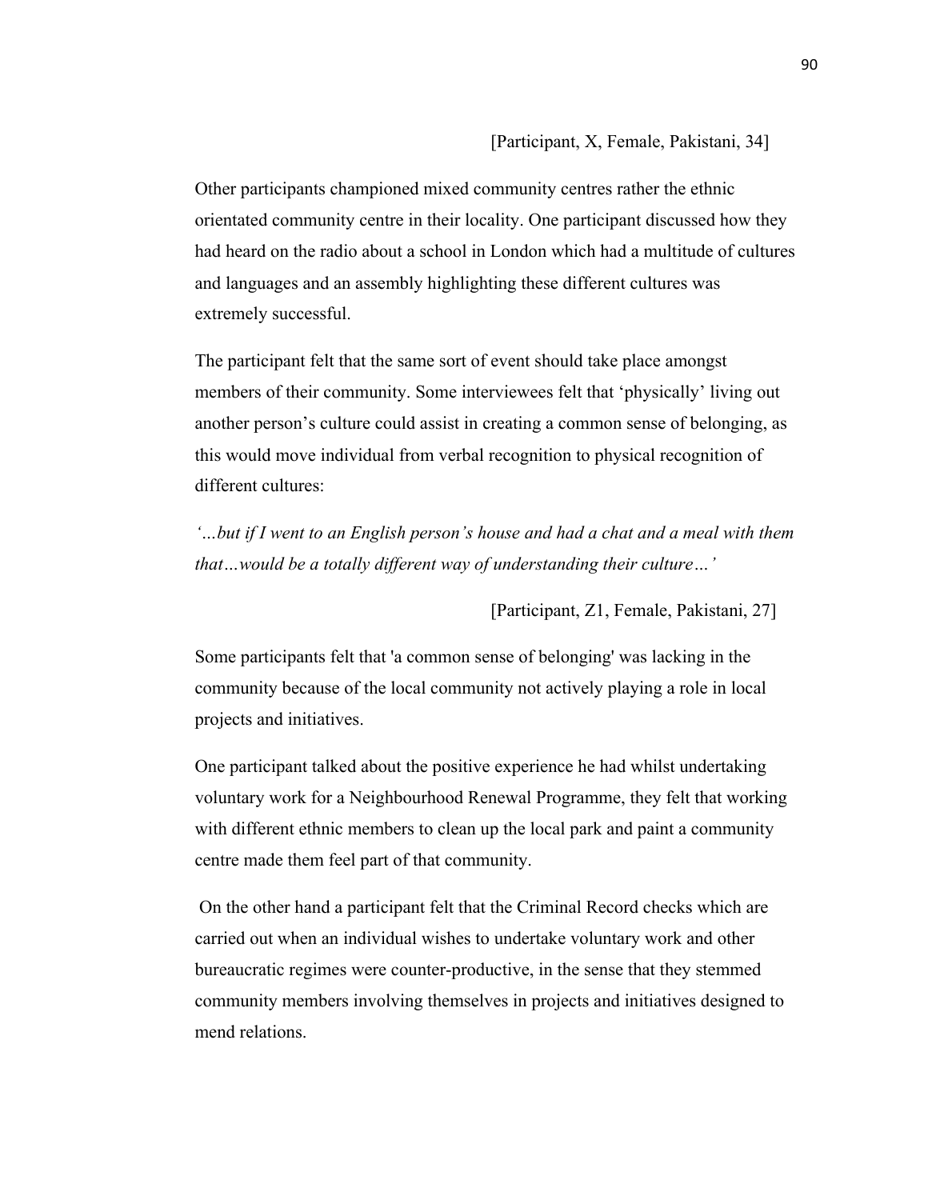[Participant, X, Female, Pakistani, 34]

Other participants championed mixed community centres rather the ethnic orientated community centre in their locality. One participant discussed how they had heard on the radio about a school in London which had a multitude of cultures and languages and an assembly highlighting these different cultures was extremely successful.

The participant felt that the same sort of event should take place amongst members of their community. Some interviewees felt that 'physically' living out another person's culture could assist in creating a common sense of belonging, as this would move individual from verbal recognition to physical recognition of different cultures:

*'…but if I went to an English person's house and had a chat and a meal with them that…would be a totally different way of understanding their culture…'*

[Participant, Z1, Female, Pakistani, 27]

Some participants felt that 'a common sense of belonging' was lacking in the community because of the local community not actively playing a role in local projects and initiatives.

One participant talked about the positive experience he had whilst undertaking voluntary work for a Neighbourhood Renewal Programme, they felt that working with different ethnic members to clean up the local park and paint a community centre made them feel part of that community.

On the other hand a participant felt that the Criminal Record checks which are carried out when an individual wishes to undertake voluntary work and other bureaucratic regimes were counter-productive, in the sense that they stemmed community members involving themselves in projects and initiatives designed to mend relations.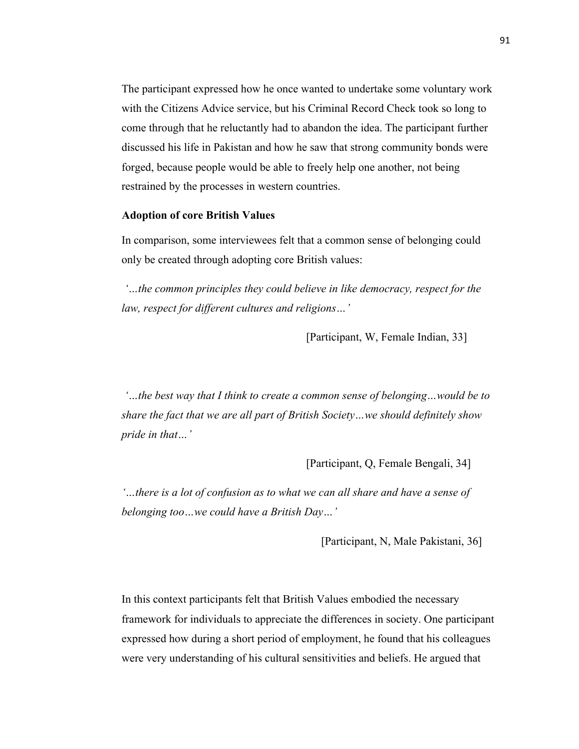The participant expressed how he once wanted to undertake some voluntary work with the Citizens Advice service, but his Criminal Record Check took so long to come through that he reluctantly had to abandon the idea. The participant further discussed his life in Pakistan and how he saw that strong community bonds were forged, because people would be able to freely help one another, not being restrained by the processes in western countries.

**Adoption of core British Values**

In comparison, some interviewees felt that a common sense of belonging could only be created through adopting core British values:

*'…the common principles they could believe in like democracy, respect for the law, respect for different cultures and religions…'*

[Participant, W, Female Indian, 33]

*'…the best way that I think to create a common sense of belonging…would be to share the fact that we are all part of British Society…we should definitely show pride in that…'*

[Participant, Q, Female Bengali, 34]

*'…there is a lot of confusion as to what we can all share and have a sense of belonging too…we could have a British Day…'*

[Participant, N, Male Pakistani, 36]

In this context participants felt that British Values embodied the necessary framework for individuals to appreciate the differences in society. One participant expressed how during a short period of employment, he found that his colleagues were very understanding of his cultural sensitivities and beliefs. He argued that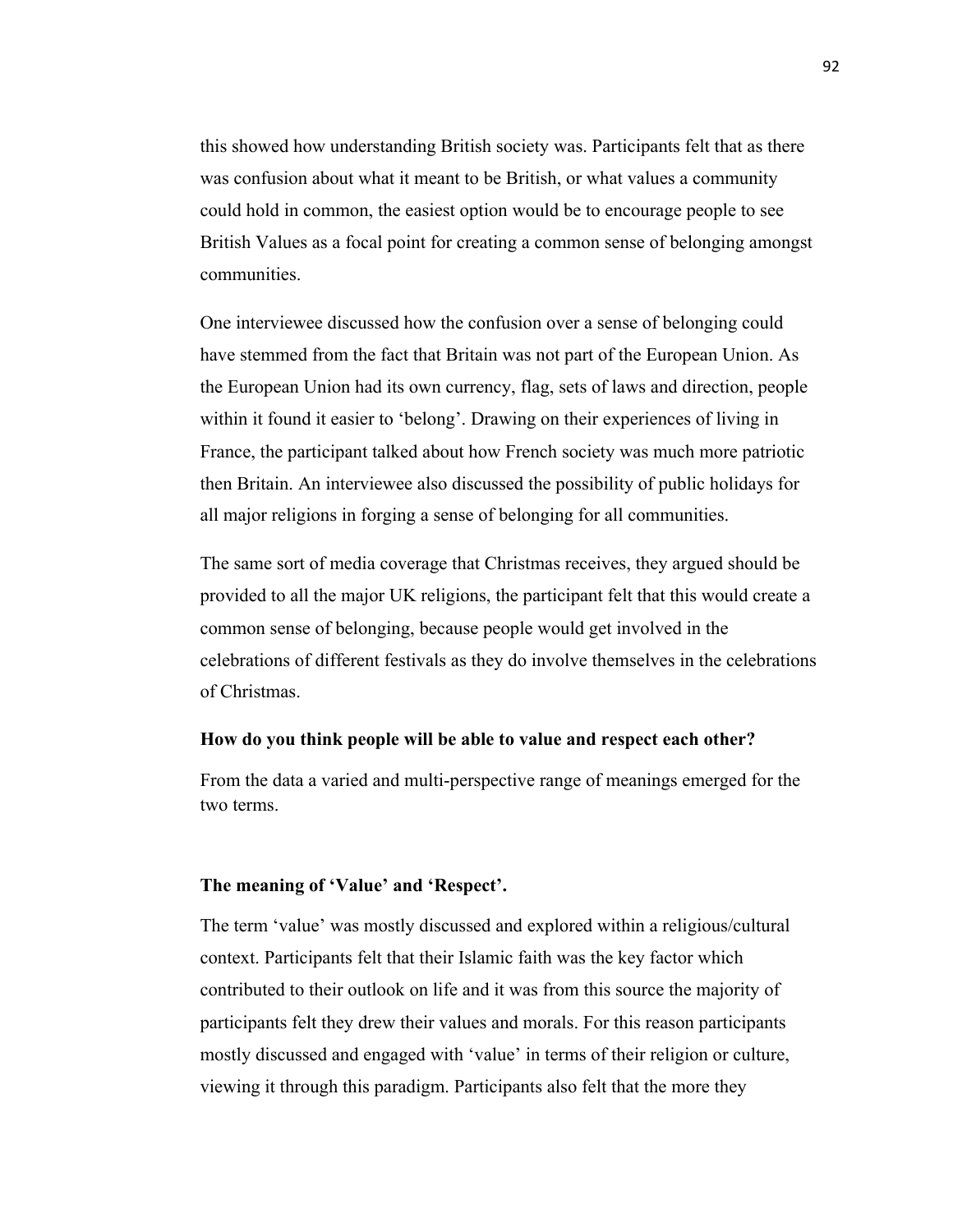this showed how understanding British society was. Participants felt that as there was confusion about what it meant to be British, or what values a community could hold in common, the easiest option would be to encourage people to see British Values as a focal point for creating a common sense of belonging amongst communities.

One interviewee discussed how the confusion over a sense of belonging could have stemmed from the fact that Britain was not part of the European Union. As the European Union had its own currency, flag, sets of laws and direction, people within it found it easier to 'belong'. Drawing on their experiences of living in France, the participant talked about how French society was much more patriotic then Britain. An interviewee also discussed the possibility of public holidays for all major religions in forging a sense of belonging for all communities.

The same sort of media coverage that Christmas receives, they argued should be provided to all the major UK religions, the participant felt that this would create a common sense of belonging, because people would get involved in the celebrations of different festivals as they do involve themselves in the celebrations of Christmas.

**How do you think people will be able to value and respect each other?**

From the data a varied and multi-perspective range of meanings emerged for the two terms.

**The meaning of 'Value' and 'Respect'.**

The term 'value' was mostly discussed and explored within a religious/cultural context. Participants felt that their Islamic faith was the key factor which contributed to their outlook on life and it was from this source the majority of participants felt they drew their values and morals. For this reason participants mostly discussed and engaged with 'value' in terms of their religion or culture, viewing it through this paradigm. Participants also felt that the more they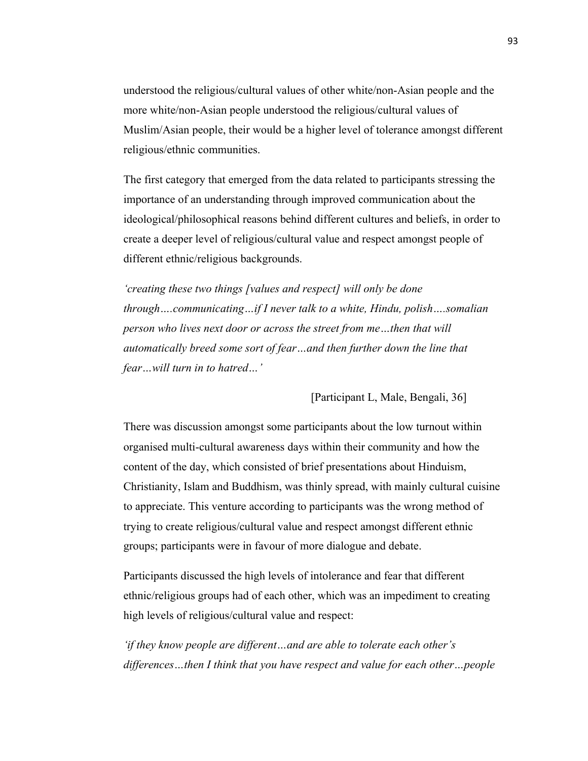understood the religious/cultural values of other white/non-Asian people and the more white/non-Asian people understood the religious/cultural values of Muslim/Asian people, their would be a higher level of tolerance amongst different religious/ethnic communities.

The first category that emerged from the data related to participants stressing the importance of an understanding through improved communication about the ideological/philosophical reasons behind different cultures and beliefs, in order to create a deeper level of religious/cultural value and respect amongst people of different ethnic/religious backgrounds.

*'creating these two things [values and respect] will only be done through….communicating…if I never talk to a white, Hindu, polish….somalian person who lives next door or across the street from me…then that will automatically breed some sort of fear…and then further down the line that fear…will turn in to hatred…'*

[Participant L, Male, Bengali, 36]

There was discussion amongst some participants about the low turnout within organised multi-cultural awareness days within their community and how the content of the day, which consisted of brief presentations about Hinduism, Christianity, Islam and Buddhism, was thinly spread, with mainly cultural cuisine to appreciate. This venture according to participants was the wrong method of trying to create religious/cultural value and respect amongst different ethnic groups; participants were in favour of more dialogue and debate.

Participants discussed the high levels of intolerance and fear that different ethnic/religious groups had of each other, which was an impediment to creating high levels of religious/cultural value and respect:

*'if they know people are different…and are able to tolerate each other's differences…then I think that you have respect and value for each other…people*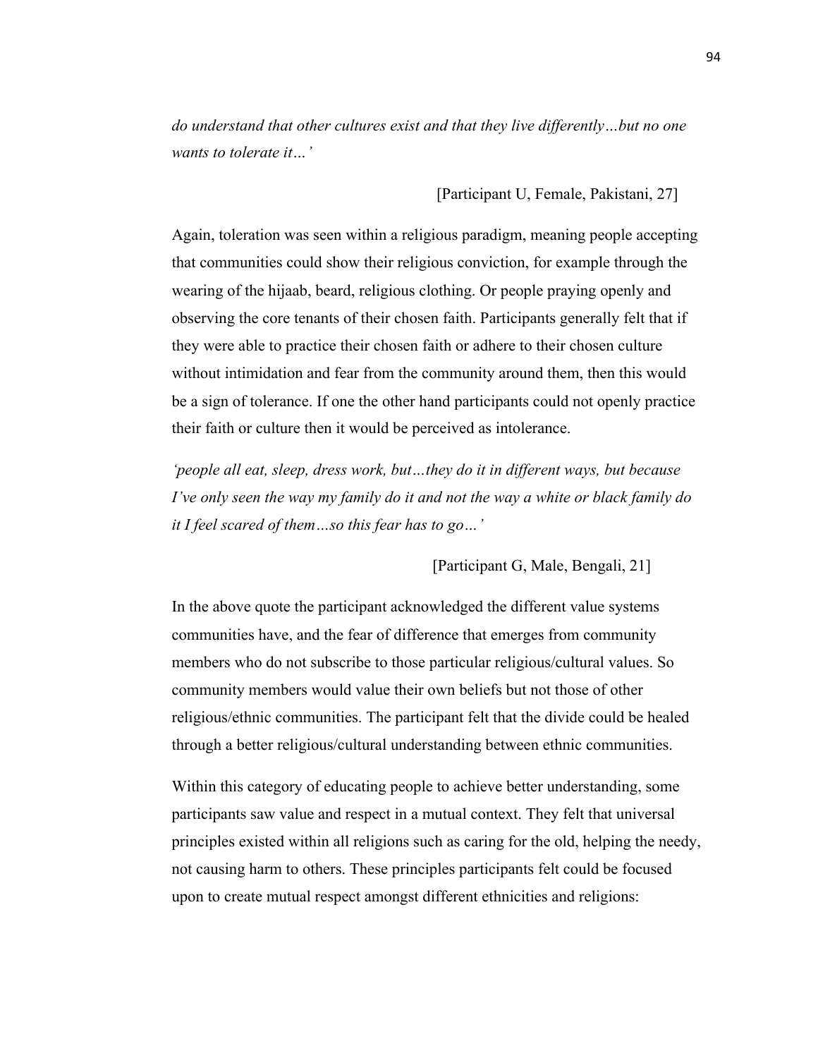*do understand that other cultures exist and that they live differently…but no one wants to tolerate it…'*

[Participant U, Female, Pakistani, 27]

Again, toleration was seen within a religious paradigm, meaning people accepting that communities could show their religious conviction, for example through the wearing of the hijaab, beard, religious clothing. Or people praying openly and observing the core tenants of their chosen faith. Participants generally felt that if they were able to practice their chosen faith or adhere to their chosen culture without intimidation and fear from the community around them, then this would be a sign of tolerance. If one the other hand participants could not openly practice their faith or culture then it would be perceived as intolerance.

*'people all eat, sleep, dress work, but…they do it in different ways, but because I've only seen the way my family do it and not the way a white or black family do it I feel scared of them…so this fear has to go…'*

[Participant G, Male, Bengali, 21]

In the above quote the participant acknowledged the different value systems communities have, and the fear of difference that emerges from community members who do not subscribe to those particular religious/cultural values. So community members would value their own beliefs but not those of other religious/ethnic communities. The participant felt that the divide could be healed through a better religious/cultural understanding between ethnic communities.

Within this category of educating people to achieve better understanding, some participants saw value and respect in a mutual context. They felt that universal principles existed within all religions such as caring for the old, helping the needy, not causing harm to others. These principles participants felt could be focused upon to create mutual respect amongst different ethnicities and religions: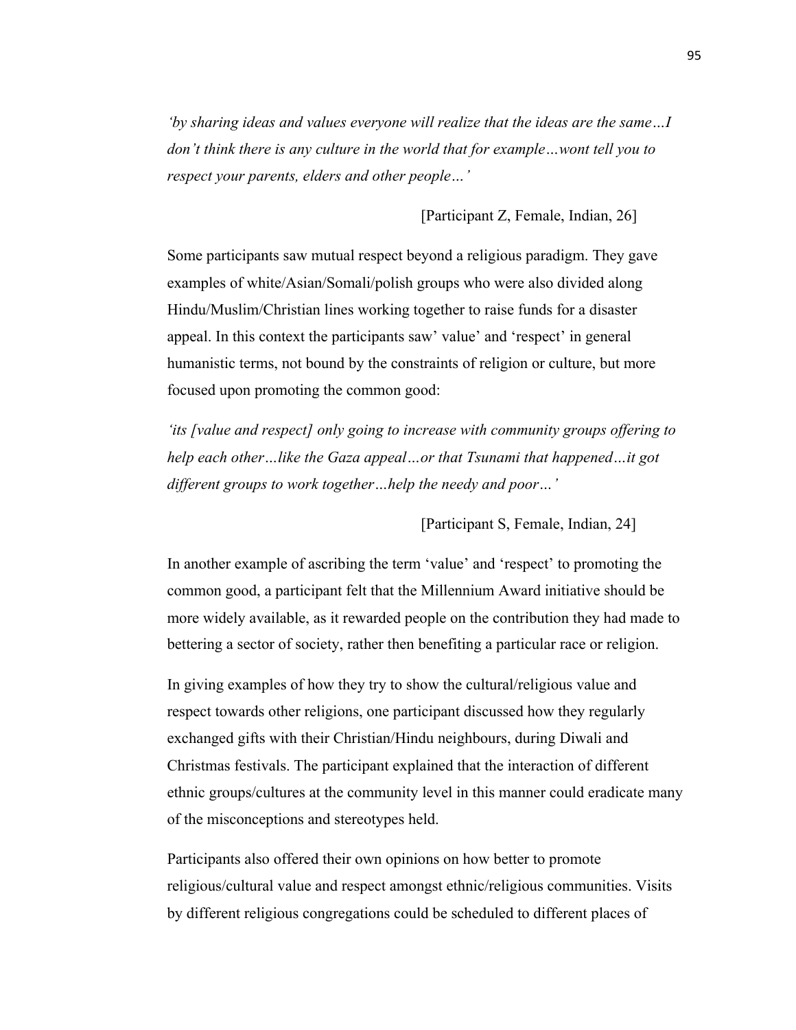*'by sharing ideas and values everyone will realize that the ideas are the same…I don't think there is any culture in the world that for example…wont tell you to respect your parents, elders and other people…'*

[Participant Z, Female, Indian, 26]

Some participants saw mutual respect beyond a religious paradigm. They gave examples of white/Asian/Somali/polish groups who were also divided along Hindu/Muslim/Christian lines working together to raise funds for a disaster appeal. In this context the participants saw' value' and 'respect' in general humanistic terms, not bound by the constraints of religion or culture, but more focused upon promoting the common good:

*'its [value and respect] only going to increase with community groups offering to help each other…like the Gaza appeal…or that Tsunami that happened…it got different groups to work together…help the needy and poor…'*

[Participant S, Female, Indian, 24]

In another example of ascribing the term 'value' and 'respect' to promoting the common good, a participant felt that the Millennium Award initiative should be more widely available, as it rewarded people on the contribution they had made to bettering a sector of society, rather then benefiting a particular race or religion.

In giving examples of how they try to show the cultural/religious value and respect towards other religions, one participant discussed how they regularly exchanged gifts with their Christian/Hindu neighbours, during Diwali and Christmas festivals. The participant explained that the interaction of different ethnic groups/cultures at the community level in this manner could eradicate many of the misconceptions and stereotypes held.

Participants also offered their own opinions on how better to promote religious/cultural value and respect amongst ethnic/religious communities. Visits by different religious congregations could be scheduled to different places of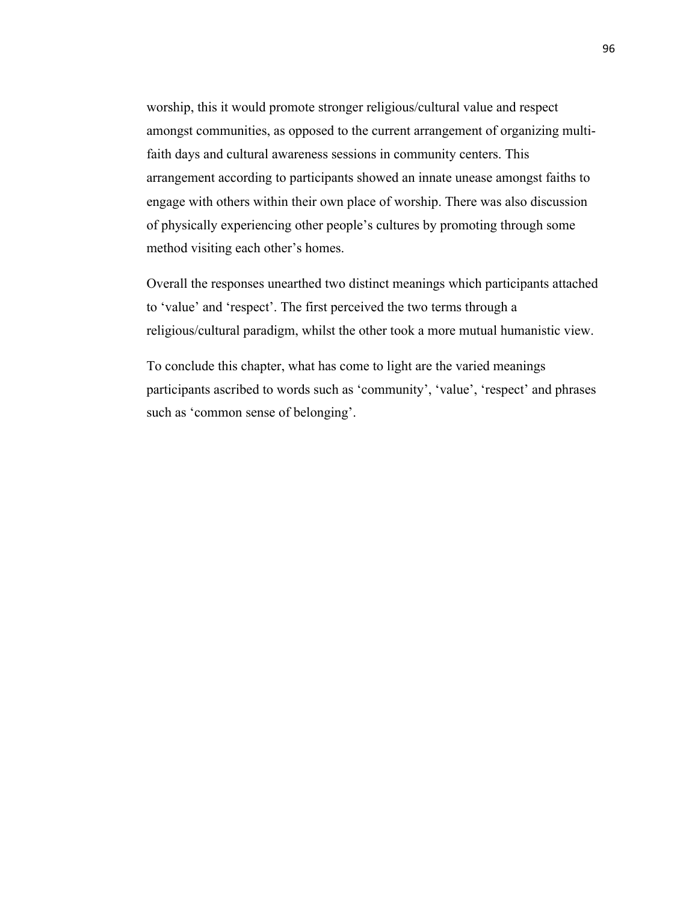worship, this it would promote stronger religious/cultural value and respect amongst communities, as opposed to the current arrangement of organizing multi-faith days and cultural awareness sessions in community centers. This arrangement according to participants showed an innate unease amongst faiths to engage with others within their own place of worship. There was also discussion of physically experiencing other people's cultures by promoting through some method visiting each other's homes.

Overall the responses unearthed two distinct meanings which participants attached to 'value' and 'respect'. The first perceived the two terms through a religious/cultural paradigm, whilst the other took a more mutual humanistic view.

To conclude this chapter, what has come to light are the varied meanings participants ascribed to words such as 'community', 'value', 'respect' and phrases such as 'common sense of belonging'.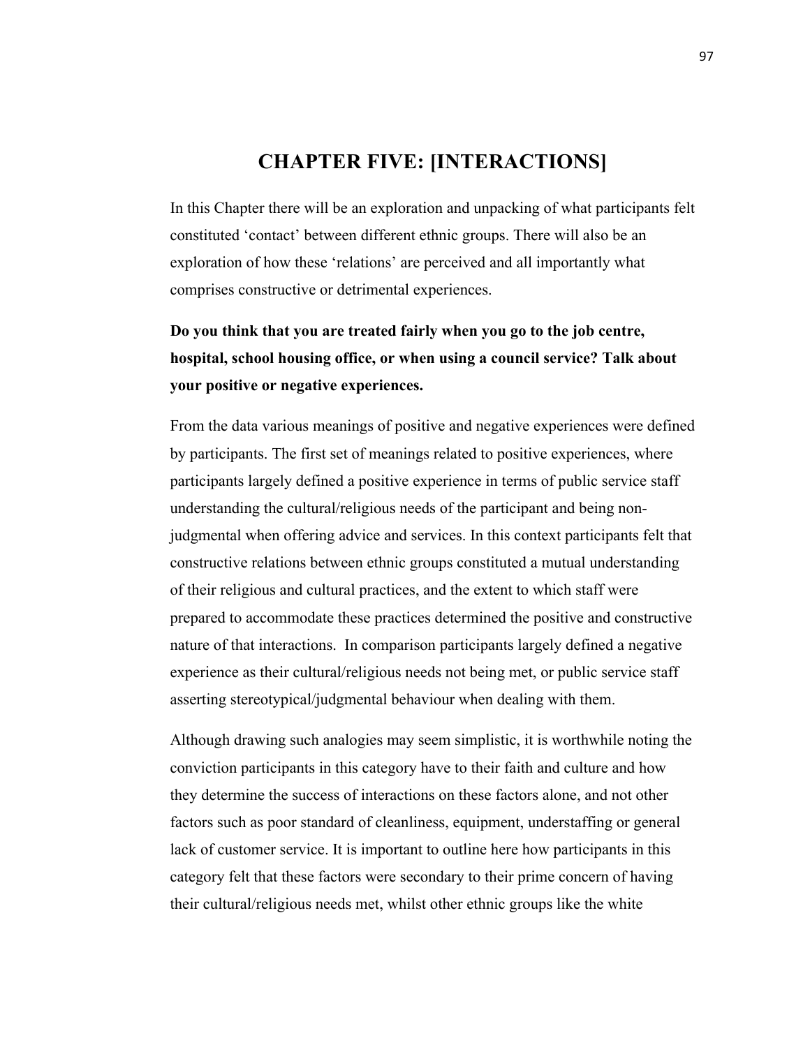# CHAPTER FIVE: [INTERACTIONS]

In this Chapter there will be an exploration and unpacking of what participants felt constituted 'contact' between different ethnic groups. There will also be an exploration of how these 'relations' are perceived and all importantly what comprises constructive or detrimental experiences.

**Do you think that you are treated fairly when you go to the job centre, hospital, school housing office, or when using a council service? Talk about your positive or negative experiences.**

From the data various meanings of positive and negative experiences were defined by participants. The first set of meanings related to positive experiences, where participants largely defined a positive experience in terms of public service staff understanding the cultural/religious needs of the participant and being non-judgmental when offering advice and services. In this context participants felt that constructive relations between ethnic groups constituted a mutual understanding of their religious and cultural practices, and the extent to which staff were prepared to accommodate these practices determined the positive and constructive nature of that interactions. In comparison participants largely defined a negative experience as their cultural/religious needs not being met, or public service staff asserting stereotypical/judgmental behaviour when dealing with them.

Although drawing such analogies may seem simplistic, it is worthwhile noting the conviction participants in this category have to their faith and culture and how they determine the success of interactions on these factors alone, and not other factors such as poor standard of cleanliness, equipment, understaffing or general lack of customer service. It is important to outline here how participants in this category felt that these factors were secondary to their prime concern of having their cultural/religious needs met, whilst other ethnic groups like the white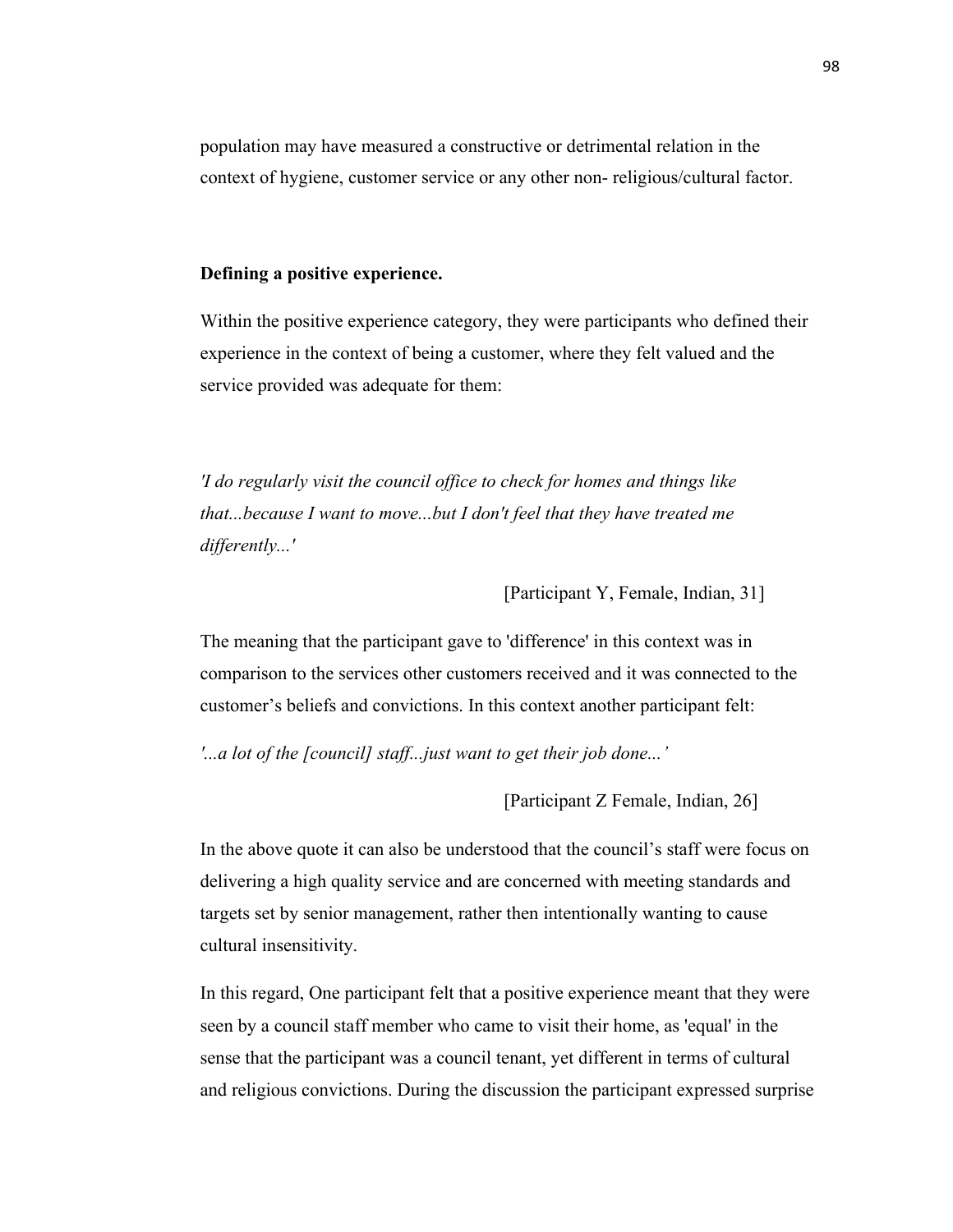population may have measured a constructive or detrimental relation in the context of hygiene, customer service or any other non- religious/cultural factor.

**Defining a positive experience.**

Within the positive experience category, they were participants who defined their experience in the context of being a customer, where they felt valued and the service provided was adequate for them:

*'I do regularly visit the council office to check for homes and things like that...because I want to move...but I don't feel that they have treated me differently...'*

[Participant Y, Female, Indian, 31]

The meaning that the participant gave to 'difference' in this context was in comparison to the services other customers received and it was connected to the customer's beliefs and convictions. In this context another participant felt:

*'...a lot of the [council] staff...just want to get their job done...'*

[Participant Z Female, Indian, 26]

In the above quote it can also be understood that the council's staff were focus on delivering a high quality service and are concerned with meeting standards and targets set by senior management, rather then intentionally wanting to cause cultural insensitivity.

In this regard, One participant felt that a positive experience meant that they were seen by a council staff member who came to visit their home, as 'equal' in the sense that the participant was a council tenant, yet different in terms of cultural and religious convictions. During the discussion the participant expressed surprise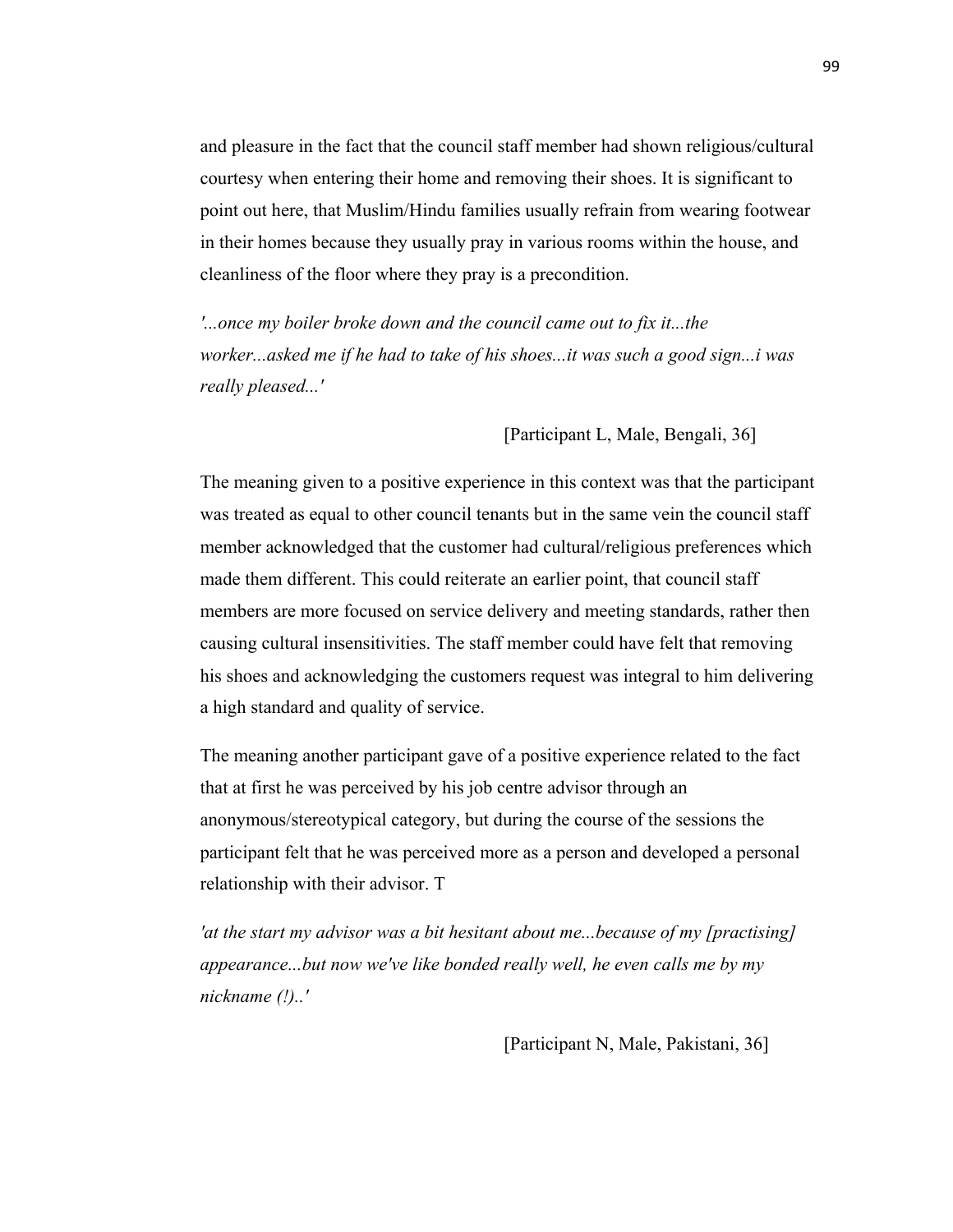and pleasure in the fact that the council staff member had shown religious/cultural courtesy when entering their home and removing their shoes. It is significant to point out here, that Muslim/Hindu families usually refrain from wearing footwear in their homes because they usually pray in various rooms within the house, and cleanliness of the floor where they pray is a precondition.

*'...once my boiler broke down and the council came out to fix it...the worker...asked me if he had to take of his shoes...it was such a good sign...i was really pleased...'*

[Participant L, Male, Bengali, 36]

The meaning given to a positive experience in this context was that the participant was treated as equal to other council tenants but in the same vein the council staff member acknowledged that the customer had cultural/religious preferences which made them different. This could reiterate an earlier point, that council staff members are more focused on service delivery and meeting standards, rather then causing cultural insensitivities. The staff member could have felt that removing his shoes and acknowledging the customers request was integral to him delivering a high standard and quality of service.

The meaning another participant gave of a positive experience related to the fact that at first he was perceived by his job centre advisor through an anonymous/stereotypical category, but during the course of the sessions the participant felt that he was perceived more as a person and developed a personal relationship with their advisor. T

*'at the start my advisor was a bit hesitant about me...because of my [practising] appearance...but now we've like bonded really well, he even calls me by my nickname (!)..'*

[Participant N, Male, Pakistani, 36]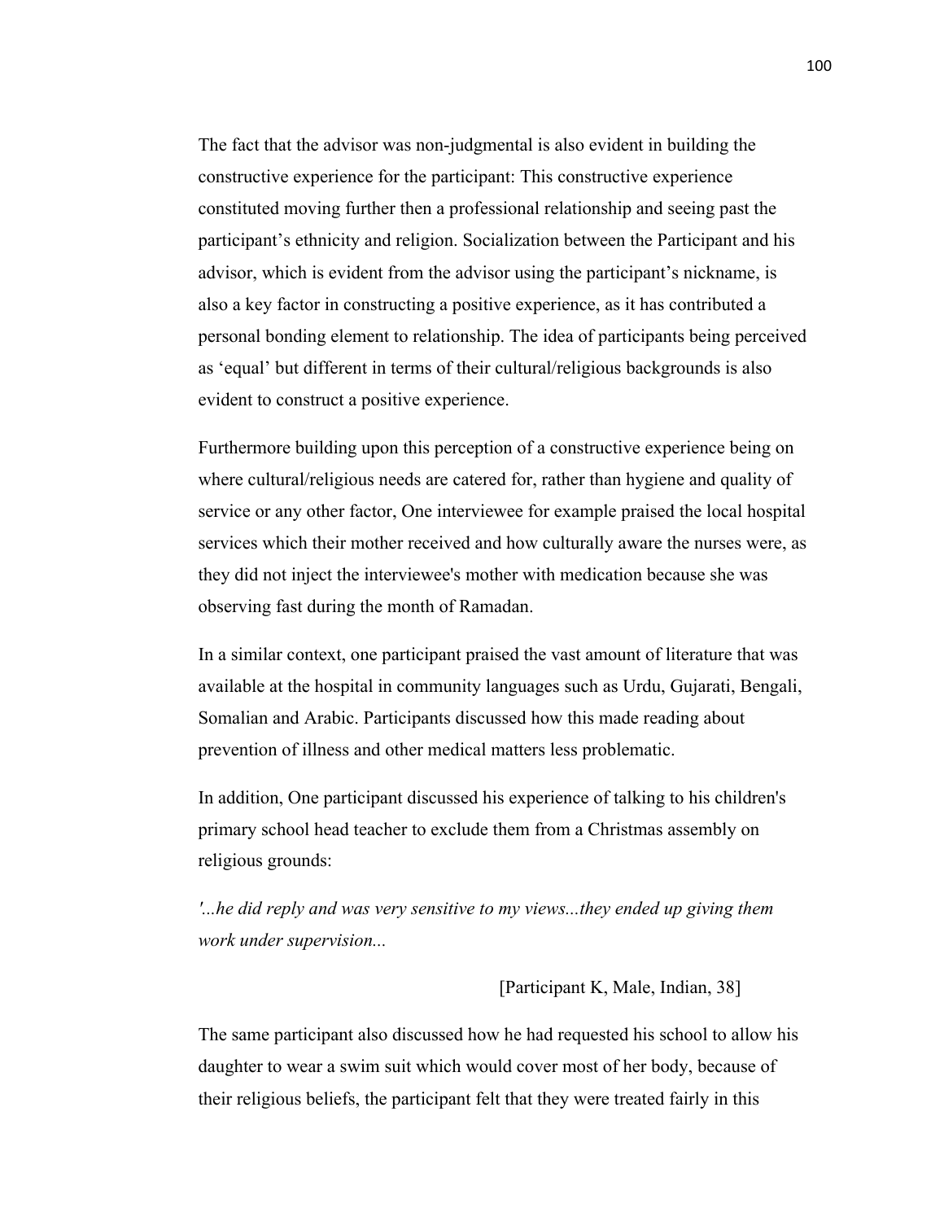The fact that the advisor was non-judgmental is also evident in building the constructive experience for the participant: This constructive experience constituted moving further then a professional relationship and seeing past the participant's ethnicity and religion. Socialization between the Participant and his advisor, which is evident from the advisor using the participant's nickname, is also a key factor in constructing a positive experience, as it has contributed a personal bonding element to relationship. The idea of participants being perceived as 'equal' but different in terms of their cultural/religious backgrounds is also evident to construct a positive experience.

Furthermore building upon this perception of a constructive experience being on where cultural/religious needs are catered for, rather than hygiene and quality of service or any other factor, One interviewee for example praised the local hospital services which their mother received and how culturally aware the nurses were, as they did not inject the interviewee's mother with medication because she was observing fast during the month of Ramadan.

In a similar context, one participant praised the vast amount of literature that was available at the hospital in community languages such as Urdu, Gujarati, Bengali, Somalian and Arabic. Participants discussed how this made reading about prevention of illness and other medical matters less problematic.

In addition, One participant discussed his experience of talking to his children's primary school head teacher to exclude them from a Christmas assembly on religious grounds:

*'...he did reply and was very sensitive to my views...they ended up giving them work under supervision...*

[Participant K, Male, Indian, 38]

The same participant also discussed how he had requested his school to allow his daughter to wear a swim suit which would cover most of her body, because of their religious beliefs, the participant felt that they were treated fairly in this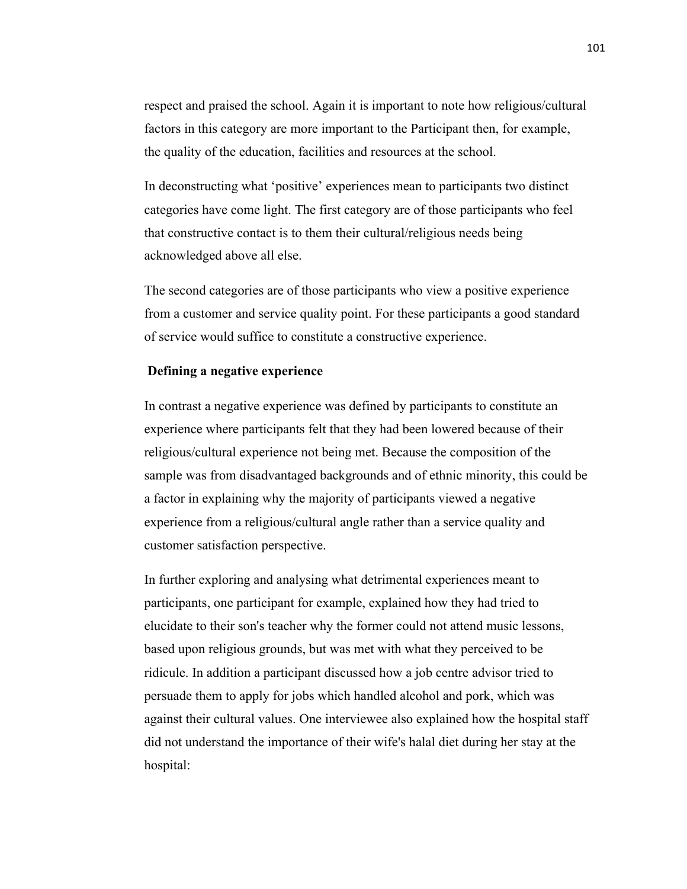respect and praised the school. Again it is important to note how religious/cultural factors in this category are more important to the Participant then, for example, the quality of the education, facilities and resources at the school.

In deconstructing what 'positive' experiences mean to participants two distinct categories have come light. The first category are of those participants who feel that constructive contact is to them their cultural/religious needs being acknowledged above all else.

The second categories are of those participants who view a positive experience from a customer and service quality point. For these participants a good standard of service would suffice to constitute a constructive experience.

**Defining a negative experience**

In contrast a negative experience was defined by participants to constitute an experience where participants felt that they had been lowered because of their religious/cultural experience not being met. Because the composition of the sample was from disadvantaged backgrounds and of ethnic minority, this could be a factor in explaining why the majority of participants viewed a negative experience from a religious/cultural angle rather than a service quality and customer satisfaction perspective.

In further exploring and analysing what detrimental experiences meant to participants, one participant for example, explained how they had tried to elucidate to their son's teacher why the former could not attend music lessons, based upon religious grounds, but was met with what they perceived to be ridicule. In addition a participant discussed how a job centre advisor tried to persuade them to apply for jobs which handled alcohol and pork, which was against their cultural values. One interviewee also explained how the hospital staff did not understand the importance of their wife's halal diet during her stay at the hospital: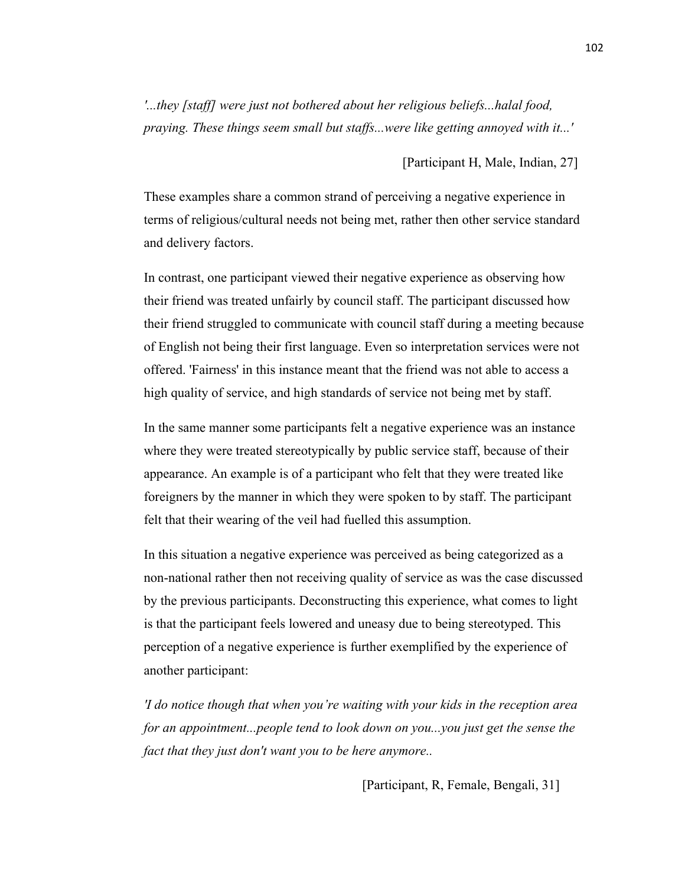*'...they [staff] were just not bothered about her religious beliefs...halal food, praying. These things seem small but staffs...were like getting annoyed with it...'*

[Participant H, Male, Indian, 27]

These examples share a common strand of perceiving a negative experience in terms of religious/cultural needs not being met, rather then other service standard and delivery factors.

In contrast, one participant viewed their negative experience as observing how their friend was treated unfairly by council staff. The participant discussed how their friend struggled to communicate with council staff during a meeting because of English not being their first language. Even so interpretation services were not offered. 'Fairness' in this instance meant that the friend was not able to access a high quality of service, and high standards of service not being met by staff.

In the same manner some participants felt a negative experience was an instance where they were treated stereotypically by public service staff, because of their appearance. An example is of a participant who felt that they were treated like foreigners by the manner in which they were spoken to by staff. The participant felt that their wearing of the veil had fuelled this assumption.

In this situation a negative experience was perceived as being categorized as a non-national rather then not receiving quality of service as was the case discussed by the previous participants. Deconstructing this experience, what comes to light is that the participant feels lowered and uneasy due to being stereotyped. This perception of a negative experience is further exemplified by the experience of another participant:

*'I do notice though that when you're waiting with your kids in the reception area for an appointment...people tend to look down on you...you just get the sense the fact that they just don't want you to be here anymore..*

[Participant, R, Female, Bengali, 31]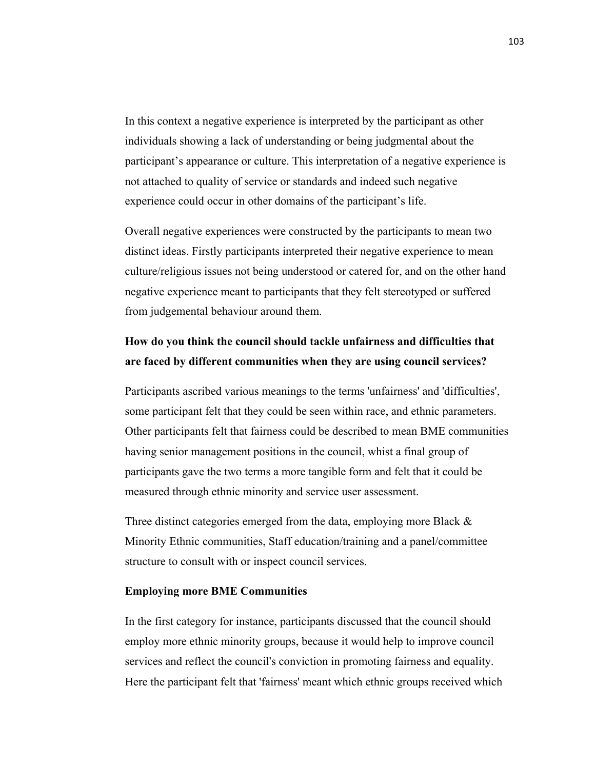In this context a negative experience is interpreted by the participant as other individuals showing a lack of understanding or being judgmental about the participant's appearance or culture. This interpretation of a negative experience is not attached to quality of service or standards and indeed such negative experience could occur in other domains of the participant's life.

Overall negative experiences were constructed by the participants to mean two distinct ideas. Firstly participants interpreted their negative experience to mean culture/religious issues not being understood or catered for, and on the other hand negative experience meant to participants that they felt stereotyped or suffered from judgemental behaviour around them.

**How do you think the council should tackle unfairness and difficulties that are faced by different communities when they are using council services?**

Participants ascribed various meanings to the terms 'unfairness' and 'difficulties', some participant felt that they could be seen within race, and ethnic parameters. Other participants felt that fairness could be described to mean BME communities having senior management positions in the council, whist a final group of participants gave the two terms a more tangible form and felt that it could be measured through ethnic minority and service user assessment.

Three distinct categories emerged from the data, employing more Black & Minority Ethnic communities, Staff education/training and a panel/committee structure to consult with or inspect council services.

**Employing more BME Communities**

In the first category for instance, participants discussed that the council should employ more ethnic minority groups, because it would help to improve council services and reflect the council's conviction in promoting fairness and equality. Here the participant felt that 'fairness' meant which ethnic groups received which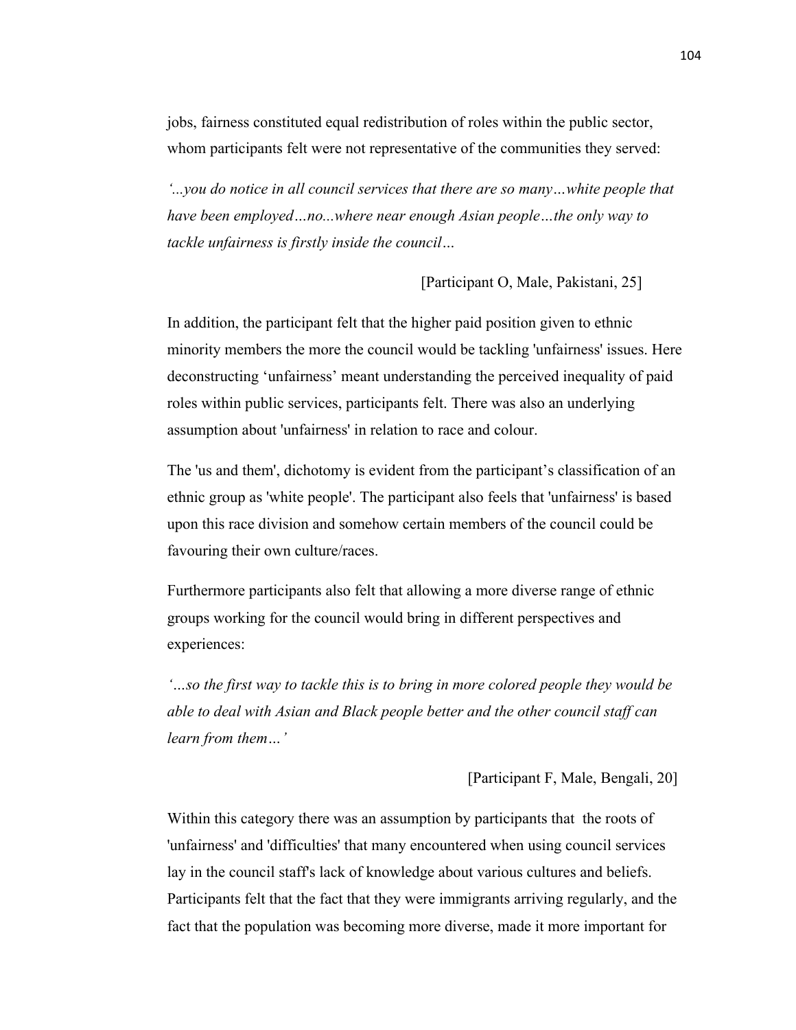jobs, fairness constituted equal redistribution of roles within the public sector, whom participants felt were not representative of the communities they served:

*'...you do notice in all council services that there are so many…white people that have been employed…no...where near enough Asian people…the only way to tackle unfairness is firstly inside the council…*

[Participant O, Male, Pakistani, 25]

In addition, the participant felt that the higher paid position given to ethnic minority members the more the council would be tackling 'unfairness' issues. Here deconstructing 'unfairness' meant understanding the perceived inequality of paid roles within public services, participants felt. There was also an underlying assumption about 'unfairness' in relation to race and colour.

The 'us and them', dichotomy is evident from the participant's classification of an ethnic group as 'white people'. The participant also feels that 'unfairness' is based upon this race division and somehow certain members of the council could be favouring their own culture/races.

Furthermore participants also felt that allowing a more diverse range of ethnic groups working for the council would bring in different perspectives and experiences:

*'…so the first way to tackle this is to bring in more colored people they would be able to deal with Asian and Black people better and the other council staff can learn from them…'*

[Participant F, Male, Bengali, 20]

Within this category there was an assumption by participants that the roots of 'unfairness' and 'difficulties' that many encountered when using council services lay in the council staff's lack of knowledge about various cultures and beliefs. Participants felt that the fact that they were immigrants arriving regularly, and the fact that the population was becoming more diverse, made it more important for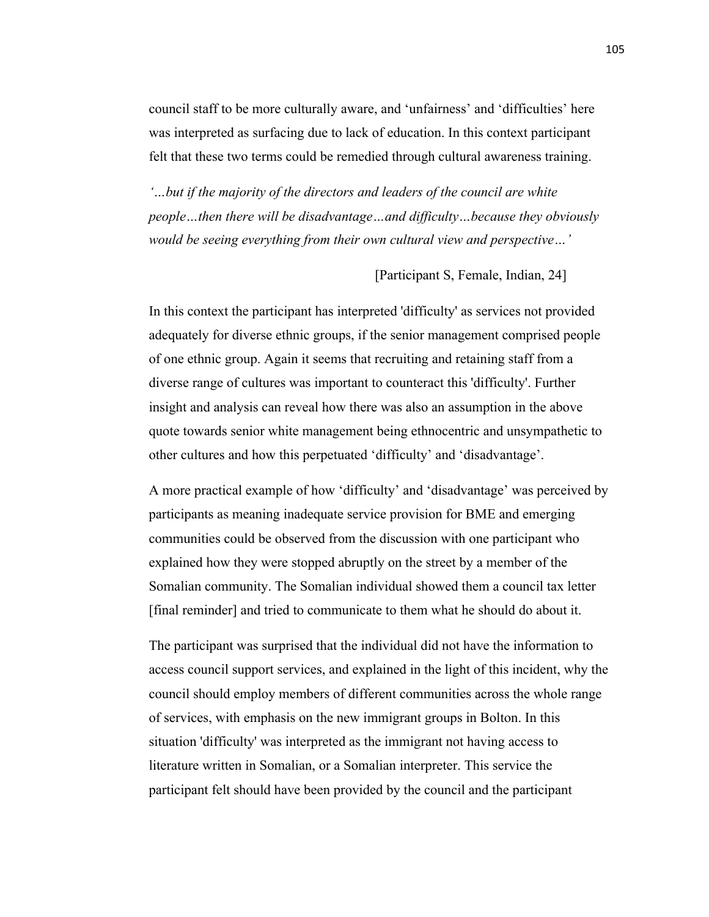council staff to be more culturally aware, and 'unfairness' and 'difficulties' here was interpreted as surfacing due to lack of education. In this context participant felt that these two terms could be remedied through cultural awareness training.

*'…but if the majority of the directors and leaders of the council are white people…then there will be disadvantage…and difficulty…because they obviously would be seeing everything from their own cultural view and perspective…'*

[Participant S, Female, Indian, 24]

In this context the participant has interpreted 'difficulty' as services not provided adequately for diverse ethnic groups, if the senior management comprised people of one ethnic group. Again it seems that recruiting and retaining staff from a diverse range of cultures was important to counteract this 'difficulty'. Further insight and analysis can reveal how there was also an assumption in the above quote towards senior white management being ethnocentric and unsympathetic to other cultures and how this perpetuated 'difficulty' and 'disadvantage'.

A more practical example of how 'difficulty' and 'disadvantage' was perceived by participants as meaning inadequate service provision for BME and emerging communities could be observed from the discussion with one participant who explained how they were stopped abruptly on the street by a member of the Somalian community. The Somalian individual showed them a council tax letter [final reminder] and tried to communicate to them what he should do about it.

The participant was surprised that the individual did not have the information to access council support services, and explained in the light of this incident, why the council should employ members of different communities across the whole range of services, with emphasis on the new immigrant groups in Bolton. In this situation 'difficulty' was interpreted as the immigrant not having access to literature written in Somalian, or a Somalian interpreter. This service the participant felt should have been provided by the council and the participant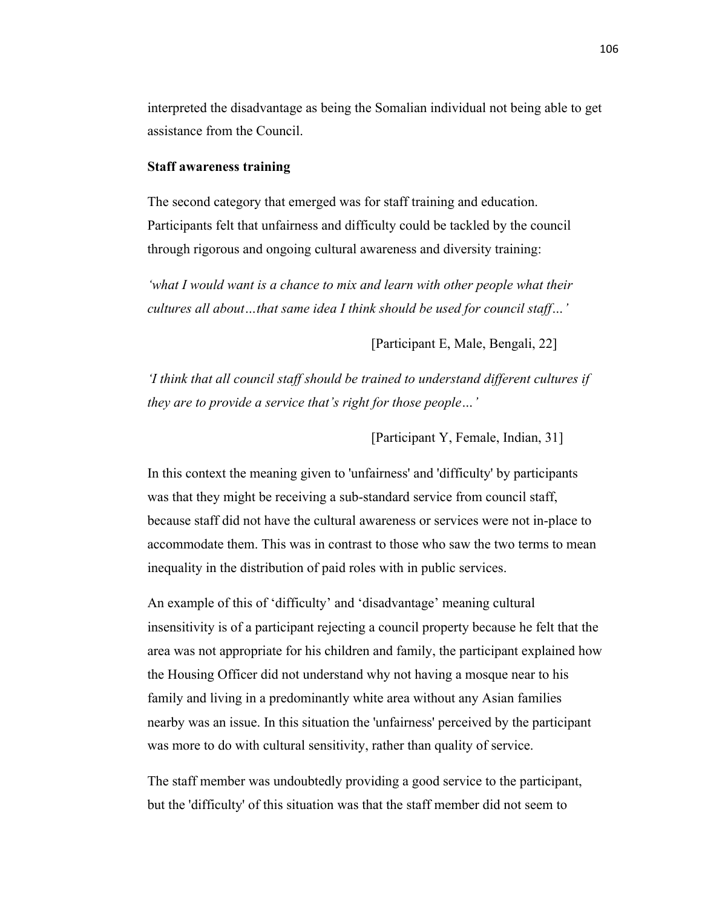interpreted the disadvantage as being the Somalian individual not being able to get assistance from the Council.

**Staff awareness training**

The second category that emerged was for staff training and education. Participants felt that unfairness and difficulty could be tackled by the council through rigorous and ongoing cultural awareness and diversity training:

*'what I would want is a chance to mix and learn with other people what their cultures all about…that same idea I think should be used for council staff…'*

[Participant E, Male, Bengali, 22]

*'I think that all council staff should be trained to understand different cultures if they are to provide a service that's right for those people…'*

[Participant Y, Female, Indian, 31]

In this context the meaning given to 'unfairness' and 'difficulty' by participants was that they might be receiving a sub-standard service from council staff, because staff did not have the cultural awareness or services were not in-place to accommodate them. This was in contrast to those who saw the two terms to mean inequality in the distribution of paid roles with in public services.

An example of this of 'difficulty' and 'disadvantage' meaning cultural insensitivity is of a participant rejecting a council property because he felt that the area was not appropriate for his children and family, the participant explained how the Housing Officer did not understand why not having a mosque near to his family and living in a predominantly white area without any Asian families nearby was an issue. In this situation the 'unfairness' perceived by the participant was more to do with cultural sensitivity, rather than quality of service.

The staff member was undoubtedly providing a good service to the participant, but the 'difficulty' of this situation was that the staff member did not seem to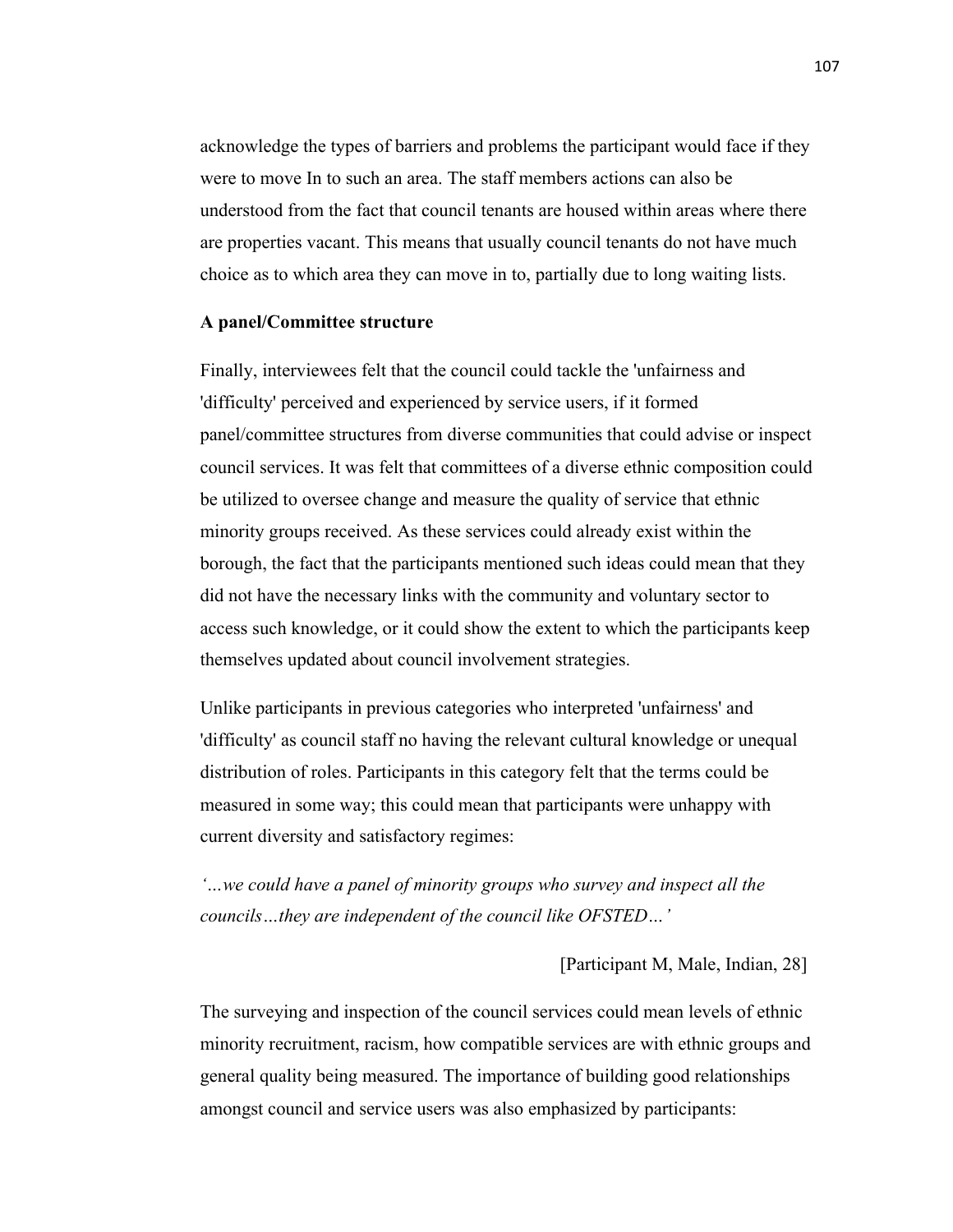acknowledge the types of barriers and problems the participant would face if they were to move In to such an area. The staff members actions can also be understood from the fact that council tenants are housed within areas where there are properties vacant. This means that usually council tenants do not have much choice as to which area they can move in to, partially due to long waiting lists.

**A panel/Committee structure**

Finally, interviewees felt that the council could tackle the 'unfairness and 'difficulty' perceived and experienced by service users, if it formed panel/committee structures from diverse communities that could advise or inspect council services. It was felt that committees of a diverse ethnic composition could be utilized to oversee change and measure the quality of service that ethnic minority groups received. As these services could already exist within the borough, the fact that the participants mentioned such ideas could mean that they did not have the necessary links with the community and voluntary sector to access such knowledge, or it could show the extent to which the participants keep themselves updated about council involvement strategies.

Unlike participants in previous categories who interpreted 'unfairness' and 'difficulty' as council staff no having the relevant cultural knowledge or unequal distribution of roles. Participants in this category felt that the terms could be measured in some way; this could mean that participants were unhappy with current diversity and satisfactory regimes:

*'…we could have a panel of minority groups who survey and inspect all the councils…they are independent of the council like OFSTED…'*

[Participant M, Male, Indian, 28]

The surveying and inspection of the council services could mean levels of ethnic minority recruitment, racism, how compatible services are with ethnic groups and general quality being measured. The importance of building good relationships amongst council and service users was also emphasized by participants: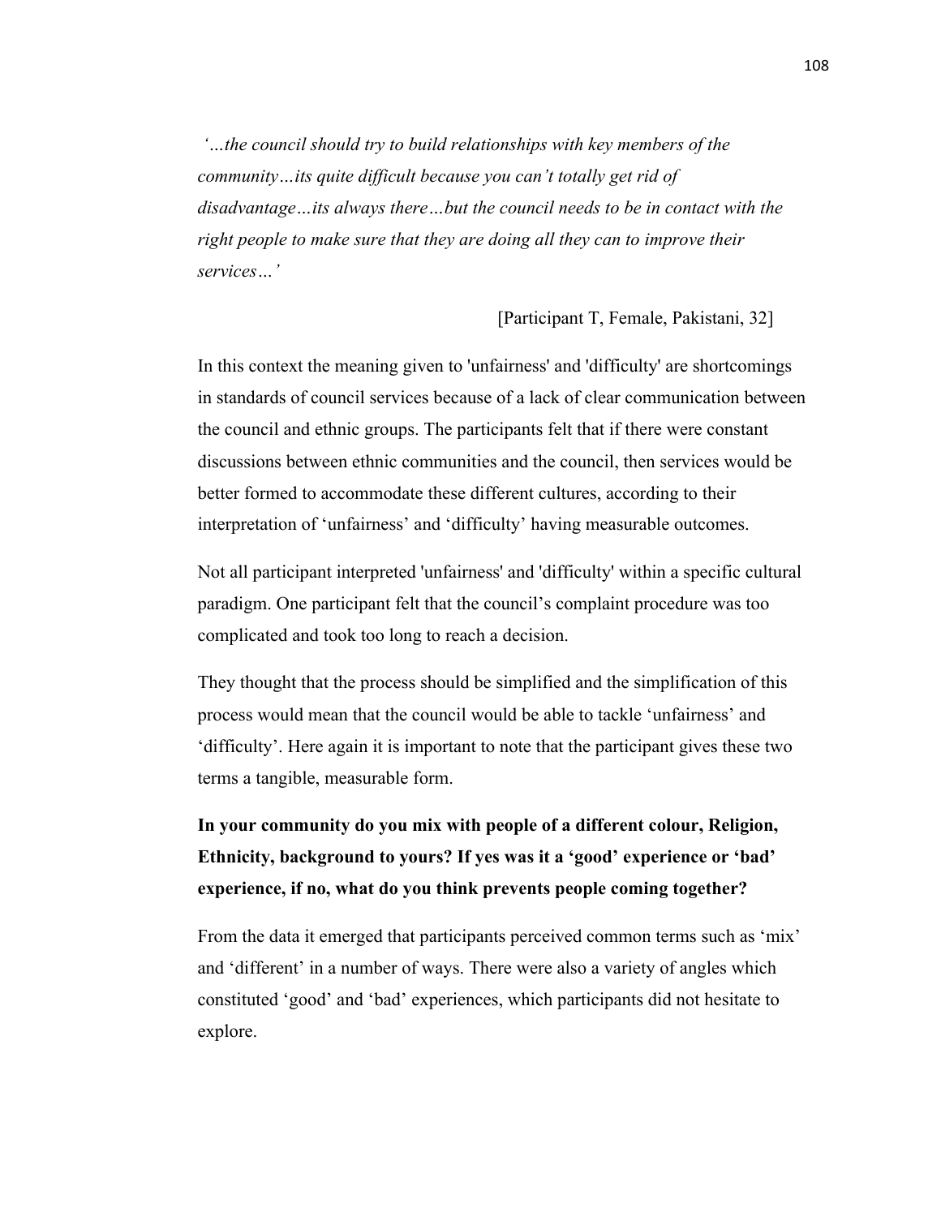*'…the council should try to build relationships with key members of the community…its quite difficult because you can't totally get rid of disadvantage…its always there…but the council needs to be in contact with the right people to make sure that they are doing all they can to improve their services…'*

[Participant T, Female, Pakistani, 32]

In this context the meaning given to 'unfairness' and 'difficulty' are shortcomings in standards of council services because of a lack of clear communication between the council and ethnic groups. The participants felt that if there were constant discussions between ethnic communities and the council, then services would be better formed to accommodate these different cultures, according to their interpretation of 'unfairness' and 'difficulty' having measurable outcomes.

Not all participant interpreted 'unfairness' and 'difficulty' within a specific cultural paradigm. One participant felt that the council's complaint procedure was too complicated and took too long to reach a decision.

They thought that the process should be simplified and the simplification of this process would mean that the council would be able to tackle 'unfairness' and 'difficulty'. Here again it is important to note that the participant gives these two terms a tangible, measurable form.

**In your community do you mix with people of a different colour, Religion, Ethnicity, background to yours? If yes was it a 'good' experience or 'bad' experience, if no, what do you think prevents people coming together?**

From the data it emerged that participants perceived common terms such as 'mix' and 'different' in a number of ways. There were also a variety of angles which constituted 'good' and 'bad' experiences, which participants did not hesitate to explore.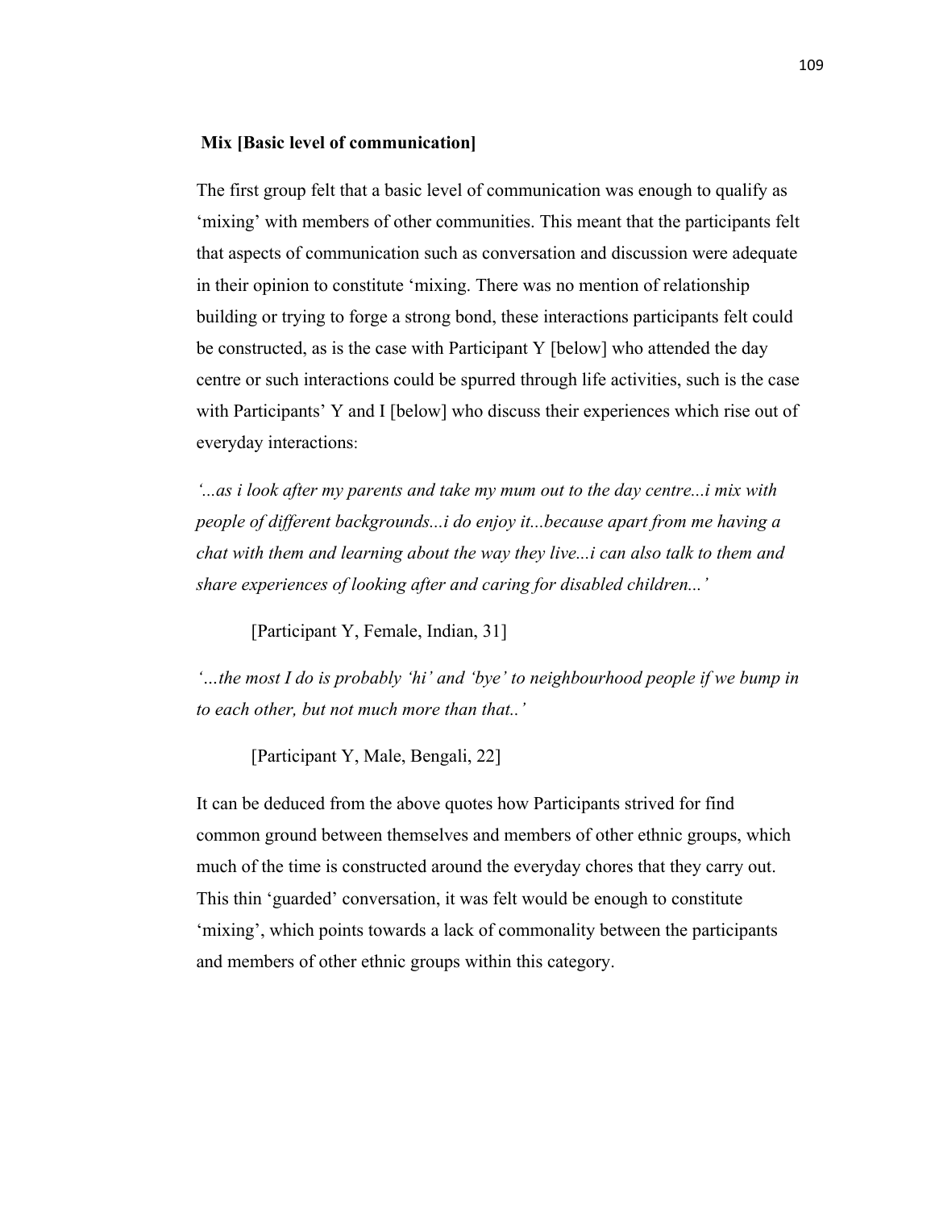**Mix [Basic level of communication]**

The first group felt that a basic level of communication was enough to qualify as 'mixing' with members of other communities. This meant that the participants felt that aspects of communication such as conversation and discussion were adequate in their opinion to constitute 'mixing. There was no mention of relationship building or trying to forge a strong bond, these interactions participants felt could be constructed, as is the case with Participant Y [below] who attended the day centre or such interactions could be spurred through life activities, such is the case with Participants' Y and I [below] who discuss their experiences which rise out of everyday interactions:

*'...as i look after my parents and take my mum out to the day centre...i mix with people of different backgrounds...i do enjoy it...because apart from me having a chat with them and learning about the way they live...i can also talk to them and share experiences of looking after and caring for disabled children...'*

[Participant Y, Female, Indian, 31]

*'…the most I do is probably 'hi' and 'bye' to neighbourhood people if we bump in to each other, but not much more than that..'*

[Participant Y, Male, Bengali, 22]

It can be deduced from the above quotes how Participants strived for find common ground between themselves and members of other ethnic groups, which much of the time is constructed around the everyday chores that they carry out. This thin 'guarded' conversation, it was felt would be enough to constitute 'mixing', which points towards a lack of commonality between the participants and members of other ethnic groups within this category.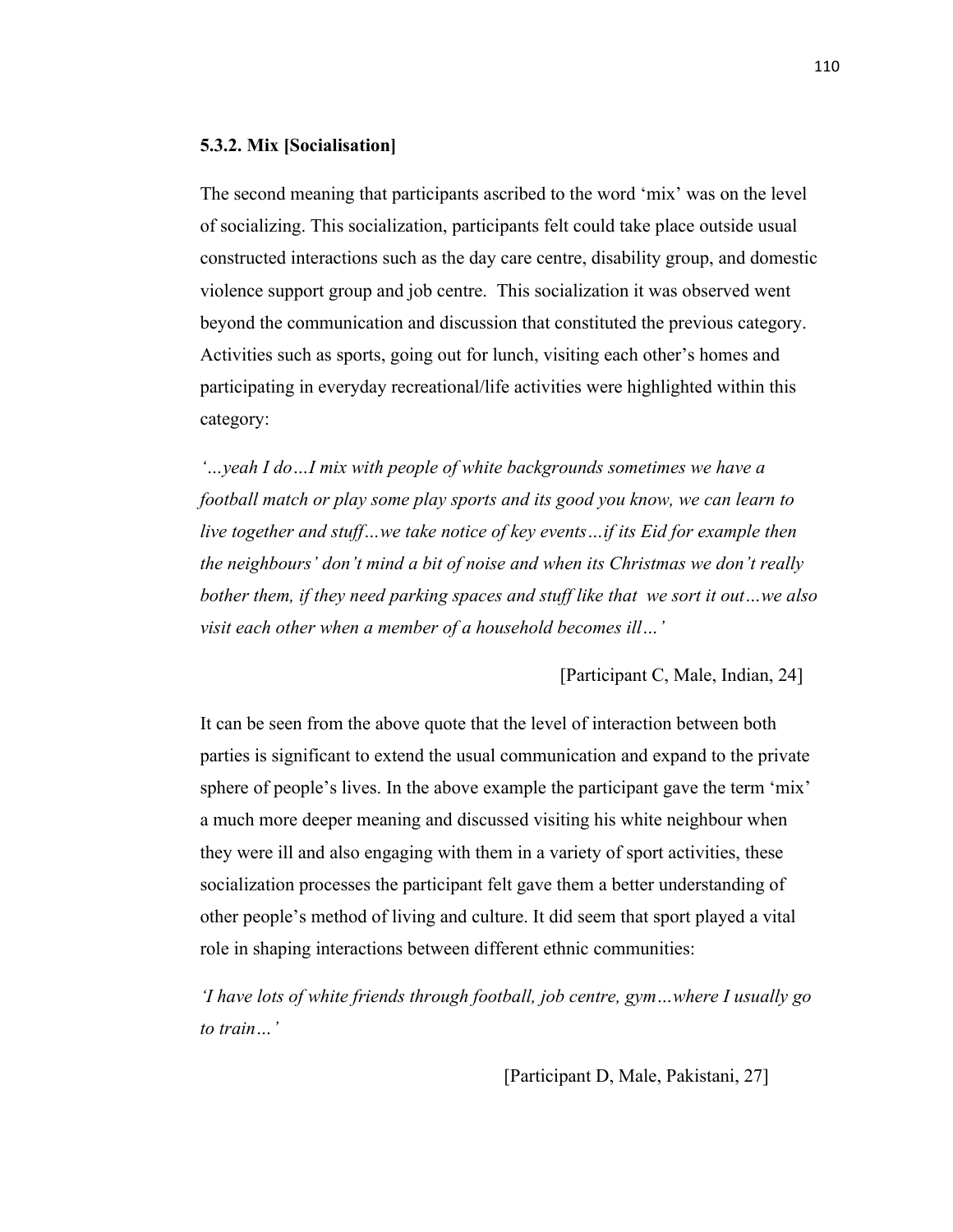### 5.3.2. Mix [Socialisation]

The second meaning that participants ascribed to the word 'mix' was on the level of socializing. This socialization, participants felt could take place outside usual constructed interactions such as the day care centre, disability group, and domestic violence support group and job centre. This socialization it was observed went beyond the communication and discussion that constituted the previous category. Activities such as sports, going out for lunch, visiting each other's homes and participating in everyday recreational/life activities were highlighted within this category:

*'…yeah I do…I mix with people of white backgrounds sometimes we have a football match or play some play sports and its good you know, we can learn to live together and stuff…we take notice of key events…if its Eid for example then the neighbours' don't mind a bit of noise and when its Christmas we don't really bother them, if they need parking spaces and stuff like that we sort it out…we also visit each other when a member of a household becomes ill…'*

[Participant C, Male, Indian, 24]

It can be seen from the above quote that the level of interaction between both parties is significant to extend the usual communication and expand to the private sphere of people's lives. In the above example the participant gave the term 'mix' a much more deeper meaning and discussed visiting his white neighbour when they were ill and also engaging with them in a variety of sport activities, these socialization processes the participant felt gave them a better understanding of other people's method of living and culture. It did seem that sport played a vital role in shaping interactions between different ethnic communities:

*'I have lots of white friends through football, job centre, gym…where I usually go to train…'*

[Participant D, Male, Pakistani, 27]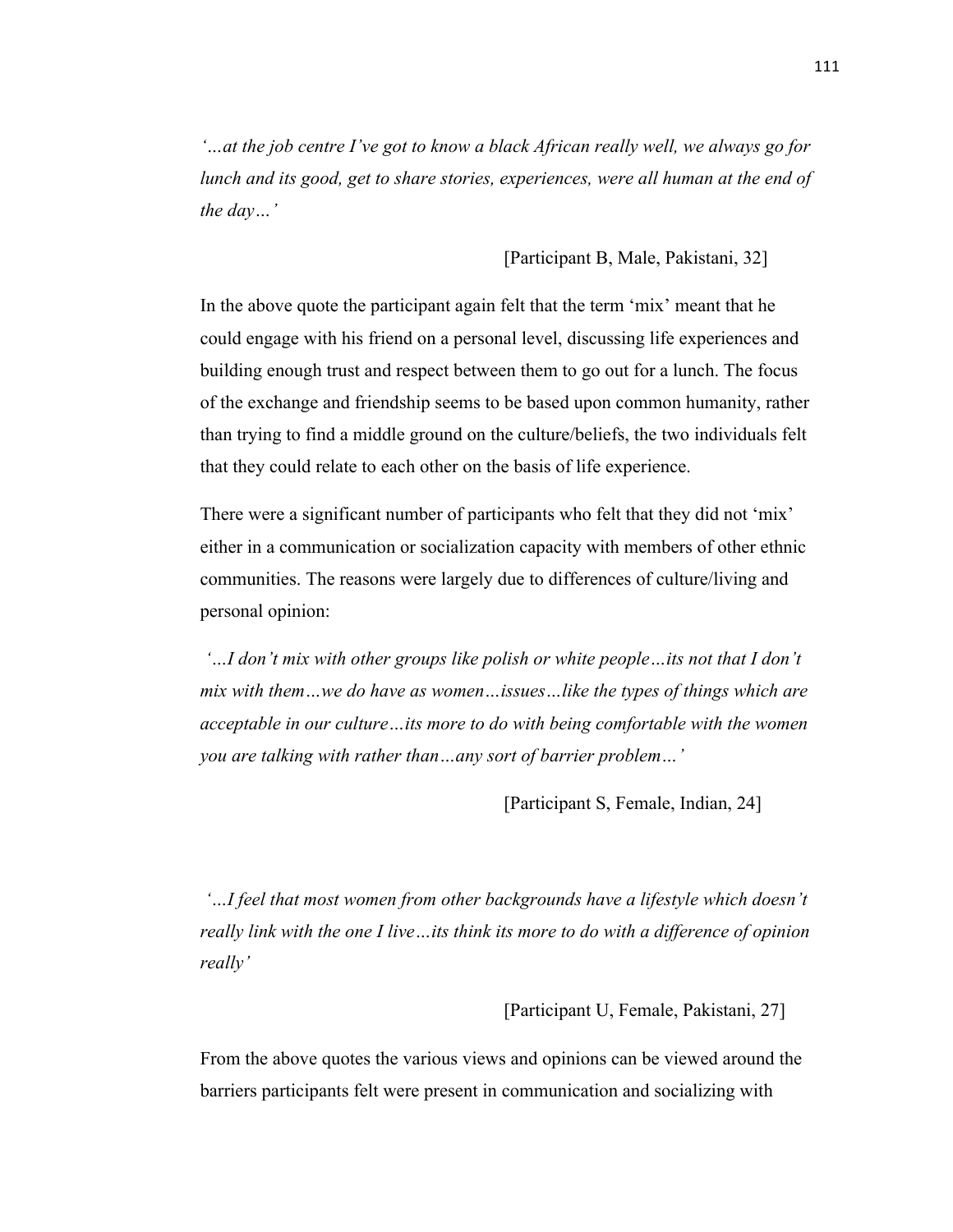*'…at the job centre I've got to know a black African really well, we always go for lunch and its good, get to share stories, experiences, were all human at the end of the day…'*

[Participant B, Male, Pakistani, 32]

In the above quote the participant again felt that the term 'mix' meant that he could engage with his friend on a personal level, discussing life experiences and building enough trust and respect between them to go out for a lunch. The focus of the exchange and friendship seems to be based upon common humanity, rather than trying to find a middle ground on the culture/beliefs, the two individuals felt that they could relate to each other on the basis of life experience.

There were a significant number of participants who felt that they did not 'mix' either in a communication or socialization capacity with members of other ethnic communities. The reasons were largely due to differences of culture/living and personal opinion:

*'…I don't mix with other groups like polish or white people…its not that I don't mix with them…we do have as women…issues…like the types of things which are acceptable in our culture…its more to do with being comfortable with the women you are talking with rather than…any sort of barrier problem…'*

[Participant S, Female, Indian, 24]

*'…I feel that most women from other backgrounds have a lifestyle which doesn't really link with the one I live…its think its more to do with a difference of opinion really'*

[Participant U, Female, Pakistani, 27]

From the above quotes the various views and opinions can be viewed around the barriers participants felt were present in communication and socializing with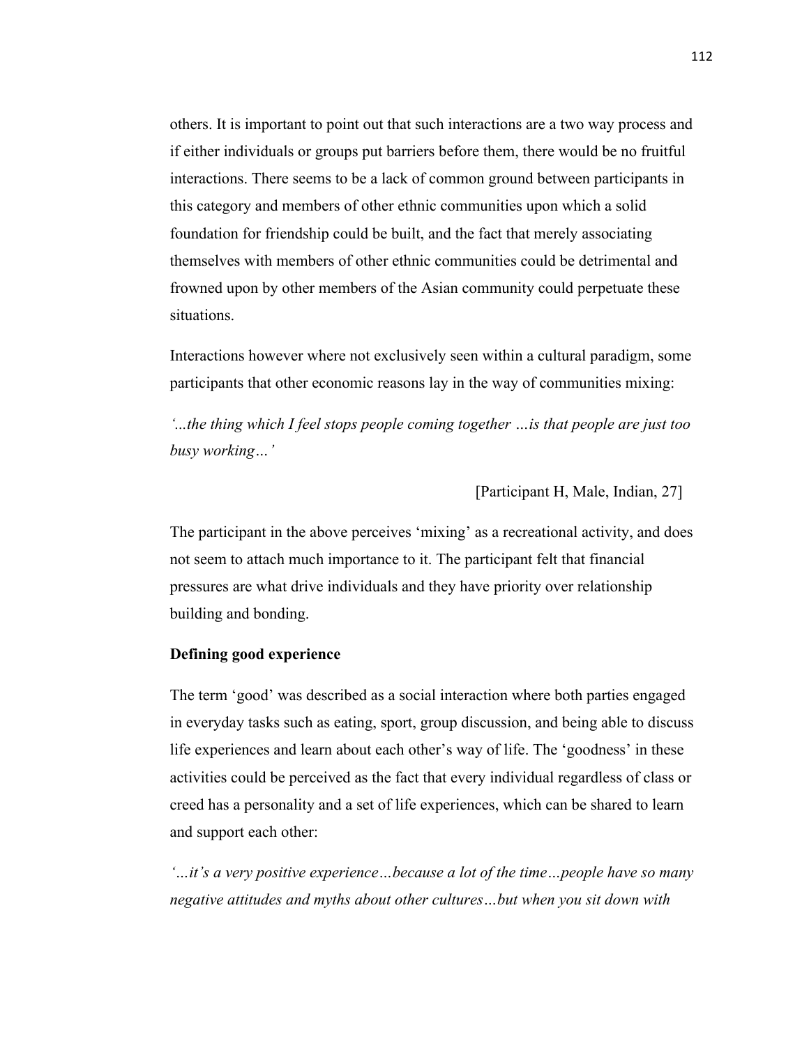others. It is important to point out that such interactions are a two way process and if either individuals or groups put barriers before them, there would be no fruitful interactions. There seems to be a lack of common ground between participants in this category and members of other ethnic communities upon which a solid foundation for friendship could be built, and the fact that merely associating themselves with members of other ethnic communities could be detrimental and frowned upon by other members of the Asian community could perpetuate these situations.

Interactions however where not exclusively seen within a cultural paradigm, some participants that other economic reasons lay in the way of communities mixing:

*'...the thing which I feel stops people coming together …is that people are just too busy working…'*

[Participant H, Male, Indian, 27]

The participant in the above perceives 'mixing' as a recreational activity, and does not seem to attach much importance to it. The participant felt that financial pressures are what drive individuals and they have priority over relationship building and bonding.

**Defining good experience**

The term 'good' was described as a social interaction where both parties engaged in everyday tasks such as eating, sport, group discussion, and being able to discuss life experiences and learn about each other's way of life. The 'goodness' in these activities could be perceived as the fact that every individual regardless of class or creed has a personality and a set of life experiences, which can be shared to learn and support each other:

*'…it's a very positive experience…because a lot of the time…people have so many negative attitudes and myths about other cultures…but when you sit down with*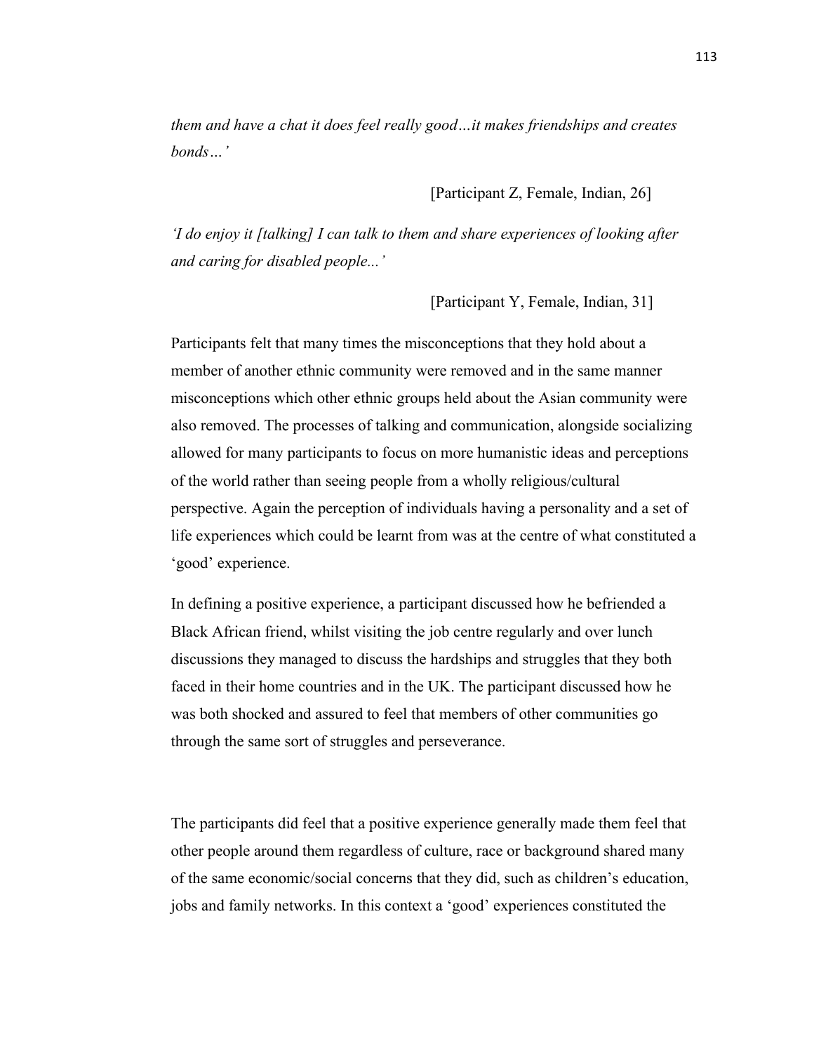*them and have a chat it does feel really good…it makes friendships and creates bonds…'*

[Participant Z, Female, Indian, 26]

*'I do enjoy it [talking] I can talk to them and share experiences of looking after and caring for disabled people...'*

[Participant Y, Female, Indian, 31]

Participants felt that many times the misconceptions that they hold about a member of another ethnic community were removed and in the same manner misconceptions which other ethnic groups held about the Asian community were also removed. The processes of talking and communication, alongside socializing allowed for many participants to focus on more humanistic ideas and perceptions of the world rather than seeing people from a wholly religious/cultural perspective. Again the perception of individuals having a personality and a set of life experiences which could be learnt from was at the centre of what constituted a 'good' experience.

In defining a positive experience, a participant discussed how he befriended a Black African friend, whilst visiting the job centre regularly and over lunch discussions they managed to discuss the hardships and struggles that they both faced in their home countries and in the UK. The participant discussed how he was both shocked and assured to feel that members of other communities go through the same sort of struggles and perseverance.

The participants did feel that a positive experience generally made them feel that other people around them regardless of culture, race or background shared many of the same economic/social concerns that they did, such as children's education, jobs and family networks. In this context a 'good' experiences constituted the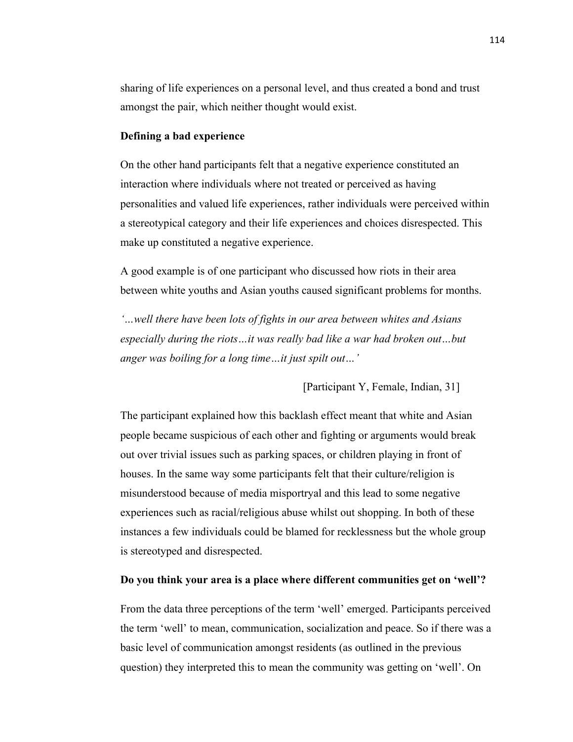sharing of life experiences on a personal level, and thus created a bond and trust amongst the pair, which neither thought would exist.

**Defining a bad experience**

On the other hand participants felt that a negative experience constituted an interaction where individuals where not treated or perceived as having personalities and valued life experiences, rather individuals were perceived within a stereotypical category and their life experiences and choices disrespected. This make up constituted a negative experience.

A good example is of one participant who discussed how riots in their area between white youths and Asian youths caused significant problems for months.

*'…well there have been lots of fights in our area between whites and Asians especially during the riots…it was really bad like a war had broken out…but anger was boiling for a long time…it just spilt out…'*

[Participant Y, Female, Indian, 31]

The participant explained how this backlash effect meant that white and Asian people became suspicious of each other and fighting or arguments would break out over trivial issues such as parking spaces, or children playing in front of houses. In the same way some participants felt that their culture/religion is misunderstood because of media misportryal and this lead to some negative experiences such as racial/religious abuse whilst out shopping. In both of these instances a few individuals could be blamed for recklessness but the whole group is stereotyped and disrespected.

**Do you think your area is a place where different communities get on 'well'?**

From the data three perceptions of the term 'well' emerged. Participants perceived the term 'well' to mean, communication, socialization and peace. So if there was a basic level of communication amongst residents (as outlined in the previous question) they interpreted this to mean the community was getting on 'well'. On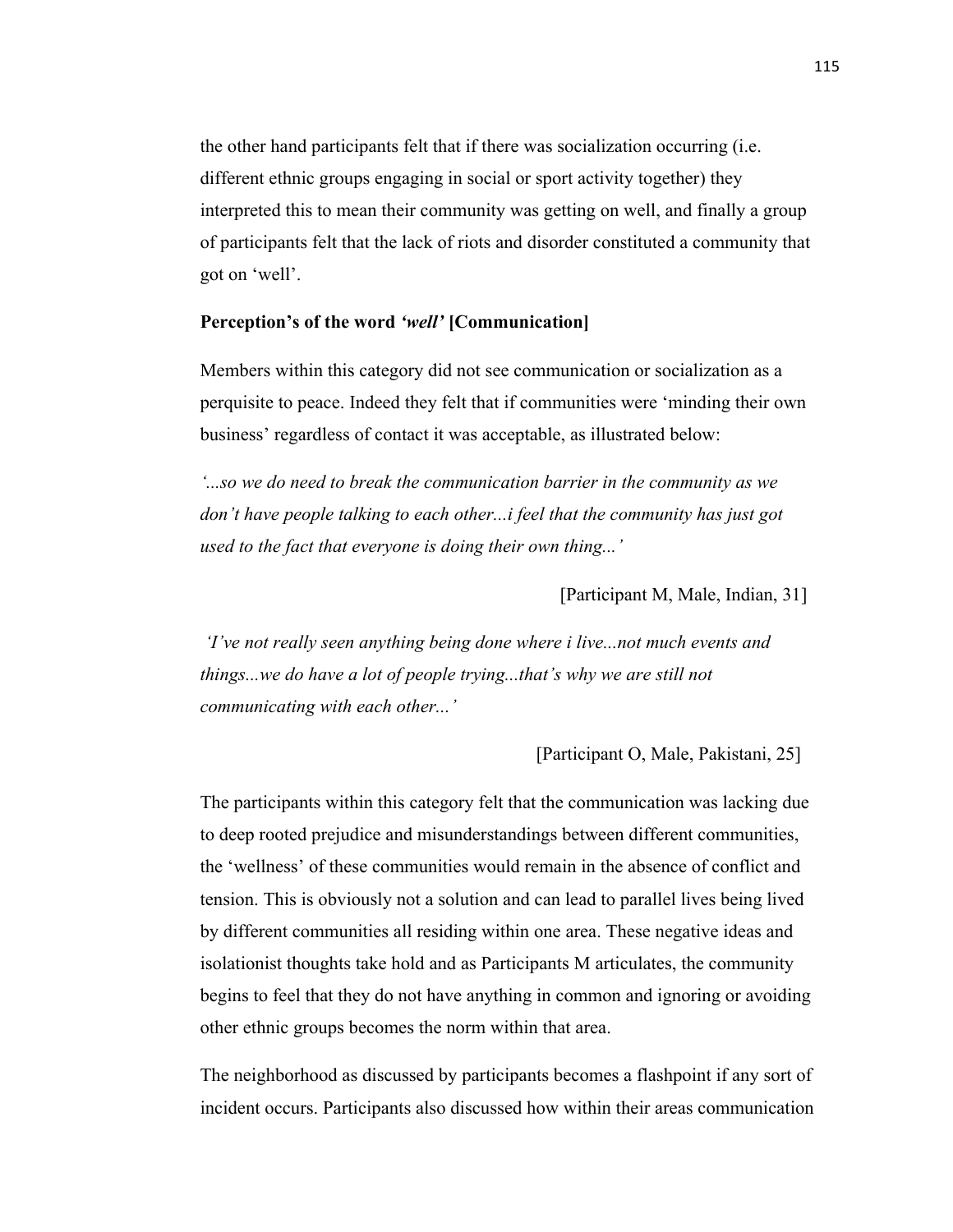the other hand participants felt that if there was socialization occurring (i.e. different ethnic groups engaging in social or sport activity together) they interpreted this to mean their community was getting on well, and finally a group of participants felt that the lack of riots and disorder constituted a community that got on 'well'.

**Perception's of the word *'well'* [Communication]**

Members within this category did not see communication or socialization as a perquisite to peace. Indeed they felt that if communities were 'minding their own business' regardless of contact it was acceptable, as illustrated below:

*'...so we do need to break the communication barrier in the community as we don't have people talking to each other...i feel that the community has just got used to the fact that everyone is doing their own thing...'*

[Participant M, Male, Indian, 31]

*'I've not really seen anything being done where i live...not much events and things...we do have a lot of people trying...that's why we are still not communicating with each other...'*

[Participant O, Male, Pakistani, 25]

The participants within this category felt that the communication was lacking due to deep rooted prejudice and misunderstandings between different communities, the 'wellness' of these communities would remain in the absence of conflict and tension. This is obviously not a solution and can lead to parallel lives being lived by different communities all residing within one area. These negative ideas and isolationist thoughts take hold and as Participants M articulates, the community begins to feel that they do not have anything in common and ignoring or avoiding other ethnic groups becomes the norm within that area.

The neighborhood as discussed by participants becomes a flashpoint if any sort of incident occurs. Participants also discussed how within their areas communication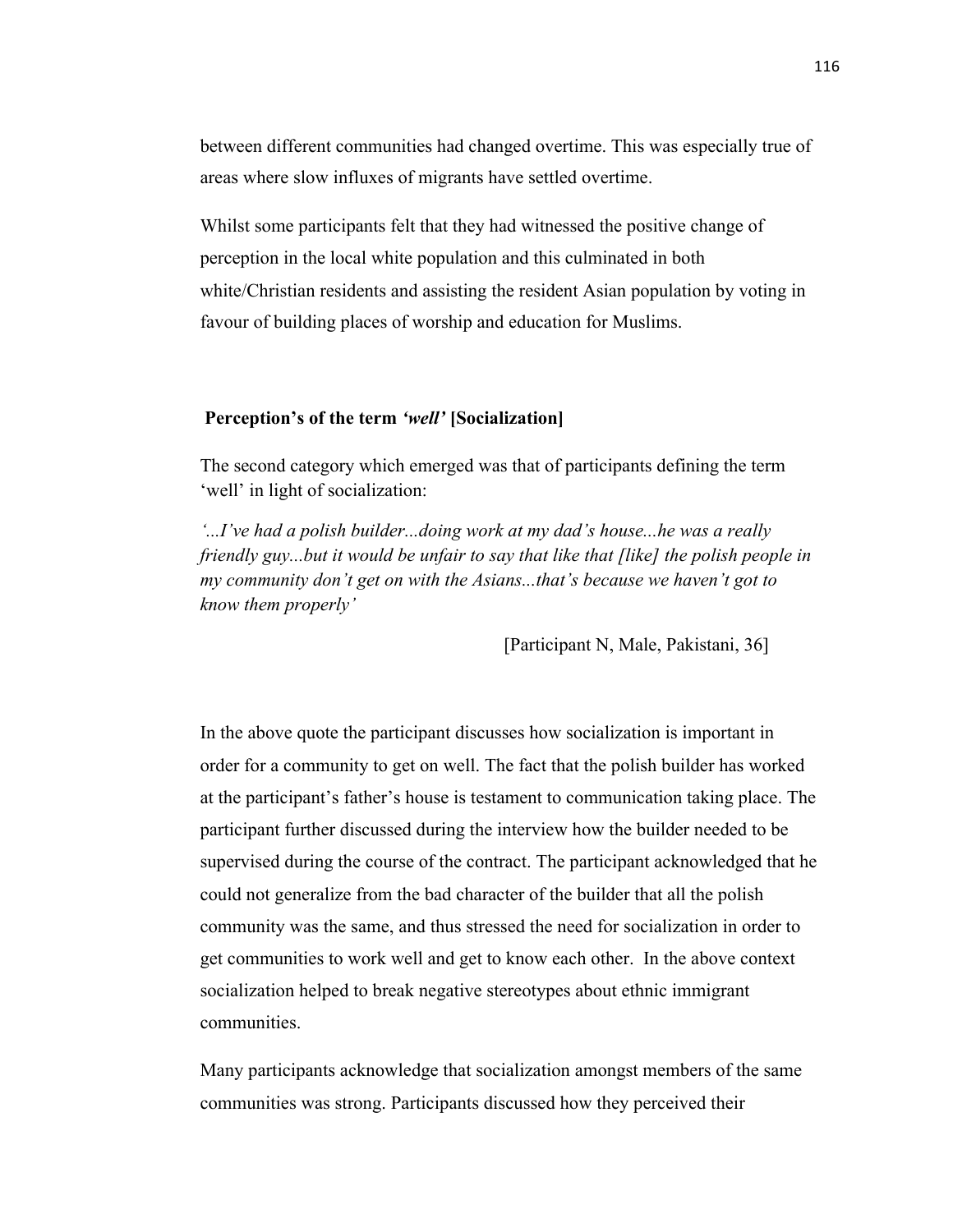between different communities had changed overtime. This was especially true of areas where slow influxes of migrants have settled overtime.

Whilst some participants felt that they had witnessed the positive change of perception in the local white population and this culminated in both white/Christian residents and assisting the resident Asian population by voting in favour of building places of worship and education for Muslims.

### **Perception's of the term *'well'* [Socialization]**

The second category which emerged was that of participants defining the term 'well' in light of socialization:

*'...I've had a polish builder...doing work at my dad's house...he was a really friendly guy...but it would be unfair to say that like that [like] the polish people in my community don't get on with the Asians...that's because we haven't got to know them properly'*

[Participant N, Male, Pakistani, 36]

In the above quote the participant discusses how socialization is important in order for a community to get on well. The fact that the polish builder has worked at the participant's father's house is testament to communication taking place. The participant further discussed during the interview how the builder needed to be supervised during the course of the contract. The participant acknowledged that he could not generalize from the bad character of the builder that all the polish community was the same, and thus stressed the need for socialization in order to get communities to work well and get to know each other. In the above context socialization helped to break negative stereotypes about ethnic immigrant communities.

Many participants acknowledge that socialization amongst members of the same communities was strong. Participants discussed how they perceived their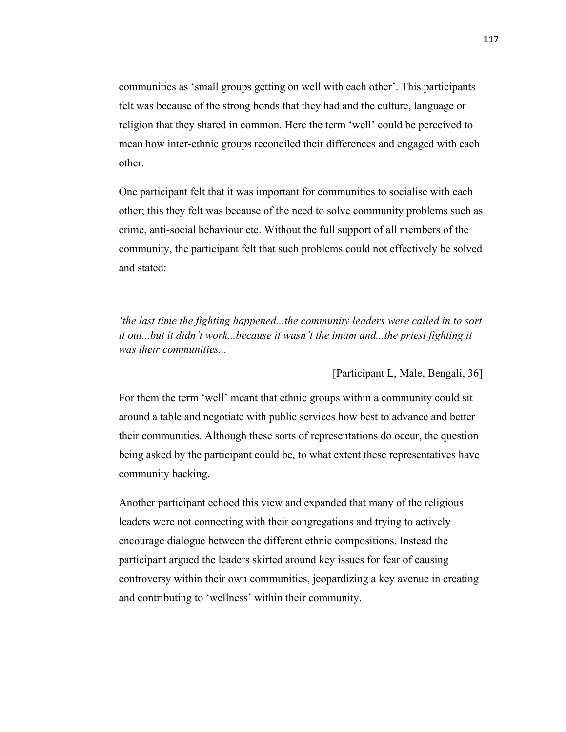communities as 'small groups getting on well with each other'. This participants felt was because of the strong bonds that they had and the culture, language or religion that they shared in common. Here the term 'well' could be perceived to mean how inter-ethnic groups reconciled their differences and engaged with each other.

One participant felt that it was important for communities to socialise with each other; this they felt was because of the need to solve community problems such as crime, anti-social behaviour etc. Without the full support of all members of the community, the participant felt that such problems could not effectively be solved and stated:

*'the last time the fighting happened...the community leaders were called in to sort it out...but it didn't work...because it wasn't the imam and...the priest fighting it was their communities...'*

[Participant L, Male, Bengali, 36]

For them the term 'well' meant that ethnic groups within a community could sit around a table and negotiate with public services how best to advance and better their communities. Although these sorts of representations do occur, the question being asked by the participant could be, to what extent these representatives have community backing.

Another participant echoed this view and expanded that many of the religious leaders were not connecting with their congregations and trying to actively encourage dialogue between the different ethnic compositions. Instead the participant argued the leaders skirted around key issues for fear of causing controversy within their own communities, jeopardizing a key avenue in creating and contributing to 'wellness' within their community.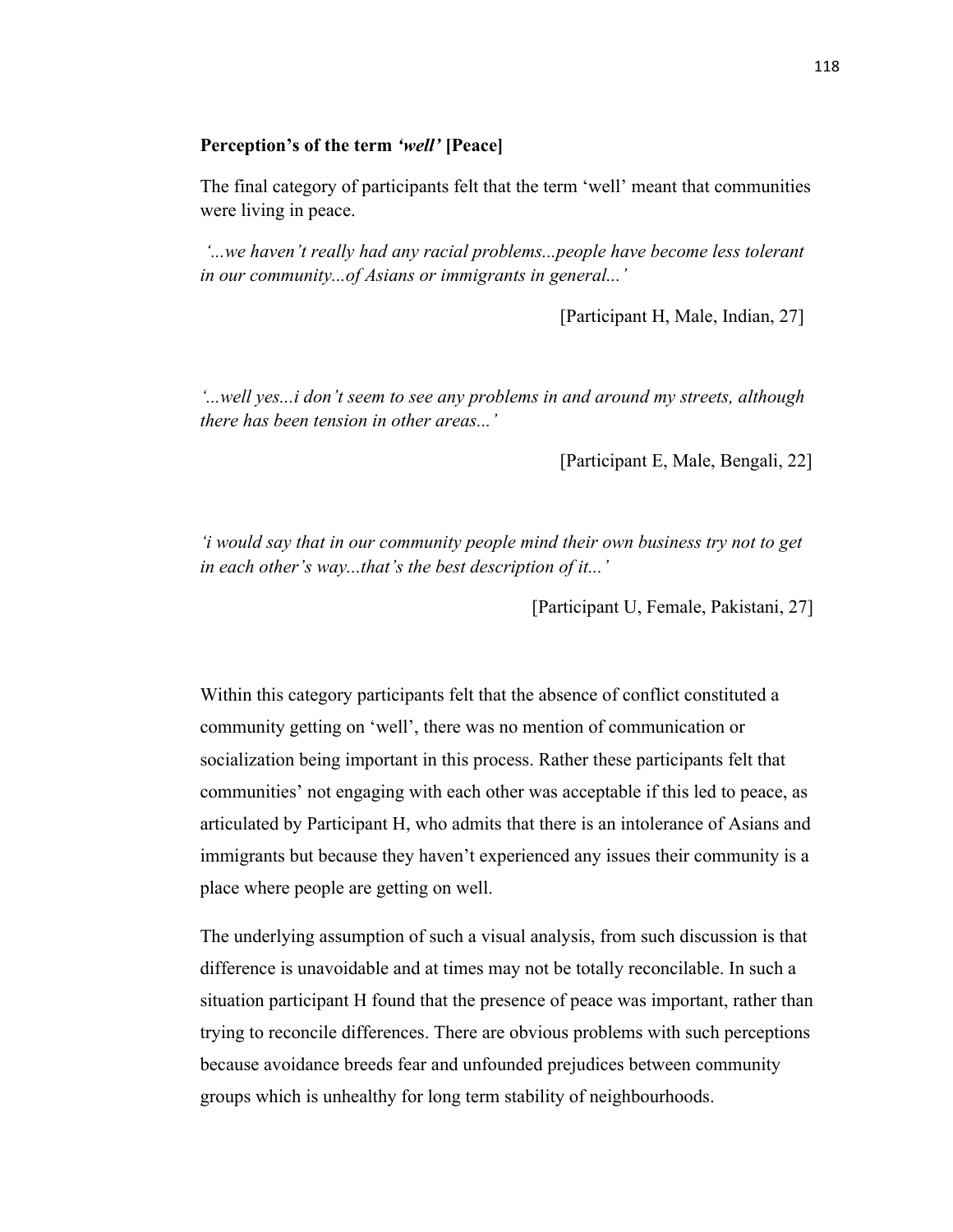**Perception's of the term *'well'* [Peace]**

The final category of participants felt that the term 'well' meant that communities were living in peace.

*'...we haven't really had any racial problems...people have become less tolerant in our community...of Asians or immigrants in general...'*

[Participant H, Male, Indian, 27]

*'...well yes...i don't seem to see any problems in and around my streets, although there has been tension in other areas...'*

[Participant E, Male, Bengali, 22]

*'i would say that in our community people mind their own business try not to get in each other's way...that's the best description of it...'*

[Participant U, Female, Pakistani, 27]

Within this category participants felt that the absence of conflict constituted a community getting on 'well', there was no mention of communication or socialization being important in this process. Rather these participants felt that communities' not engaging with each other was acceptable if this led to peace, as articulated by Participant H, who admits that there is an intolerance of Asians and immigrants but because they haven't experienced any issues their community is a place where people are getting on well.

The underlying assumption of such a visual analysis, from such discussion is that difference is unavoidable and at times may not be totally reconcilable. In such a situation participant H found that the presence of peace was important, rather than trying to reconcile differences. There are obvious problems with such perceptions because avoidance breeds fear and unfounded prejudices between community groups which is unhealthy for long term stability of neighbourhoods.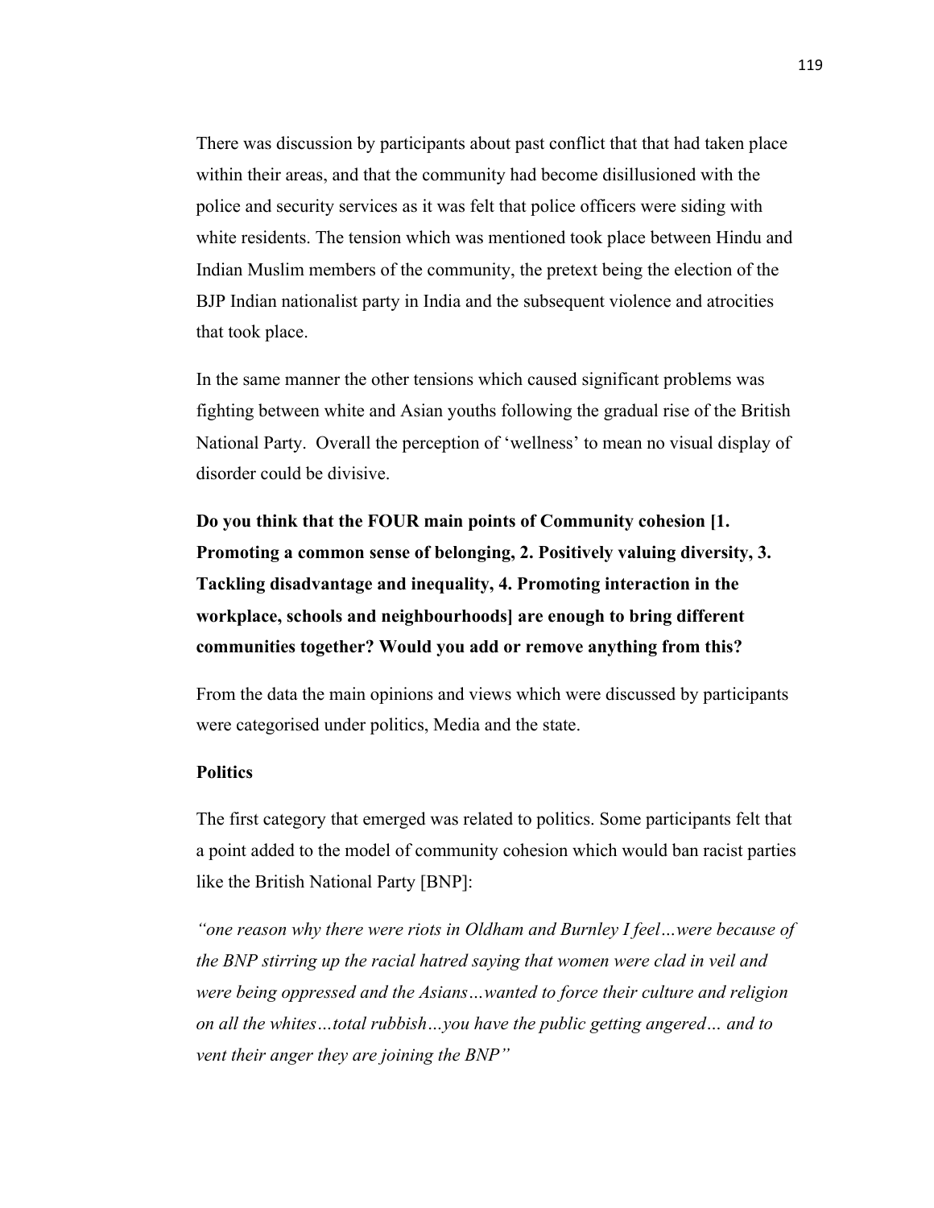There was discussion by participants about past conflict that that had taken place within their areas, and that the community had become disillusioned with the police and security services as it was felt that police officers were siding with white residents. The tension which was mentioned took place between Hindu and Indian Muslim members of the community, the pretext being the election of the BJP Indian nationalist party in India and the subsequent violence and atrocities that took place.

In the same manner the other tensions which caused significant problems was fighting between white and Asian youths following the gradual rise of the British National Party. Overall the perception of 'wellness' to mean no visual display of disorder could be divisive.

**Do you think that the FOUR main points of Community cohesion [1. Promoting a common sense of belonging, 2. Positively valuing diversity, 3. Tackling disadvantage and inequality, 4. Promoting interaction in the workplace, schools and neighbourhoods] are enough to bring different communities together? Would you add or remove anything from this?**

From the data the main opinions and views which were discussed by participants were categorised under politics, Media and the state.

**Politics**

The first category that emerged was related to politics. Some participants felt that a point added to the model of community cohesion which would ban racist parties like the British National Party [BNP]:

*"one reason why there were riots in Oldham and Burnley I feel…were because of the BNP stirring up the racial hatred saying that women were clad in veil and were being oppressed and the Asians…wanted to force their culture and religion on all the whites…total rubbish…you have the public getting angered… and to vent their anger they are joining the BNP"*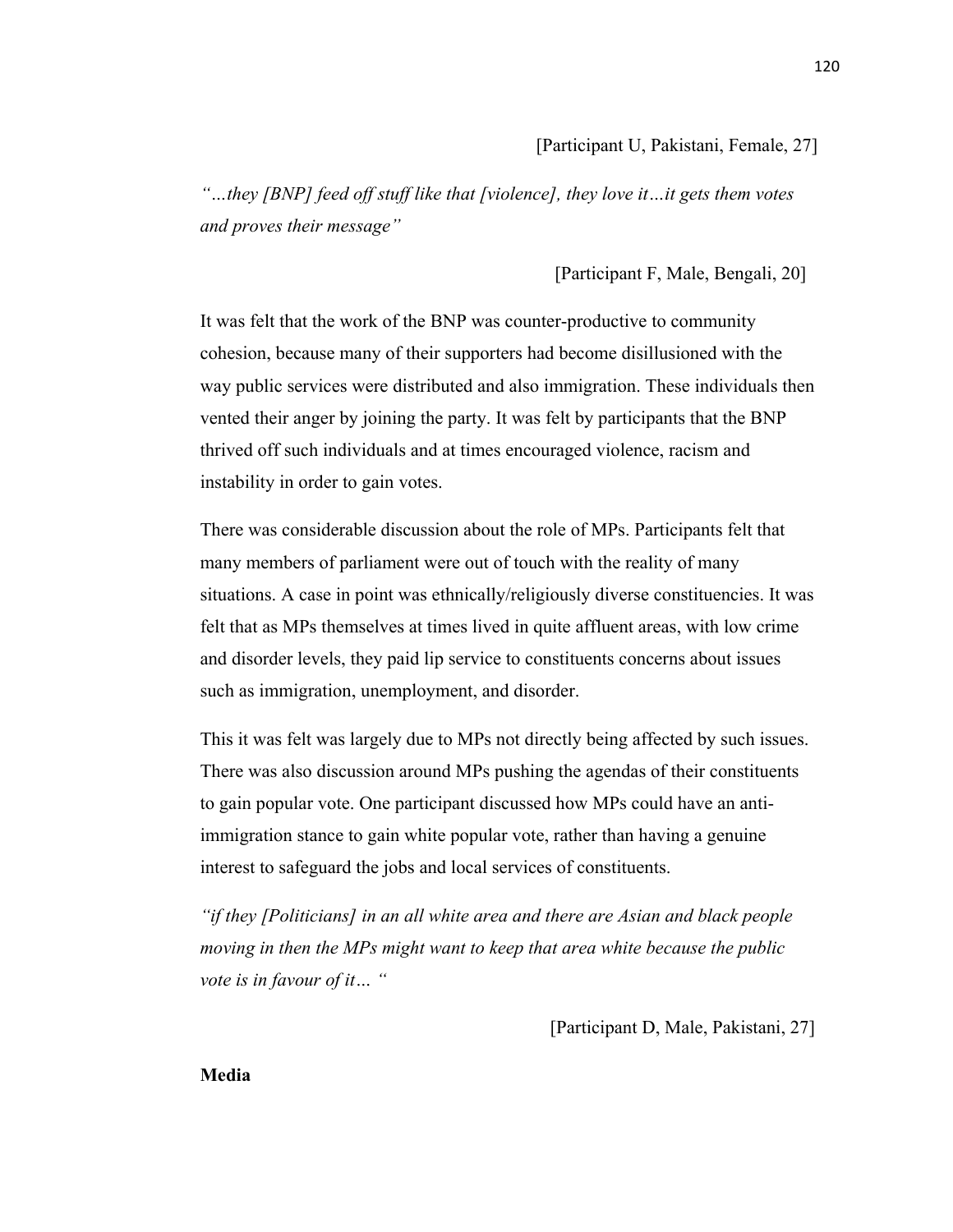[Participant U, Pakistani, Female, 27]

*"…they [BNP] feed off stuff like that [violence], they love it…it gets them votes and proves their message"*

[Participant F, Male, Bengali, 20]

It was felt that the work of the BNP was counter-productive to community cohesion, because many of their supporters had become disillusioned with the way public services were distributed and also immigration. These individuals then vented their anger by joining the party. It was felt by participants that the BNP thrived off such individuals and at times encouraged violence, racism and instability in order to gain votes.

There was considerable discussion about the role of MPs. Participants felt that many members of parliament were out of touch with the reality of many situations. A case in point was ethnically/religiously diverse constituencies. It was felt that as MPs themselves at times lived in quite affluent areas, with low crime and disorder levels, they paid lip service to constituents concerns about issues such as immigration, unemployment, and disorder.

This it was felt was largely due to MPs not directly being affected by such issues. There was also discussion around MPs pushing the agendas of their constituents to gain popular vote. One participant discussed how MPs could have an anti-immigration stance to gain white popular vote, rather than having a genuine interest to safeguard the jobs and local services of constituents.

*"if they [Politicians] in an all white area and there are Asian and black people moving in then the MPs might want to keep that area white because the public vote is in favour of it… "*

[Participant D, Male, Pakistani, 27]

**Media**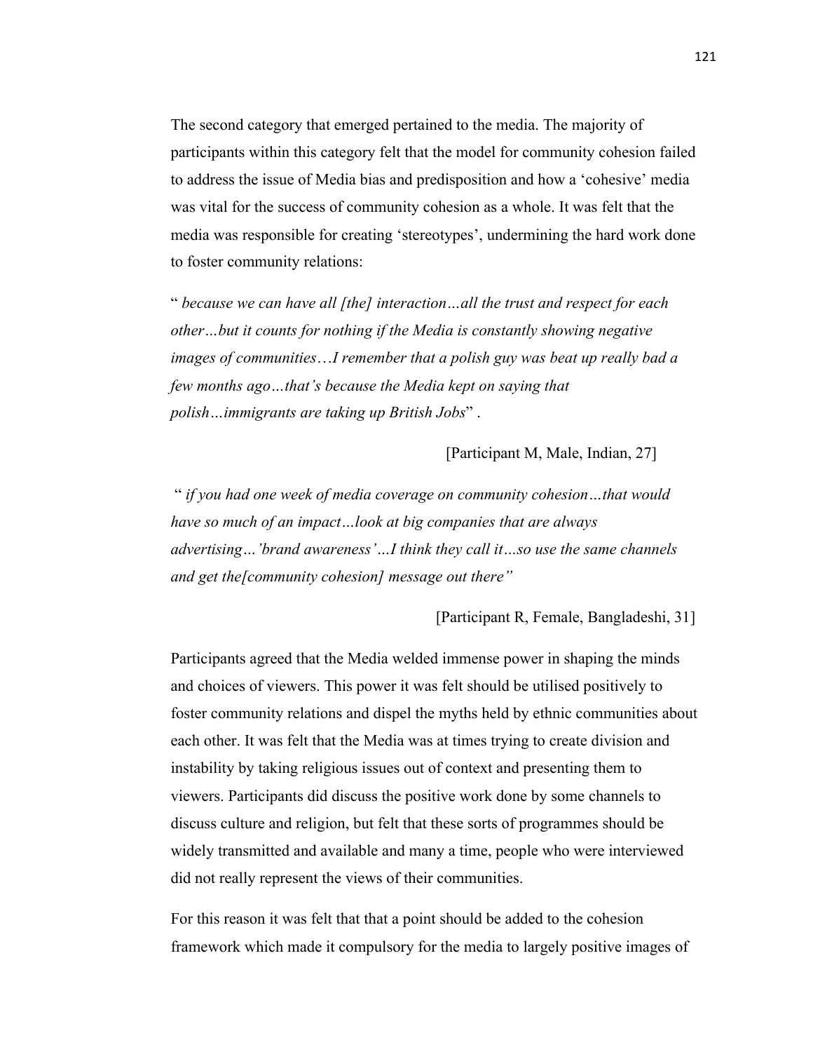The second category that emerged pertained to the media. The majority of participants within this category felt that the model for community cohesion failed to address the issue of Media bias and predisposition and how a 'cohesive' media was vital for the success of community cohesion as a whole. It was felt that the media was responsible for creating 'stereotypes', undermining the hard work done to foster community relations:

" *because we can have all [the] interaction…all the trust and respect for each other…but it counts for nothing if the Media is constantly showing negative images of communities…I remember that a polish guy was beat up really bad a few months ago…that's because the Media kept on saying that polish…immigrants are taking up British Jobs*" .

[Participant M, Male, Indian, 27]

" *if you had one week of media coverage on community cohesion…that would have so much of an impact…look at big companies that are always advertising…'brand awareness'…I think they call it…so use the same channels and get the[community cohesion] message out there"*

[Participant R, Female, Bangladeshi, 31]

Participants agreed that the Media welded immense power in shaping the minds and choices of viewers. This power it was felt should be utilised positively to foster community relations and dispel the myths held by ethnic communities about each other. It was felt that the Media was at times trying to create division and instability by taking religious issues out of context and presenting them to viewers. Participants did discuss the positive work done by some channels to discuss culture and religion, but felt that these sorts of programmes should be widely transmitted and available and many a time, people who were interviewed did not really represent the views of their communities.

For this reason it was felt that that a point should be added to the cohesion framework which made it compulsory for the media to largely positive images of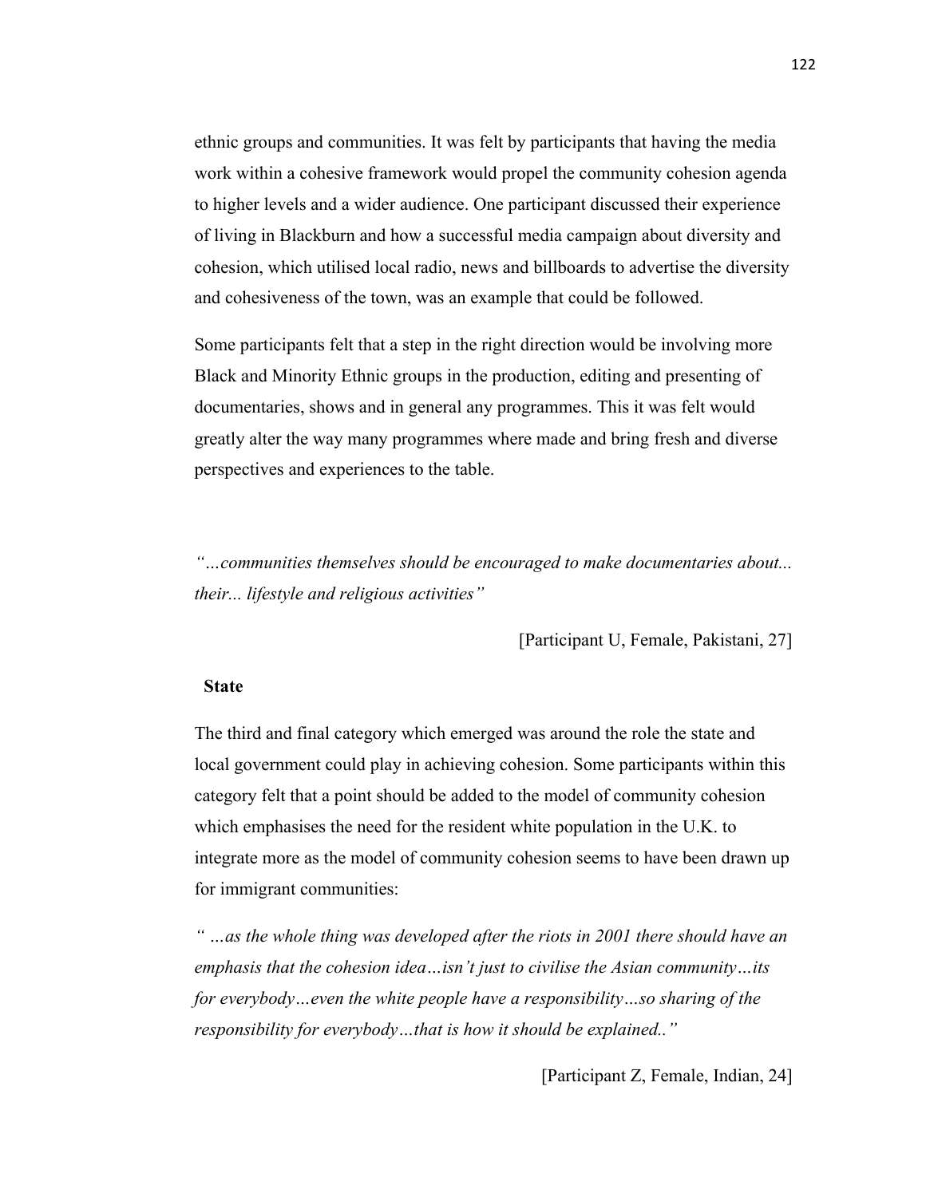ethnic groups and communities. It was felt by participants that having the media work within a cohesive framework would propel the community cohesion agenda to higher levels and a wider audience. One participant discussed their experience of living in Blackburn and how a successful media campaign about diversity and cohesion, which utilised local radio, news and billboards to advertise the diversity and cohesiveness of the town, was an example that could be followed.

Some participants felt that a step in the right direction would be involving more Black and Minority Ethnic groups in the production, editing and presenting of documentaries, shows and in general any programmes. This it was felt would greatly alter the way many programmes where made and bring fresh and diverse perspectives and experiences to the table.

*"…communities themselves should be encouraged to make documentaries about... their... lifestyle and religious activities"*

[Participant U, Female, Pakistani, 27]

**State**

The third and final category which emerged was around the role the state and local government could play in achieving cohesion. Some participants within this category felt that a point should be added to the model of community cohesion which emphasises the need for the resident white population in the U.K. to integrate more as the model of community cohesion seems to have been drawn up for immigrant communities:

*" …as the whole thing was developed after the riots in 2001 there should have an emphasis that the cohesion idea…isn't just to civilise the Asian community…its for everybody…even the white people have a responsibility…so sharing of the responsibility for everybody…that is how it should be explained.."*

[Participant Z, Female, Indian, 24]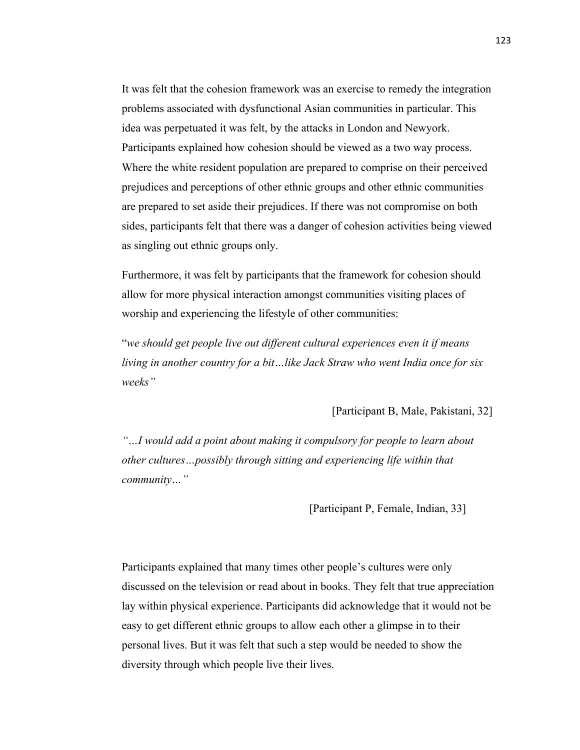It was felt that the cohesion framework was an exercise to remedy the integration problems associated with dysfunctional Asian communities in particular. This idea was perpetuated it was felt, by the attacks in London and Newyork. Participants explained how cohesion should be viewed as a two way process. Where the white resident population are prepared to comprise on their perceived prejudices and perceptions of other ethnic groups and other ethnic communities are prepared to set aside their prejudices. If there was not compromise on both sides, participants felt that there was a danger of cohesion activities being viewed as singling out ethnic groups only.

Furthermore, it was felt by participants that the framework for cohesion should allow for more physical interaction amongst communities visiting places of worship and experiencing the lifestyle of other communities:

"*we should get people live out different cultural experiences even it if means living in another country for a bit…like Jack Straw who went India once for six weeks"*

[Participant B, Male, Pakistani, 32]

*"…I would add a point about making it compulsory for people to learn about other cultures…possibly through sitting and experiencing life within that community…"*

[Participant P, Female, Indian, 33]

Participants explained that many times other people's cultures were only discussed on the television or read about in books. They felt that true appreciation lay within physical experience. Participants did acknowledge that it would not be easy to get different ethnic groups to allow each other a glimpse in to their personal lives. But it was felt that such a step would be needed to show the diversity through which people live their lives.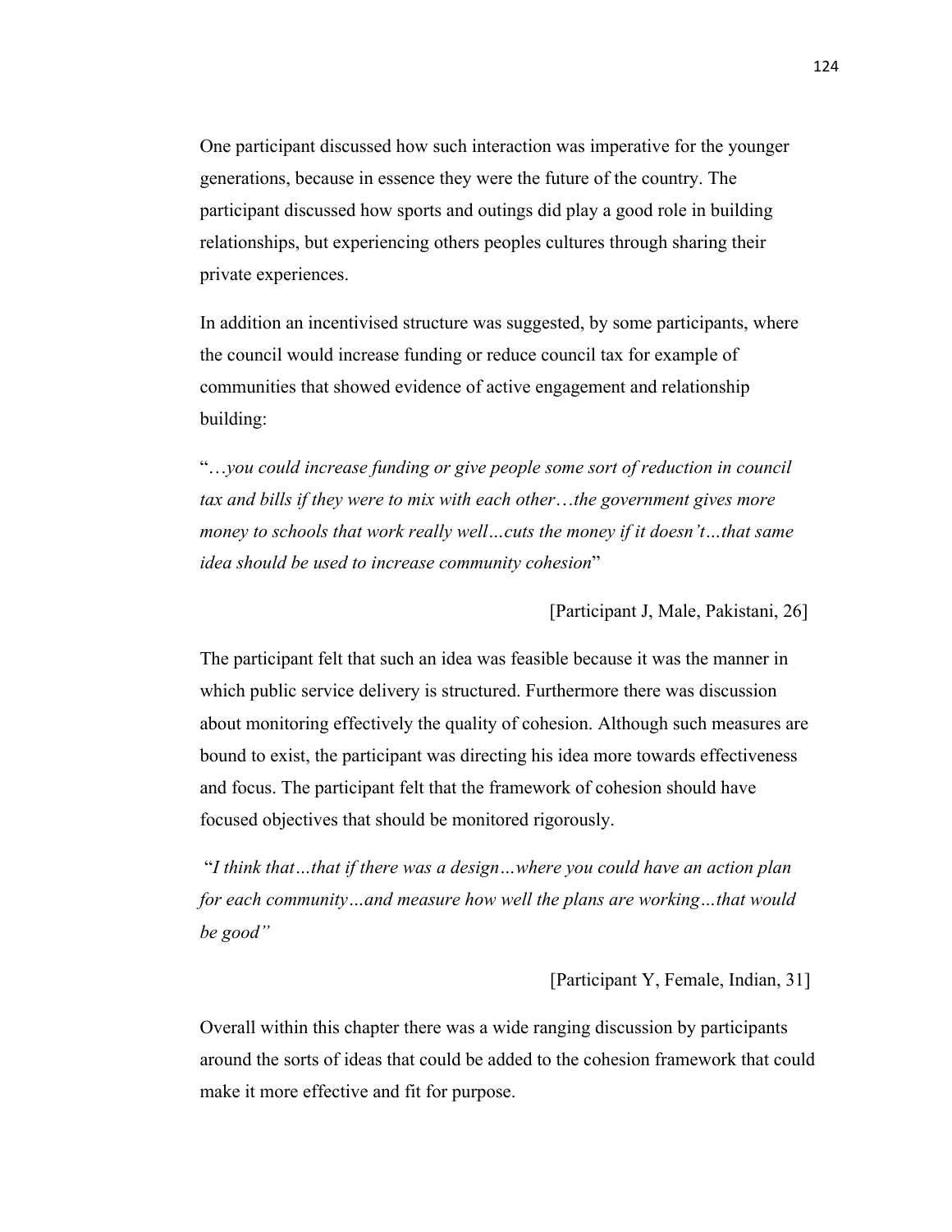One participant discussed how such interaction was imperative for the younger generations, because in essence they were the future of the country. The participant discussed how sports and outings did play a good role in building relationships, but experiencing others peoples cultures through sharing their private experiences.

In addition an incentivised structure was suggested, by some participants, where the council would increase funding or reduce council tax for example of communities that showed evidence of active engagement and relationship building:

"*…you could increase funding or give people some sort of reduction in council tax and bills if they were to mix with each other…the government gives more money to schools that work really well…cuts the money if it doesn't…that same idea should be used to increase community cohesion*"

[Participant J, Male, Pakistani, 26]

The participant felt that such an idea was feasible because it was the manner in which public service delivery is structured. Furthermore there was discussion about monitoring effectively the quality of cohesion. Although such measures are bound to exist, the participant was directing his idea more towards effectiveness and focus. The participant felt that the framework of cohesion should have focused objectives that should be monitored rigorously.

"*I think that…that if there was a design…where you could have an action plan for each community…and measure how well the plans are working…that would be good"*

[Participant Y, Female, Indian, 31]

Overall within this chapter there was a wide ranging discussion by participants around the sorts of ideas that could be added to the cohesion framework that could make it more effective and fit for purpose.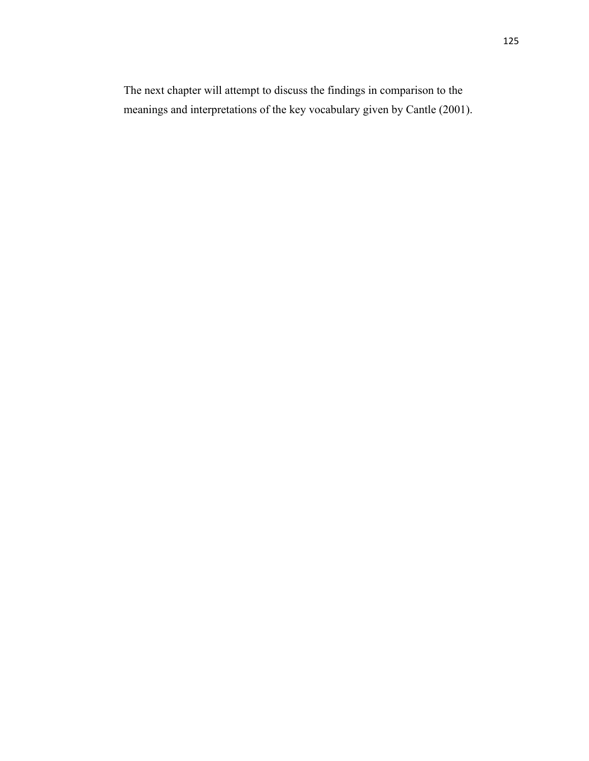The next chapter will attempt to discuss the findings in comparison to the meanings and interpretations of the key vocabulary given by Cantle (2001).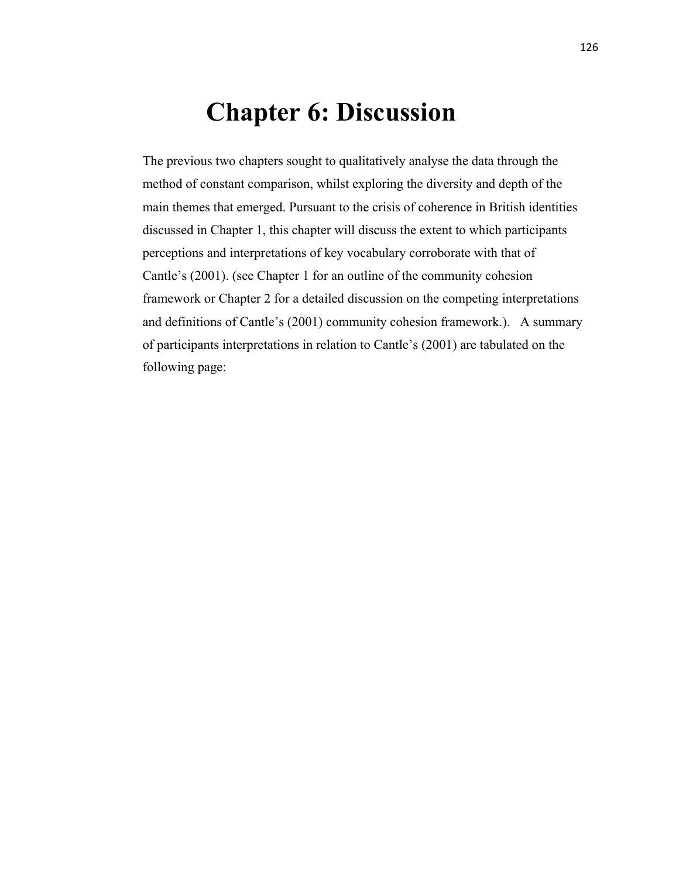# Chapter 6: Discussion

The previous two chapters sought to qualitatively analyse the data through the method of constant comparison, whilst exploring the diversity and depth of the main themes that emerged. Pursuant to the crisis of coherence in British identities discussed in Chapter 1, this chapter will discuss the extent to which participants perceptions and interpretations of key vocabulary corroborate with that of Cantle's (2001). (see Chapter 1 for an outline of the community cohesion framework or Chapter 2 for a detailed discussion on the competing interpretations and definitions of Cantle's (2001) community cohesion framework.). A summary of participants interpretations in relation to Cantle's (2001) are tabulated on the following page: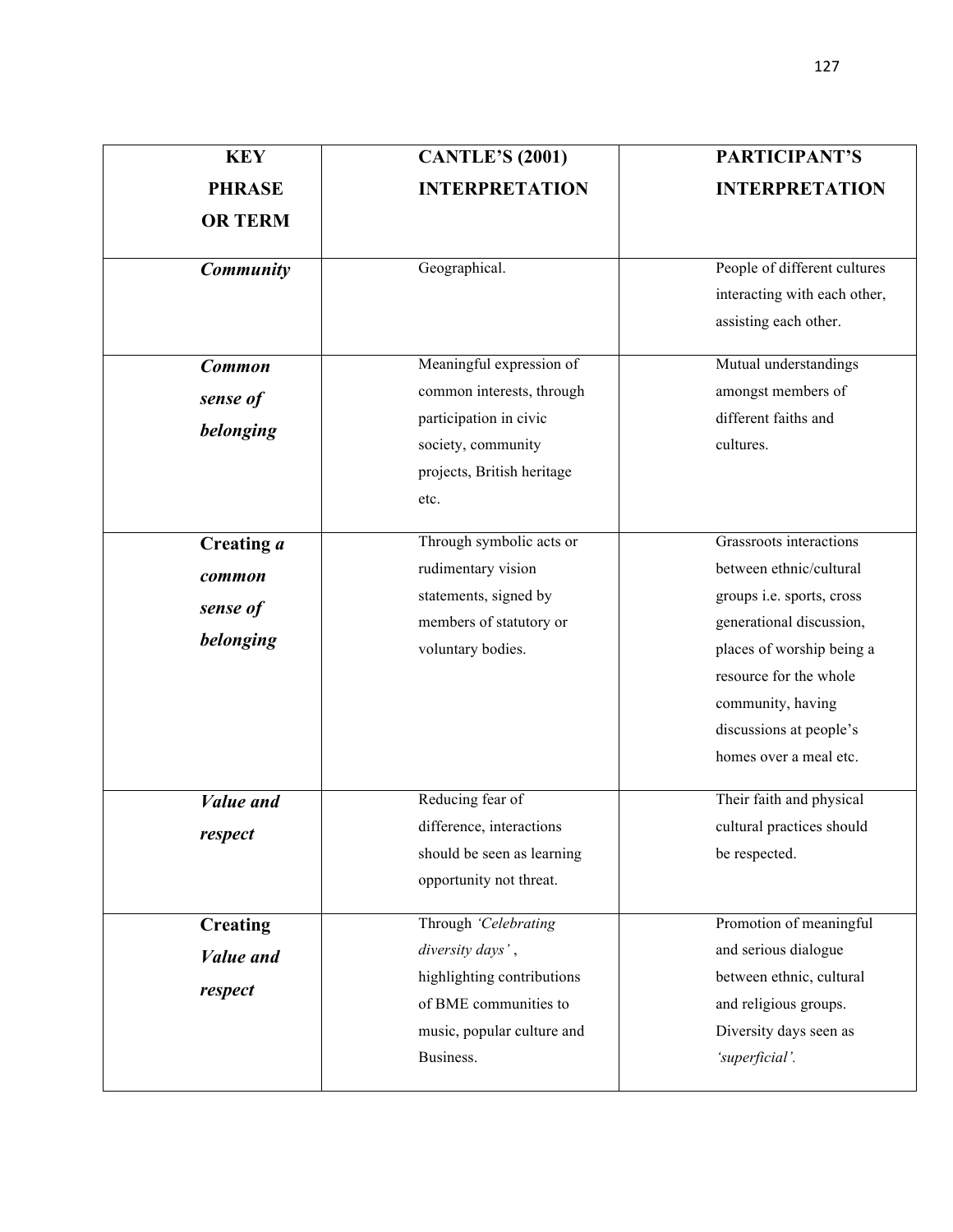| KEY PHRASE OR TERM | CANTLE'S (2001) INTERPRETATION | PARTICIPANT'S INTERPRETATION |
|---|---|---|
| ***Community*** | Geographical. | People of different cultures interacting with each other, assisting each other. |
| ***Common sense of belonging*** | Meaningful expression of common interests, through participation in civic society, community projects, British heritage etc. | Mutual understandings amongst members of different faiths and cultures. |
| **Creating *a common sense of belonging*** | Through symbolic acts or rudimentary vision statements, signed by members of statutory or voluntary bodies. | Grassroots interactions between ethnic/cultural groups i.e. sports, cross generational discussion, places of worship being a resource for the whole community, having discussions at people's homes over a meal etc. |
| ***Value and respect*** | Reducing fear of difference, interactions should be seen as learning opportunity not threat. | Their faith and physical cultural practices should be respected. |
| **Creating *Value and respect*** | Through *'Celebrating diversity days'* , highlighting contributions of BME communities to music, popular culture and Business. | Promotion of meaningful and serious dialogue between ethnic, cultural and religious groups. Diversity days seen as *'superficial'.* |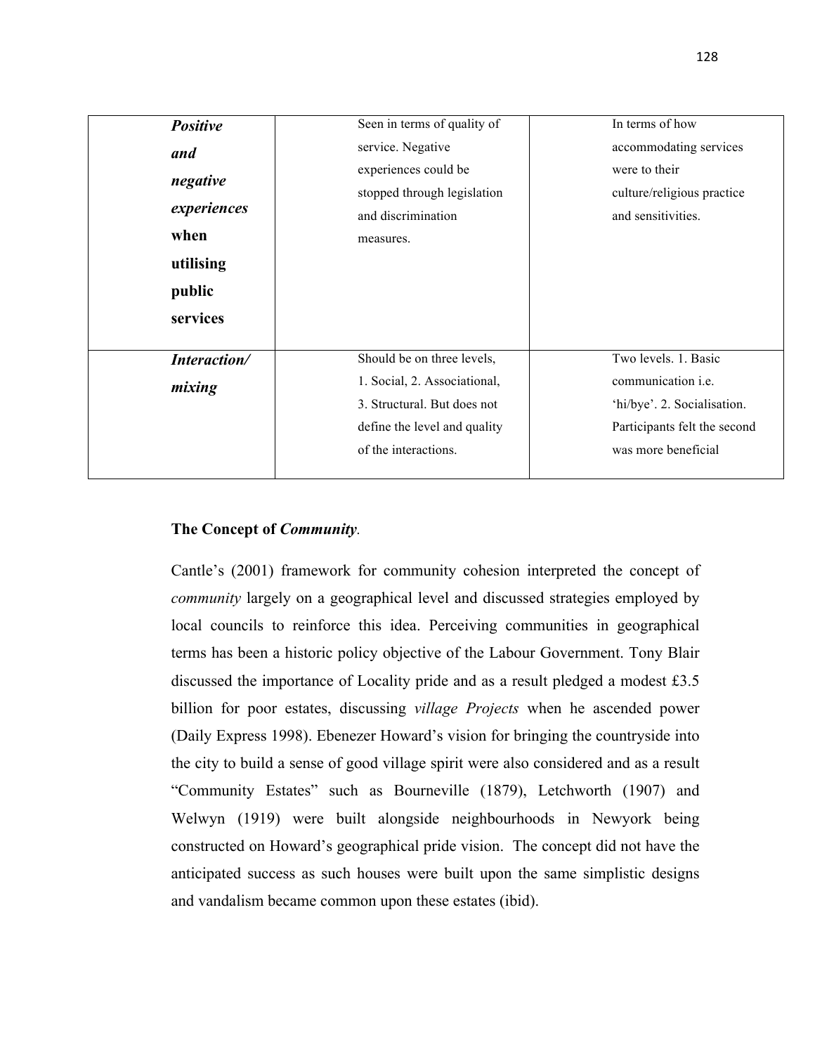| | | |
|---|---|---|
| ***Positive and negative experiences* when utilising public services** | Seen in terms of quality of service. Negative experiences could be stopped through legislation and discrimination measures. | In terms of how accommodating services were to their culture/religious practice and sensitivities. |
| ***Interaction/ mixing*** | Should be on three levels, 1. Social, 2. Associational, 3. Structural. But does not define the level and quality of the interactions. | Two levels. 1. Basic communication i.e. 'hi/bye'. 2. Socialisation. Participants felt the second was more beneficial |

**The Concept of *Community*.**

Cantle's (2001) framework for community cohesion interpreted the concept of *community* largely on a geographical level and discussed strategies employed by local councils to reinforce this idea. Perceiving communities in geographical terms has been a historic policy objective of the Labour Government. Tony Blair discussed the importance of Locality pride and as a result pledged a modest £3.5 billion for poor estates, discussing *village Projects* when he ascended power (Daily Express 1998). Ebenezer Howard's vision for bringing the countryside into the city to build a sense of good village spirit were also considered and as a result "Community Estates" such as Bourneville (1879), Letchworth (1907) and Welwyn (1919) were built alongside neighbourhoods in Newyork being constructed on Howard's geographical pride vision. The concept did not have the anticipated success as such houses were built upon the same simplistic designs and vandalism became common upon these estates (ibid).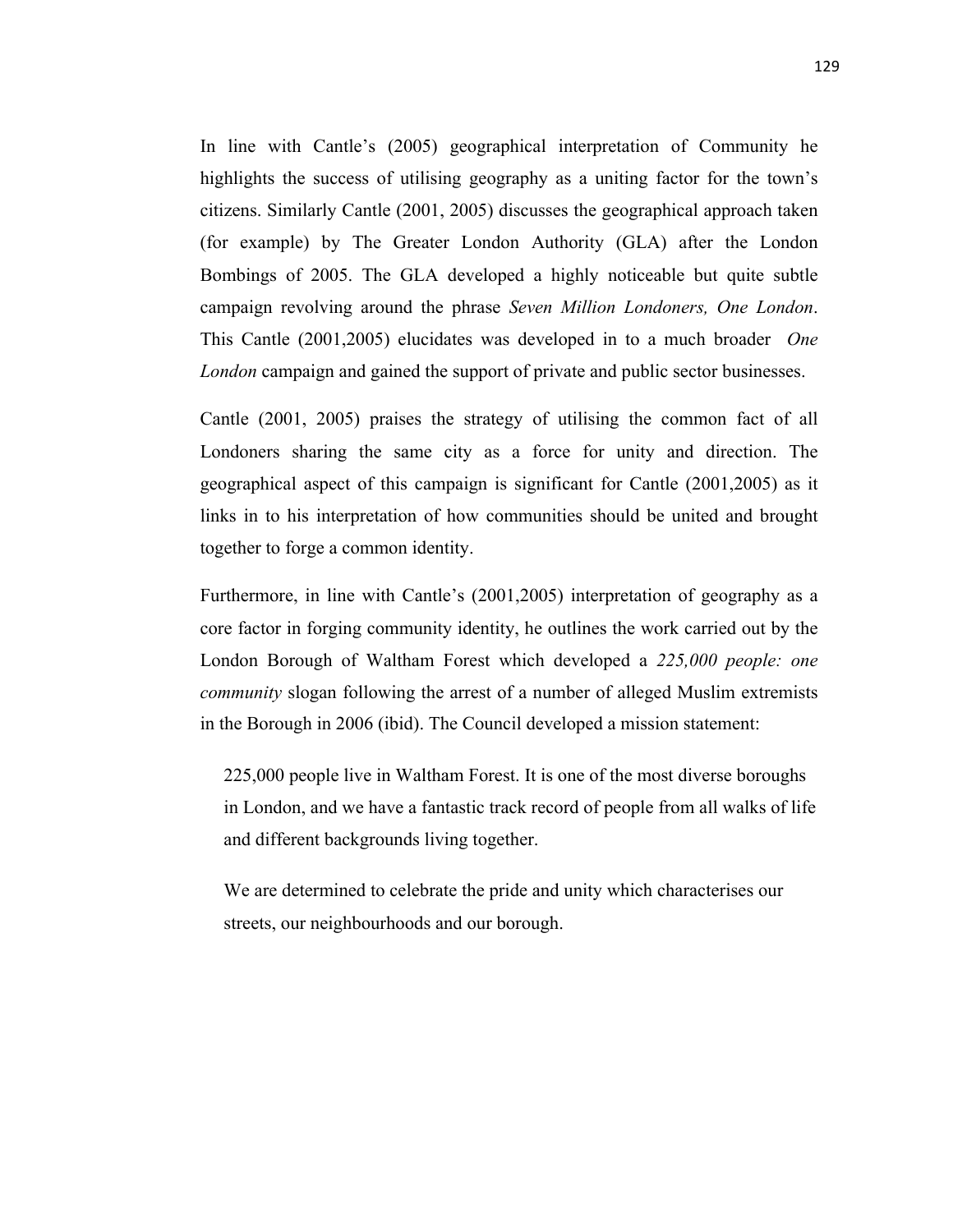In line with Cantle's (2005) geographical interpretation of Community he highlights the success of utilising geography as a uniting factor for the town's citizens. Similarly Cantle (2001, 2005) discusses the geographical approach taken (for example) by The Greater London Authority (GLA) after the London Bombings of 2005. The GLA developed a highly noticeable but quite subtle campaign revolving around the phrase *Seven Million Londoners, One London*. This Cantle (2001,2005) elucidates was developed in to a much broader *One London* campaign and gained the support of private and public sector businesses.

Cantle (2001, 2005) praises the strategy of utilising the common fact of all Londoners sharing the same city as a force for unity and direction. The geographical aspect of this campaign is significant for Cantle (2001,2005) as it links in to his interpretation of how communities should be united and brought together to forge a common identity.

Furthermore, in line with Cantle's (2001,2005) interpretation of geography as a core factor in forging community identity, he outlines the work carried out by the London Borough of Waltham Forest which developed a *225,000 people: one community* slogan following the arrest of a number of alleged Muslim extremists in the Borough in 2006 (ibid). The Council developed a mission statement:

> 225,000 people live in Waltham Forest. It is one of the most diverse boroughs in London, and we have a fantastic track record of people from all walks of life and different backgrounds living together.
>
> We are determined to celebrate the pride and unity which characterises our streets, our neighbourhoods and our borough.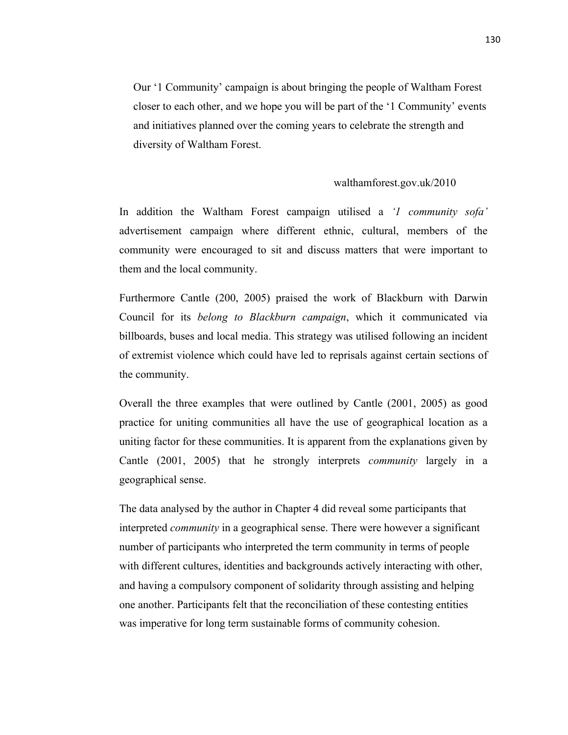> Our '1 Community' campaign is about bringing the people of Waltham Forest closer to each other, and we hope you will be part of the '1 Community' events and initiatives planned over the coming years to celebrate the strength and diversity of Waltham Forest.
>
> walthamforest.gov.uk/2010

In addition the Waltham Forest campaign utilised a *'1 community sofa'* advertisement campaign where different ethnic, cultural, members of the community were encouraged to sit and discuss matters that were important to them and the local community.

Furthermore Cantle (200, 2005) praised the work of Blackburn with Darwin Council for its *belong to Blackburn campaign*, which it communicated via billboards, buses and local media. This strategy was utilised following an incident of extremist violence which could have led to reprisals against certain sections of the community.

Overall the three examples that were outlined by Cantle (2001, 2005) as good practice for uniting communities all have the use of geographical location as a uniting factor for these communities. It is apparent from the explanations given by Cantle (2001, 2005) that he strongly interprets *community* largely in a geographical sense.

The data analysed by the author in Chapter 4 did reveal some participants that interpreted *community* in a geographical sense. There were however a significant number of participants who interpreted the term community in terms of people with different cultures, identities and backgrounds actively interacting with other, and having a compulsory component of solidarity through assisting and helping one another. Participants felt that the reconciliation of these contesting entities was imperative for long term sustainable forms of community cohesion.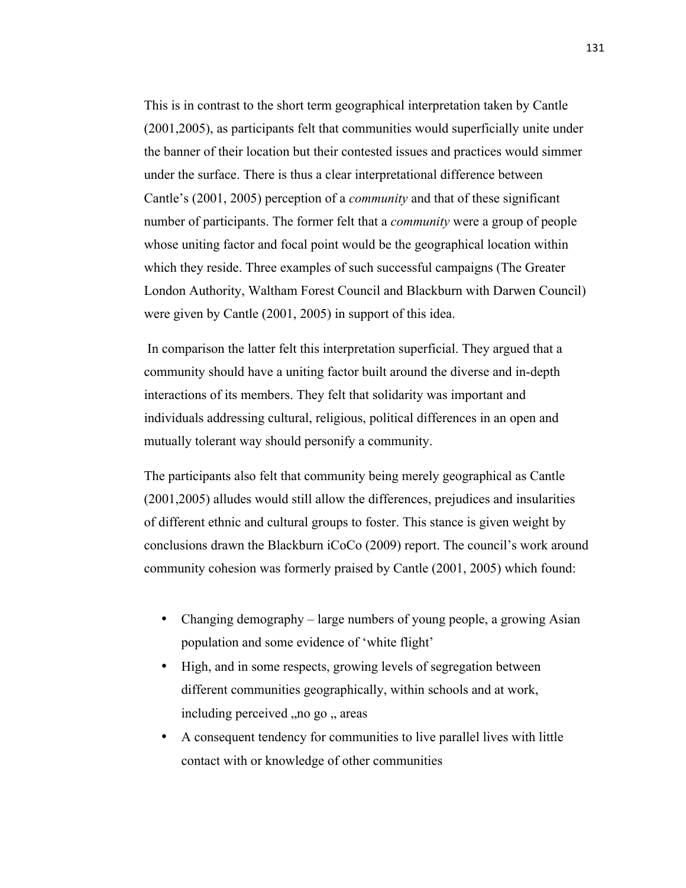This is in contrast to the short term geographical interpretation taken by Cantle (2001,2005), as participants felt that communities would superficially unite under the banner of their location but their contested issues and practices would simmer under the surface. There is thus a clear interpretational difference between Cantle's (2001, 2005) perception of a *community* and that of these significant number of participants. The former felt that a *community* were a group of people whose uniting factor and focal point would be the geographical location within which they reside. Three examples of such successful campaigns (The Greater London Authority, Waltham Forest Council and Blackburn with Darwen Council) were given by Cantle (2001, 2005) in support of this idea.

In comparison the latter felt this interpretation superficial. They argued that a community should have a uniting factor built around the diverse and in-depth interactions of its members. They felt that solidarity was important and individuals addressing cultural, religious, political differences in an open and mutually tolerant way should personify a community.

The participants also felt that community being merely geographical as Cantle (2001,2005) alludes would still allow the differences, prejudices and insularities of different ethnic and cultural groups to foster. This stance is given weight by conclusions drawn the Blackburn iCoCo (2009) report. The council's work around community cohesion was formerly praised by Cantle (2001, 2005) which found:

- Changing demography – large numbers of young people, a growing Asian population and some evidence of 'white flight'
- High, and in some respects, growing levels of segregation between different communities geographically, within schools and at work, including perceived „no go „ areas
- A consequent tendency for communities to live parallel lives with little contact with or knowledge of other communities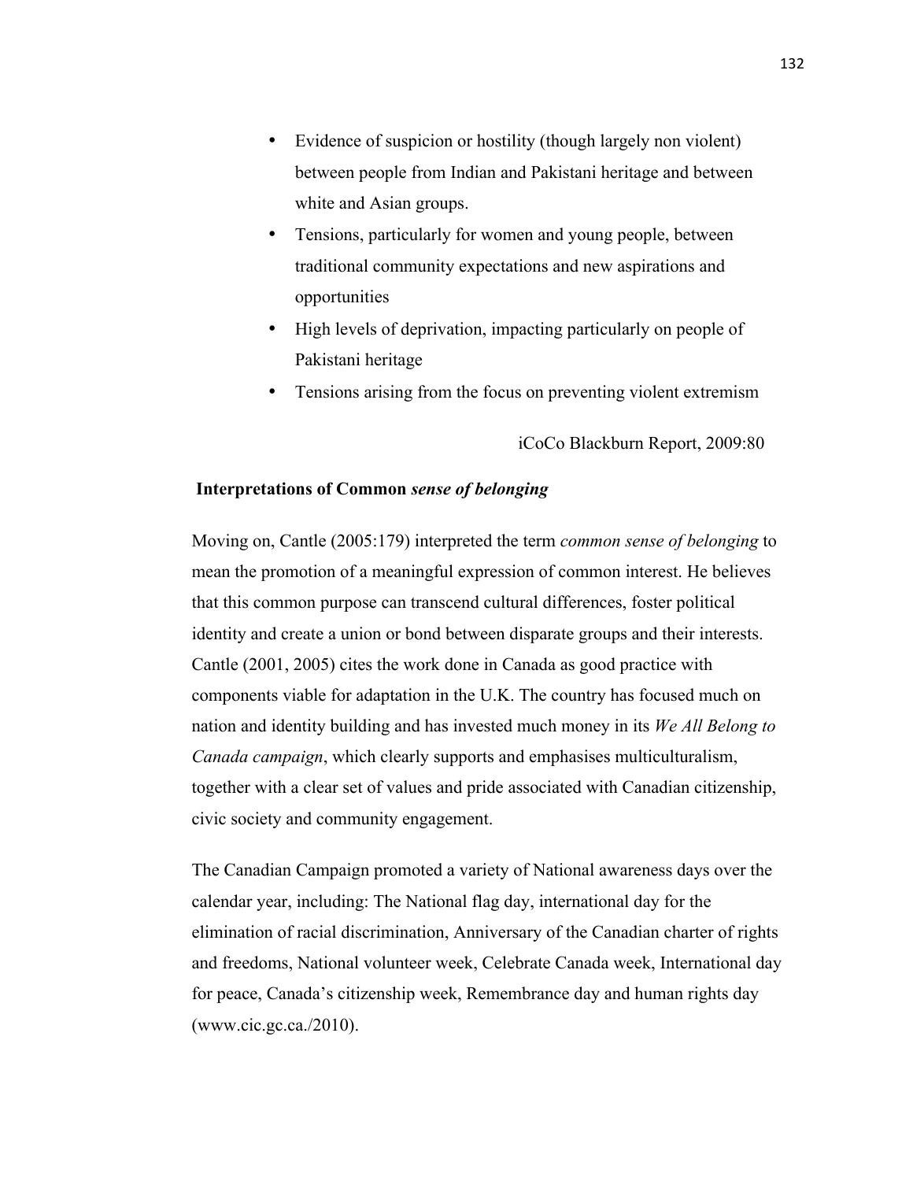- Evidence of suspicion or hostility (though largely non violent) between people from Indian and Pakistani heritage and between white and Asian groups.
- Tensions, particularly for women and young people, between traditional community expectations and new aspirations and opportunities
- High levels of deprivation, impacting particularly on people of Pakistani heritage
- Tensions arising from the focus on preventing violent extremism

iCoCo Blackburn Report, 2009:80

### Interpretations of Common *sense of belonging*

Moving on, Cantle (2005:179) interpreted the term *common sense of belonging* to mean the promotion of a meaningful expression of common interest. He believes that this common purpose can transcend cultural differences, foster political identity and create a union or bond between disparate groups and their interests. Cantle (2001, 2005) cites the work done in Canada as good practice with components viable for adaptation in the U.K. The country has focused much on nation and identity building and has invested much money in its *We All Belong to Canada campaign*, which clearly supports and emphasises multiculturalism, together with a clear set of values and pride associated with Canadian citizenship, civic society and community engagement.

The Canadian Campaign promoted a variety of National awareness days over the calendar year, including: The National flag day, international day for the elimination of racial discrimination, Anniversary of the Canadian charter of rights and freedoms, National volunteer week, Celebrate Canada week, International day for peace, Canada's citizenship week, Remembrance day and human rights day (www.cic.gc.ca./2010).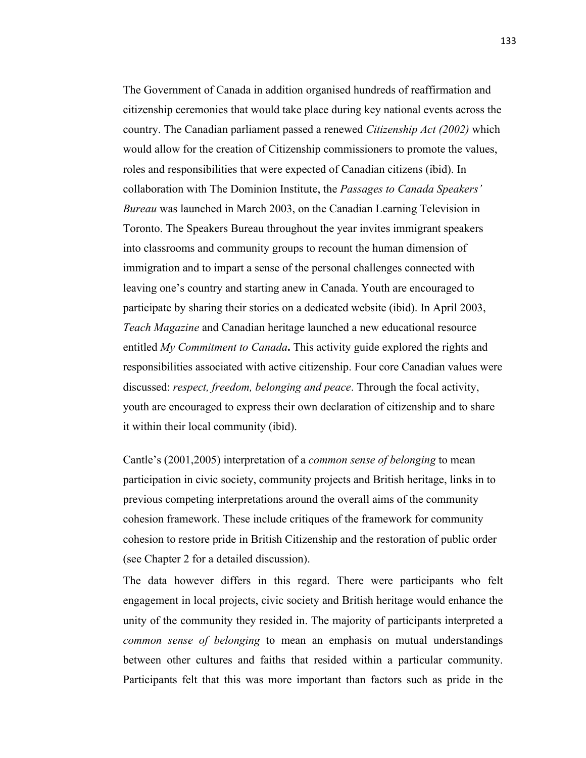The Government of Canada in addition organised hundreds of reaffirmation and citizenship ceremonies that would take place during key national events across the country. The Canadian parliament passed a renewed *Citizenship Act (2002)* which would allow for the creation of Citizenship commissioners to promote the values, roles and responsibilities that were expected of Canadian citizens (ibid). In collaboration with The Dominion Institute, the *Passages to Canada Speakers' Bureau* was launched in March 2003, on the Canadian Learning Television in Toronto. The Speakers Bureau throughout the year invites immigrant speakers into classrooms and community groups to recount the human dimension of immigration and to impart a sense of the personal challenges connected with leaving one's country and starting anew in Canada. Youth are encouraged to participate by sharing their stories on a dedicated website (ibid). In April 2003, *Teach Magazine* and Canadian heritage launched a new educational resource entitled *My Commitment to Canada***.** This activity guide explored the rights and responsibilities associated with active citizenship. Four core Canadian values were discussed: *respect, freedom, belonging and peace*. Through the focal activity, youth are encouraged to express their own declaration of citizenship and to share it within their local community (ibid).

Cantle's (2001,2005) interpretation of a *common sense of belonging* to mean participation in civic society, community projects and British heritage, links in to previous competing interpretations around the overall aims of the community cohesion framework. These include critiques of the framework for community cohesion to restore pride in British Citizenship and the restoration of public order (see Chapter 2 for a detailed discussion).

The data however differs in this regard. There were participants who felt engagement in local projects, civic society and British heritage would enhance the unity of the community they resided in. The majority of participants interpreted a *common sense of belonging* to mean an emphasis on mutual understandings between other cultures and faiths that resided within a particular community. Participants felt that this was more important than factors such as pride in the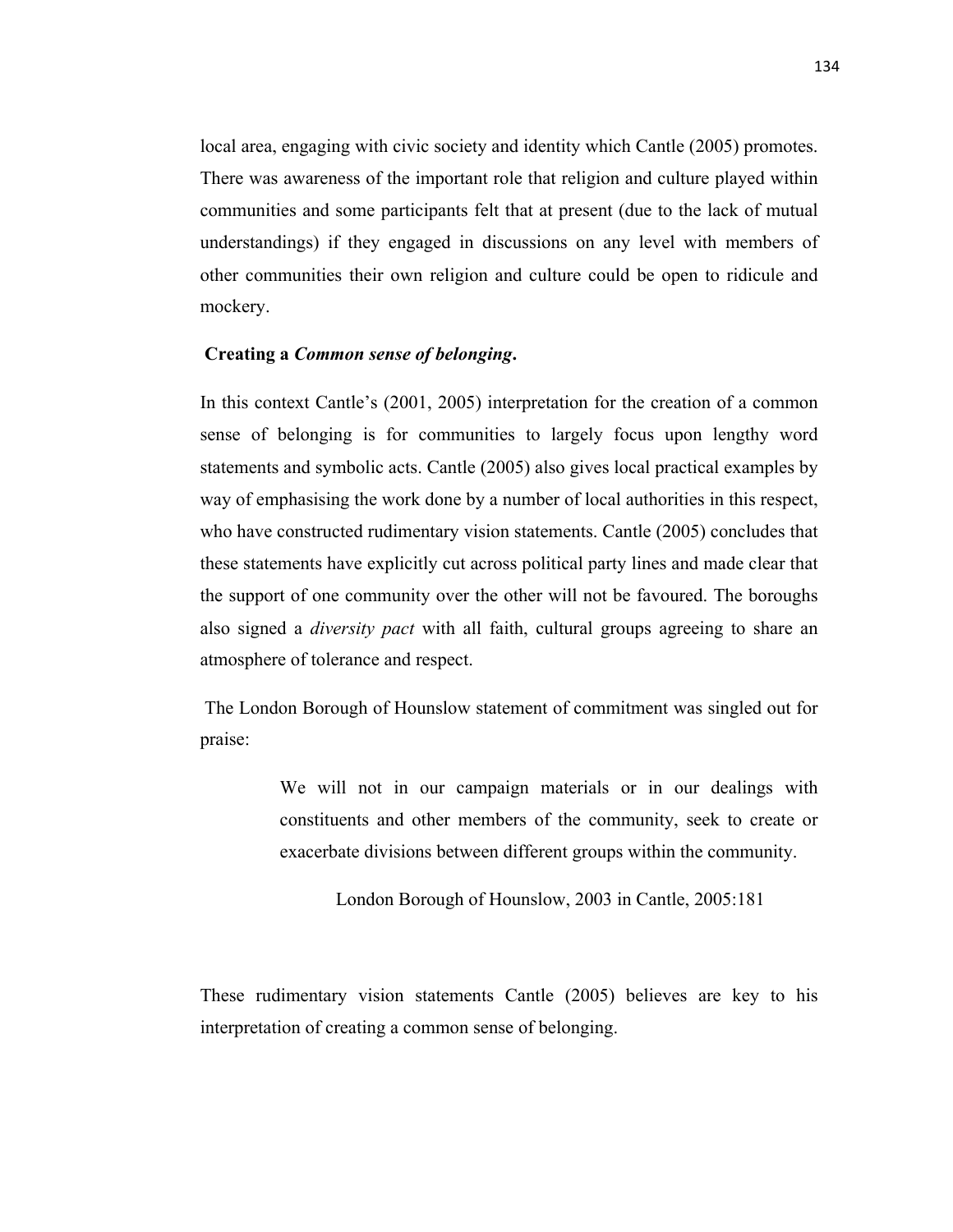local area, engaging with civic society and identity which Cantle (2005) promotes. There was awareness of the important role that religion and culture played within communities and some participants felt that at present (due to the lack of mutual understandings) if they engaged in discussions on any level with members of other communities their own religion and culture could be open to ridicule and mockery.

**Creating a *Common sense of belonging*.**

In this context Cantle's (2001, 2005) interpretation for the creation of a common sense of belonging is for communities to largely focus upon lengthy word statements and symbolic acts. Cantle (2005) also gives local practical examples by way of emphasising the work done by a number of local authorities in this respect, who have constructed rudimentary vision statements. Cantle (2005) concludes that these statements have explicitly cut across political party lines and made clear that the support of one community over the other will not be favoured. The boroughs also signed a *diversity pact* with all faith, cultural groups agreeing to share an atmosphere of tolerance and respect.

The London Borough of Hounslow statement of commitment was singled out for praise:

> We will not in our campaign materials or in our dealings with constituents and other members of the community, seek to create or exacerbate divisions between different groups within the community.
>
> London Borough of Hounslow, 2003 in Cantle, 2005:181

These rudimentary vision statements Cantle (2005) believes are key to his interpretation of creating a common sense of belonging.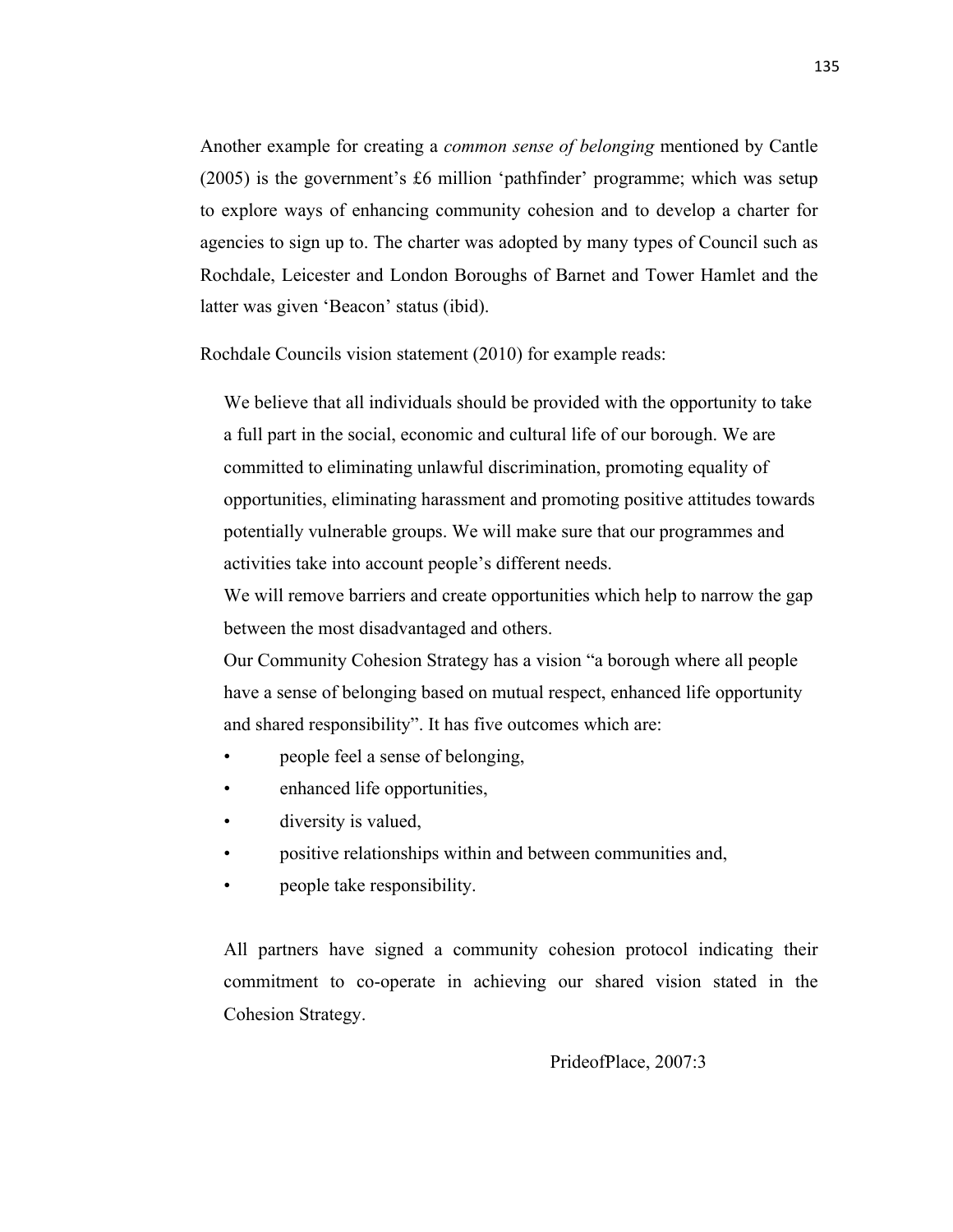Another example for creating a *common sense of belonging* mentioned by Cantle (2005) is the government's £6 million 'pathfinder' programme; which was setup to explore ways of enhancing community cohesion and to develop a charter for agencies to sign up to. The charter was adopted by many types of Council such as Rochdale, Leicester and London Boroughs of Barnet and Tower Hamlet and the latter was given 'Beacon' status (ibid).

Rochdale Councils vision statement (2010) for example reads:

> We believe that all individuals should be provided with the opportunity to take a full part in the social, economic and cultural life of our borough. We are committed to eliminating unlawful discrimination, promoting equality of opportunities, eliminating harassment and promoting positive attitudes towards potentially vulnerable groups. We will make sure that our programmes and activities take into account people's different needs.
>
> We will remove barriers and create opportunities which help to narrow the gap between the most disadvantaged and others.
>
> Our Community Cohesion Strategy has a vision "a borough where all people have a sense of belonging based on mutual respect, enhanced life opportunity and shared responsibility". It has five outcomes which are:
>
> - people feel a sense of belonging,
> - enhanced life opportunities,
> - diversity is valued,
> - positive relationships within and between communities and,
> - people take responsibility.
>
> All partners have signed a community cohesion protocol indicating their commitment to co-operate in achieving our shared vision stated in the Cohesion Strategy.
>
> PrideofPlace, 2007:3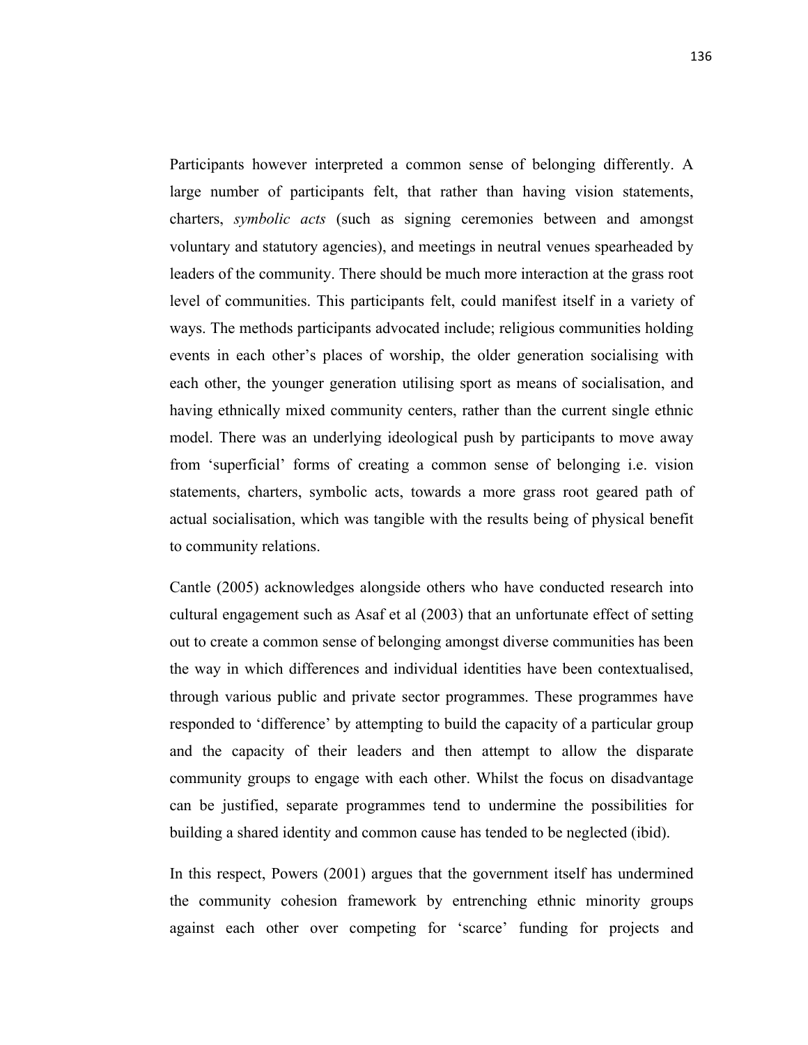Participants however interpreted a common sense of belonging differently. A large number of participants felt, that rather than having vision statements, charters, *symbolic acts* (such as signing ceremonies between and amongst voluntary and statutory agencies), and meetings in neutral venues spearheaded by leaders of the community. There should be much more interaction at the grass root level of communities. This participants felt, could manifest itself in a variety of ways. The methods participants advocated include; religious communities holding events in each other's places of worship, the older generation socialising with each other, the younger generation utilising sport as means of socialisation, and having ethnically mixed community centers, rather than the current single ethnic model. There was an underlying ideological push by participants to move away from 'superficial' forms of creating a common sense of belonging i.e. vision statements, charters, symbolic acts, towards a more grass root geared path of actual socialisation, which was tangible with the results being of physical benefit to community relations.

Cantle (2005) acknowledges alongside others who have conducted research into cultural engagement such as Asaf et al (2003) that an unfortunate effect of setting out to create a common sense of belonging amongst diverse communities has been the way in which differences and individual identities have been contextualised, through various public and private sector programmes. These programmes have responded to 'difference' by attempting to build the capacity of a particular group and the capacity of their leaders and then attempt to allow the disparate community groups to engage with each other. Whilst the focus on disadvantage can be justified, separate programmes tend to undermine the possibilities for building a shared identity and common cause has tended to be neglected (ibid).

In this respect, Powers (2001) argues that the government itself has undermined the community cohesion framework by entrenching ethnic minority groups against each other over competing for 'scarce' funding for projects and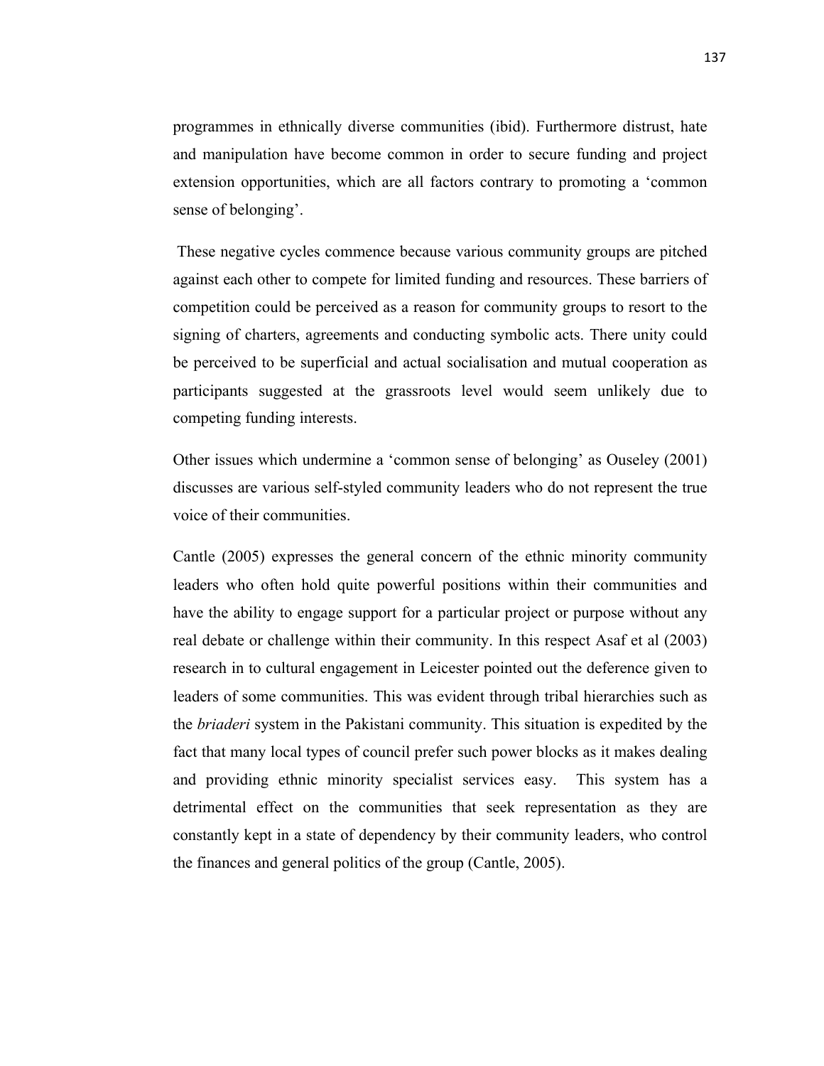programmes in ethnically diverse communities (ibid). Furthermore distrust, hate and manipulation have become common in order to secure funding and project extension opportunities, which are all factors contrary to promoting a 'common sense of belonging'.

These negative cycles commence because various community groups are pitched against each other to compete for limited funding and resources. These barriers of competition could be perceived as a reason for community groups to resort to the signing of charters, agreements and conducting symbolic acts. There unity could be perceived to be superficial and actual socialisation and mutual cooperation as participants suggested at the grassroots level would seem unlikely due to competing funding interests.

Other issues which undermine a 'common sense of belonging' as Ouseley (2001) discusses are various self-styled community leaders who do not represent the true voice of their communities.

Cantle (2005) expresses the general concern of the ethnic minority community leaders who often hold quite powerful positions within their communities and have the ability to engage support for a particular project or purpose without any real debate or challenge within their community. In this respect Asaf et al (2003) research in to cultural engagement in Leicester pointed out the deference given to leaders of some communities. This was evident through tribal hierarchies such as the *briaderi* system in the Pakistani community. This situation is expedited by the fact that many local types of council prefer such power blocks as it makes dealing and providing ethnic minority specialist services easy. This system has a detrimental effect on the communities that seek representation as they are constantly kept in a state of dependency by their community leaders, who control the finances and general politics of the group (Cantle, 2005).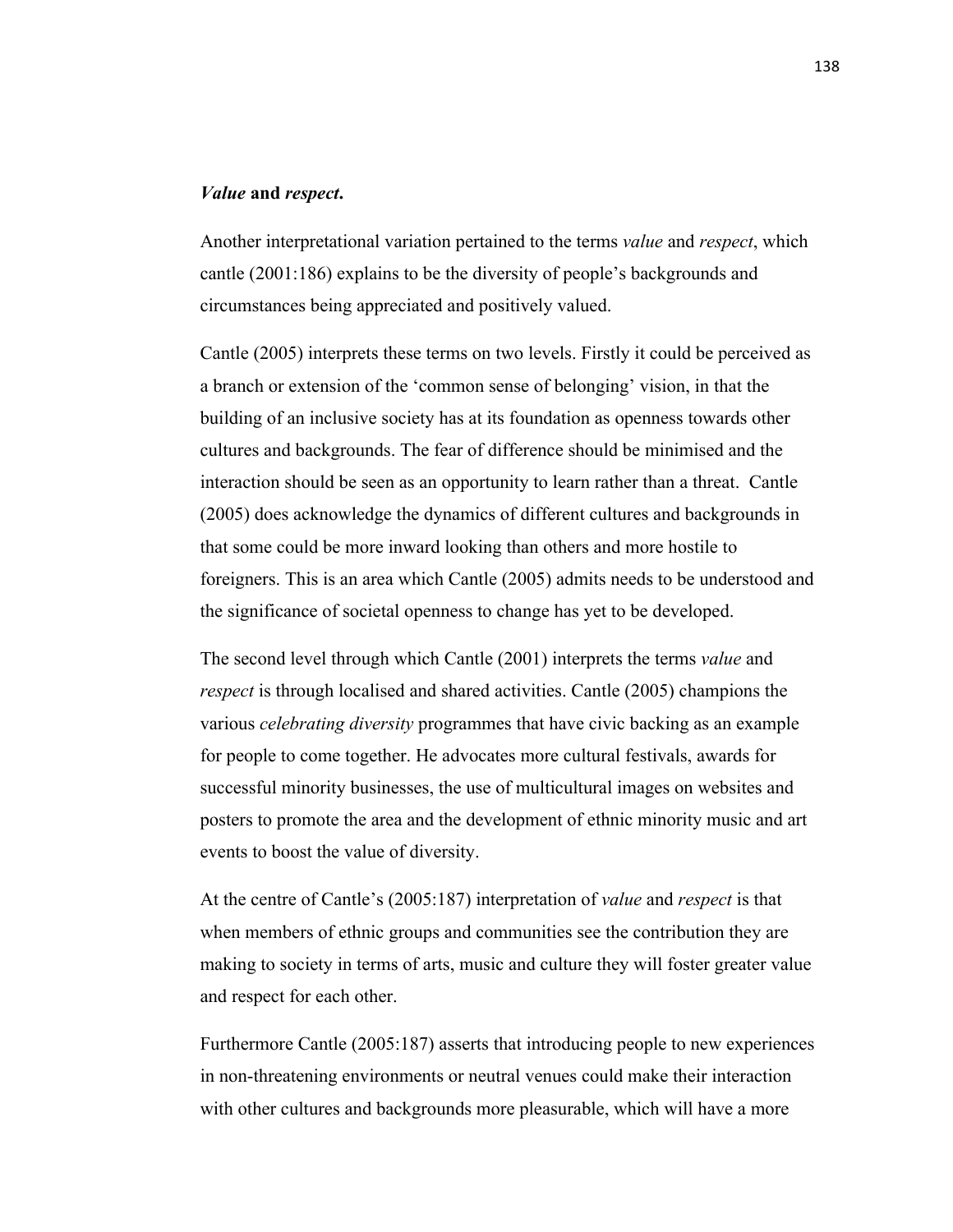***Value* and *respect*.**

Another interpretational variation pertained to the terms *value* and *respect*, which cantle (2001:186) explains to be the diversity of people's backgrounds and circumstances being appreciated and positively valued.

Cantle (2005) interprets these terms on two levels. Firstly it could be perceived as a branch or extension of the 'common sense of belonging' vision, in that the building of an inclusive society has at its foundation as openness towards other cultures and backgrounds. The fear of difference should be minimised and the interaction should be seen as an opportunity to learn rather than a threat. Cantle (2005) does acknowledge the dynamics of different cultures and backgrounds in that some could be more inward looking than others and more hostile to foreigners. This is an area which Cantle (2005) admits needs to be understood and the significance of societal openness to change has yet to be developed.

The second level through which Cantle (2001) interprets the terms *value* and *respect* is through localised and shared activities. Cantle (2005) champions the various *celebrating diversity* programmes that have civic backing as an example for people to come together. He advocates more cultural festivals, awards for successful minority businesses, the use of multicultural images on websites and posters to promote the area and the development of ethnic minority music and art events to boost the value of diversity.

At the centre of Cantle's (2005:187) interpretation of *value* and *respect* is that when members of ethnic groups and communities see the contribution they are making to society in terms of arts, music and culture they will foster greater value and respect for each other.

Furthermore Cantle (2005:187) asserts that introducing people to new experiences in non-threatening environments or neutral venues could make their interaction with other cultures and backgrounds more pleasurable, which will have a more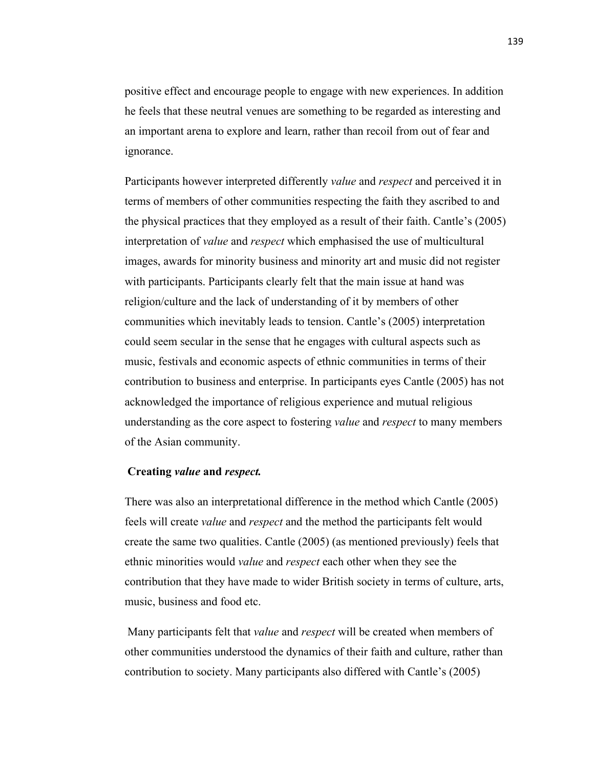positive effect and encourage people to engage with new experiences. In addition he feels that these neutral venues are something to be regarded as interesting and an important arena to explore and learn, rather than recoil from out of fear and ignorance.

Participants however interpreted differently *value* and *respect* and perceived it in terms of members of other communities respecting the faith they ascribed to and the physical practices that they employed as a result of their faith. Cantle's (2005) interpretation of *value* and *respect* which emphasised the use of multicultural images, awards for minority business and minority art and music did not register with participants. Participants clearly felt that the main issue at hand was religion/culture and the lack of understanding of it by members of other communities which inevitably leads to tension. Cantle's (2005) interpretation could seem secular in the sense that he engages with cultural aspects such as music, festivals and economic aspects of ethnic communities in terms of their contribution to business and enterprise. In participants eyes Cantle (2005) has not acknowledged the importance of religious experience and mutual religious understanding as the core aspect to fostering *value* and *respect* to many members of the Asian community.

**Creating *value* and *respect*.**

There was also an interpretational difference in the method which Cantle (2005) feels will create *value* and *respect* and the method the participants felt would create the same two qualities. Cantle (2005) (as mentioned previously) feels that ethnic minorities would *value* and *respect* each other when they see the contribution that they have made to wider British society in terms of culture, arts, music, business and food etc.

Many participants felt that *value* and *respect* will be created when members of other communities understood the dynamics of their faith and culture, rather than contribution to society. Many participants also differed with Cantle's (2005)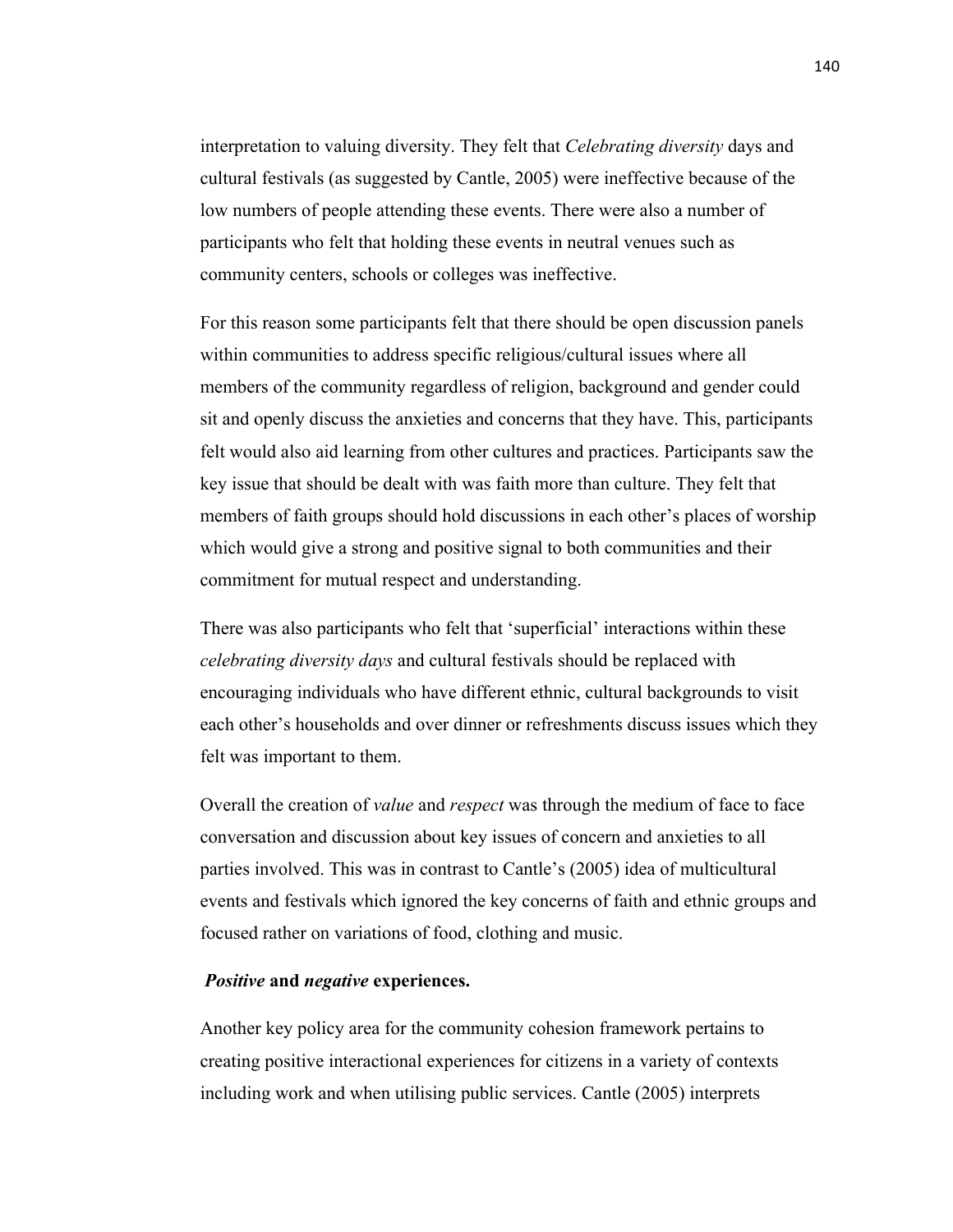interpretation to valuing diversity. They felt that *Celebrating diversity* days and cultural festivals (as suggested by Cantle, 2005) were ineffective because of the low numbers of people attending these events. There were also a number of participants who felt that holding these events in neutral venues such as community centers, schools or colleges was ineffective.

For this reason some participants felt that there should be open discussion panels within communities to address specific religious/cultural issues where all members of the community regardless of religion, background and gender could sit and openly discuss the anxieties and concerns that they have. This, participants felt would also aid learning from other cultures and practices. Participants saw the key issue that should be dealt with was faith more than culture. They felt that members of faith groups should hold discussions in each other's places of worship which would give a strong and positive signal to both communities and their commitment for mutual respect and understanding.

There was also participants who felt that 'superficial' interactions within these *celebrating diversity days* and cultural festivals should be replaced with encouraging individuals who have different ethnic, cultural backgrounds to visit each other's households and over dinner or refreshments discuss issues which they felt was important to them.

Overall the creation of *value* and *respect* was through the medium of face to face conversation and discussion about key issues of concern and anxieties to all parties involved. This was in contrast to Cantle's (2005) idea of multicultural events and festivals which ignored the key concerns of faith and ethnic groups and focused rather on variations of food, clothing and music.

***Positive* and *negative* experiences.**

Another key policy area for the community cohesion framework pertains to creating positive interactional experiences for citizens in a variety of contexts including work and when utilising public services. Cantle (2005) interprets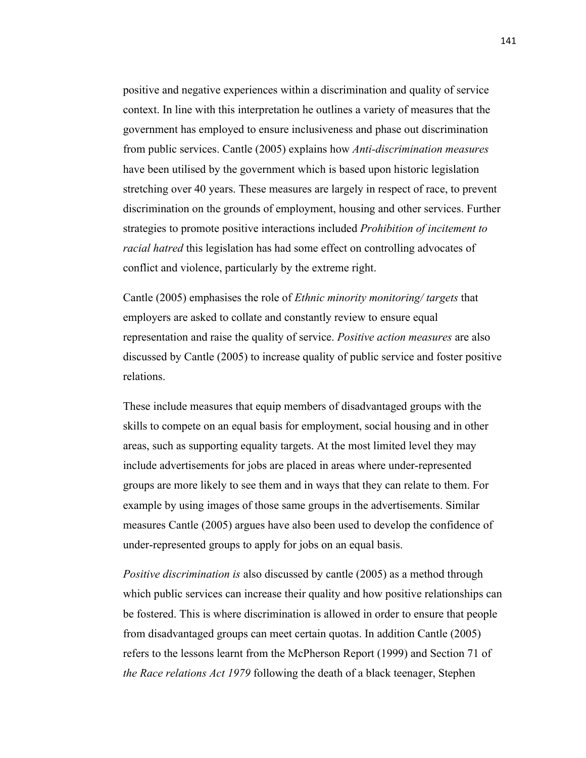positive and negative experiences within a discrimination and quality of service context. In line with this interpretation he outlines a variety of measures that the government has employed to ensure inclusiveness and phase out discrimination from public services. Cantle (2005) explains how *Anti-discrimination measures* have been utilised by the government which is based upon historic legislation stretching over 40 years. These measures are largely in respect of race, to prevent discrimination on the grounds of employment, housing and other services. Further strategies to promote positive interactions included *Prohibition of incitement to racial hatred* this legislation has had some effect on controlling advocates of conflict and violence, particularly by the extreme right.

Cantle (2005) emphasises the role of *Ethnic minority monitoring/ targets* that employers are asked to collate and constantly review to ensure equal representation and raise the quality of service. *Positive action measures* are also discussed by Cantle (2005) to increase quality of public service and foster positive relations.

These include measures that equip members of disadvantaged groups with the skills to compete on an equal basis for employment, social housing and in other areas, such as supporting equality targets. At the most limited level they may include advertisements for jobs are placed in areas where under-represented groups are more likely to see them and in ways that they can relate to them. For example by using images of those same groups in the advertisements. Similar measures Cantle (2005) argues have also been used to develop the confidence of under-represented groups to apply for jobs on an equal basis.

*Positive discrimination is* also discussed by cantle (2005) as a method through which public services can increase their quality and how positive relationships can be fostered. This is where discrimination is allowed in order to ensure that people from disadvantaged groups can meet certain quotas. In addition Cantle (2005) refers to the lessons learnt from the McPherson Report (1999) and Section 71 of *the Race relations Act 1979* following the death of a black teenager, Stephen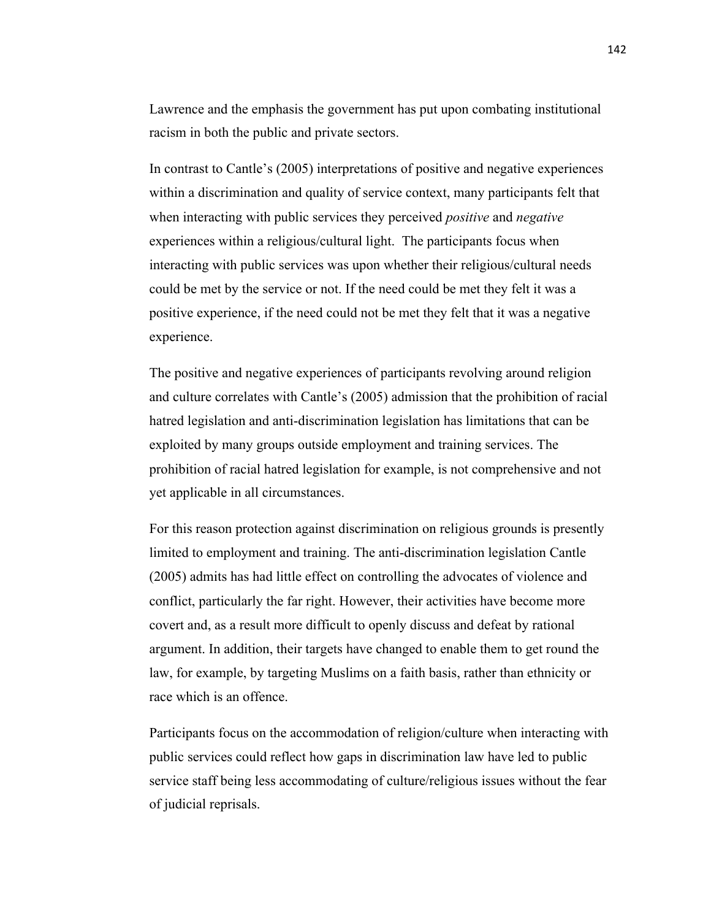Lawrence and the emphasis the government has put upon combating institutional racism in both the public and private sectors.

In contrast to Cantle's (2005) interpretations of positive and negative experiences within a discrimination and quality of service context, many participants felt that when interacting with public services they perceived *positive* and *negative* experiences within a religious/cultural light. The participants focus when interacting with public services was upon whether their religious/cultural needs could be met by the service or not. If the need could be met they felt it was a positive experience, if the need could not be met they felt that it was a negative experience.

The positive and negative experiences of participants revolving around religion and culture correlates with Cantle's (2005) admission that the prohibition of racial hatred legislation and anti-discrimination legislation has limitations that can be exploited by many groups outside employment and training services. The prohibition of racial hatred legislation for example, is not comprehensive and not yet applicable in all circumstances.

For this reason protection against discrimination on religious grounds is presently limited to employment and training. The anti-discrimination legislation Cantle (2005) admits has had little effect on controlling the advocates of violence and conflict, particularly the far right. However, their activities have become more covert and, as a result more difficult to openly discuss and defeat by rational argument. In addition, their targets have changed to enable them to get round the law, for example, by targeting Muslims on a faith basis, rather than ethnicity or race which is an offence.

Participants focus on the accommodation of religion/culture when interacting with public services could reflect how gaps in discrimination law have led to public service staff being less accommodating of culture/religious issues without the fear of judicial reprisals.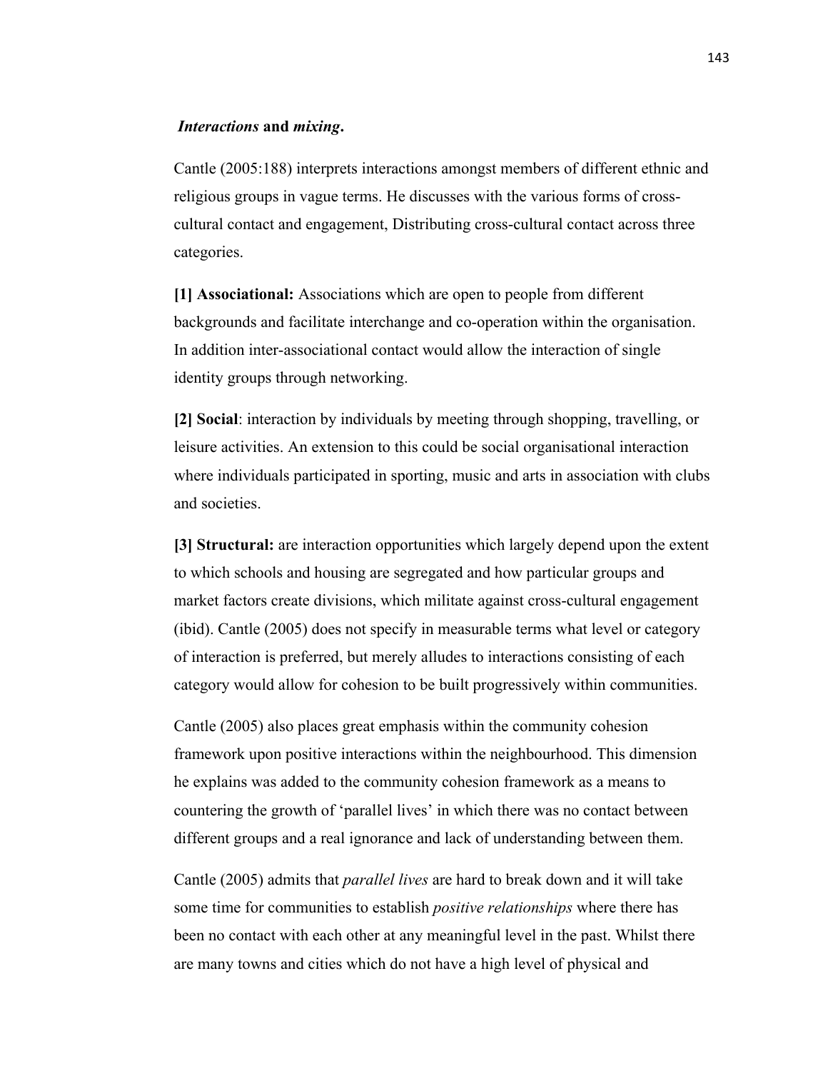***Interactions*** **and** ***mixing*****.**

Cantle (2005:188) interprets interactions amongst members of different ethnic and religious groups in vague terms. He discusses with the various forms of cross-cultural contact and engagement, Distributing cross-cultural contact across three categories.

**[1] Associational:** Associations which are open to people from different backgrounds and facilitate interchange and co-operation within the organisation. In addition inter-associational contact would allow the interaction of single identity groups through networking.

**[2] Social**: interaction by individuals by meeting through shopping, travelling, or leisure activities. An extension to this could be social organisational interaction where individuals participated in sporting, music and arts in association with clubs and societies.

**[3] Structural:** are interaction opportunities which largely depend upon the extent to which schools and housing are segregated and how particular groups and market factors create divisions, which militate against cross-cultural engagement (ibid). Cantle (2005) does not specify in measurable terms what level or category of interaction is preferred, but merely alludes to interactions consisting of each category would allow for cohesion to be built progressively within communities.

Cantle (2005) also places great emphasis within the community cohesion framework upon positive interactions within the neighbourhood. This dimension he explains was added to the community cohesion framework as a means to countering the growth of 'parallel lives' in which there was no contact between different groups and a real ignorance and lack of understanding between them.

Cantle (2005) admits that *parallel lives* are hard to break down and it will take some time for communities to establish *positive relationships* where there has been no contact with each other at any meaningful level in the past. Whilst there are many towns and cities which do not have a high level of physical and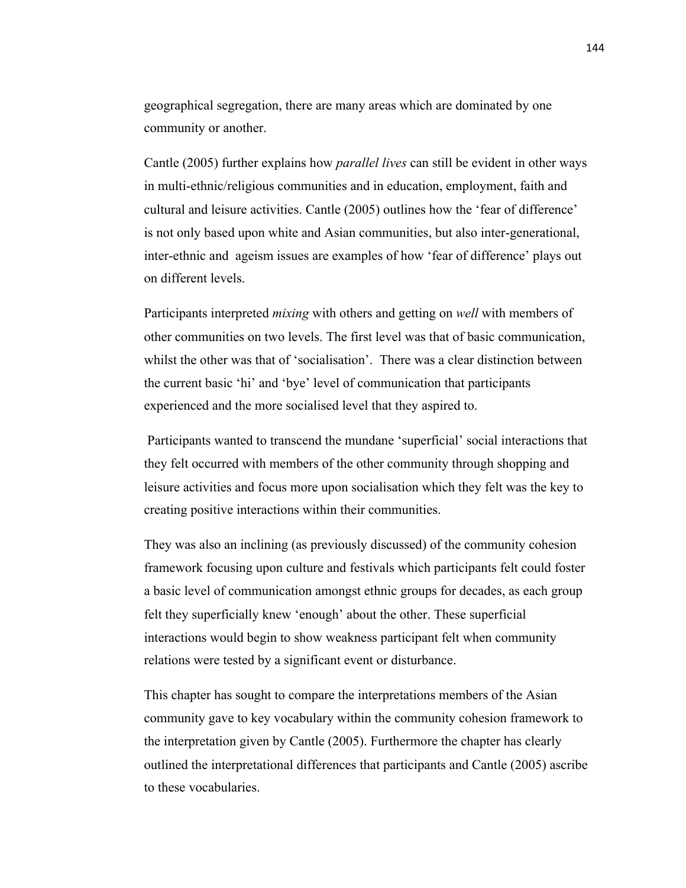geographical segregation, there are many areas which are dominated by one community or another.

Cantle (2005) further explains how *parallel lives* can still be evident in other ways in multi-ethnic/religious communities and in education, employment, faith and cultural and leisure activities. Cantle (2005) outlines how the 'fear of difference' is not only based upon white and Asian communities, but also inter-generational, inter-ethnic and ageism issues are examples of how 'fear of difference' plays out on different levels.

Participants interpreted *mixing* with others and getting on *well* with members of other communities on two levels. The first level was that of basic communication, whilst the other was that of 'socialisation'. There was a clear distinction between the current basic 'hi' and 'bye' level of communication that participants experienced and the more socialised level that they aspired to.

Participants wanted to transcend the mundane 'superficial' social interactions that they felt occurred with members of the other community through shopping and leisure activities and focus more upon socialisation which they felt was the key to creating positive interactions within their communities.

They was also an inclining (as previously discussed) of the community cohesion framework focusing upon culture and festivals which participants felt could foster a basic level of communication amongst ethnic groups for decades, as each group felt they superficially knew 'enough' about the other. These superficial interactions would begin to show weakness participant felt when community relations were tested by a significant event or disturbance.

This chapter has sought to compare the interpretations members of the Asian community gave to key vocabulary within the community cohesion framework to the interpretation given by Cantle (2005). Furthermore the chapter has clearly outlined the interpretational differences that participants and Cantle (2005) ascribe to these vocabularies.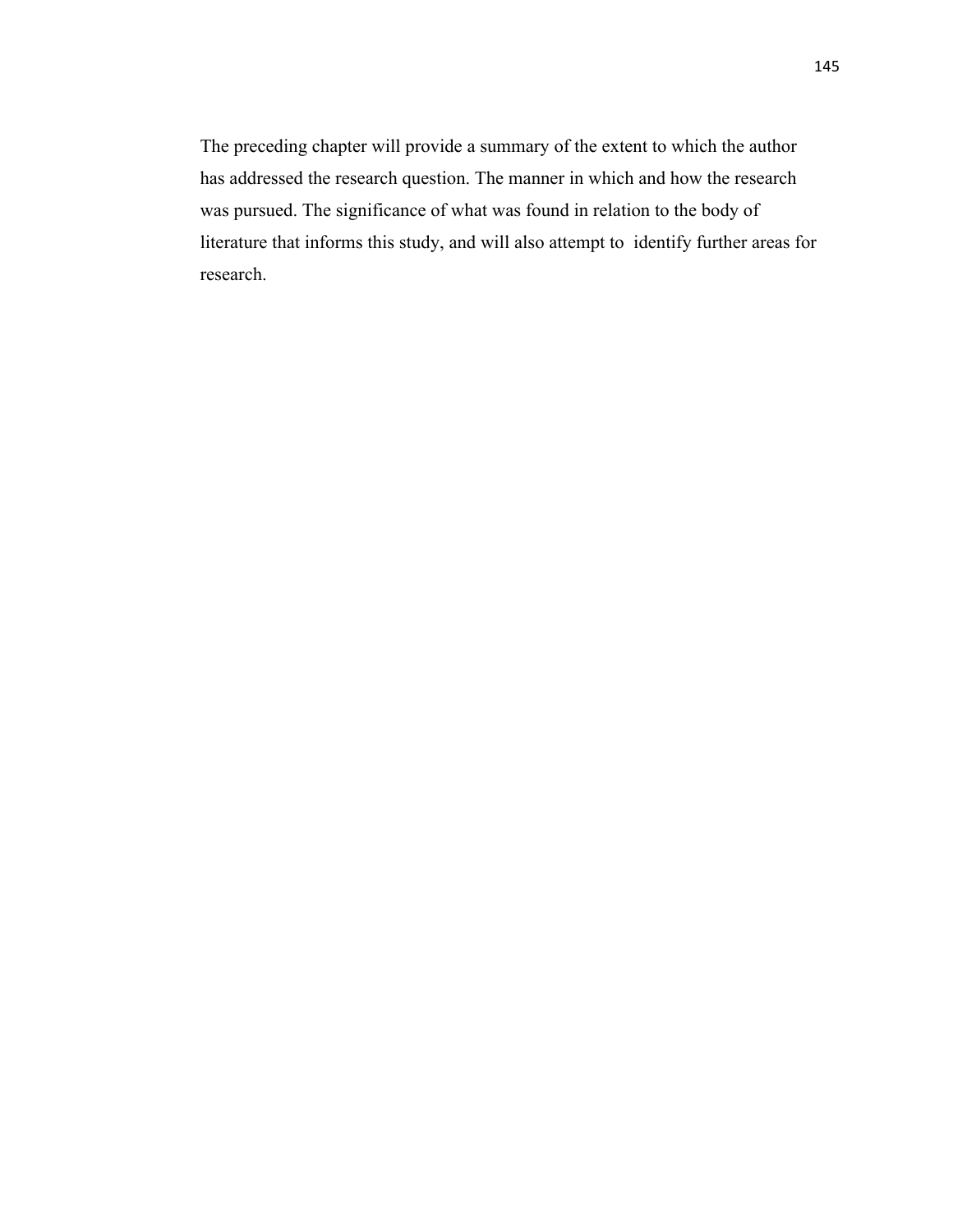The preceding chapter will provide a summary of the extent to which the author has addressed the research question. The manner in which and how the research was pursued. The significance of what was found in relation to the body of literature that informs this study, and will also attempt to  identify further areas for research.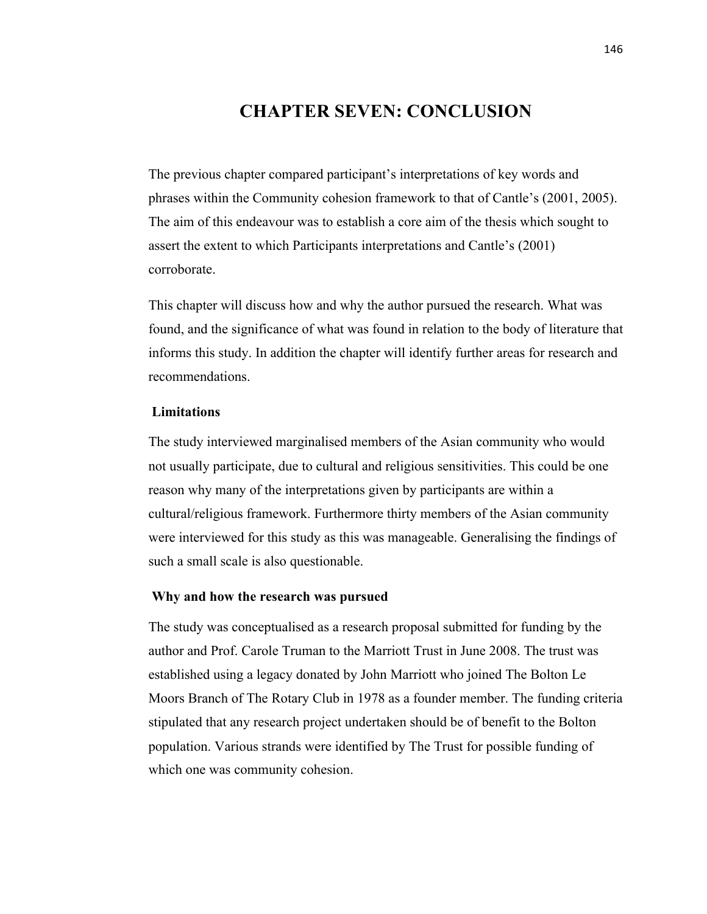# CHAPTER SEVEN: CONCLUSION

The previous chapter compared participant's interpretations of key words and phrases within the Community cohesion framework to that of Cantle's (2001, 2005). The aim of this endeavour was to establish a core aim of the thesis which sought to assert the extent to which Participants interpretations and Cantle's (2001) corroborate.

This chapter will discuss how and why the author pursued the research. What was found, and the significance of what was found in relation to the body of literature that informs this study. In addition the chapter will identify further areas for research and recommendations.

### Limitations

The study interviewed marginalised members of the Asian community who would not usually participate, due to cultural and religious sensitivities. This could be one reason why many of the interpretations given by participants are within a cultural/religious framework. Furthermore thirty members of the Asian community were interviewed for this study as this was manageable. Generalising the findings of such a small scale is also questionable.

### Why and how the research was pursued

The study was conceptualised as a research proposal submitted for funding by the author and Prof. Carole Truman to the Marriott Trust in June 2008. The trust was established using a legacy donated by John Marriott who joined The Bolton Le Moors Branch of The Rotary Club in 1978 as a founder member. The funding criteria stipulated that any research project undertaken should be of benefit to the Bolton population. Various strands were identified by The Trust for possible funding of which one was community cohesion.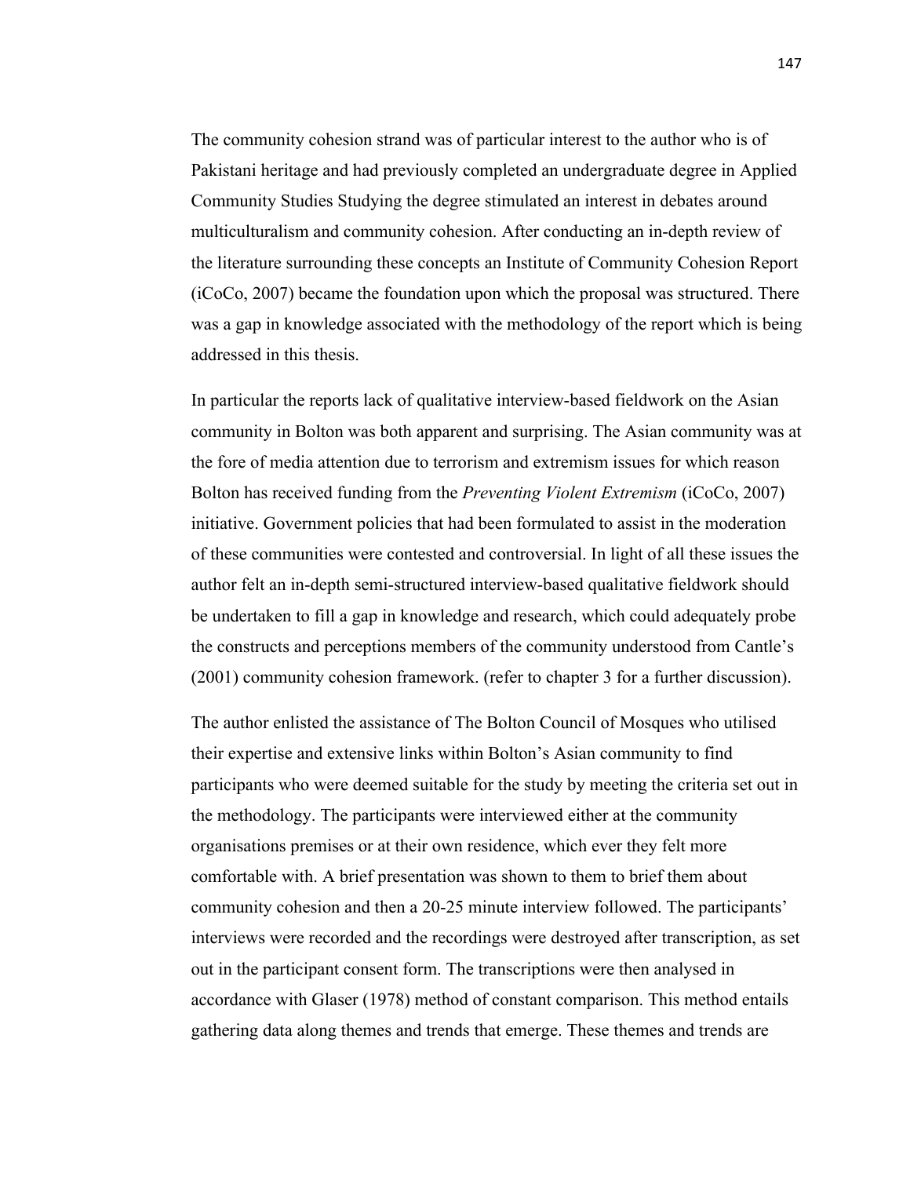The community cohesion strand was of particular interest to the author who is of Pakistani heritage and had previously completed an undergraduate degree in Applied Community Studies Studying the degree stimulated an interest in debates around multiculturalism and community cohesion. After conducting an in-depth review of the literature surrounding these concepts an Institute of Community Cohesion Report (iCoCo, 2007) became the foundation upon which the proposal was structured. There was a gap in knowledge associated with the methodology of the report which is being addressed in this thesis.

In particular the reports lack of qualitative interview-based fieldwork on the Asian community in Bolton was both apparent and surprising. The Asian community was at the fore of media attention due to terrorism and extremism issues for which reason Bolton has received funding from the *Preventing Violent Extremism* (iCoCo, 2007) initiative. Government policies that had been formulated to assist in the moderation of these communities were contested and controversial. In light of all these issues the author felt an in-depth semi-structured interview-based qualitative fieldwork should be undertaken to fill a gap in knowledge and research, which could adequately probe the constructs and perceptions members of the community understood from Cantle's (2001) community cohesion framework. (refer to chapter 3 for a further discussion).

The author enlisted the assistance of The Bolton Council of Mosques who utilised their expertise and extensive links within Bolton's Asian community to find participants who were deemed suitable for the study by meeting the criteria set out in the methodology. The participants were interviewed either at the community organisations premises or at their own residence, which ever they felt more comfortable with. A brief presentation was shown to them to brief them about community cohesion and then a 20-25 minute interview followed. The participants' interviews were recorded and the recordings were destroyed after transcription, as set out in the participant consent form. The transcriptions were then analysed in accordance with Glaser (1978) method of constant comparison. This method entails gathering data along themes and trends that emerge. These themes and trends are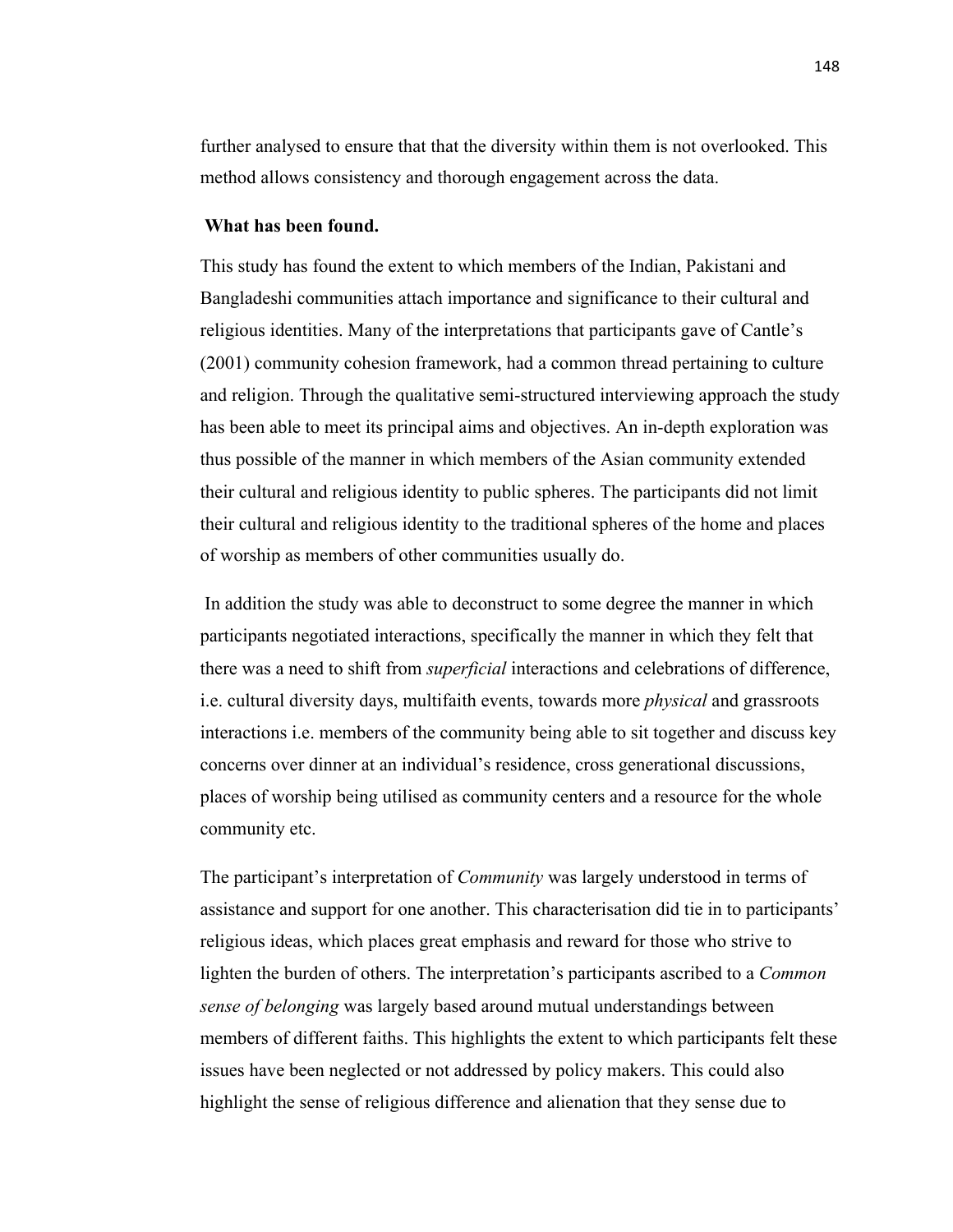further analysed to ensure that that the diversity within them is not overlooked. This method allows consistency and thorough engagement across the data.

**What has been found.**

This study has found the extent to which members of the Indian, Pakistani and Bangladeshi communities attach importance and significance to their cultural and religious identities. Many of the interpretations that participants gave of Cantle's (2001) community cohesion framework, had a common thread pertaining to culture and religion. Through the qualitative semi-structured interviewing approach the study has been able to meet its principal aims and objectives. An in-depth exploration was thus possible of the manner in which members of the Asian community extended their cultural and religious identity to public spheres. The participants did not limit their cultural and religious identity to the traditional spheres of the home and places of worship as members of other communities usually do.

In addition the study was able to deconstruct to some degree the manner in which participants negotiated interactions, specifically the manner in which they felt that there was a need to shift from *superficial* interactions and celebrations of difference, i.e. cultural diversity days, multifaith events, towards more *physical* and grassroots interactions i.e. members of the community being able to sit together and discuss key concerns over dinner at an individual's residence, cross generational discussions, places of worship being utilised as community centers and a resource for the whole community etc.

The participant's interpretation of *Community* was largely understood in terms of assistance and support for one another. This characterisation did tie in to participants' religious ideas, which places great emphasis and reward for those who strive to lighten the burden of others. The interpretation's participants ascribed to a *Common sense of belonging* was largely based around mutual understandings between members of different faiths. This highlights the extent to which participants felt these issues have been neglected or not addressed by policy makers. This could also highlight the sense of religious difference and alienation that they sense due to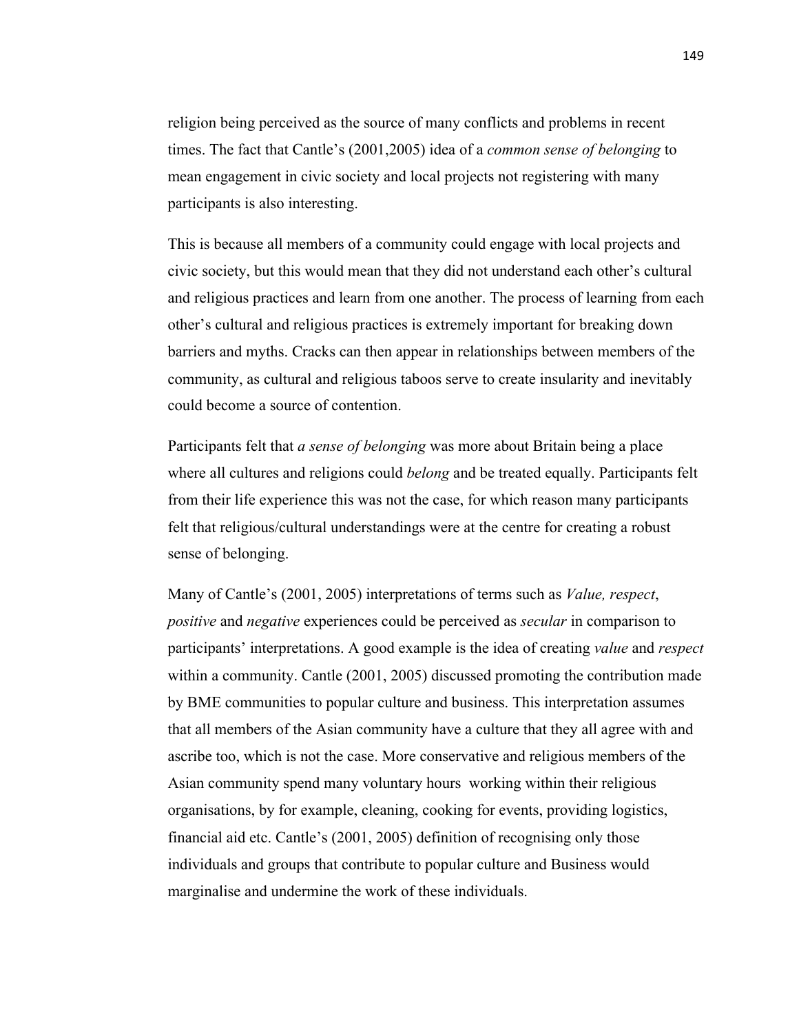religion being perceived as the source of many conflicts and problems in recent times. The fact that Cantle's (2001,2005) idea of a *common sense of belonging* to mean engagement in civic society and local projects not registering with many participants is also interesting.

This is because all members of a community could engage with local projects and civic society, but this would mean that they did not understand each other's cultural and religious practices and learn from one another. The process of learning from each other's cultural and religious practices is extremely important for breaking down barriers and myths. Cracks can then appear in relationships between members of the community, as cultural and religious taboos serve to create insularity and inevitably could become a source of contention.

Participants felt that *a sense of belonging* was more about Britain being a place where all cultures and religions could *belong* and be treated equally. Participants felt from their life experience this was not the case, for which reason many participants felt that religious/cultural understandings were at the centre for creating a robust sense of belonging.

Many of Cantle's (2001, 2005) interpretations of terms such as *Value, respect*, *positive* and *negative* experiences could be perceived as *secular* in comparison to participants' interpretations. A good example is the idea of creating *value* and *respect* within a community. Cantle (2001, 2005) discussed promoting the contribution made by BME communities to popular culture and business. This interpretation assumes that all members of the Asian community have a culture that they all agree with and ascribe too, which is not the case. More conservative and religious members of the Asian community spend many voluntary hours working within their religious organisations, by for example, cleaning, cooking for events, providing logistics, financial aid etc. Cantle's (2001, 2005) definition of recognising only those individuals and groups that contribute to popular culture and Business would marginalise and undermine the work of these individuals.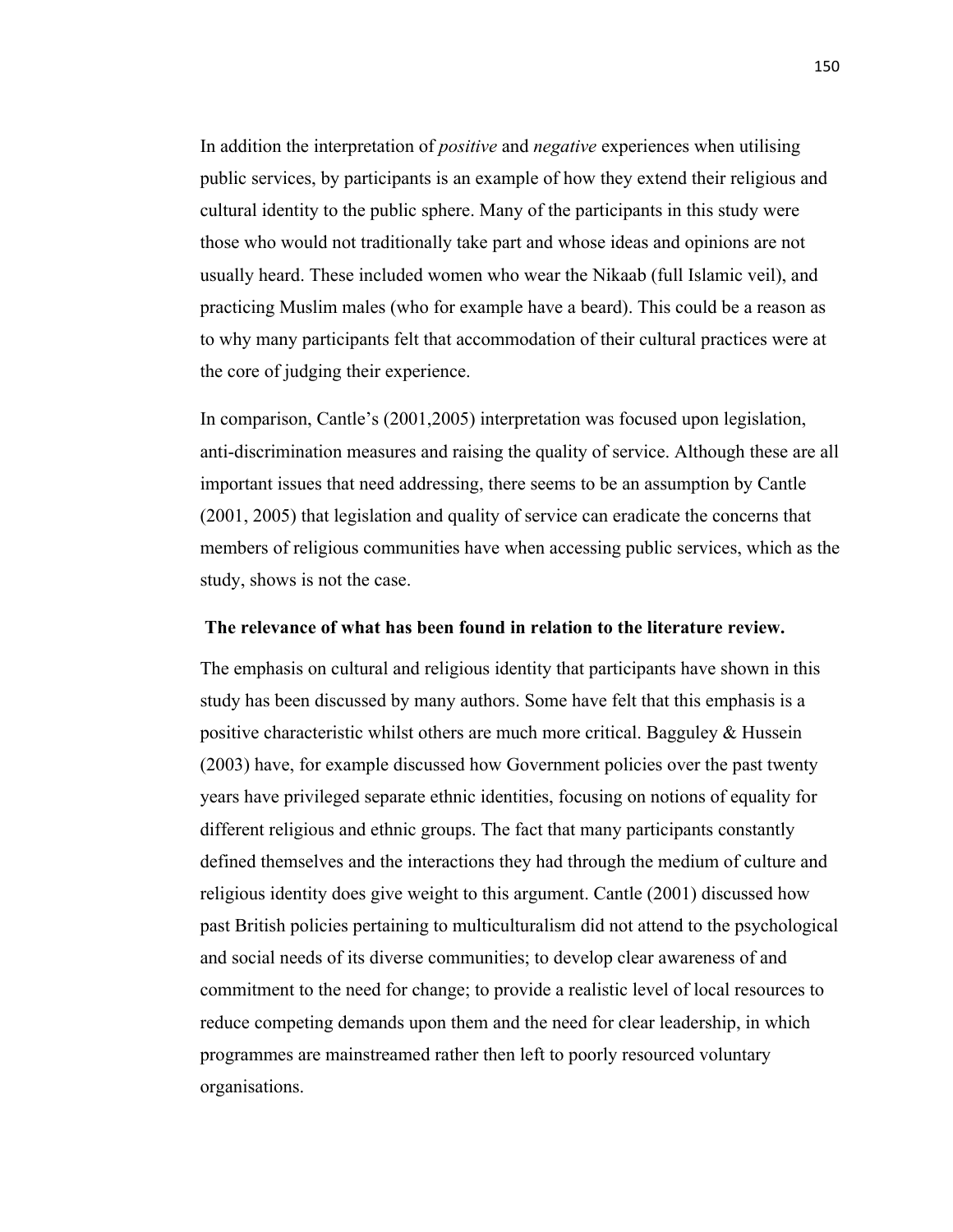In addition the interpretation of *positive* and *negative* experiences when utilising public services, by participants is an example of how they extend their religious and cultural identity to the public sphere. Many of the participants in this study were those who would not traditionally take part and whose ideas and opinions are not usually heard. These included women who wear the Nikaab (full Islamic veil), and practicing Muslim males (who for example have a beard). This could be a reason as to why many participants felt that accommodation of their cultural practices were at the core of judging their experience.

In comparison, Cantle's (2001,2005) interpretation was focused upon legislation, anti-discrimination measures and raising the quality of service. Although these are all important issues that need addressing, there seems to be an assumption by Cantle (2001, 2005) that legislation and quality of service can eradicate the concerns that members of religious communities have when accessing public services, which as the study, shows is not the case.

**The relevance of what has been found in relation to the literature review.**

The emphasis on cultural and religious identity that participants have shown in this study has been discussed by many authors. Some have felt that this emphasis is a positive characteristic whilst others are much more critical. Bagguley & Hussein (2003) have, for example discussed how Government policies over the past twenty years have privileged separate ethnic identities, focusing on notions of equality for different religious and ethnic groups. The fact that many participants constantly defined themselves and the interactions they had through the medium of culture and religious identity does give weight to this argument. Cantle (2001) discussed how past British policies pertaining to multiculturalism did not attend to the psychological and social needs of its diverse communities; to develop clear awareness of and commitment to the need for change; to provide a realistic level of local resources to reduce competing demands upon them and the need for clear leadership, in which programmes are mainstreamed rather then left to poorly resourced voluntary organisations.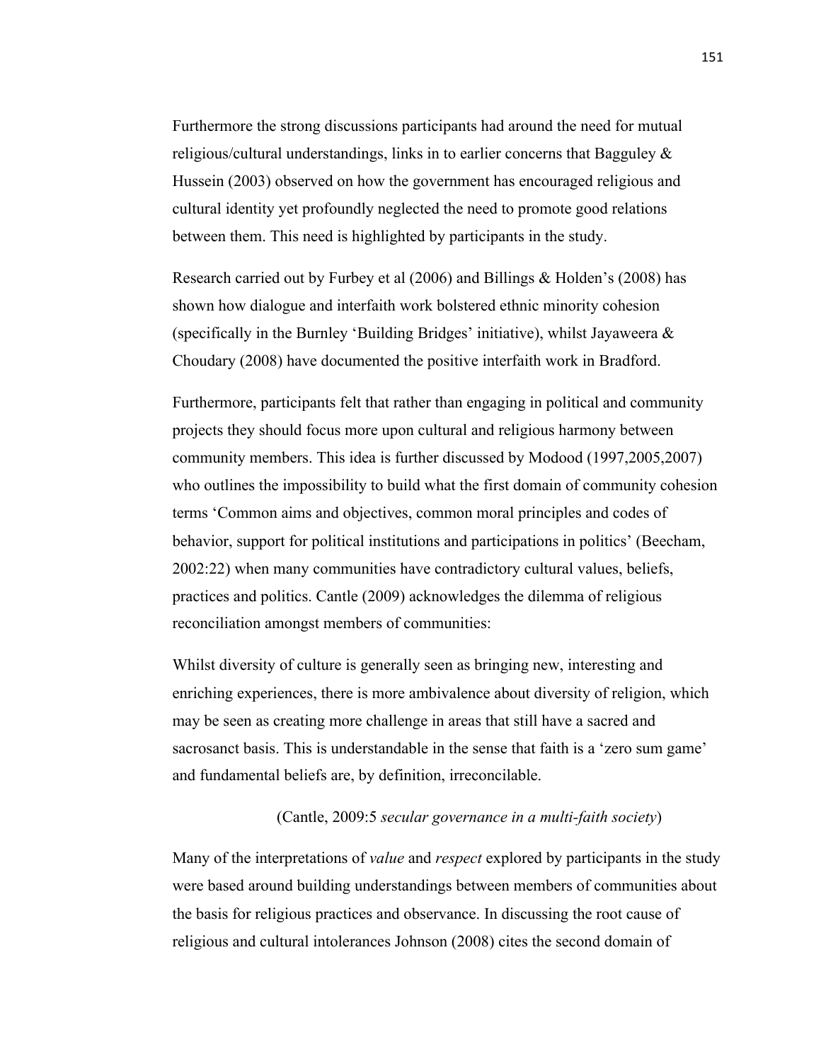Furthermore the strong discussions participants had around the need for mutual religious/cultural understandings, links in to earlier concerns that Bagguley & Hussein (2003) observed on how the government has encouraged religious and cultural identity yet profoundly neglected the need to promote good relations between them. This need is highlighted by participants in the study.

Research carried out by Furbey et al (2006) and Billings & Holden's (2008) has shown how dialogue and interfaith work bolstered ethnic minority cohesion (specifically in the Burnley 'Building Bridges' initiative), whilst Jayaweera & Choudary (2008) have documented the positive interfaith work in Bradford.

Furthermore, participants felt that rather than engaging in political and community projects they should focus more upon cultural and religious harmony between community members. This idea is further discussed by Modood (1997,2005,2007) who outlines the impossibility to build what the first domain of community cohesion terms 'Common aims and objectives, common moral principles and codes of behavior, support for political institutions and participations in politics' (Beecham, 2002:22) when many communities have contradictory cultural values, beliefs, practices and politics. Cantle (2009) acknowledges the dilemma of religious reconciliation amongst members of communities:

Whilst diversity of culture is generally seen as bringing new, interesting and enriching experiences, there is more ambivalence about diversity of religion, which may be seen as creating more challenge in areas that still have a sacred and sacrosanct basis. This is understandable in the sense that faith is a 'zero sum game' and fundamental beliefs are, by definition, irreconcilable.

(Cantle, 2009:5 *secular governance in a multi-faith society*)

Many of the interpretations of *value* and *respect* explored by participants in the study were based around building understandings between members of communities about the basis for religious practices and observance. In discussing the root cause of religious and cultural intolerances Johnson (2008) cites the second domain of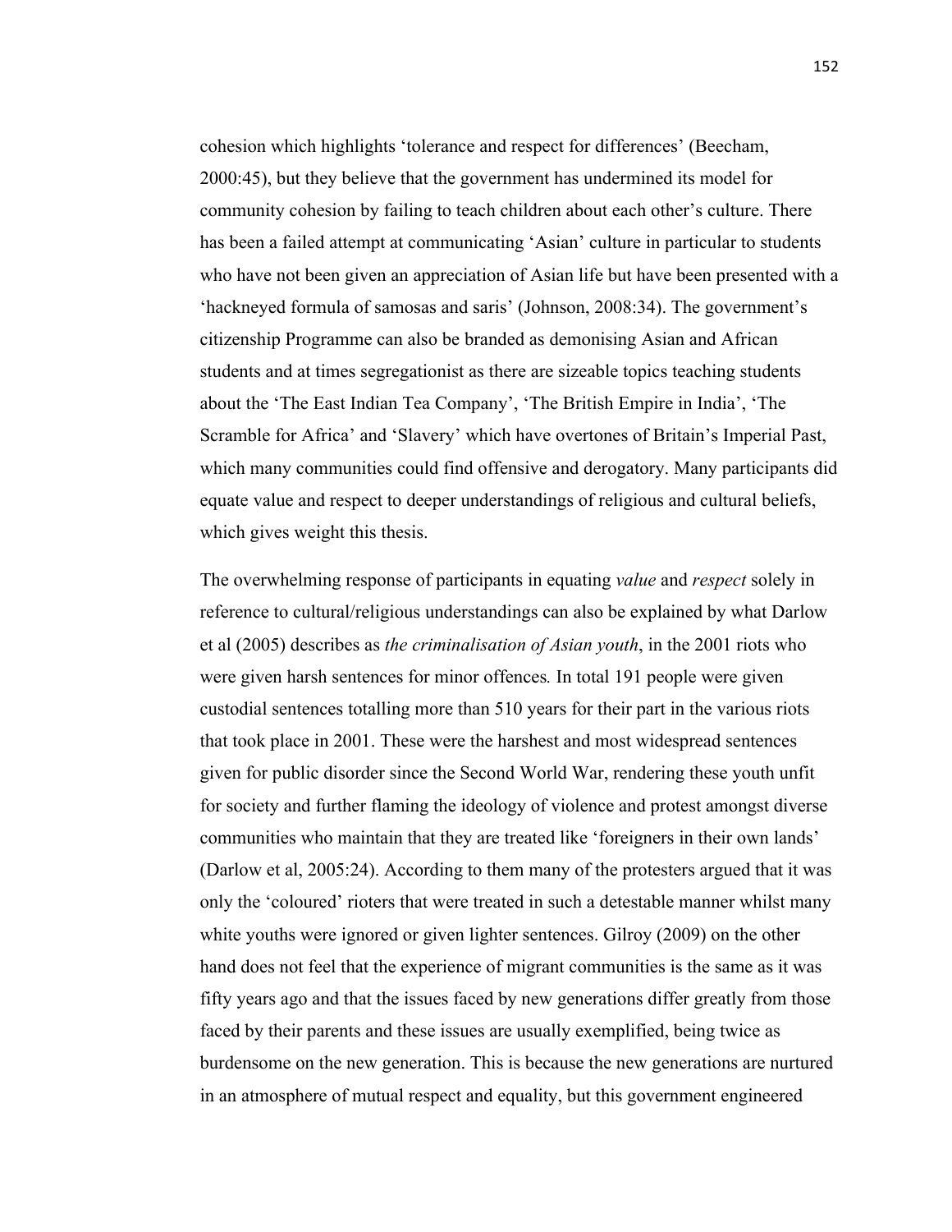cohesion which highlights 'tolerance and respect for differences' (Beecham, 2000:45), but they believe that the government has undermined its model for community cohesion by failing to teach children about each other's culture. There has been a failed attempt at communicating 'Asian' culture in particular to students who have not been given an appreciation of Asian life but have been presented with a 'hackneyed formula of samosas and saris' (Johnson, 2008:34). The government's citizenship Programme can also be branded as demonising Asian and African students and at times segregationist as there are sizeable topics teaching students about the 'The East Indian Tea Company', 'The British Empire in India', 'The Scramble for Africa' and 'Slavery' which have overtones of Britain's Imperial Past, which many communities could find offensive and derogatory. Many participants did equate value and respect to deeper understandings of religious and cultural beliefs, which gives weight this thesis.

The overwhelming response of participants in equating *value* and *respect* solely in reference to cultural/religious understandings can also be explained by what Darlow et al (2005) describes as *the criminalisation of Asian youth*, in the 2001 riots who were given harsh sentences for minor offences. In total 191 people were given custodial sentences totalling more than 510 years for their part in the various riots that took place in 2001. These were the harshest and most widespread sentences given for public disorder since the Second World War, rendering these youth unfit for society and further flaming the ideology of violence and protest amongst diverse communities who maintain that they are treated like 'foreigners in their own lands' (Darlow et al, 2005:24). According to them many of the protesters argued that it was only the 'coloured' rioters that were treated in such a detestable manner whilst many white youths were ignored or given lighter sentences. Gilroy (2009) on the other hand does not feel that the experience of migrant communities is the same as it was fifty years ago and that the issues faced by new generations differ greatly from those faced by their parents and these issues are usually exemplified, being twice as burdensome on the new generation. This is because the new generations are nurtured in an atmosphere of mutual respect and equality, but this government engineered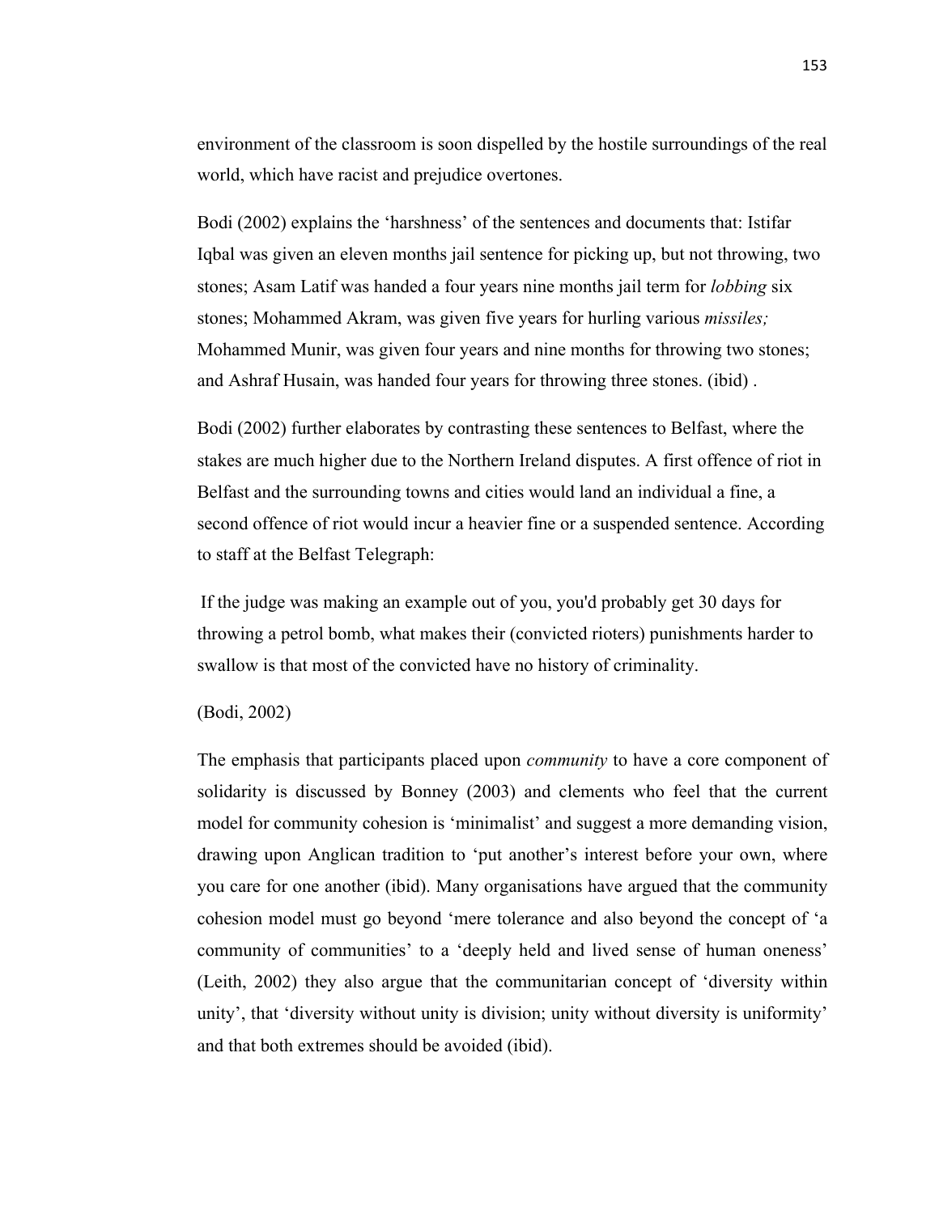environment of the classroom is soon dispelled by the hostile surroundings of the real world, which have racist and prejudice overtones.

Bodi (2002) explains the 'harshness' of the sentences and documents that: Istifar Iqbal was given an eleven months jail sentence for picking up, but not throwing, two stones; Asam Latif was handed a four years nine months jail term for *lobbing* six stones; Mohammed Akram, was given five years for hurling various *missiles;* Mohammed Munir, was given four years and nine months for throwing two stones; and Ashraf Husain, was handed four years for throwing three stones. (ibid) .

Bodi (2002) further elaborates by contrasting these sentences to Belfast, where the stakes are much higher due to the Northern Ireland disputes. A first offence of riot in Belfast and the surrounding towns and cities would land an individual a fine, a second offence of riot would incur a heavier fine or a suspended sentence. According to staff at the Belfast Telegraph:

If the judge was making an example out of you, you'd probably get 30 days for throwing a petrol bomb, what makes their (convicted rioters) punishments harder to swallow is that most of the convicted have no history of criminality.

(Bodi, 2002)

The emphasis that participants placed upon *community* to have a core component of solidarity is discussed by Bonney (2003) and clements who feel that the current model for community cohesion is 'minimalist' and suggest a more demanding vision, drawing upon Anglican tradition to 'put another's interest before your own, where you care for one another (ibid). Many organisations have argued that the community cohesion model must go beyond 'mere tolerance and also beyond the concept of 'a community of communities' to a 'deeply held and lived sense of human oneness' (Leith, 2002) they also argue that the communitarian concept of 'diversity within unity', that 'diversity without unity is division; unity without diversity is uniformity' and that both extremes should be avoided (ibid).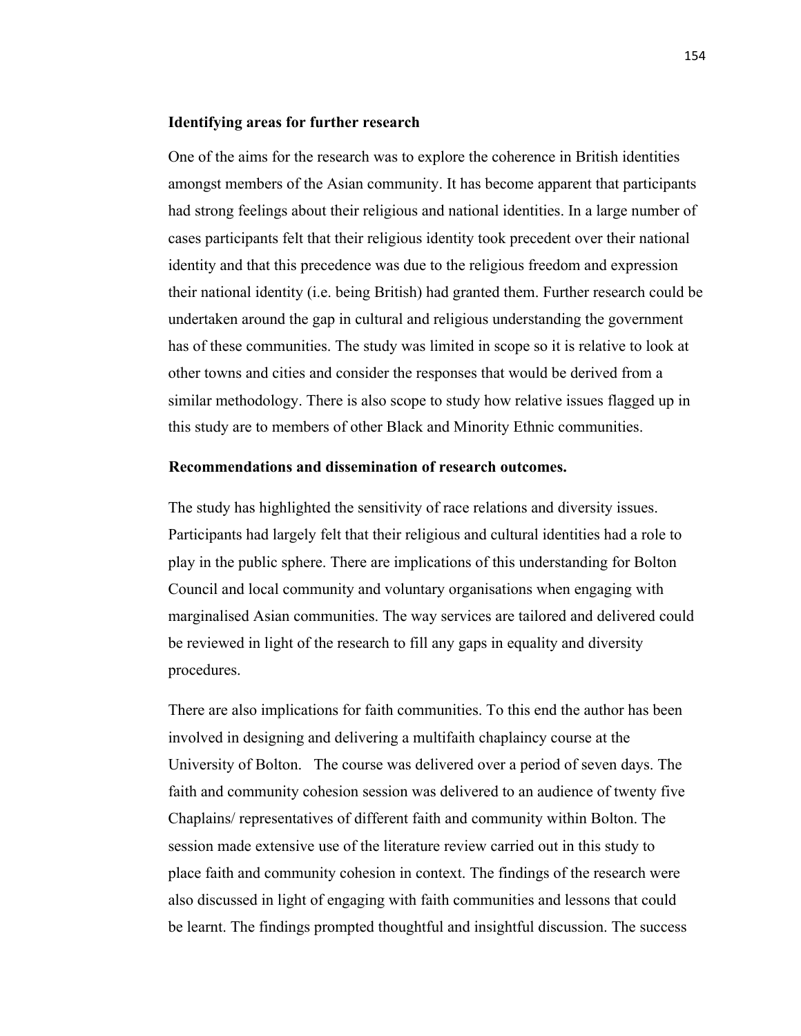**Identifying areas for further research**

One of the aims for the research was to explore the coherence in British identities amongst members of the Asian community. It has become apparent that participants had strong feelings about their religious and national identities. In a large number of cases participants felt that their religious identity took precedent over their national identity and that this precedence was due to the religious freedom and expression their national identity (i.e. being British) had granted them. Further research could be undertaken around the gap in cultural and religious understanding the government has of these communities. The study was limited in scope so it is relative to look at other towns and cities and consider the responses that would be derived from a similar methodology. There is also scope to study how relative issues flagged up in this study are to members of other Black and Minority Ethnic communities.

**Recommendations and dissemination of research outcomes.**

The study has highlighted the sensitivity of race relations and diversity issues. Participants had largely felt that their religious and cultural identities had a role to play in the public sphere. There are implications of this understanding for Bolton Council and local community and voluntary organisations when engaging with marginalised Asian communities. The way services are tailored and delivered could be reviewed in light of the research to fill any gaps in equality and diversity procedures.

There are also implications for faith communities. To this end the author has been involved in designing and delivering a multifaith chaplaincy course at the University of Bolton. The course was delivered over a period of seven days. The faith and community cohesion session was delivered to an audience of twenty five Chaplains/ representatives of different faith and community within Bolton. The session made extensive use of the literature review carried out in this study to place faith and community cohesion in context. The findings of the research were also discussed in light of engaging with faith communities and lessons that could be learnt. The findings prompted thoughtful and insightful discussion. The success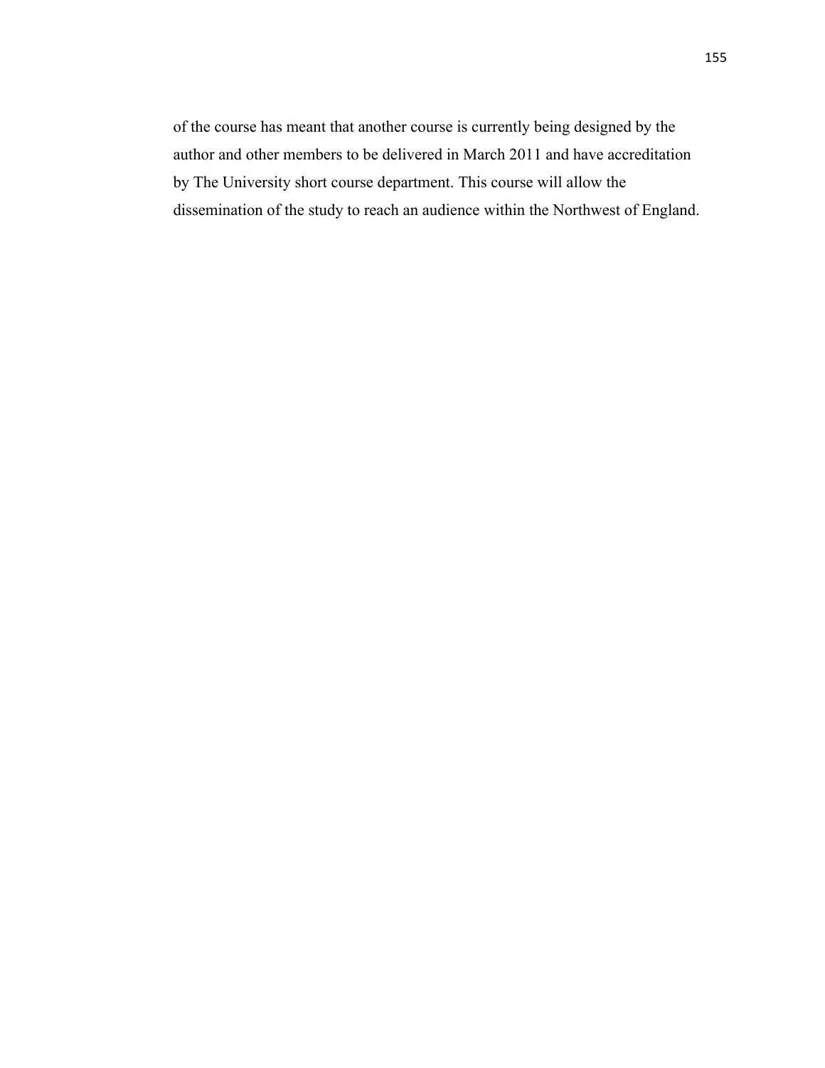of the course has meant that another course is currently being designed by the author and other members to be delivered in March 2011 and have accreditation by The University short course department. This course will allow the dissemination of the study to reach an audience within the Northwest of England.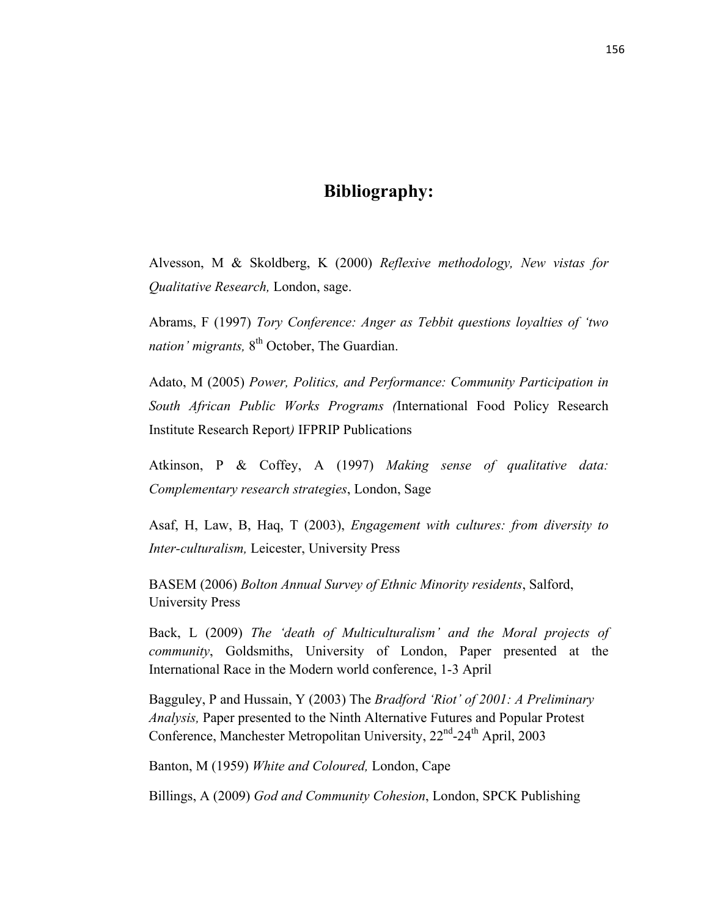# Bibliography:

Alvesson, M & Skoldberg, K (2000) *Reflexive methodology, New vistas for Qualitative Research,* London, sage.

Abrams, F (1997) *Tory Conference: Anger as Tebbit questions loyalties of 'two nation' migrants,* 8th October, The Guardian.

Adato, M (2005) *Power, Politics, and Performance: Community Participation in South African Public Works Programs (*International Food Policy Research Institute Research Report*)* IFPRIP Publications

Atkinson, P & Coffey, A (1997) *Making sense of qualitative data: Complementary research strategies*, London, Sage

Asaf, H, Law, B, Haq, T (2003), *Engagement with cultures: from diversity to Inter-culturalism,* Leicester, University Press

BASEM (2006) *Bolton Annual Survey of Ethnic Minority residents*, Salford, University Press

Back, L (2009) *The 'death of Multiculturalism' and the Moral projects of community*, Goldsmiths, University of London, Paper presented at the International Race in the Modern world conference, 1-3 April

Bagguley, P and Hussain, Y (2003) The *Bradford 'Riot' of 2001: A Preliminary Analysis,* Paper presented to the Ninth Alternative Futures and Popular Protest Conference, Manchester Metropolitan University, 22nd-24th April, 2003

Banton, M (1959) *White and Coloured,* London, Cape

Billings, A (2009) *God and Community Cohesion*, London, SPCK Publishing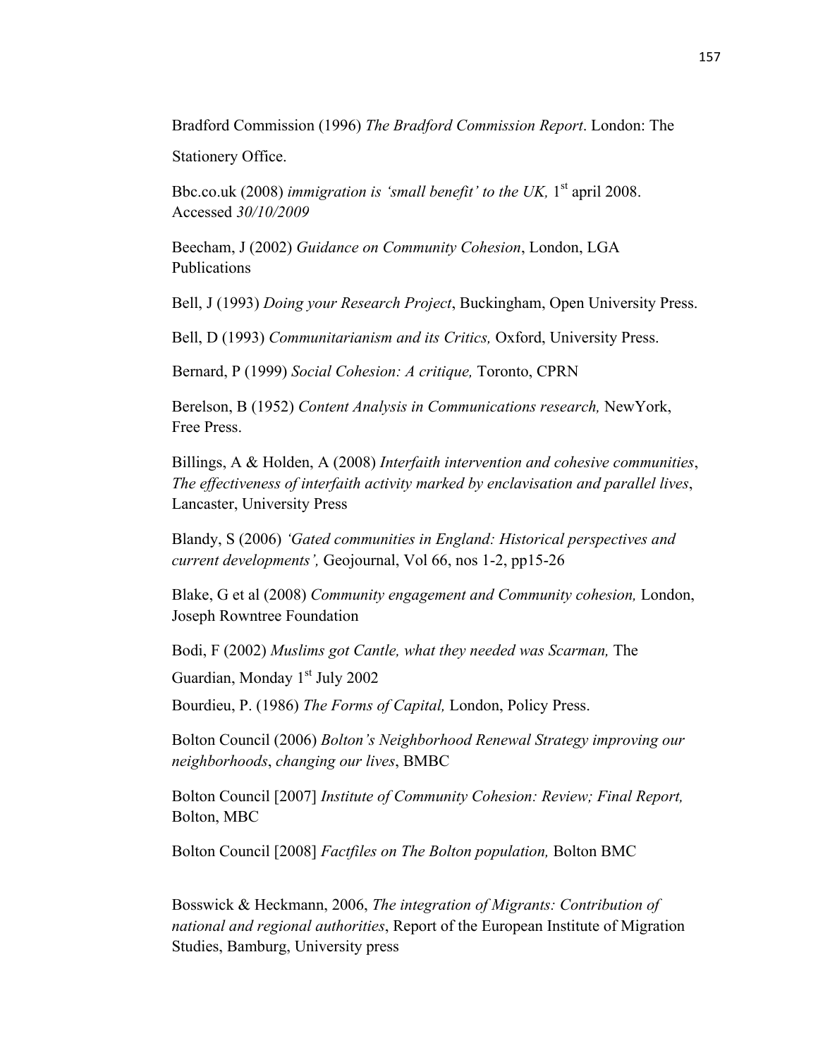Bradford Commission (1996) *The Bradford Commission Report*. London: The Stationery Office.

Bbc.co.uk (2008) *immigration is 'small benefit' to the UK,* 1st april 2008. Accessed *30/10/2009*

Beecham, J (2002) *Guidance on Community Cohesion*, London, LGA Publications

Bell, J (1993) *Doing your Research Project*, Buckingham, Open University Press.

Bell, D (1993) *Communitarianism and its Critics,* Oxford, University Press.

Bernard, P (1999) *Social Cohesion: A critique,* Toronto, CPRN

Berelson, B (1952) *Content Analysis in Communications research,* NewYork, Free Press.

Billings, A & Holden, A (2008) *Interfaith intervention and cohesive communities*, *The effectiveness of interfaith activity marked by enclavisation and parallel lives*, Lancaster, University Press

Blandy, S (2006) *'Gated communities in England: Historical perspectives and current developments',* Geojournal, Vol 66, nos 1-2, pp15-26

Blake, G et al (2008) *Community engagement and Community cohesion,* London, Joseph Rowntree Foundation

Bodi, F (2002) *Muslims got Cantle, what they needed was Scarman,* The Guardian, Monday 1st July 2002

Bourdieu, P. (1986) *The Forms of Capital,* London, Policy Press.

Bolton Council (2006) *Bolton's Neighborhood Renewal Strategy improving our neighborhoods*, *changing our lives*, BMBC

Bolton Council [2007] *Institute of Community Cohesion: Review; Final Report,* Bolton, MBC

Bolton Council [2008] *Factfiles on The Bolton population,* Bolton BMC

Bosswick & Heckmann, 2006, *The integration of Migrants: Contribution of national and regional authorities*, Report of the European Institute of Migration Studies, Bamburg, University press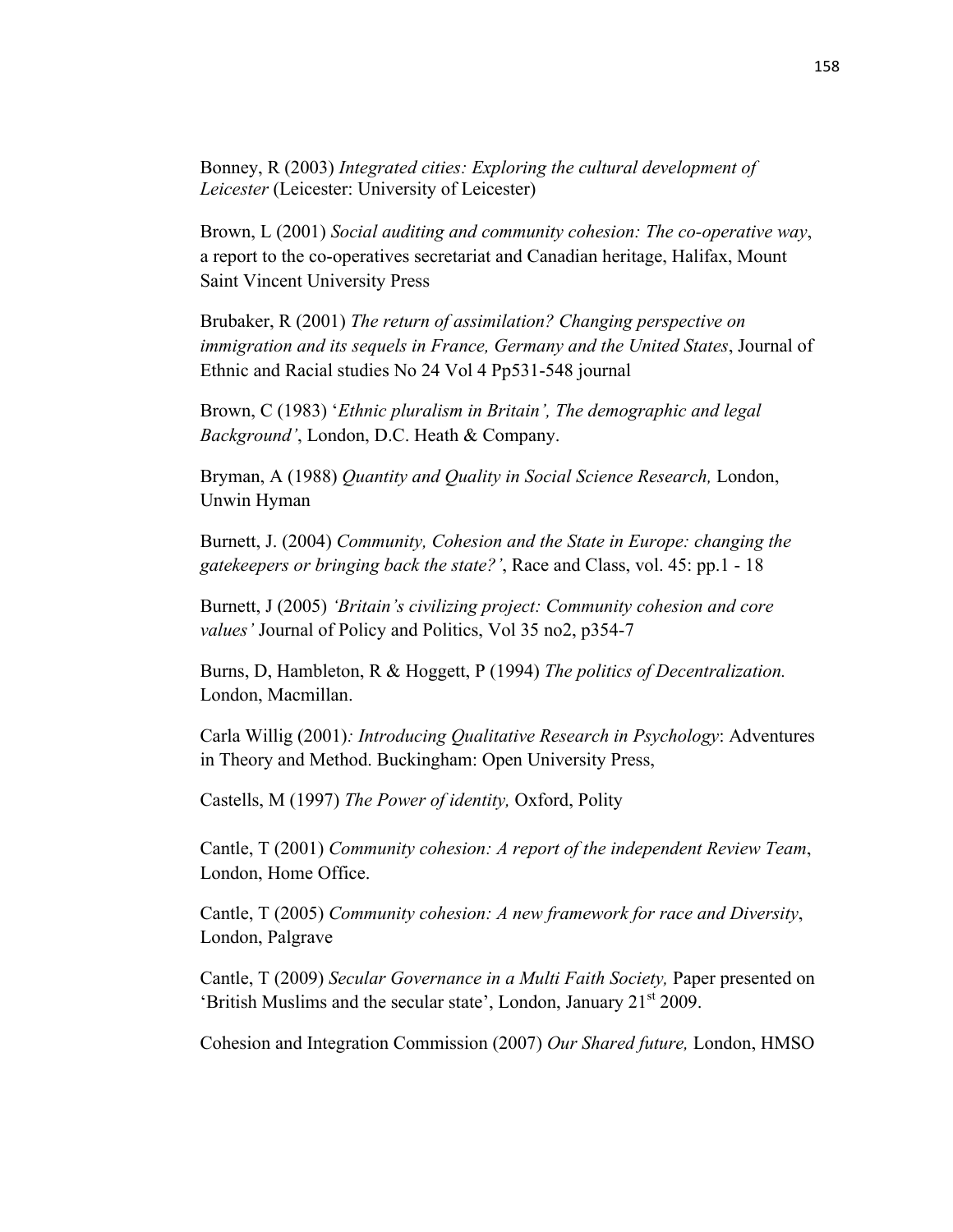Bonney, R (2003) *Integrated cities: Exploring the cultural development of Leicester* (Leicester: University of Leicester)

Brown, L (2001) *Social auditing and community cohesion: The co-operative way*, a report to the co-operatives secretariat and Canadian heritage, Halifax, Mount Saint Vincent University Press

Brubaker, R (2001) *The return of assimilation? Changing perspective on immigration and its sequels in France, Germany and the United States*, Journal of Ethnic and Racial studies No 24 Vol 4 Pp531-548 journal

Brown, C (1983) '*Ethnic pluralism in Britain', The demographic and legal Background'*, London, D.C. Heath & Company.

Bryman, A (1988) *Quantity and Quality in Social Science Research,* London, Unwin Hyman

Burnett, J. (2004) *Community, Cohesion and the State in Europe: changing the gatekeepers or bringing back the state?'*, Race and Class, vol. 45: pp.1 - 18

Burnett, J (2005) *'Britain's civilizing project: Community cohesion and core values'* Journal of Policy and Politics, Vol 35 no2, p354-7

Burns, D, Hambleton, R & Hoggett, P (1994) *The politics of Decentralization.* London, Macmillan.

Carla Willig (2001)*: Introducing Qualitative Research in Psychology*: Adventures in Theory and Method. Buckingham: Open University Press,

Castells, M (1997) *The Power of identity,* Oxford, Polity

Cantle, T (2001) *Community cohesion: A report of the independent Review Team*, London, Home Office.

Cantle, T (2005) *Community cohesion: A new framework for race and Diversity*, London, Palgrave

Cantle, T (2009) *Secular Governance in a Multi Faith Society,* Paper presented on 'British Muslims and the secular state', London, January 21st 2009.

Cohesion and Integration Commission (2007) *Our Shared future,* London, HMSO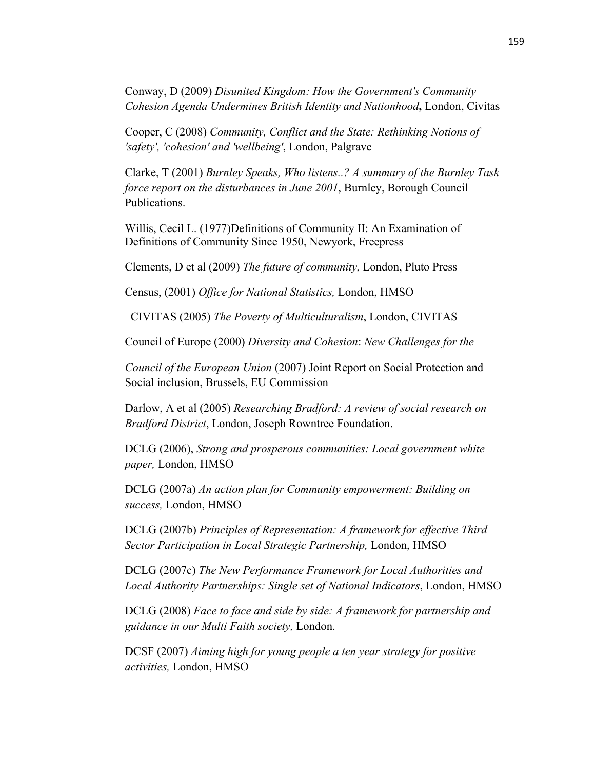Conway, D (2009) *Disunited Kingdom: How the Government's Community Cohesion Agenda Undermines British Identity and Nationhood***,** London, Civitas

Cooper, C (2008) *Community, Conflict and the State: Rethinking Notions of 'safety', 'cohesion' and 'wellbeing'*, London, Palgrave

Clarke, T (2001) *Burnley Speaks, Who listens..? A summary of the Burnley Task force report on the disturbances in June 2001*, Burnley, Borough Council Publications.

Willis, Cecil L. (1977)Definitions of Community II: An Examination of Definitions of Community Since 1950, Newyork, Freepress

Clements, D et al (2009) *The future of community,* London, Pluto Press

Census, (2001) *Office for National Statistics,* London, HMSO

CIVITAS (2005) *The Poverty of Multiculturalism*, London, CIVITAS

Council of Europe (2000) *Diversity and Cohesion*: *New Challenges for the*

*Council of the European Union* (2007) Joint Report on Social Protection and Social inclusion, Brussels, EU Commission

Darlow, A et al (2005) *Researching Bradford: A review of social research on Bradford District*, London, Joseph Rowntree Foundation.

DCLG (2006), *Strong and prosperous communities: Local government white paper,* London, HMSO

DCLG (2007a) *An action plan for Community empowerment: Building on success,* London, HMSO

DCLG (2007b) *Principles of Representation: A framework for effective Third Sector Participation in Local Strategic Partnership,* London, HMSO

DCLG (2007c) *The New Performance Framework for Local Authorities and Local Authority Partnerships: Single set of National Indicators*, London, HMSO

DCLG (2008) *Face to face and side by side: A framework for partnership and guidance in our Multi Faith society,* London.

DCSF (2007) *Aiming high for young people a ten year strategy for positive activities,* London, HMSO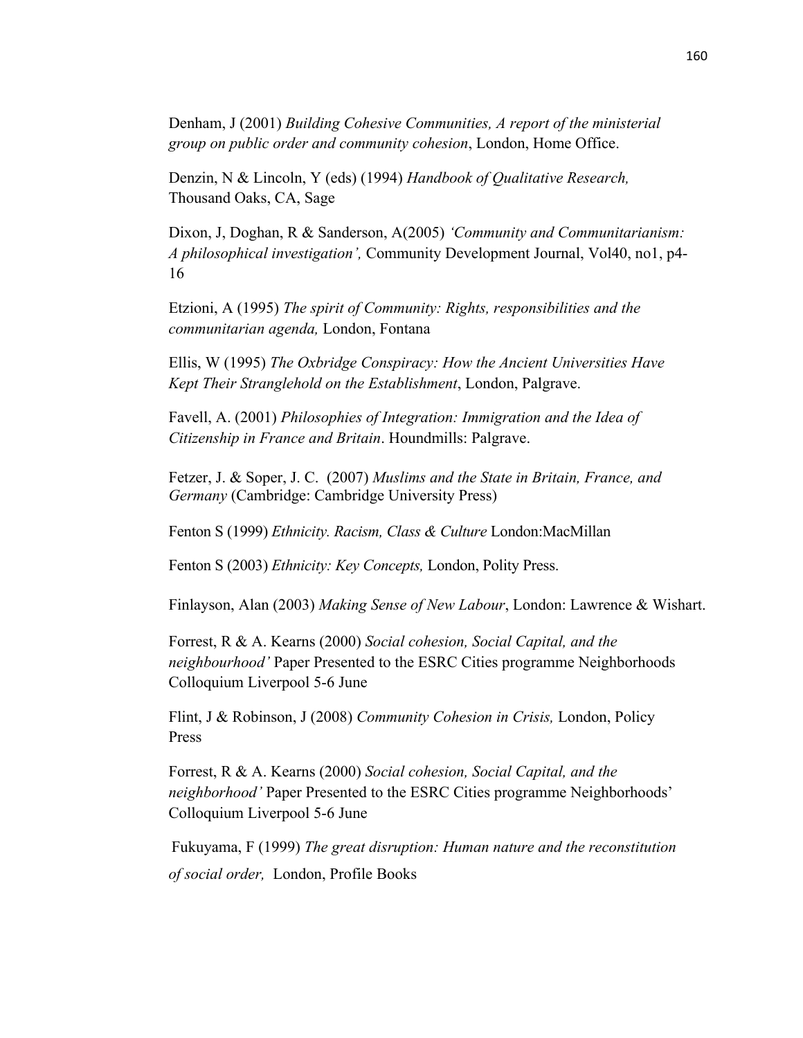Denham, J (2001) *Building Cohesive Communities, A report of the ministerial group on public order and community cohesion*, London, Home Office.

Denzin, N & Lincoln, Y (eds) (1994) *Handbook of Qualitative Research,* Thousand Oaks, CA, Sage

Dixon, J, Doghan, R & Sanderson, A(2005) *'Community and Communitarianism: A philosophical investigation',* Community Development Journal, Vol40, no1, p4-16

Etzioni, A (1995) *The spirit of Community: Rights, responsibilities and the communitarian agenda,* London, Fontana

Ellis, W (1995) *The Oxbridge Conspiracy: How the Ancient Universities Have Kept Their Stranglehold on the Establishment*, London, Palgrave.

Favell, A. (2001) *Philosophies of Integration: Immigration and the Idea of Citizenship in France and Britain*. Houndmills: Palgrave.

Fetzer, J. & Soper, J. C. (2007) *Muslims and the State in Britain, France, and Germany* (Cambridge: Cambridge University Press)

Fenton S (1999) *Ethnicity. Racism, Class & Culture* London:MacMillan

Fenton S (2003) *Ethnicity: Key Concepts,* London, Polity Press.

Finlayson, Alan (2003) *Making Sense of New Labour*, London: Lawrence & Wishart.

Forrest, R & A. Kearns (2000) *Social cohesion, Social Capital, and the neighbourhood'* Paper Presented to the ESRC Cities programme Neighborhoods Colloquium Liverpool 5-6 June

Flint, J & Robinson, J (2008) *Community Cohesion in Crisis,* London, Policy Press

Forrest, R & A. Kearns (2000) *Social cohesion, Social Capital, and the neighborhood'* Paper Presented to the ESRC Cities programme Neighborhoods' Colloquium Liverpool 5-6 June

Fukuyama, F (1999) *The great disruption: Human nature and the reconstitution of social order,* London, Profile Books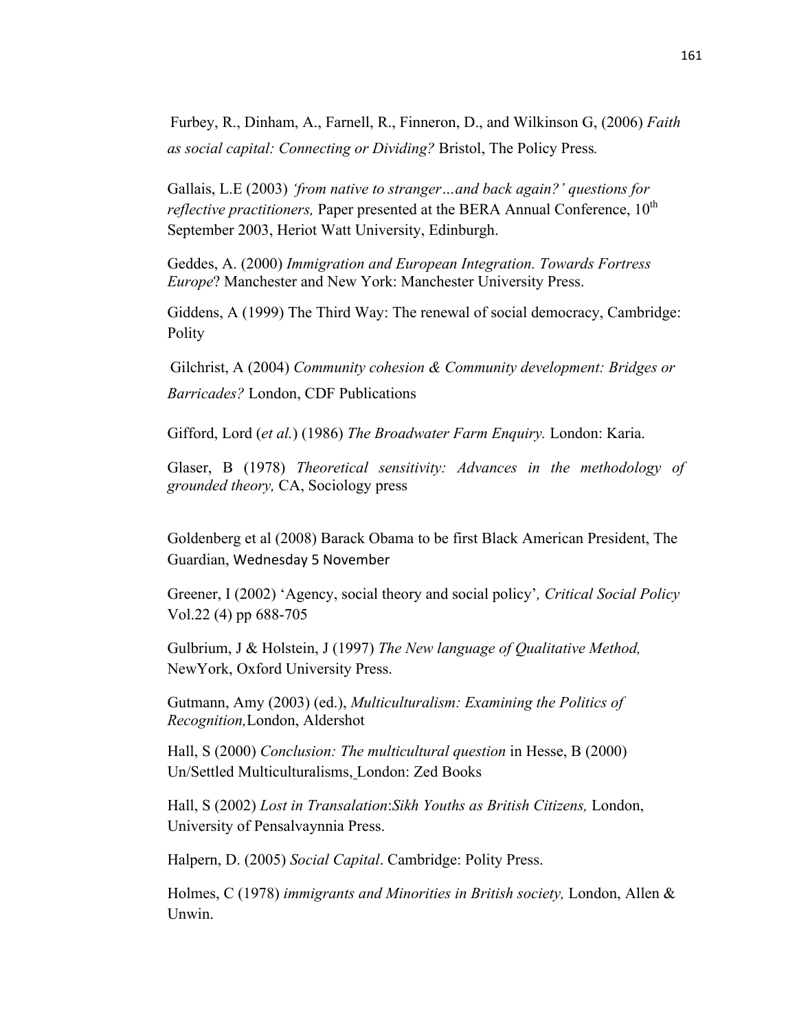Furbey, R., Dinham, A., Farnell, R., Finneron, D., and Wilkinson G, (2006) *Faith as social capital: Connecting or Dividing?* Bristol, The Policy Press*.*

Gallais, L.E (2003) *'from native to stranger…and back again?' questions for reflective practitioners,* Paper presented at the BERA Annual Conference, 10th September 2003, Heriot Watt University, Edinburgh.

Geddes, A. (2000) *Immigration and European Integration. Towards Fortress Europe*? Manchester and New York: Manchester University Press.

Giddens, A (1999) The Third Way: The renewal of social democracy, Cambridge: Polity

Gilchrist, A (2004) *Community cohesion & Community development: Bridges or Barricades?* London, CDF Publications

Gifford, Lord (*et al.*) (1986) *The Broadwater Farm Enquiry.* London: Karia.

Glaser, B (1978) *Theoretical sensitivity: Advances in the methodology of grounded theory,* CA, Sociology press

Goldenberg et al (2008) Barack Obama to be first Black American President, The Guardian, Wednesday 5 November

Greener, I (2002) 'Agency, social theory and social policy'*, Critical Social Policy* Vol.22 (4) pp 688-705

Gulbrium, J & Holstein, J (1997) *The New language of Qualitative Method,* NewYork, Oxford University Press.

Gutmann, Amy (2003) (ed.), *Multiculturalism: Examining the Politics of Recognition,*London, Aldershot

Hall, S (2000) *Conclusion: The multicultural question* in Hesse, B (2000) Un/Settled Multiculturalisms, London: Zed Books

Hall, S (2002) *Lost in Transalation*:*Sikh Youths as British Citizens,* London, University of Pensalvaynnia Press.

Halpern, D. (2005) *Social Capital*. Cambridge: Polity Press.

Holmes, C (1978) *immigrants and Minorities in British society,* London, Allen & Unwin.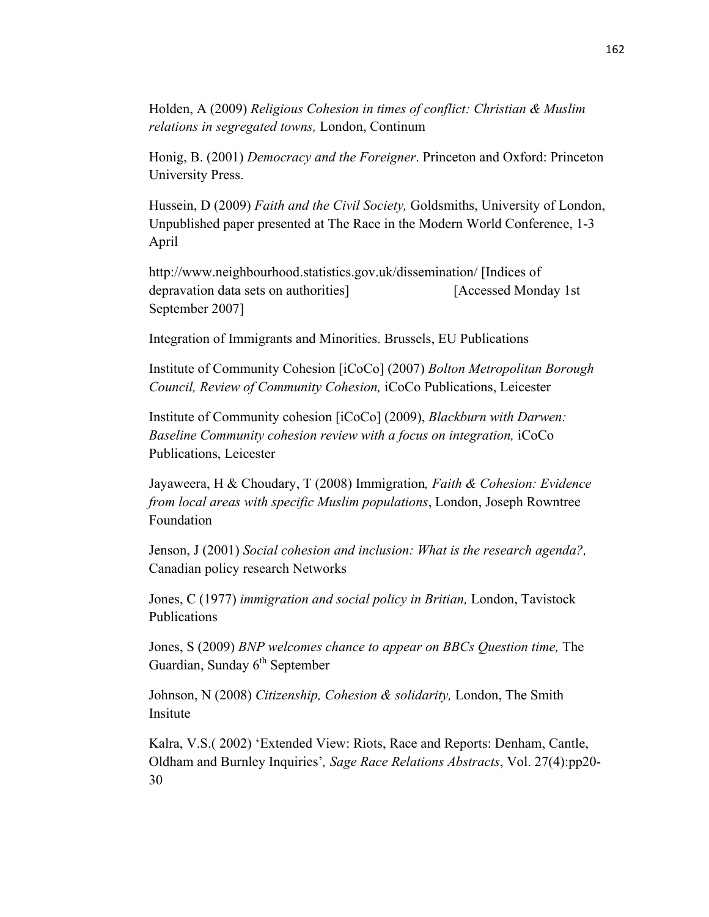Holden, A (2009) *Religious Cohesion in times of conflict: Christian & Muslim relations in segregated towns,* London, Continum

Honig, B. (2001) *Democracy and the Foreigner*. Princeton and Oxford: Princeton University Press.

Hussein, D (2009) *Faith and the Civil Society,* Goldsmiths, University of London, Unpublished paper presented at The Race in the Modern World Conference, 1-3 April

http://www.neighbourhood.statistics.gov.uk/dissemination/ [Indices of depravation data sets on authorities] [Accessed Monday 1st September 2007]

Integration of Immigrants and Minorities. Brussels, EU Publications

Institute of Community Cohesion [iCoCo] (2007) *Bolton Metropolitan Borough Council, Review of Community Cohesion,* iCoCo Publications, Leicester

Institute of Community cohesion [iCoCo] (2009), *Blackburn with Darwen: Baseline Community cohesion review with a focus on integration,* iCoCo Publications, Leicester

Jayaweera, H & Choudary, T (2008) Immigration*, Faith & Cohesion: Evidence from local areas with specific Muslim populations*, London, Joseph Rowntree Foundation

Jenson, J (2001) *Social cohesion and inclusion: What is the research agenda?,* Canadian policy research Networks

Jones, C (1977) *immigration and social policy in Britian,* London, Tavistock Publications

Jones, S (2009) *BNP welcomes chance to appear on BBCs Question time,* The Guardian, Sunday 6th September

Johnson, N (2008) *Citizenship, Cohesion & solidarity,* London, The Smith Insitute

Kalra, V.S.( 2002) 'Extended View: Riots, Race and Reports: Denham, Cantle, Oldham and Burnley Inquiries'*, Sage Race Relations Abstracts*, Vol. 27(4):pp20-30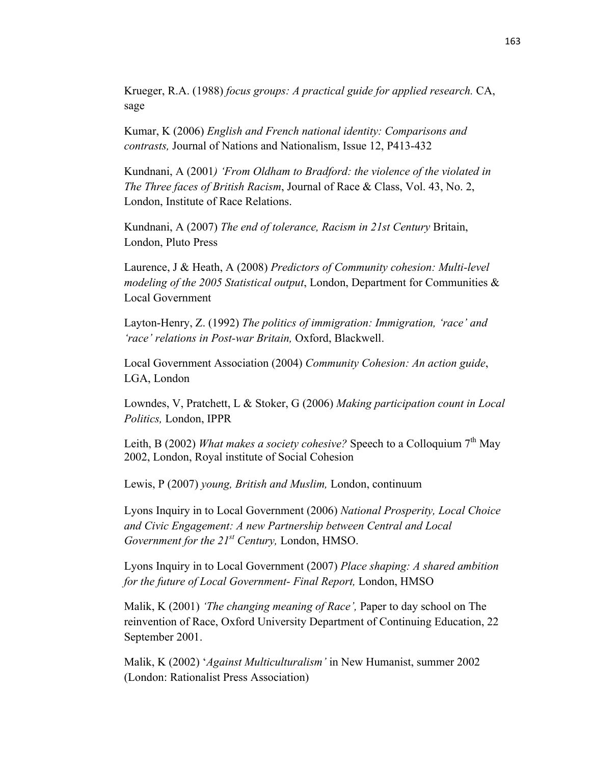Krueger, R.A. (1988) *focus groups: A practical guide for applied research.* CA, sage

Kumar, K (2006) *English and French national identity: Comparisons and contrasts,* Journal of Nations and Nationalism, Issue 12, P413-432

Kundnani, A (2001*) 'From Oldham to Bradford: the violence of the violated in The Three faces of British Racism*, Journal of Race & Class, Vol. 43, No. 2, London, Institute of Race Relations.

Kundnani, A (2007) *The end of tolerance, Racism in 21st Century* Britain, London, Pluto Press

Laurence, J & Heath, A (2008) *Predictors of Community cohesion: Multi-level modeling of the 2005 Statistical output*, London, Department for Communities & Local Government

Layton-Henry, Z. (1992) *The politics of immigration: Immigration, 'race' and 'race' relations in Post-war Britain,* Oxford, Blackwell.

Local Government Association (2004) *Community Cohesion: An action guide*, LGA, London

Lowndes, V, Pratchett, L & Stoker, G (2006) *Making participation count in Local Politics,* London, IPPR

Leith, B (2002) *What makes a society cohesive?* Speech to a Colloquium 7th May 2002, London, Royal institute of Social Cohesion

Lewis, P (2007) *young, British and Muslim,* London, continuum

Lyons Inquiry in to Local Government (2006) *National Prosperity, Local Choice and Civic Engagement: A new Partnership between Central and Local Government for the 21st Century,* London, HMSO.

Lyons Inquiry in to Local Government (2007) *Place shaping: A shared ambition for the future of Local Government- Final Report,* London, HMSO

Malik, K (2001) *'The changing meaning of Race',* Paper to day school on The reinvention of Race, Oxford University Department of Continuing Education, 22 September 2001.

Malik, K (2002) '*Against Multiculturalism'* in New Humanist, summer 2002 (London: Rationalist Press Association)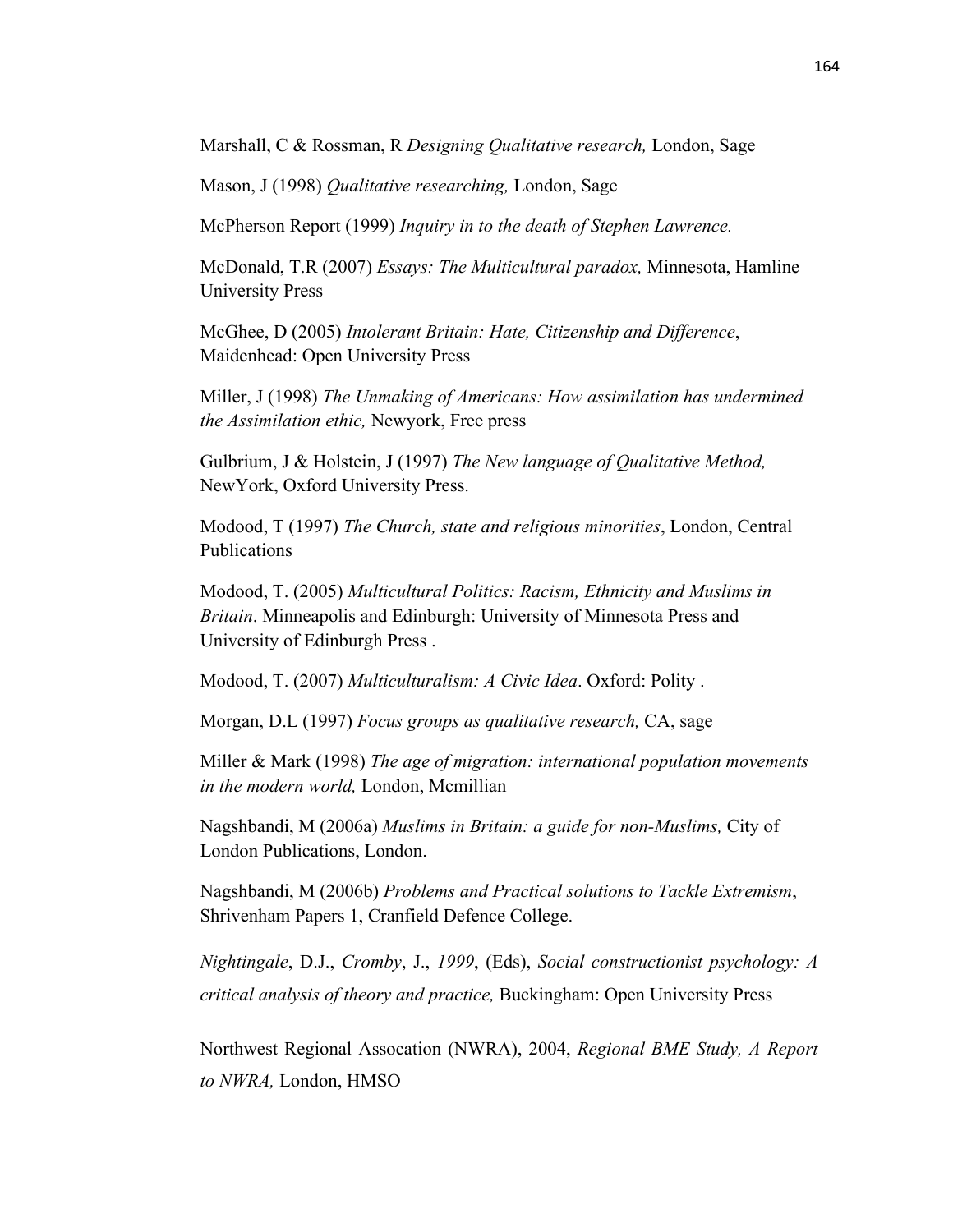Marshall, C & Rossman, R *Designing Qualitative research,* London, Sage

Mason, J (1998) *Qualitative researching,* London, Sage

McPherson Report (1999) *Inquiry in to the death of Stephen Lawrence.*

McDonald, T.R (2007) *Essays: The Multicultural paradox,* Minnesota, Hamline University Press

McGhee, D (2005) *Intolerant Britain: Hate, Citizenship and Difference*, Maidenhead: Open University Press

Miller, J (1998) *The Unmaking of Americans: How assimilation has undermined the Assimilation ethic,* Newyork, Free press

Gulbrium, J & Holstein, J (1997) *The New language of Qualitative Method,* NewYork, Oxford University Press.

Modood, T (1997) *The Church, state and religious minorities*, London, Central Publications

Modood, T. (2005) *Multicultural Politics: Racism, Ethnicity and Muslims in Britain*. Minneapolis and Edinburgh: University of Minnesota Press and University of Edinburgh Press .

Modood, T. (2007) *Multiculturalism: A Civic Idea*. Oxford: Polity .

Morgan, D.L (1997) *Focus groups as qualitative research,* CA, sage

Miller & Mark (1998) *The age of migration: international population movements in the modern world,* London, Mcmillian

Nagshbandi, M (2006a) *Muslims in Britain: a guide for non-Muslims,* City of London Publications, London.

Nagshbandi, M (2006b) *Problems and Practical solutions to Tackle Extremism*, Shrivenham Papers 1, Cranfield Defence College.

*Nightingale*, D.J., *Cromby*, J., *1999*, (Eds), *Social constructionist psychology: A critical analysis of theory and practice,* Buckingham: Open University Press

Northwest Regional Assocation (NWRA), 2004, *Regional BME Study, A Report to NWRA,* London, HMSO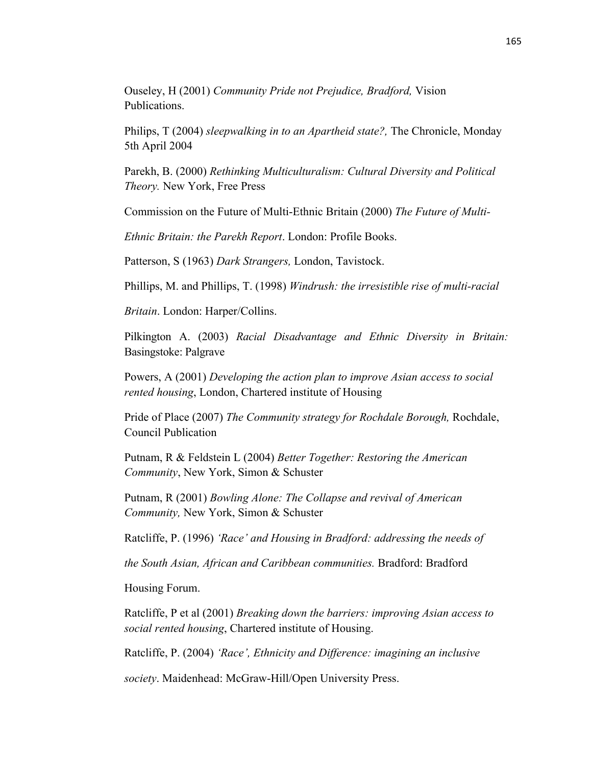Ouseley, H (2001) *Community Pride not Prejudice, Bradford,* Vision Publications.

Philips, T (2004) *sleepwalking in to an Apartheid state?,* The Chronicle, Monday 5th April 2004

Parekh, B. (2000) *Rethinking Multiculturalism: Cultural Diversity and Political Theory.* New York, Free Press

Commission on the Future of Multi-Ethnic Britain (2000) *The Future of Multi-Ethnic Britain: the Parekh Report*. London: Profile Books.

Patterson, S (1963) *Dark Strangers,* London, Tavistock.

Phillips, M. and Phillips, T. (1998) *Windrush: the irresistible rise of multi-racial Britain*. London: Harper/Collins.

Pilkington A. (2003) *Racial Disadvantage and Ethnic Diversity in Britain:* Basingstoke: Palgrave

Powers, A (2001) *Developing the action plan to improve Asian access to social rented housing*, London, Chartered institute of Housing

Pride of Place (2007) *The Community strategy for Rochdale Borough,* Rochdale, Council Publication

Putnam, R & Feldstein L (2004) *Better Together: Restoring the American Community*, New York, Simon & Schuster

Putnam, R (2001) *Bowling Alone: The Collapse and revival of American Community,* New York, Simon & Schuster

Ratcliffe, P. (1996) *'Race' and Housing in Bradford: addressing the needs of the South Asian, African and Caribbean communities.* Bradford: Bradford Housing Forum.

Ratcliffe, P et al (2001) *Breaking down the barriers: improving Asian access to social rented housing*, Chartered institute of Housing.

Ratcliffe, P. (2004) *'Race', Ethnicity and Difference: imagining an inclusive society*. Maidenhead: McGraw-Hill/Open University Press.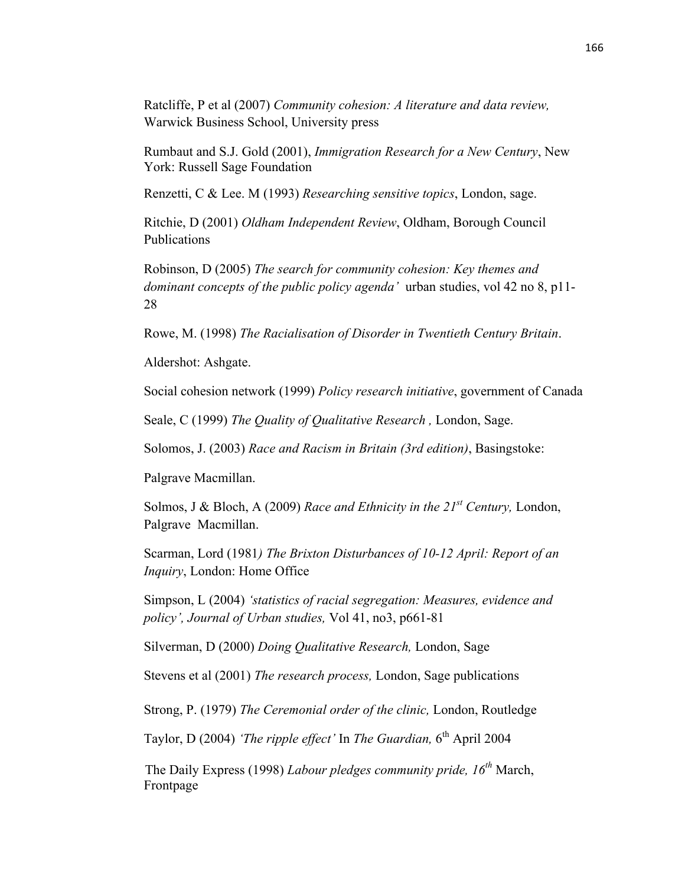Ratcliffe, P et al (2007) *Community cohesion: A literature and data review,* Warwick Business School, University press

Rumbaut and S.J. Gold (2001), *Immigration Research for a New Century*, New York: Russell Sage Foundation

Renzetti, C & Lee. M (1993) *Researching sensitive topics*, London, sage.

Ritchie, D (2001) *Oldham Independent Review*, Oldham, Borough Council Publications

Robinson, D (2005) *The search for community cohesion: Key themes and dominant concepts of the public policy agenda'* urban studies, vol 42 no 8, p11-28

Rowe, M. (1998) *The Racialisation of Disorder in Twentieth Century Britain*.

Aldershot: Ashgate.

Social cohesion network (1999) *Policy research initiative*, government of Canada

Seale, C (1999) *The Quality of Qualitative Research ,* London, Sage.

Solomos, J. (2003) *Race and Racism in Britain (3rd edition)*, Basingstoke:

Palgrave Macmillan.

Solmos, J & Bloch, A (2009) *Race and Ethnicity in the 21st Century,* London, Palgrave Macmillan.

Scarman, Lord (1981*) The Brixton Disturbances of 10-12 April: Report of an Inquiry*, London: Home Office

Simpson, L (2004) *'statistics of racial segregation: Measures, evidence and policy', Journal of Urban studies,* Vol 41, no3, p661-81

Silverman, D (2000) *Doing Qualitative Research,* London, Sage

Stevens et al (2001) *The research process,* London, Sage publications

Strong, P. (1979) *The Ceremonial order of the clinic,* London, Routledge

Taylor, D (2004) *'The ripple effect'* In *The Guardian,* 6th April 2004

The Daily Express (1998) *Labour pledges community pride, 16th* March, Frontpage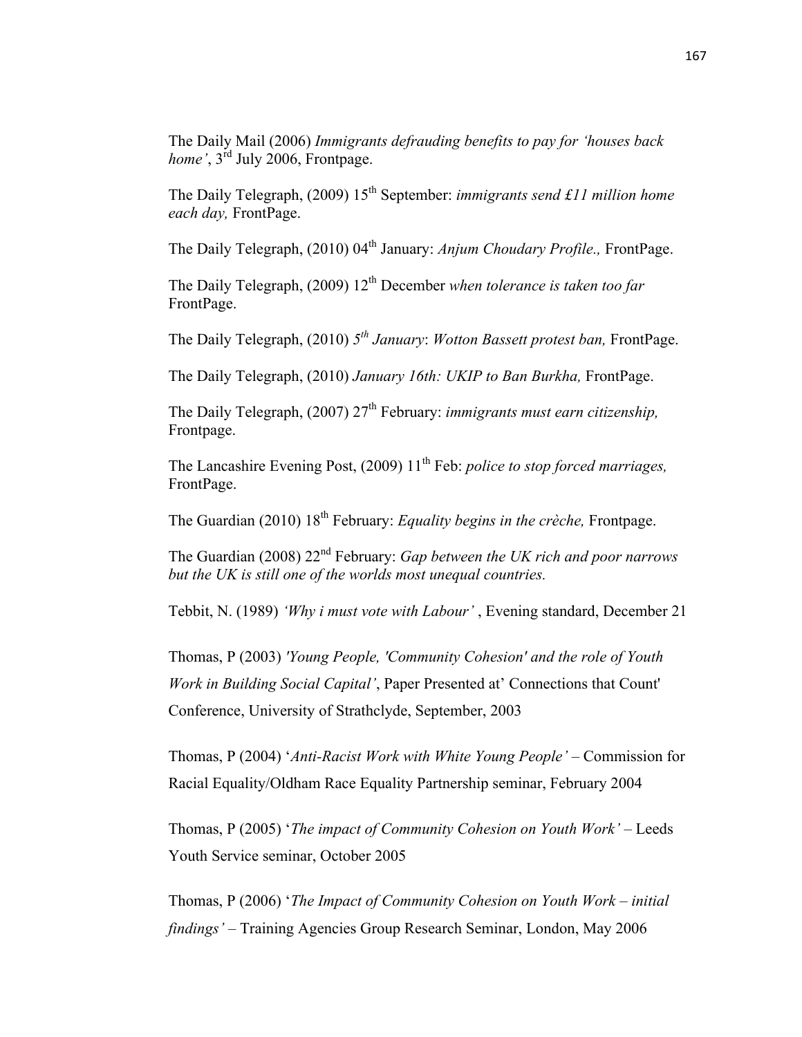The Daily Mail (2006) *Immigrants defrauding benefits to pay for 'houses back home'*, 3rd July 2006, Frontpage.

The Daily Telegraph, (2009) 15th September: *immigrants send £11 million home each day,* FrontPage.

The Daily Telegraph, (2010) 04th January: *Anjum Choudary Profile.,* FrontPage.

The Daily Telegraph, (2009) 12th December *when tolerance is taken too far* FrontPage.

The Daily Telegraph, (2010) *5th January*: *Wotton Bassett protest ban,* FrontPage.

The Daily Telegraph, (2010) *January 16th: UKIP to Ban Burkha,* FrontPage.

The Daily Telegraph, (2007) 27th February: *immigrants must earn citizenship,* Frontpage.

The Lancashire Evening Post, (2009) 11th Feb: *police to stop forced marriages,* FrontPage.

The Guardian (2010) 18th February: *Equality begins in the crèche,* Frontpage.

The Guardian (2008) 22nd February: *Gap between the UK rich and poor narrows but the UK is still one of the worlds most unequal countries.*

Tebbit, N. (1989) *'Why i must vote with Labour'* , Evening standard, December 21

Thomas, P (2003) *'Young People, 'Community Cohesion' and the role of Youth Work in Building Social Capital'*, Paper Presented at' Connections that Count' Conference, University of Strathclyde, September, 2003

Thomas, P (2004) '*Anti-Racist Work with White Young People'* – Commission for Racial Equality/Oldham Race Equality Partnership seminar, February 2004

Thomas, P (2005) '*The impact of Community Cohesion on Youth Work'* – Leeds Youth Service seminar, October 2005

Thomas, P (2006) '*The Impact of Community Cohesion on Youth Work – initial findings'* – Training Agencies Group Research Seminar, London, May 2006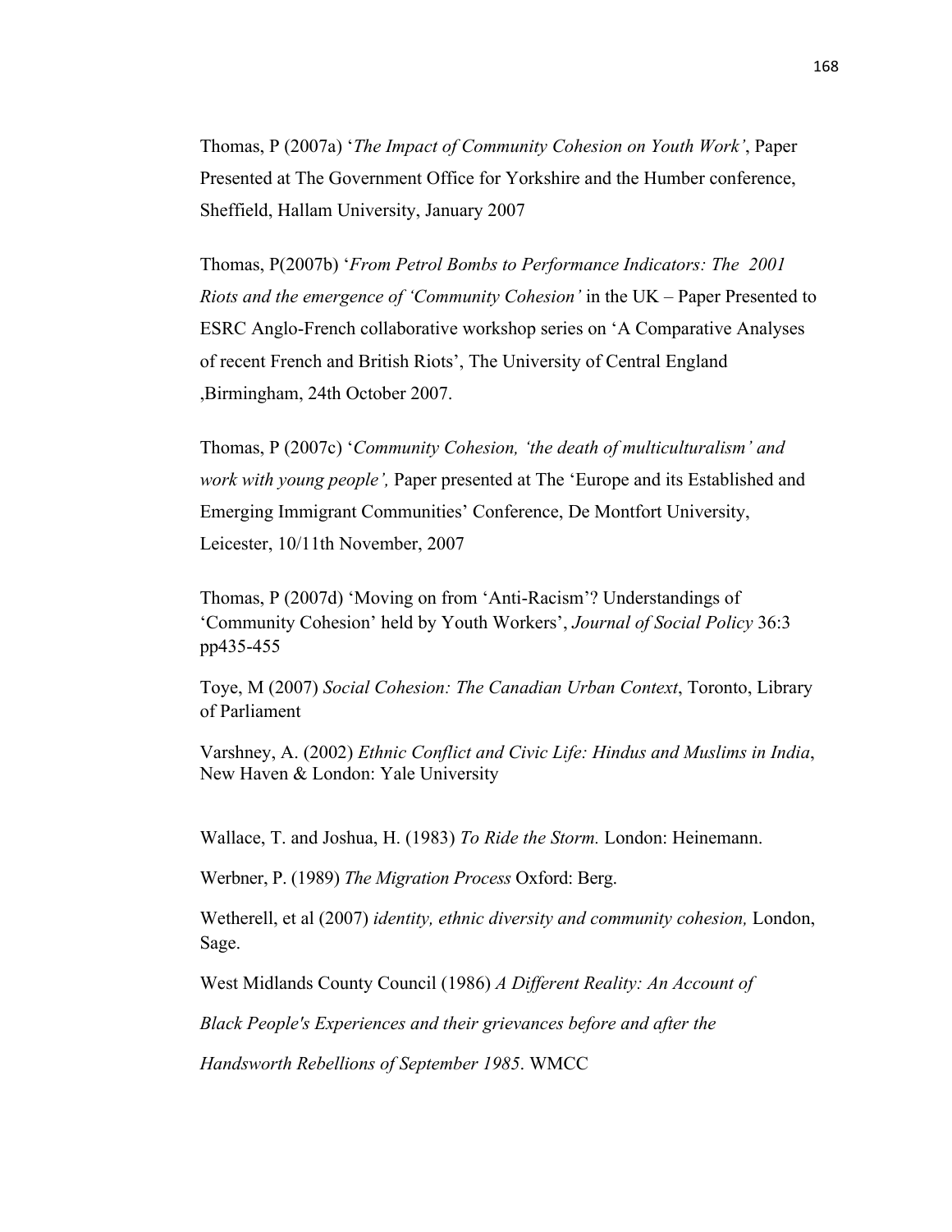Thomas, P (2007a) '*The Impact of Community Cohesion on Youth Work'*, Paper Presented at The Government Office for Yorkshire and the Humber conference, Sheffield, Hallam University, January 2007

Thomas, P(2007b) '*From Petrol Bombs to Performance Indicators: The 2001 Riots and the emergence of 'Community Cohesion'* in the UK – Paper Presented to ESRC Anglo-French collaborative workshop series on 'A Comparative Analyses of recent French and British Riots', The University of Central England ,Birmingham, 24th October 2007.

Thomas, P (2007c) '*Community Cohesion, 'the death of multiculturalism' and work with young people',* Paper presented at The 'Europe and its Established and Emerging Immigrant Communities' Conference, De Montfort University, Leicester, 10/11th November, 2007

Thomas, P (2007d) 'Moving on from 'Anti-Racism'? Understandings of 'Community Cohesion' held by Youth Workers', *Journal of Social Policy* 36:3 pp435-455

Toye, M (2007) *Social Cohesion: The Canadian Urban Context*, Toronto, Library of Parliament

Varshney, A. (2002) *Ethnic Conflict and Civic Life: Hindus and Muslims in India*, New Haven & London: Yale University

Wallace, T. and Joshua, H. (1983) *To Ride the Storm.* London: Heinemann.

Werbner, P. (1989) *The Migration Process* Oxford: Berg.

Wetherell, et al (2007) *identity, ethnic diversity and community cohesion,* London, Sage.

West Midlands County Council (1986) *A Different Reality: An Account of Black People's Experiences and their grievances before and after the Handsworth Rebellions of September 1985*. WMCC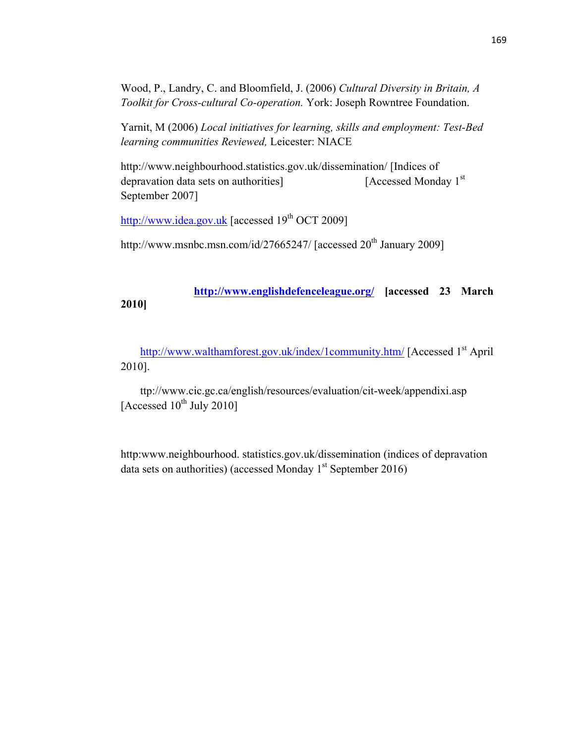Wood, P., Landry, C. and Bloomfield, J. (2006) *Cultural Diversity in Britain, A Toolkit for Cross-cultural Co-operation.* York: Joseph Rowntree Foundation.

Yarnit, M (2006) *Local initiatives for learning, skills and employment: Test-Bed learning communities Reviewed,* Leicester: NIACE

http://www.neighbourhood.statistics.gov.uk/dissemination/ [Indices of depravation data sets on authorities] [Accessed Monday 1st September 2007]

http://www.idea.gov.uk [accessed 19th OCT 2009]

http://www.msnbc.msn.com/id/27665247/ [accessed 20th January 2009]

**http://www.englishdefenceleague.org/ [accessed 23 March 2010]**

http://www.walthamforest.gov.uk/index/1community.htm/ [Accessed 1st April 2010].

ttp://www.cic.gc.ca/english/resources/evaluation/cit-week/appendixi.asp [Accessed 10th July 2010]

http:www.neighbourhood. statistics.gov.uk/dissemination (indices of depravation data sets on authorities) (accessed Monday 1st September 2016)